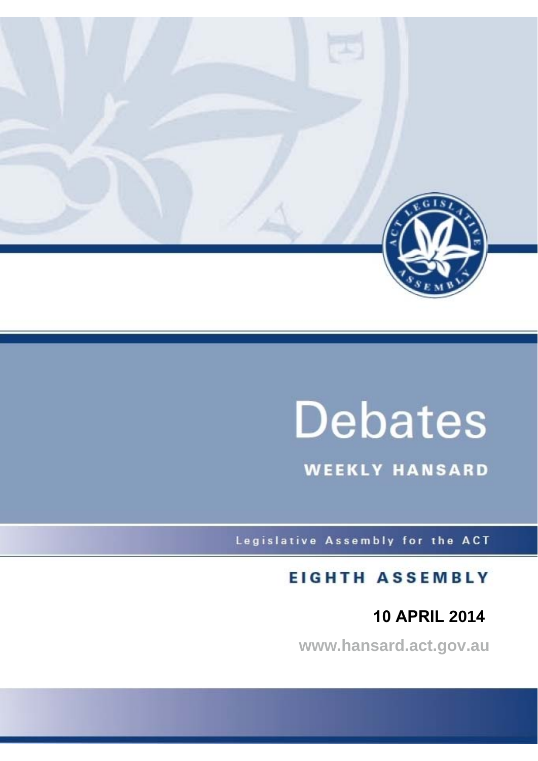# Debates

## WEEKLY HANSARD

Legislative Assembly for the ACT

## EIGHTH ASSEMBLY

**10 APRIL 2014**

www.hansard.act.gov.au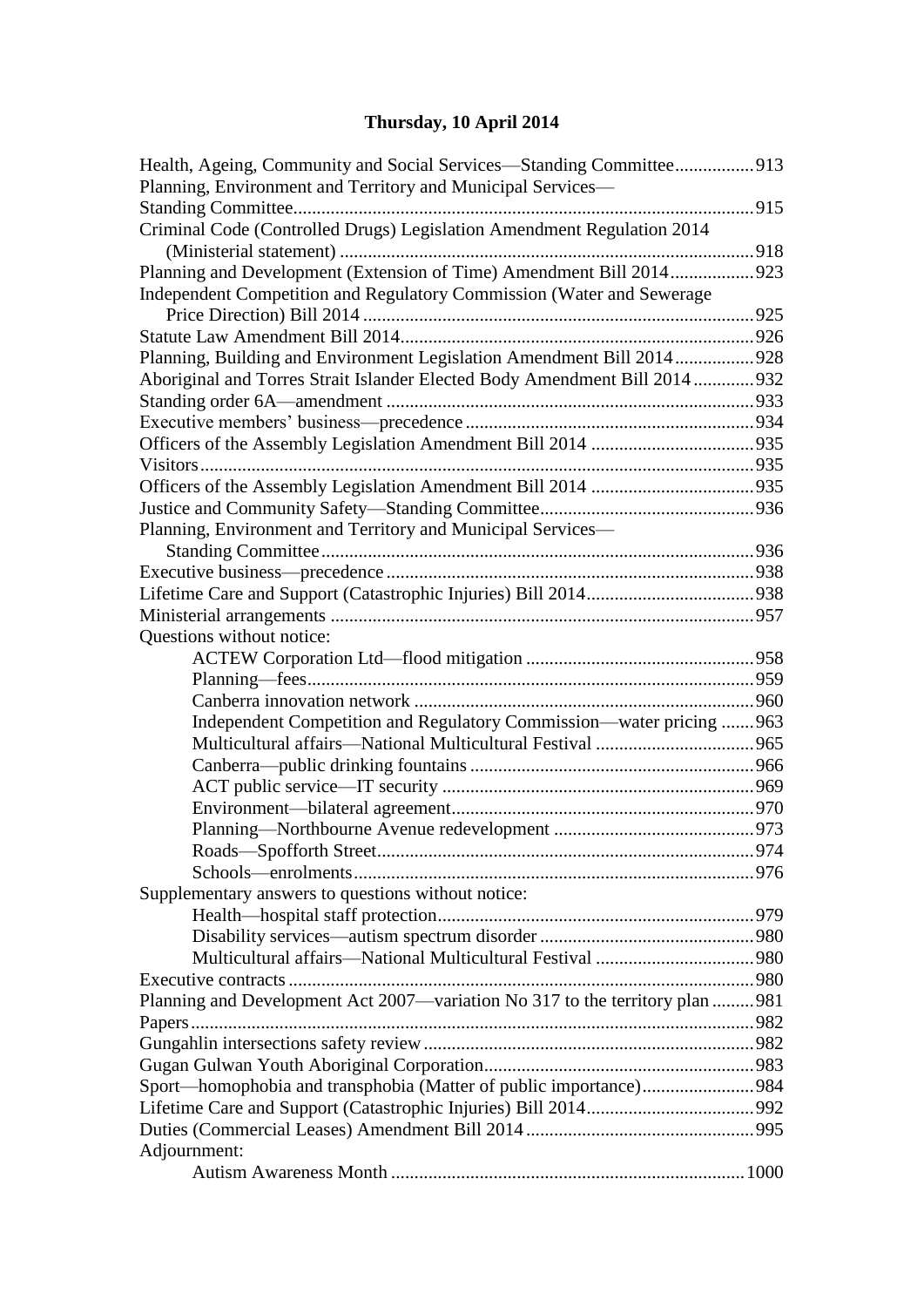## Thursday, 10 April 2014

Health, Ageing, Community and Social Services—Standing Committee.................913
Planning, Environment and Territory and Municipal Services—
Standing Committee.................................................................................................915
Criminal Code (Controlled Drugs) Legislation Amendment Regulation 2014
(Ministerial statement) ........................................................................................918
Planning and Development (Extension of Time) Amendment Bill 2014..................923
Independent Competition and Regulatory Commission (Water and Sewerage
Price Direction) Bill 2014 ...................................................................................925
Statute Law Amendment Bill 2014...........................................................................926
Planning, Building and Environment Legislation Amendment Bill 2014.................928
Aboriginal and Torres Strait Islander Elected Body Amendment Bill 2014.............932
Standing order 6A—amendment ..............................................................................933
Executive members' business—precedence.............................................................934
Officers of the Assembly Legislation Amendment Bill 2014 ...................................935
Visitors......................................................................................................................935
Officers of the Assembly Legislation Amendment Bill 2014 ...................................935
Justice and Community Safety—Standing Committee.............................................936
Planning, Environment and Territory and Municipal Services—
Standing Committee...........................................................................................936
Executive business—precedence..............................................................................938
Lifetime Care and Support (Catastrophic Injuries) Bill 2014....................................938
Ministerial arrangements ..........................................................................................957
Questions without notice:
- ACTEW Corporation Ltd—flood mitigation ................................................958
- Planning—fees..............................................................................................959
- Canberra innovation network ........................................................................960
- Independent Competition and Regulatory Commission—water pricing .......963
- Multicultural affairs—National Multicultural Festival .................................965
- Canberra—public drinking fountains ............................................................966
- ACT public service—IT security ..................................................................969
- Environment—bilateral agreement................................................................970
- Planning—Northbourne Avenue redevelopment ...........................................973
- Roads—Spofforth Street................................................................................974
- Schools—enrolments.....................................................................................976

Supplementary answers to questions without notice:
- Health—hospital staff protection...................................................................979
- Disability services—autism spectrum disorder .............................................980
- Multicultural affairs—National Multicultural Festival .................................980

Executive contracts ...................................................................................................980
Planning and Development Act 2007—variation No 317 to the territory plan .........981
Papers........................................................................................................................982
Gungahlin intersections safety review ......................................................................982
Gugan Gulwan Youth Aboriginal Corporation.........................................................983
Sport—homophobia and transphobia (Matter of public importance)........................984
Lifetime Care and Support (Catastrophic Injuries) Bill 2014....................................992
Duties (Commercial Leases) Amendment Bill 2014 .................................................995
Adjournment:
- Autism Awareness Month ...........................................................................1000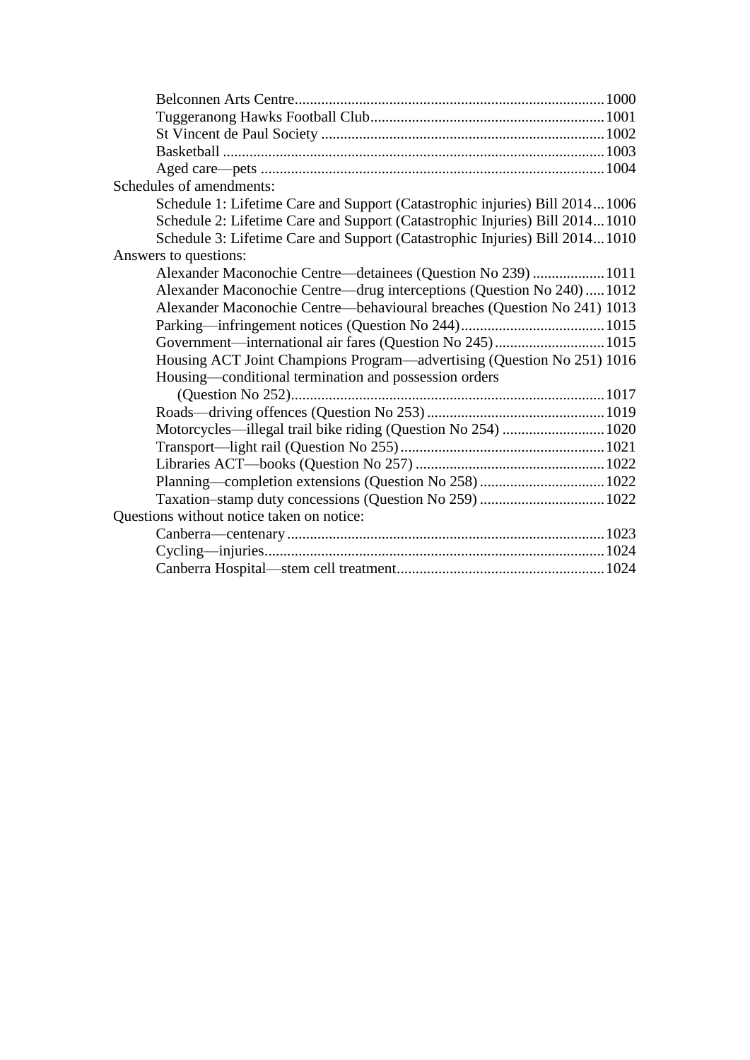Belconnen Arts Centre 1000
Tuggeranong Hawks Football Club 1001
St Vincent de Paul Society 1002
Basketball 1003
Aged care—pets 1004

Schedules of amendments:

Schedule 1: Lifetime Care and Support (Catastrophic injuries) Bill 2014 1006
Schedule 2: Lifetime Care and Support (Catastrophic Injuries) Bill 2014 1010
Schedule 3: Lifetime Care and Support (Catastrophic Injuries) Bill 2014 1010

Answers to questions:

Alexander Maconochie Centre—detainees (Question No 239) 1011
Alexander Maconochie Centre—drug interceptions (Question No 240) 1012
Alexander Maconochie Centre—behavioural breaches (Question No 241) 1013
Parking—infringement notices (Question No 244) 1015
Government—international air fares (Question No 245) 1015
Housing ACT Joint Champions Program—advertising (Question No 251) 1016
Housing—conditional termination and possession orders (Question No 252) 1017
Roads—driving offences (Question No 253) 1019
Motorcycles—illegal trail bike riding (Question No 254) 1020
Transport—light rail (Question No 255) 1021
Libraries ACT—books (Question No 257) 1022
Planning—completion extensions (Question No 258) 1022
Taxation–stamp duty concessions (Question No 259) 1022

Questions without notice taken on notice:

Canberra—centenary 1023
Cycling—injuries 1024
Canberra Hospital—stem cell treatment 1024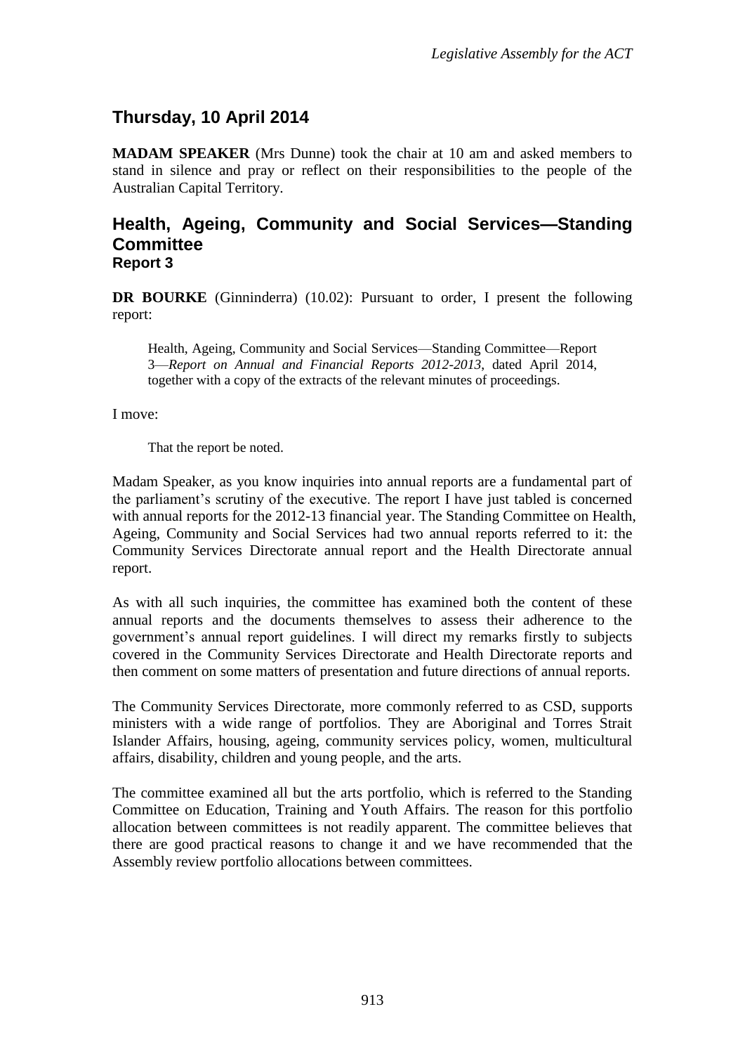## Thursday, 10 April 2014

**MADAM SPEAKER** (Mrs Dunne) took the chair at 10 am and asked members to stand in silence and pray or reflect on their responsibilities to the people of the Australian Capital Territory.

## Health, Ageing, Community and Social Services—Standing Committee
### Report 3

**DR BOURKE** (Ginninderra) (10.02): Pursuant to order, I present the following report:

> Health, Ageing, Community and Social Services—Standing Committee—Report 3—*Report on Annual and Financial Reports 2012-2013*, dated April 2014, together with a copy of the extracts of the relevant minutes of proceedings.

I move:

> That the report be noted.

Madam Speaker, as you know inquiries into annual reports are a fundamental part of the parliament's scrutiny of the executive. The report I have just tabled is concerned with annual reports for the 2012-13 financial year. The Standing Committee on Health, Ageing, Community and Social Services had two annual reports referred to it: the Community Services Directorate annual report and the Health Directorate annual report.

As with all such inquiries, the committee has examined both the content of these annual reports and the documents themselves to assess their adherence to the government's annual report guidelines. I will direct my remarks firstly to subjects covered in the Community Services Directorate and Health Directorate reports and then comment on some matters of presentation and future directions of annual reports.

The Community Services Directorate, more commonly referred to as CSD, supports ministers with a wide range of portfolios. They are Aboriginal and Torres Strait Islander Affairs, housing, ageing, community services policy, women, multicultural affairs, disability, children and young people, and the arts.

The committee examined all but the arts portfolio, which is referred to the Standing Committee on Education, Training and Youth Affairs. The reason for this portfolio allocation between committees is not readily apparent. The committee believes that there are good practical reasons to change it and we have recommended that the Assembly review portfolio allocations between committees.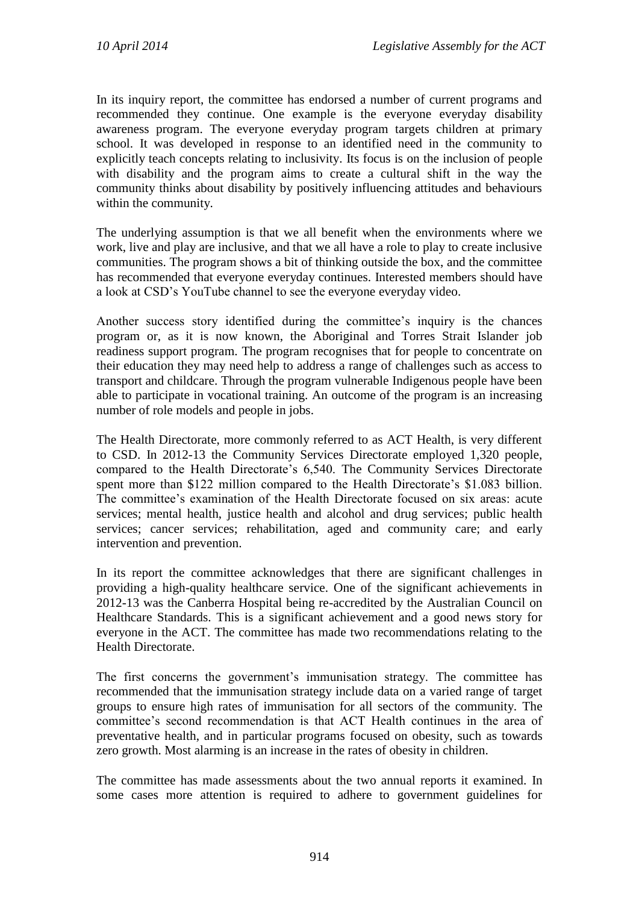In its inquiry report, the committee has endorsed a number of current programs and recommended they continue. One example is the everyone everyday disability awareness program. The everyone everyday program targets children at primary school. It was developed in response to an identified need in the community to explicitly teach concepts relating to inclusivity. Its focus is on the inclusion of people with disability and the program aims to create a cultural shift in the way the community thinks about disability by positively influencing attitudes and behaviours within the community.

The underlying assumption is that we all benefit when the environments where we work, live and play are inclusive, and that we all have a role to play to create inclusive communities. The program shows a bit of thinking outside the box, and the committee has recommended that everyone everyday continues. Interested members should have a look at CSD's YouTube channel to see the everyone everyday video.

Another success story identified during the committee's inquiry is the chances program or, as it is now known, the Aboriginal and Torres Strait Islander job readiness support program. The program recognises that for people to concentrate on their education they may need help to address a range of challenges such as access to transport and childcare. Through the program vulnerable Indigenous people have been able to participate in vocational training. An outcome of the program is an increasing number of role models and people in jobs.

The Health Directorate, more commonly referred to as ACT Health, is very different to CSD. In 2012-13 the Community Services Directorate employed 1,320 people, compared to the Health Directorate's 6,540. The Community Services Directorate spent more than $122 million compared to the Health Directorate's $1.083 billion. The committee's examination of the Health Directorate focused on six areas: acute services; mental health, justice health and alcohol and drug services; public health services; cancer services; rehabilitation, aged and community care; and early intervention and prevention.

In its report the committee acknowledges that there are significant challenges in providing a high-quality healthcare service. One of the significant achievements in 2012-13 was the Canberra Hospital being re-accredited by the Australian Council on Healthcare Standards. This is a significant achievement and a good news story for everyone in the ACT. The committee has made two recommendations relating to the Health Directorate.

The first concerns the government's immunisation strategy. The committee has recommended that the immunisation strategy include data on a varied range of target groups to ensure high rates of immunisation for all sectors of the community. The committee's second recommendation is that ACT Health continues in the area of preventative health, and in particular programs focused on obesity, such as towards zero growth. Most alarming is an increase in the rates of obesity in children.

The committee has made assessments about the two annual reports it examined. In some cases more attention is required to adhere to government guidelines for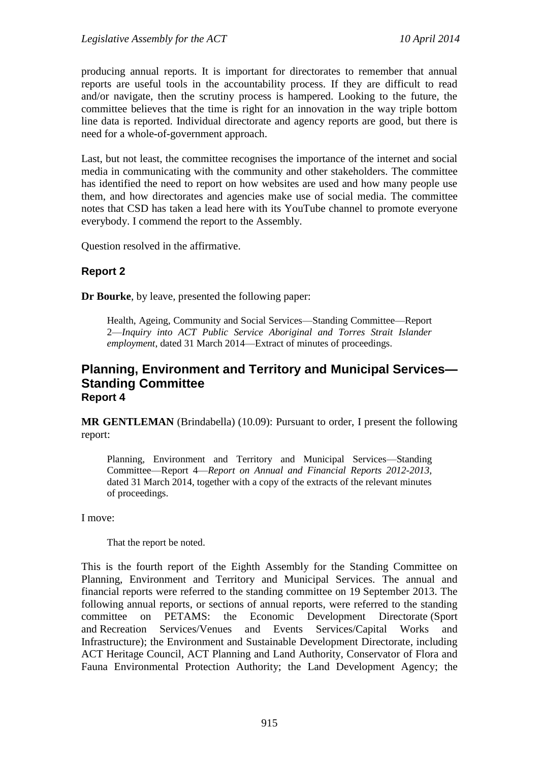producing annual reports. It is important for directorates to remember that annual reports are useful tools in the accountability process. If they are difficult to read and/or navigate, then the scrutiny process is hampered. Looking to the future, the committee believes that the time is right for an innovation in the way triple bottom line data is reported. Individual directorate and agency reports are good, but there is need for a whole-of-government approach.

Last, but not least, the committee recognises the importance of the internet and social media in communicating with the community and other stakeholders. The committee has identified the need to report on how websites are used and how many people use them, and how directorates and agencies make use of social media. The committee notes that CSD has taken a lead here with its YouTube channel to promote everyone everybody. I commend the report to the Assembly.

Question resolved in the affirmative.

### Report 2

**Dr Bourke**, by leave, presented the following paper:

> Health, Ageing, Community and Social Services—Standing Committee—Report 2—*Inquiry into ACT Public Service Aboriginal and Torres Strait Islander employment*, dated 31 March 2014—Extract of minutes of proceedings.

## Planning, Environment and Territory and Municipal Services—Standing Committee

### Report 4

**MR GENTLEMAN** (Brindabella) (10.09): Pursuant to order, I present the following report:

> Planning, Environment and Territory and Municipal Services—Standing Committee—Report 4—*Report on Annual and Financial Reports 2012-2013*, dated 31 March 2014, together with a copy of the extracts of the relevant minutes of proceedings.

I move:

> That the report be noted.

This is the fourth report of the Eighth Assembly for the Standing Committee on Planning, Environment and Territory and Municipal Services. The annual and financial reports were referred to the standing committee on 19 September 2013. The following annual reports, or sections of annual reports, were referred to the standing committee on PETAMS: the Economic Development Directorate (Sport and Recreation Services/Venues and Events Services/Capital Works and Infrastructure); the Environment and Sustainable Development Directorate, including ACT Heritage Council, ACT Planning and Land Authority, Conservator of Flora and Fauna Environmental Protection Authority; the Land Development Agency; the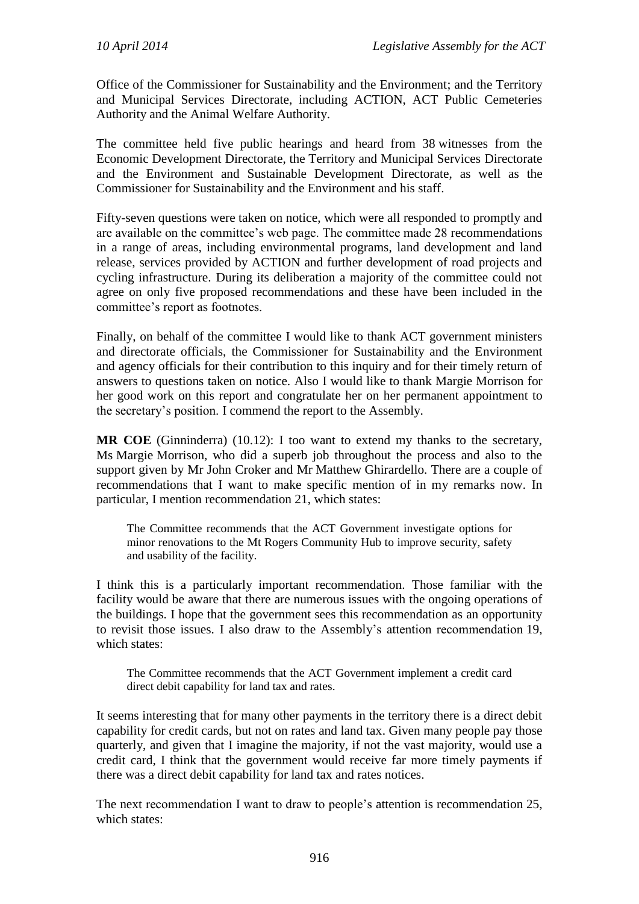Office of the Commissioner for Sustainability and the Environment; and the Territory and Municipal Services Directorate, including ACTION, ACT Public Cemeteries Authority and the Animal Welfare Authority.

The committee held five public hearings and heard from 38 witnesses from the Economic Development Directorate, the Territory and Municipal Services Directorate and the Environment and Sustainable Development Directorate, as well as the Commissioner for Sustainability and the Environment and his staff.

Fifty-seven questions were taken on notice, which were all responded to promptly and are available on the committee's web page. The committee made 28 recommendations in a range of areas, including environmental programs, land development and land release, services provided by ACTION and further development of road projects and cycling infrastructure. During its deliberation a majority of the committee could not agree on only five proposed recommendations and these have been included in the committee's report as footnotes.

Finally, on behalf of the committee I would like to thank ACT government ministers and directorate officials, the Commissioner for Sustainability and the Environment and agency officials for their contribution to this inquiry and for their timely return of answers to questions taken on notice. Also I would like to thank Margie Morrison for her good work on this report and congratulate her on her permanent appointment to the secretary's position. I commend the report to the Assembly.

**MR COE** (Ginninderra) (10.12): I too want to extend my thanks to the secretary, Ms Margie Morrison, who did a superb job throughout the process and also to the support given by Mr John Croker and Mr Matthew Ghirardello. There are a couple of recommendations that I want to make specific mention of in my remarks now. In particular, I mention recommendation 21, which states:

> The Committee recommends that the ACT Government investigate options for minor renovations to the Mt Rogers Community Hub to improve security, safety and usability of the facility.

I think this is a particularly important recommendation. Those familiar with the facility would be aware that there are numerous issues with the ongoing operations of the buildings. I hope that the government sees this recommendation as an opportunity to revisit those issues. I also draw to the Assembly's attention recommendation 19, which states:

> The Committee recommends that the ACT Government implement a credit card direct debit capability for land tax and rates.

It seems interesting that for many other payments in the territory there is a direct debit capability for credit cards, but not on rates and land tax. Given many people pay those quarterly, and given that I imagine the majority, if not the vast majority, would use a credit card, I think that the government would receive far more timely payments if there was a direct debit capability for land tax and rates notices.

The next recommendation I want to draw to people's attention is recommendation 25, which states: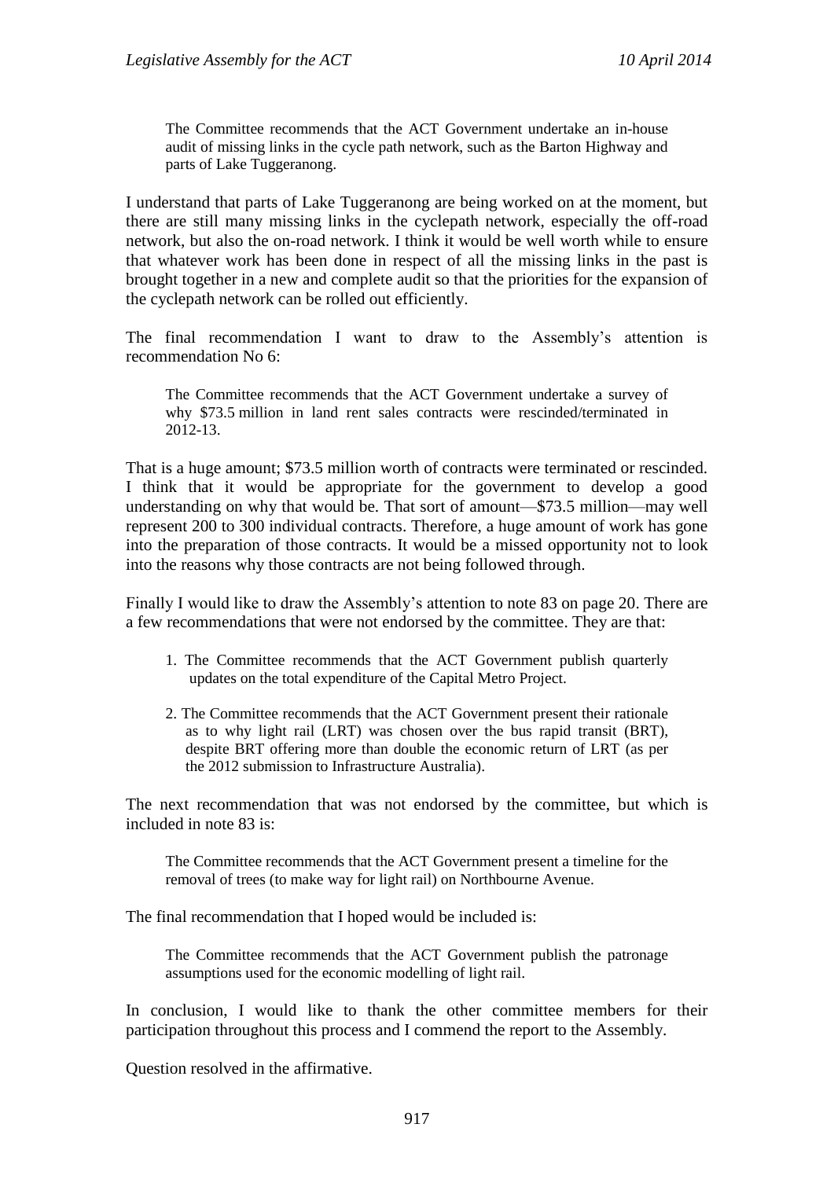> The Committee recommends that the ACT Government undertake an in-house audit of missing links in the cycle path network, such as the Barton Highway and parts of Lake Tuggeranong.

I understand that parts of Lake Tuggeranong are being worked on at the moment, but there are still many missing links in the cyclepath network, especially the off-road network, but also the on-road network. I think it would be well worth while to ensure that whatever work has been done in respect of all the missing links in the past is brought together in a new and complete audit so that the priorities for the expansion of the cyclepath network can be rolled out efficiently.

The final recommendation I want to draw to the Assembly's attention is recommendation No 6:

> The Committee recommends that the ACT Government undertake a survey of why $73.5 million in land rent sales contracts were rescinded/terminated in 2012-13.

That is a huge amount; $73.5 million worth of contracts were terminated or rescinded. I think that it would be appropriate for the government to develop a good understanding on why that would be. That sort of amount—$73.5 million—may well represent 200 to 300 individual contracts. Therefore, a huge amount of work has gone into the preparation of those contracts. It would be a missed opportunity not to look into the reasons why those contracts are not being followed through.

Finally I would like to draw the Assembly's attention to note 83 on page 20. There are a few recommendations that were not endorsed by the committee. They are that:

> 1. The Committee recommends that the ACT Government publish quarterly updates on the total expenditure of the Capital Metro Project.
>
> 2. The Committee recommends that the ACT Government present their rationale as to why light rail (LRT) was chosen over the bus rapid transit (BRT), despite BRT offering more than double the economic return of LRT (as per the 2012 submission to Infrastructure Australia).

The next recommendation that was not endorsed by the committee, but which is included in note 83 is:

> The Committee recommends that the ACT Government present a timeline for the removal of trees (to make way for light rail) on Northbourne Avenue.

The final recommendation that I hoped would be included is:

> The Committee recommends that the ACT Government publish the patronage assumptions used for the economic modelling of light rail.

In conclusion, I would like to thank the other committee members for their participation throughout this process and I commend the report to the Assembly.

Question resolved in the affirmative.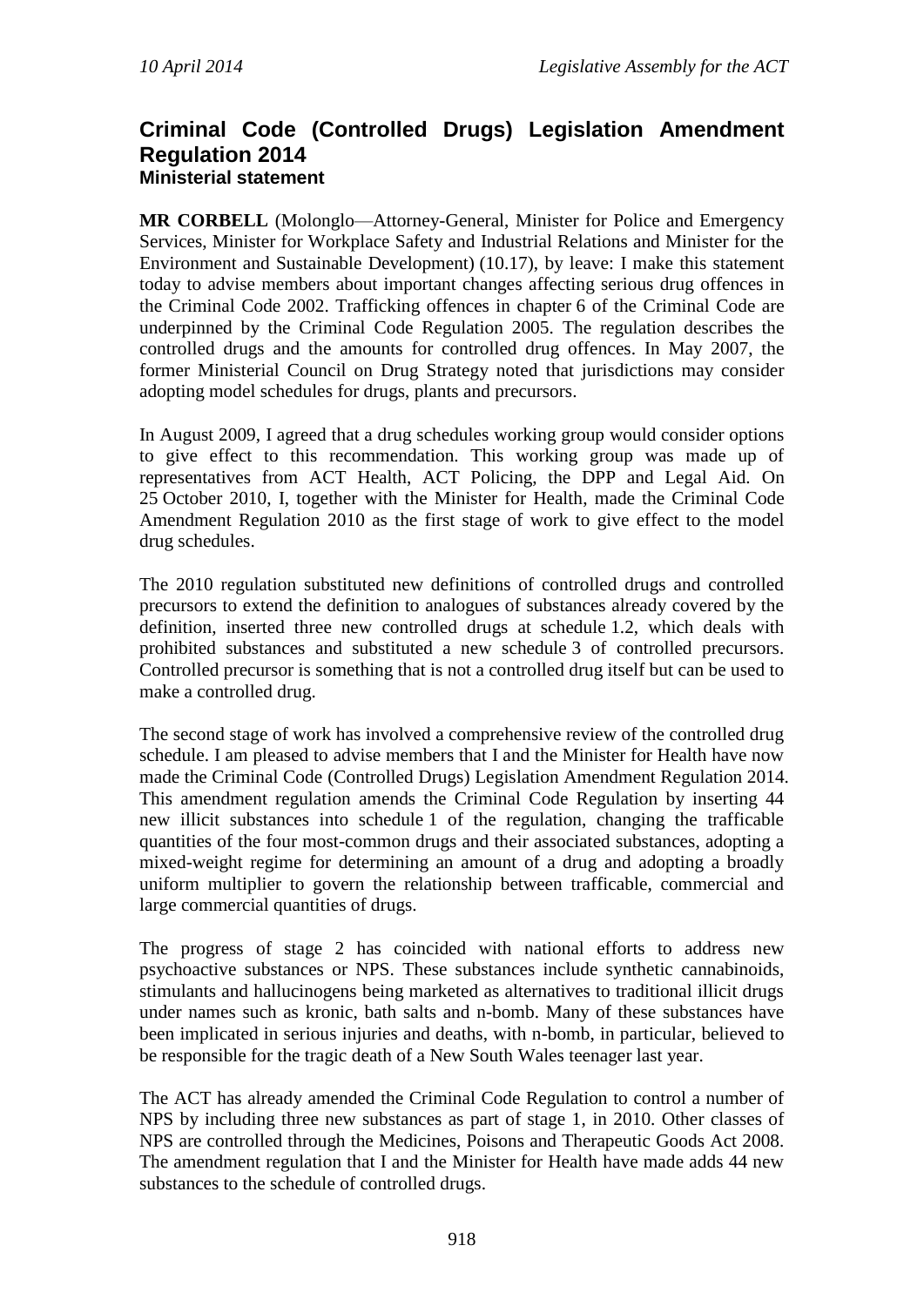## Criminal Code (Controlled Drugs) Legislation Amendment Regulation 2014
### Ministerial statement

**MR CORBELL** (Molonglo—Attorney-General, Minister for Police and Emergency Services, Minister for Workplace Safety and Industrial Relations and Minister for the Environment and Sustainable Development) (10.17), by leave: I make this statement today to advise members about important changes affecting serious drug offences in the Criminal Code 2002. Trafficking offences in chapter 6 of the Criminal Code are underpinned by the Criminal Code Regulation 2005. The regulation describes the controlled drugs and the amounts for controlled drug offences. In May 2007, the former Ministerial Council on Drug Strategy noted that jurisdictions may consider adopting model schedules for drugs, plants and precursors.

In August 2009, I agreed that a drug schedules working group would consider options to give effect to this recommendation. This working group was made up of representatives from ACT Health, ACT Policing, the DPP and Legal Aid. On 25 October 2010, I, together with the Minister for Health, made the Criminal Code Amendment Regulation 2010 as the first stage of work to give effect to the model drug schedules.

The 2010 regulation substituted new definitions of controlled drugs and controlled precursors to extend the definition to analogues of substances already covered by the definition, inserted three new controlled drugs at schedule 1.2, which deals with prohibited substances and substituted a new schedule 3 of controlled precursors. Controlled precursor is something that is not a controlled drug itself but can be used to make a controlled drug.

The second stage of work has involved a comprehensive review of the controlled drug schedule. I am pleased to advise members that I and the Minister for Health have now made the Criminal Code (Controlled Drugs) Legislation Amendment Regulation 2014. This amendment regulation amends the Criminal Code Regulation by inserting 44 new illicit substances into schedule 1 of the regulation, changing the trafficable quantities of the four most-common drugs and their associated substances, adopting a mixed-weight regime for determining an amount of a drug and adopting a broadly uniform multiplier to govern the relationship between trafficable, commercial and large commercial quantities of drugs.

The progress of stage 2 has coincided with national efforts to address new psychoactive substances or NPS. These substances include synthetic cannabinoids, stimulants and hallucinogens being marketed as alternatives to traditional illicit drugs under names such as kronic, bath salts and n-bomb. Many of these substances have been implicated in serious injuries and deaths, with n-bomb, in particular, believed to be responsible for the tragic death of a New South Wales teenager last year.

The ACT has already amended the Criminal Code Regulation to control a number of NPS by including three new substances as part of stage 1, in 2010. Other classes of NPS are controlled through the Medicines, Poisons and Therapeutic Goods Act 2008. The amendment regulation that I and the Minister for Health have made adds 44 new substances to the schedule of controlled drugs.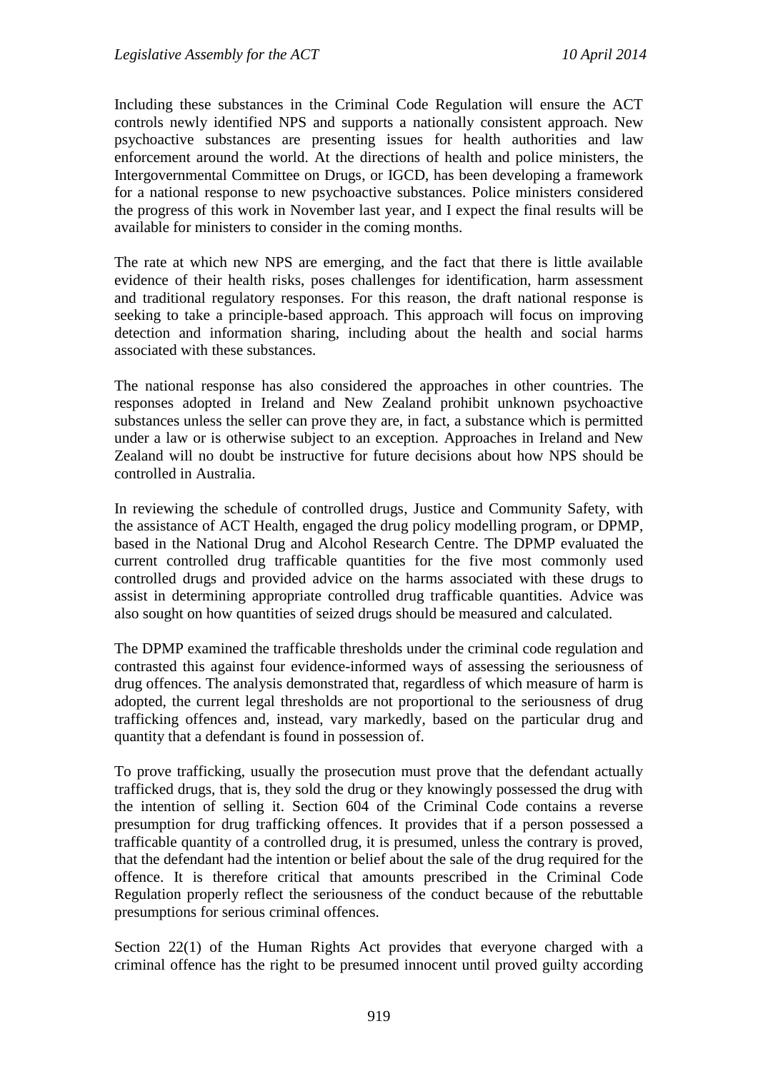Including these substances in the Criminal Code Regulation will ensure the ACT controls newly identified NPS and supports a nationally consistent approach. New psychoactive substances are presenting issues for health authorities and law enforcement around the world. At the directions of health and police ministers, the Intergovernmental Committee on Drugs, or IGCD, has been developing a framework for a national response to new psychoactive substances. Police ministers considered the progress of this work in November last year, and I expect the final results will be available for ministers to consider in the coming months.

The rate at which new NPS are emerging, and the fact that there is little available evidence of their health risks, poses challenges for identification, harm assessment and traditional regulatory responses. For this reason, the draft national response is seeking to take a principle-based approach. This approach will focus on improving detection and information sharing, including about the health and social harms associated with these substances.

The national response has also considered the approaches in other countries. The responses adopted in Ireland and New Zealand prohibit unknown psychoactive substances unless the seller can prove they are, in fact, a substance which is permitted under a law or is otherwise subject to an exception. Approaches in Ireland and New Zealand will no doubt be instructive for future decisions about how NPS should be controlled in Australia.

In reviewing the schedule of controlled drugs, Justice and Community Safety, with the assistance of ACT Health, engaged the drug policy modelling program, or DPMP, based in the National Drug and Alcohol Research Centre. The DPMP evaluated the current controlled drug trafficable quantities for the five most commonly used controlled drugs and provided advice on the harms associated with these drugs to assist in determining appropriate controlled drug trafficable quantities. Advice was also sought on how quantities of seized drugs should be measured and calculated.

The DPMP examined the trafficable thresholds under the criminal code regulation and contrasted this against four evidence-informed ways of assessing the seriousness of drug offences. The analysis demonstrated that, regardless of which measure of harm is adopted, the current legal thresholds are not proportional to the seriousness of drug trafficking offences and, instead, vary markedly, based on the particular drug and quantity that a defendant is found in possession of.

To prove trafficking, usually the prosecution must prove that the defendant actually trafficked drugs, that is, they sold the drug or they knowingly possessed the drug with the intention of selling it. Section 604 of the Criminal Code contains a reverse presumption for drug trafficking offences. It provides that if a person possessed a trafficable quantity of a controlled drug, it is presumed, unless the contrary is proved, that the defendant had the intention or belief about the sale of the drug required for the offence. It is therefore critical that amounts prescribed in the Criminal Code Regulation properly reflect the seriousness of the conduct because of the rebuttable presumptions for serious criminal offences.

Section 22(1) of the Human Rights Act provides that everyone charged with a criminal offence has the right to be presumed innocent until proved guilty according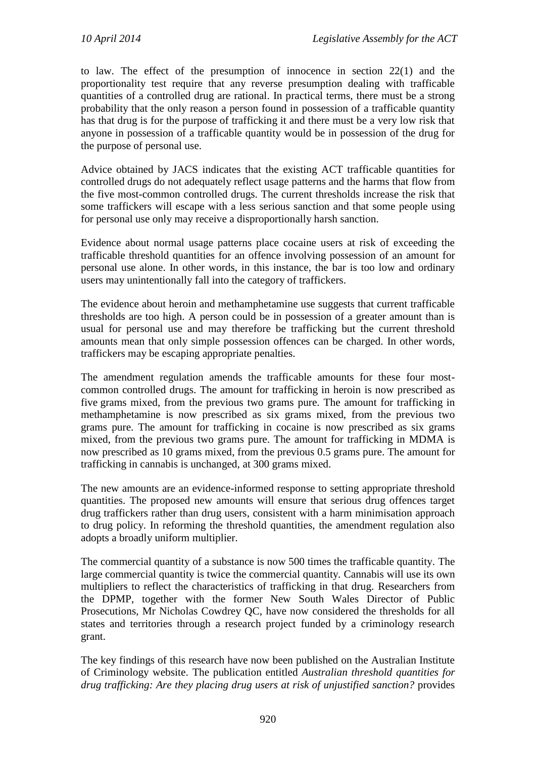to law. The effect of the presumption of innocence in section 22(1) and the proportionality test require that any reverse presumption dealing with trafficable quantities of a controlled drug are rational. In practical terms, there must be a strong probability that the only reason a person found in possession of a trafficable quantity has that drug is for the purpose of trafficking it and there must be a very low risk that anyone in possession of a trafficable quantity would be in possession of the drug for the purpose of personal use.

Advice obtained by JACS indicates that the existing ACT trafficable quantities for controlled drugs do not adequately reflect usage patterns and the harms that flow from the five most-common controlled drugs. The current thresholds increase the risk that some traffickers will escape with a less serious sanction and that some people using for personal use only may receive a disproportionally harsh sanction.

Evidence about normal usage patterns place cocaine users at risk of exceeding the trafficable threshold quantities for an offence involving possession of an amount for personal use alone. In other words, in this instance, the bar is too low and ordinary users may unintentionally fall into the category of traffickers.

The evidence about heroin and methamphetamine use suggests that current trafficable thresholds are too high. A person could be in possession of a greater amount than is usual for personal use and may therefore be trafficking but the current threshold amounts mean that only simple possession offences can be charged. In other words, traffickers may be escaping appropriate penalties.

The amendment regulation amends the trafficable amounts for these four most-common controlled drugs. The amount for trafficking in heroin is now prescribed as five grams mixed, from the previous two grams pure. The amount for trafficking in methamphetamine is now prescribed as six grams mixed, from the previous two grams pure. The amount for trafficking in cocaine is now prescribed as six grams mixed, from the previous two grams pure. The amount for trafficking in MDMA is now prescribed as 10 grams mixed, from the previous 0.5 grams pure. The amount for trafficking in cannabis is unchanged, at 300 grams mixed.

The new amounts are an evidence-informed response to setting appropriate threshold quantities. The proposed new amounts will ensure that serious drug offences target drug traffickers rather than drug users, consistent with a harm minimisation approach to drug policy. In reforming the threshold quantities, the amendment regulation also adopts a broadly uniform multiplier.

The commercial quantity of a substance is now 500 times the trafficable quantity. The large commercial quantity is twice the commercial quantity. Cannabis will use its own multipliers to reflect the characteristics of trafficking in that drug. Researchers from the DPMP, together with the former New South Wales Director of Public Prosecutions, Mr Nicholas Cowdrey QC, have now considered the thresholds for all states and territories through a research project funded by a criminology research grant.

The key findings of this research have now been published on the Australian Institute of Criminology website. The publication entitled *Australian threshold quantities for drug trafficking: Are they placing drug users at risk of unjustified sanction?* provides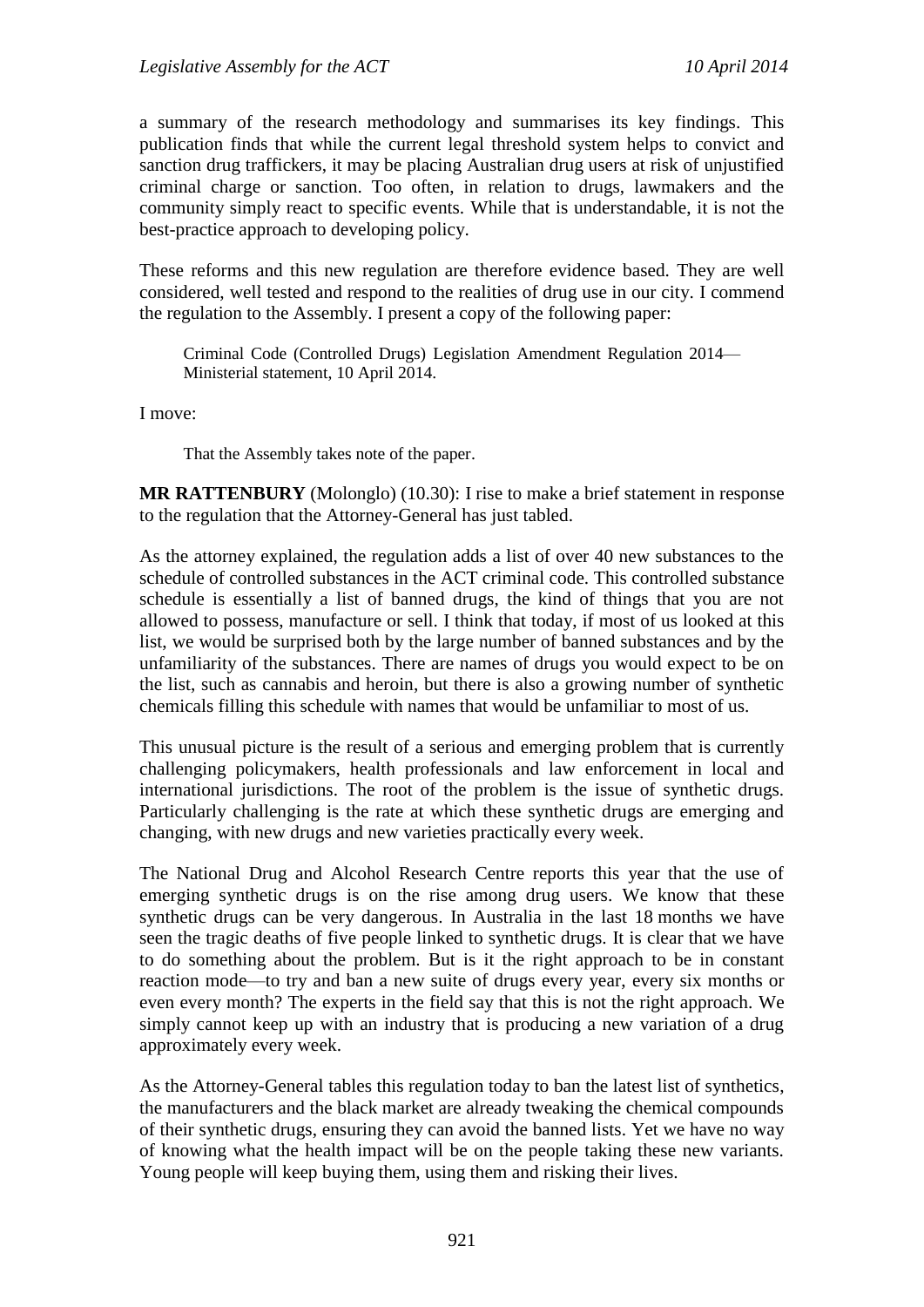a summary of the research methodology and summarises its key findings. This publication finds that while the current legal threshold system helps to convict and sanction drug traffickers, it may be placing Australian drug users at risk of unjustified criminal charge or sanction. Too often, in relation to drugs, lawmakers and the community simply react to specific events. While that is understandable, it is not the best-practice approach to developing policy.

These reforms and this new regulation are therefore evidence based. They are well considered, well tested and respond to the realities of drug use in our city. I commend the regulation to the Assembly. I present a copy of the following paper:

> Criminal Code (Controlled Drugs) Legislation Amendment Regulation 2014—Ministerial statement, 10 April 2014.

I move:

> That the Assembly takes note of the paper.

**MR RATTENBURY** (Molonglo) (10.30): I rise to make a brief statement in response to the regulation that the Attorney-General has just tabled.

As the attorney explained, the regulation adds a list of over 40 new substances to the schedule of controlled substances in the ACT criminal code. This controlled substance schedule is essentially a list of banned drugs, the kind of things that you are not allowed to possess, manufacture or sell. I think that today, if most of us looked at this list, we would be surprised both by the large number of banned substances and by the unfamiliarity of the substances. There are names of drugs you would expect to be on the list, such as cannabis and heroin, but there is also a growing number of synthetic chemicals filling this schedule with names that would be unfamiliar to most of us.

This unusual picture is the result of a serious and emerging problem that is currently challenging policymakers, health professionals and law enforcement in local and international jurisdictions. The root of the problem is the issue of synthetic drugs. Particularly challenging is the rate at which these synthetic drugs are emerging and changing, with new drugs and new varieties practically every week.

The National Drug and Alcohol Research Centre reports this year that the use of emerging synthetic drugs is on the rise among drug users. We know that these synthetic drugs can be very dangerous. In Australia in the last 18 months we have seen the tragic deaths of five people linked to synthetic drugs. It is clear that we have to do something about the problem. But is it the right approach to be in constant reaction mode—to try and ban a new suite of drugs every year, every six months or even every month? The experts in the field say that this is not the right approach. We simply cannot keep up with an industry that is producing a new variation of a drug approximately every week.

As the Attorney-General tables this regulation today to ban the latest list of synthetics, the manufacturers and the black market are already tweaking the chemical compounds of their synthetic drugs, ensuring they can avoid the banned lists. Yet we have no way of knowing what the health impact will be on the people taking these new variants. Young people will keep buying them, using them and risking their lives.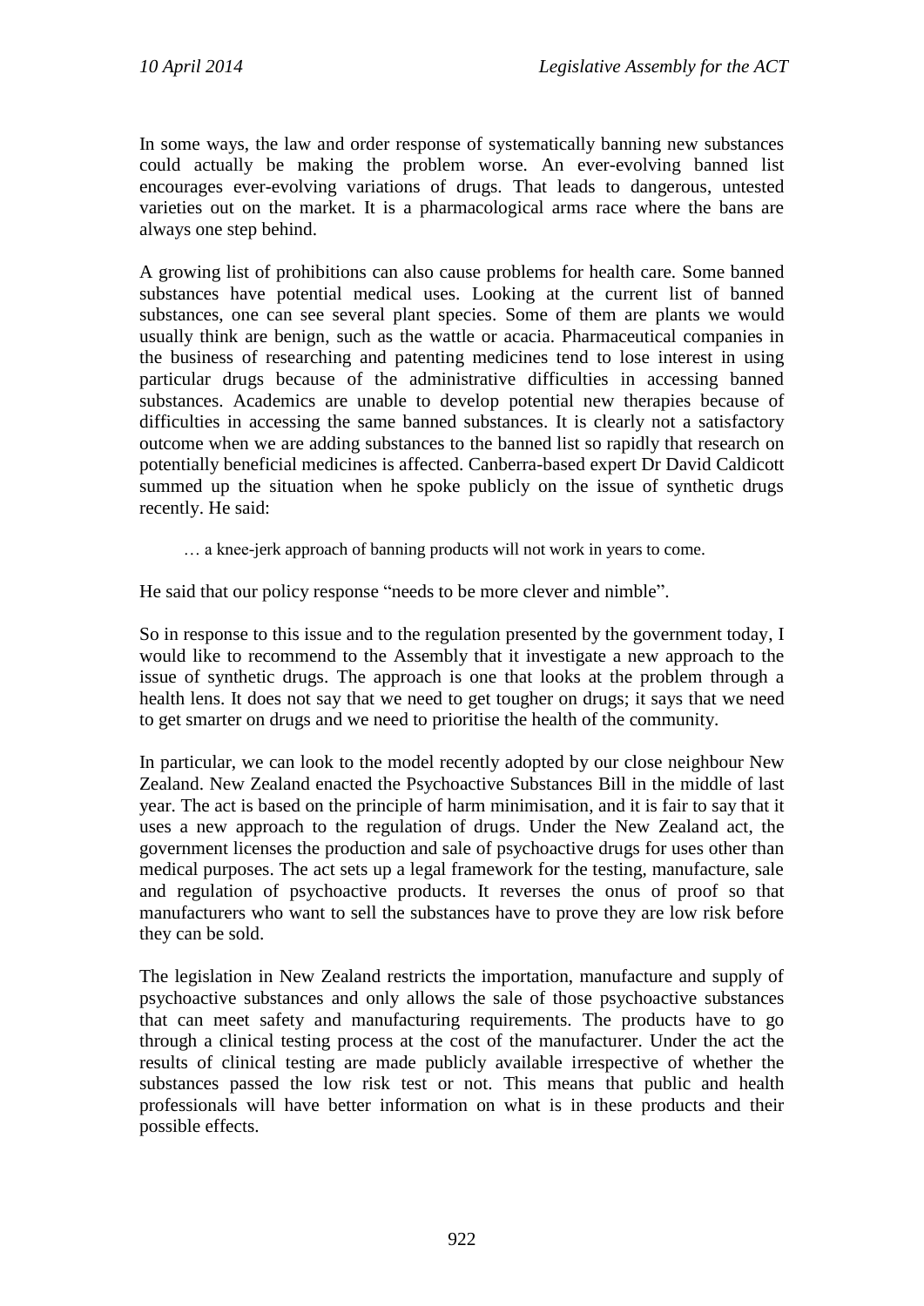In some ways, the law and order response of systematically banning new substances could actually be making the problem worse. An ever-evolving banned list encourages ever-evolving variations of drugs. That leads to dangerous, untested varieties out on the market. It is a pharmacological arms race where the bans are always one step behind.

A growing list of prohibitions can also cause problems for health care. Some banned substances have potential medical uses. Looking at the current list of banned substances, one can see several plant species. Some of them are plants we would usually think are benign, such as the wattle or acacia. Pharmaceutical companies in the business of researching and patenting medicines tend to lose interest in using particular drugs because of the administrative difficulties in accessing banned substances. Academics are unable to develop potential new therapies because of difficulties in accessing the same banned substances. It is clearly not a satisfactory outcome when we are adding substances to the banned list so rapidly that research on potentially beneficial medicines is affected. Canberra-based expert Dr David Caldicott summed up the situation when he spoke publicly on the issue of synthetic drugs recently. He said:

> … a knee-jerk approach of banning products will not work in years to come.

He said that our policy response "needs to be more clever and nimble".

So in response to this issue and to the regulation presented by the government today, I would like to recommend to the Assembly that it investigate a new approach to the issue of synthetic drugs. The approach is one that looks at the problem through a health lens. It does not say that we need to get tougher on drugs; it says that we need to get smarter on drugs and we need to prioritise the health of the community.

In particular, we can look to the model recently adopted by our close neighbour New Zealand. New Zealand enacted the Psychoactive Substances Bill in the middle of last year. The act is based on the principle of harm minimisation, and it is fair to say that it uses a new approach to the regulation of drugs. Under the New Zealand act, the government licenses the production and sale of psychoactive drugs for uses other than medical purposes. The act sets up a legal framework for the testing, manufacture, sale and regulation of psychoactive products. It reverses the onus of proof so that manufacturers who want to sell the substances have to prove they are low risk before they can be sold.

The legislation in New Zealand restricts the importation, manufacture and supply of psychoactive substances and only allows the sale of those psychoactive substances that can meet safety and manufacturing requirements. The products have to go through a clinical testing process at the cost of the manufacturer. Under the act the results of clinical testing are made publicly available irrespective of whether the substances passed the low risk test or not. This means that public and health professionals will have better information on what is in these products and their possible effects.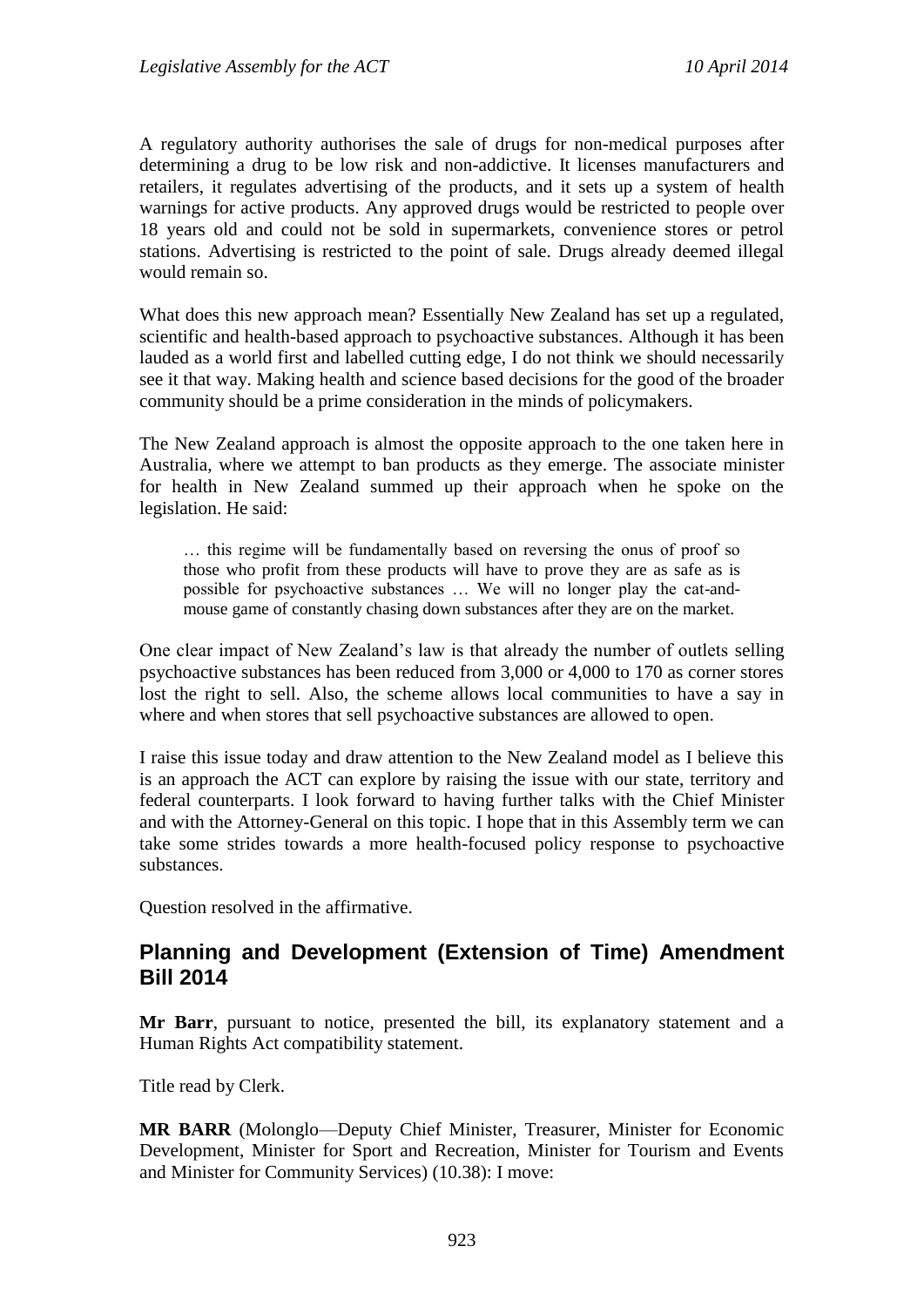A regulatory authority authorises the sale of drugs for non-medical purposes after determining a drug to be low risk and non-addictive. It licenses manufacturers and retailers, it regulates advertising of the products, and it sets up a system of health warnings for active products. Any approved drugs would be restricted to people over 18 years old and could not be sold in supermarkets, convenience stores or petrol stations. Advertising is restricted to the point of sale. Drugs already deemed illegal would remain so.

What does this new approach mean? Essentially New Zealand has set up a regulated, scientific and health-based approach to psychoactive substances. Although it has been lauded as a world first and labelled cutting edge, I do not think we should necessarily see it that way. Making health and science based decisions for the good of the broader community should be a prime consideration in the minds of policymakers.

The New Zealand approach is almost the opposite approach to the one taken here in Australia, where we attempt to ban products as they emerge. The associate minister for health in New Zealand summed up their approach when he spoke on the legislation. He said:

> … this regime will be fundamentally based on reversing the onus of proof so those who profit from these products will have to prove they are as safe as is possible for psychoactive substances … We will no longer play the cat-and-mouse game of constantly chasing down substances after they are on the market.

One clear impact of New Zealand's law is that already the number of outlets selling psychoactive substances has been reduced from 3,000 or 4,000 to 170 as corner stores lost the right to sell. Also, the scheme allows local communities to have a say in where and when stores that sell psychoactive substances are allowed to open.

I raise this issue today and draw attention to the New Zealand model as I believe this is an approach the ACT can explore by raising the issue with our state, territory and federal counterparts. I look forward to having further talks with the Chief Minister and with the Attorney-General on this topic. I hope that in this Assembly term we can take some strides towards a more health-focused policy response to psychoactive substances.

Question resolved in the affirmative.

## Planning and Development (Extension of Time) Amendment Bill 2014

**Mr Barr**, pursuant to notice, presented the bill, its explanatory statement and a Human Rights Act compatibility statement.

Title read by Clerk.

**MR BARR** (Molonglo—Deputy Chief Minister, Treasurer, Minister for Economic Development, Minister for Sport and Recreation, Minister for Tourism and Events and Minister for Community Services) (10.38): I move: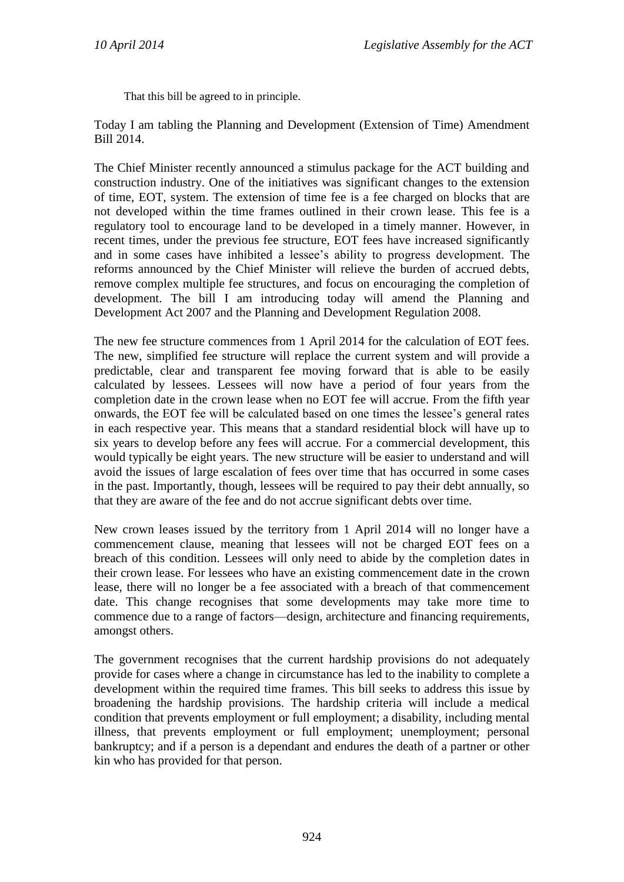That this bill be agreed to in principle.

Today I am tabling the Planning and Development (Extension of Time) Amendment Bill 2014.

The Chief Minister recently announced a stimulus package for the ACT building and construction industry. One of the initiatives was significant changes to the extension of time, EOT, system. The extension of time fee is a fee charged on blocks that are not developed within the time frames outlined in their crown lease. This fee is a regulatory tool to encourage land to be developed in a timely manner. However, in recent times, under the previous fee structure, EOT fees have increased significantly and in some cases have inhibited a lessee's ability to progress development. The reforms announced by the Chief Minister will relieve the burden of accrued debts, remove complex multiple fee structures, and focus on encouraging the completion of development. The bill I am introducing today will amend the Planning and Development Act 2007 and the Planning and Development Regulation 2008.

The new fee structure commences from 1 April 2014 for the calculation of EOT fees. The new, simplified fee structure will replace the current system and will provide a predictable, clear and transparent fee moving forward that is able to be easily calculated by lessees. Lessees will now have a period of four years from the completion date in the crown lease when no EOT fee will accrue. From the fifth year onwards, the EOT fee will be calculated based on one times the lessee's general rates in each respective year. This means that a standard residential block will have up to six years to develop before any fees will accrue. For a commercial development, this would typically be eight years. The new structure will be easier to understand and will avoid the issues of large escalation of fees over time that has occurred in some cases in the past. Importantly, though, lessees will be required to pay their debt annually, so that they are aware of the fee and do not accrue significant debts over time.

New crown leases issued by the territory from 1 April 2014 will no longer have a commencement clause, meaning that lessees will not be charged EOT fees on a breach of this condition. Lessees will only need to abide by the completion dates in their crown lease. For lessees who have an existing commencement date in the crown lease, there will no longer be a fee associated with a breach of that commencement date. This change recognises that some developments may take more time to commence due to a range of factors—design, architecture and financing requirements, amongst others.

The government recognises that the current hardship provisions do not adequately provide for cases where a change in circumstance has led to the inability to complete a development within the required time frames. This bill seeks to address this issue by broadening the hardship provisions. The hardship criteria will include a medical condition that prevents employment or full employment; a disability, including mental illness, that prevents employment or full employment; unemployment; personal bankruptcy; and if a person is a dependant and endures the death of a partner or other kin who has provided for that person.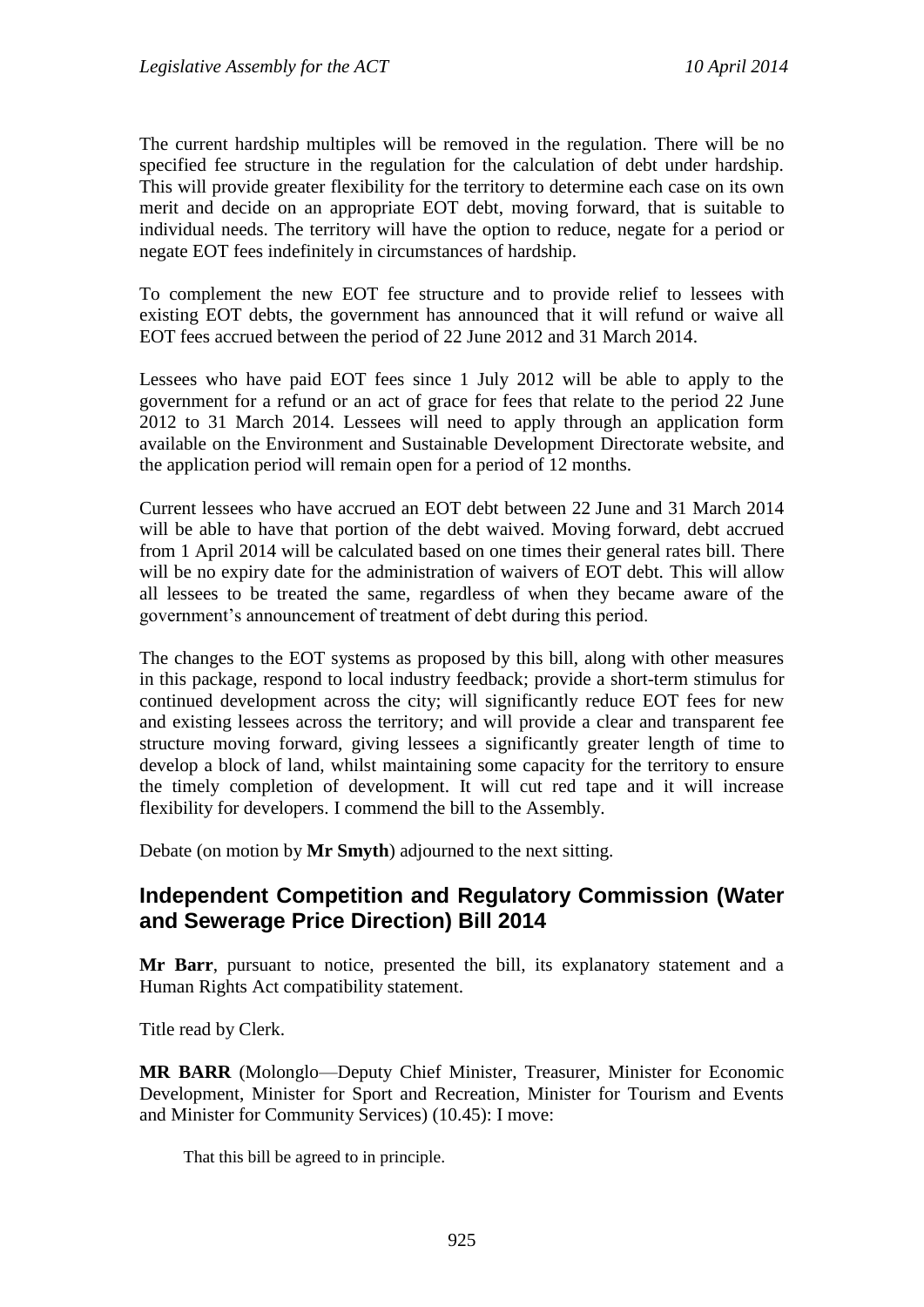The current hardship multiples will be removed in the regulation. There will be no specified fee structure in the regulation for the calculation of debt under hardship. This will provide greater flexibility for the territory to determine each case on its own merit and decide on an appropriate EOT debt, moving forward, that is suitable to individual needs. The territory will have the option to reduce, negate for a period or negate EOT fees indefinitely in circumstances of hardship.

To complement the new EOT fee structure and to provide relief to lessees with existing EOT debts, the government has announced that it will refund or waive all EOT fees accrued between the period of 22 June 2012 and 31 March 2014.

Lessees who have paid EOT fees since 1 July 2012 will be able to apply to the government for a refund or an act of grace for fees that relate to the period 22 June 2012 to 31 March 2014. Lessees will need to apply through an application form available on the Environment and Sustainable Development Directorate website, and the application period will remain open for a period of 12 months.

Current lessees who have accrued an EOT debt between 22 June and 31 March 2014 will be able to have that portion of the debt waived. Moving forward, debt accrued from 1 April 2014 will be calculated based on one times their general rates bill. There will be no expiry date for the administration of waivers of EOT debt. This will allow all lessees to be treated the same, regardless of when they became aware of the government's announcement of treatment of debt during this period.

The changes to the EOT systems as proposed by this bill, along with other measures in this package, respond to local industry feedback; provide a short-term stimulus for continued development across the city; will significantly reduce EOT fees for new and existing lessees across the territory; and will provide a clear and transparent fee structure moving forward, giving lessees a significantly greater length of time to develop a block of land, whilst maintaining some capacity for the territory to ensure the timely completion of development. It will cut red tape and it will increase flexibility for developers. I commend the bill to the Assembly.

Debate (on motion by **Mr Smyth**) adjourned to the next sitting.

## Independent Competition and Regulatory Commission (Water and Sewerage Price Direction) Bill 2014

**Mr Barr**, pursuant to notice, presented the bill, its explanatory statement and a Human Rights Act compatibility statement.

Title read by Clerk.

**MR BARR** (Molonglo—Deputy Chief Minister, Treasurer, Minister for Economic Development, Minister for Sport and Recreation, Minister for Tourism and Events and Minister for Community Services) (10.45): I move:

> That this bill be agreed to in principle.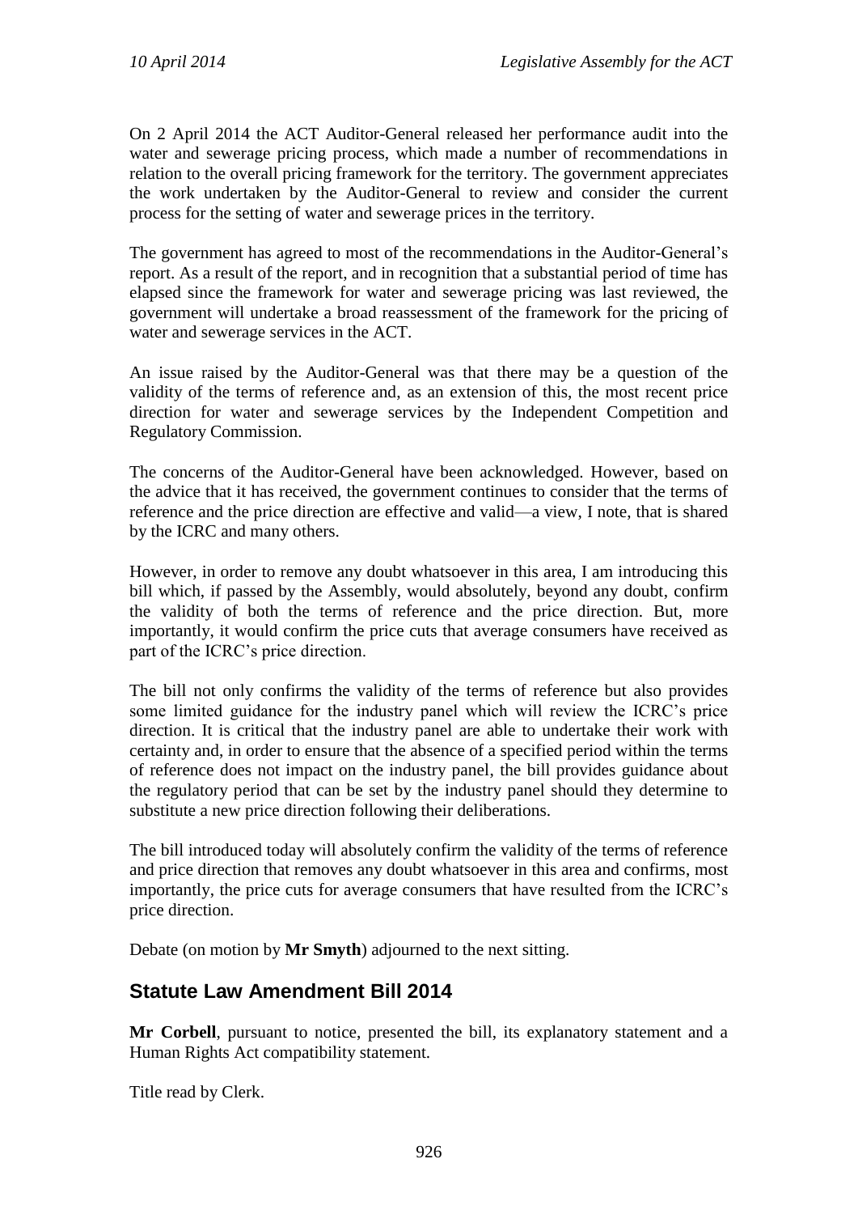On 2 April 2014 the ACT Auditor-General released her performance audit into the water and sewerage pricing process, which made a number of recommendations in relation to the overall pricing framework for the territory. The government appreciates the work undertaken by the Auditor-General to review and consider the current process for the setting of water and sewerage prices in the territory.

The government has agreed to most of the recommendations in the Auditor-General's report. As a result of the report, and in recognition that a substantial period of time has elapsed since the framework for water and sewerage pricing was last reviewed, the government will undertake a broad reassessment of the framework for the pricing of water and sewerage services in the ACT.

An issue raised by the Auditor-General was that there may be a question of the validity of the terms of reference and, as an extension of this, the most recent price direction for water and sewerage services by the Independent Competition and Regulatory Commission.

The concerns of the Auditor-General have been acknowledged. However, based on the advice that it has received, the government continues to consider that the terms of reference and the price direction are effective and valid—a view, I note, that is shared by the ICRC and many others.

However, in order to remove any doubt whatsoever in this area, I am introducing this bill which, if passed by the Assembly, would absolutely, beyond any doubt, confirm the validity of both the terms of reference and the price direction. But, more importantly, it would confirm the price cuts that average consumers have received as part of the ICRC's price direction.

The bill not only confirms the validity of the terms of reference but also provides some limited guidance for the industry panel which will review the ICRC's price direction. It is critical that the industry panel are able to undertake their work with certainty and, in order to ensure that the absence of a specified period within the terms of reference does not impact on the industry panel, the bill provides guidance about the regulatory period that can be set by the industry panel should they determine to substitute a new price direction following their deliberations.

The bill introduced today will absolutely confirm the validity of the terms of reference and price direction that removes any doubt whatsoever in this area and confirms, most importantly, the price cuts for average consumers that have resulted from the ICRC's price direction.

Debate (on motion by **Mr Smyth**) adjourned to the next sitting.

## Statute Law Amendment Bill 2014

**Mr Corbell**, pursuant to notice, presented the bill, its explanatory statement and a Human Rights Act compatibility statement.

Title read by Clerk.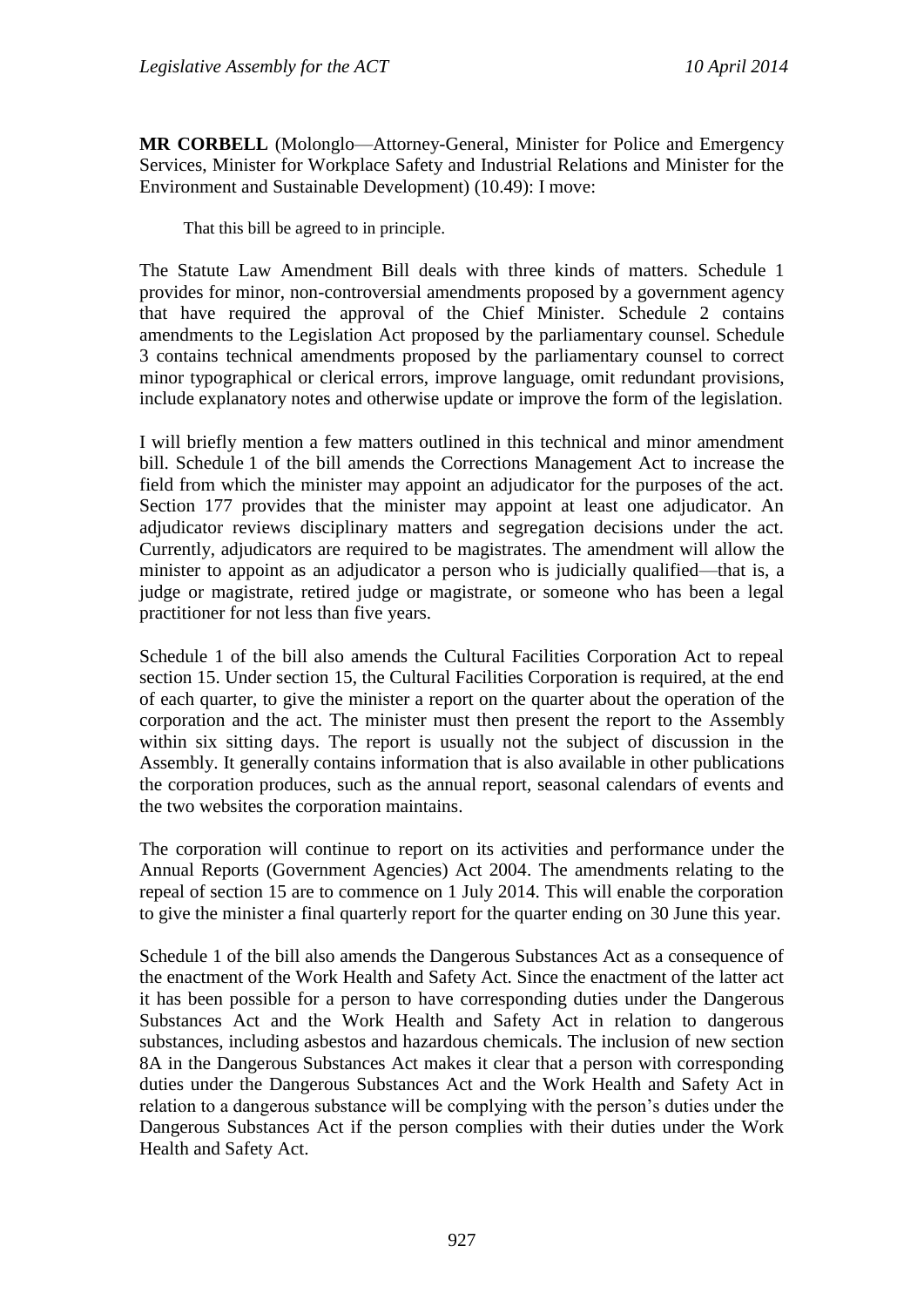**MR CORBELL** (Molonglo—Attorney-General, Minister for Police and Emergency Services, Minister for Workplace Safety and Industrial Relations and Minister for the Environment and Sustainable Development) (10.49): I move:

> That this bill be agreed to in principle.

The Statute Law Amendment Bill deals with three kinds of matters. Schedule 1 provides for minor, non-controversial amendments proposed by a government agency that have required the approval of the Chief Minister. Schedule 2 contains amendments to the Legislation Act proposed by the parliamentary counsel. Schedule 3 contains technical amendments proposed by the parliamentary counsel to correct minor typographical or clerical errors, improve language, omit redundant provisions, include explanatory notes and otherwise update or improve the form of the legislation.

I will briefly mention a few matters outlined in this technical and minor amendment bill. Schedule 1 of the bill amends the Corrections Management Act to increase the field from which the minister may appoint an adjudicator for the purposes of the act. Section 177 provides that the minister may appoint at least one adjudicator. An adjudicator reviews disciplinary matters and segregation decisions under the act. Currently, adjudicators are required to be magistrates. The amendment will allow the minister to appoint as an adjudicator a person who is judicially qualified—that is, a judge or magistrate, retired judge or magistrate, or someone who has been a legal practitioner for not less than five years.

Schedule 1 of the bill also amends the Cultural Facilities Corporation Act to repeal section 15. Under section 15, the Cultural Facilities Corporation is required, at the end of each quarter, to give the minister a report on the quarter about the operation of the corporation and the act. The minister must then present the report to the Assembly within six sitting days. The report is usually not the subject of discussion in the Assembly. It generally contains information that is also available in other publications the corporation produces, such as the annual report, seasonal calendars of events and the two websites the corporation maintains.

The corporation will continue to report on its activities and performance under the Annual Reports (Government Agencies) Act 2004. The amendments relating to the repeal of section 15 are to commence on 1 July 2014. This will enable the corporation to give the minister a final quarterly report for the quarter ending on 30 June this year.

Schedule 1 of the bill also amends the Dangerous Substances Act as a consequence of the enactment of the Work Health and Safety Act. Since the enactment of the latter act it has been possible for a person to have corresponding duties under the Dangerous Substances Act and the Work Health and Safety Act in relation to dangerous substances, including asbestos and hazardous chemicals. The inclusion of new section 8A in the Dangerous Substances Act makes it clear that a person with corresponding duties under the Dangerous Substances Act and the Work Health and Safety Act in relation to a dangerous substance will be complying with the person's duties under the Dangerous Substances Act if the person complies with their duties under the Work Health and Safety Act.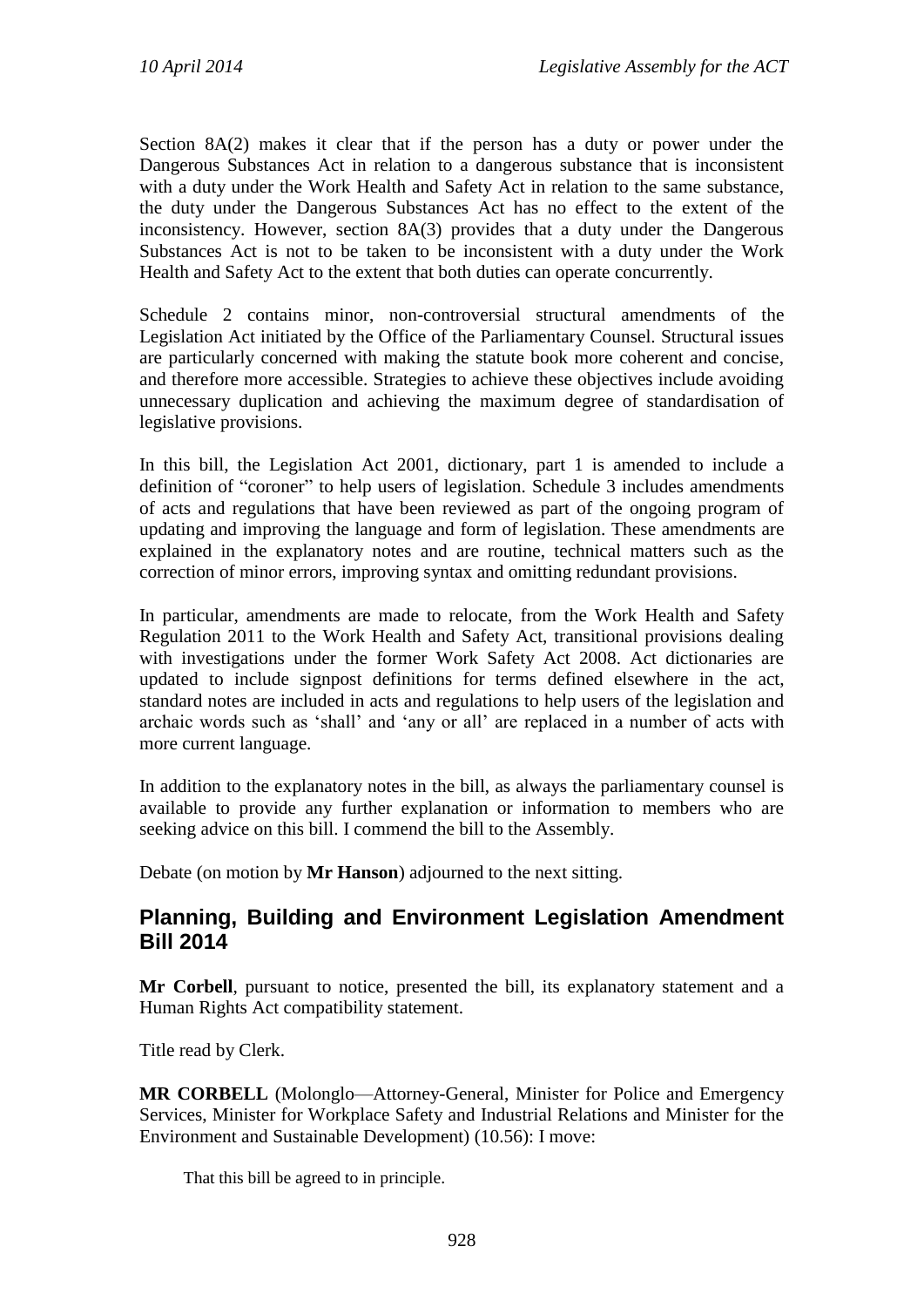Section 8A(2) makes it clear that if the person has a duty or power under the Dangerous Substances Act in relation to a dangerous substance that is inconsistent with a duty under the Work Health and Safety Act in relation to the same substance, the duty under the Dangerous Substances Act has no effect to the extent of the inconsistency. However, section 8A(3) provides that a duty under the Dangerous Substances Act is not to be taken to be inconsistent with a duty under the Work Health and Safety Act to the extent that both duties can operate concurrently.

Schedule 2 contains minor, non-controversial structural amendments of the Legislation Act initiated by the Office of the Parliamentary Counsel. Structural issues are particularly concerned with making the statute book more coherent and concise, and therefore more accessible. Strategies to achieve these objectives include avoiding unnecessary duplication and achieving the maximum degree of standardisation of legislative provisions.

In this bill, the Legislation Act 2001, dictionary, part 1 is amended to include a definition of "coroner" to help users of legislation. Schedule 3 includes amendments of acts and regulations that have been reviewed as part of the ongoing program of updating and improving the language and form of legislation. These amendments are explained in the explanatory notes and are routine, technical matters such as the correction of minor errors, improving syntax and omitting redundant provisions.

In particular, amendments are made to relocate, from the Work Health and Safety Regulation 2011 to the Work Health and Safety Act, transitional provisions dealing with investigations under the former Work Safety Act 2008. Act dictionaries are updated to include signpost definitions for terms defined elsewhere in the act, standard notes are included in acts and regulations to help users of the legislation and archaic words such as 'shall' and 'any or all' are replaced in a number of acts with more current language.

In addition to the explanatory notes in the bill, as always the parliamentary counsel is available to provide any further explanation or information to members who are seeking advice on this bill. I commend the bill to the Assembly.

Debate (on motion by **Mr Hanson**) adjourned to the next sitting.

## Planning, Building and Environment Legislation Amendment Bill 2014

**Mr Corbell**, pursuant to notice, presented the bill, its explanatory statement and a Human Rights Act compatibility statement.

Title read by Clerk.

**MR CORBELL** (Molonglo—Attorney-General, Minister for Police and Emergency Services, Minister for Workplace Safety and Industrial Relations and Minister for the Environment and Sustainable Development) (10.56): I move:

> That this bill be agreed to in principle.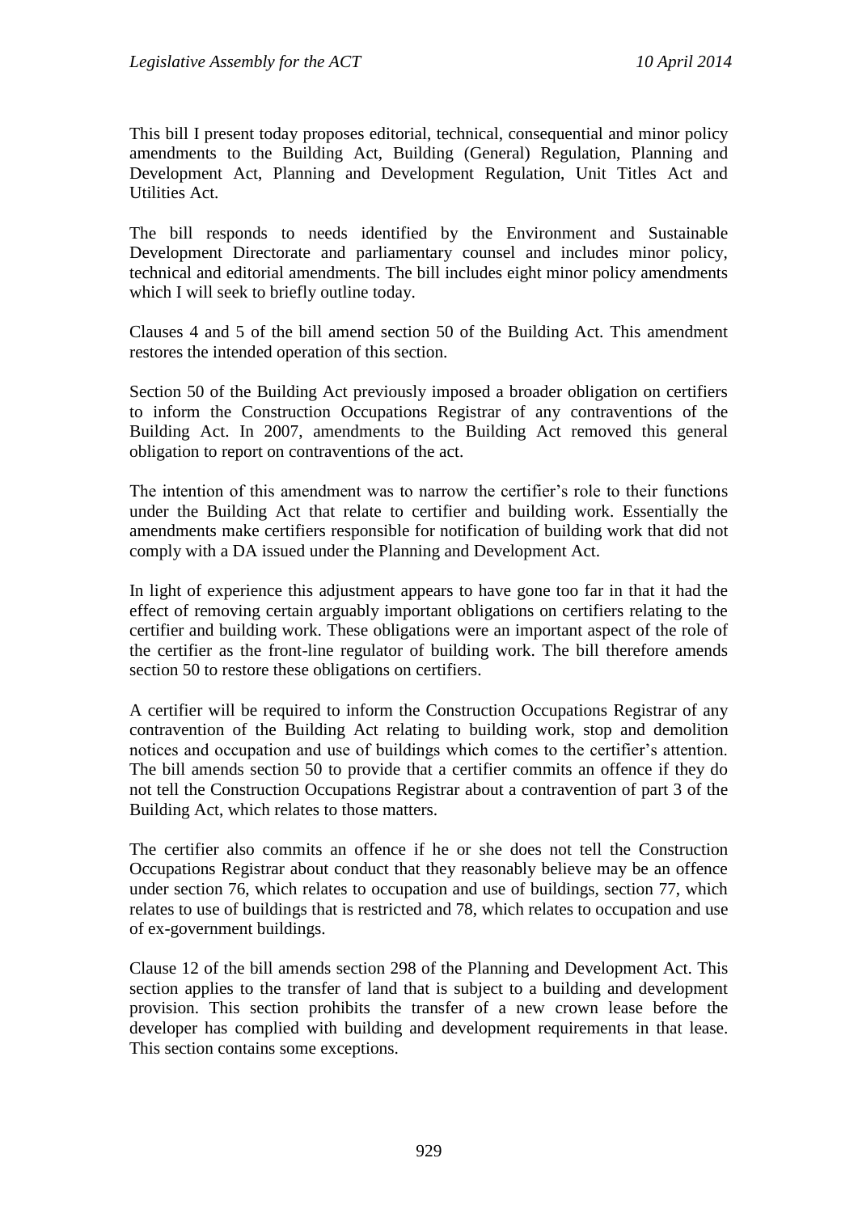This bill I present today proposes editorial, technical, consequential and minor policy amendments to the Building Act, Building (General) Regulation, Planning and Development Act, Planning and Development Regulation, Unit Titles Act and Utilities Act.

The bill responds to needs identified by the Environment and Sustainable Development Directorate and parliamentary counsel and includes minor policy, technical and editorial amendments. The bill includes eight minor policy amendments which I will seek to briefly outline today.

Clauses 4 and 5 of the bill amend section 50 of the Building Act. This amendment restores the intended operation of this section.

Section 50 of the Building Act previously imposed a broader obligation on certifiers to inform the Construction Occupations Registrar of any contraventions of the Building Act. In 2007, amendments to the Building Act removed this general obligation to report on contraventions of the act.

The intention of this amendment was to narrow the certifier's role to their functions under the Building Act that relate to certifier and building work. Essentially the amendments make certifiers responsible for notification of building work that did not comply with a DA issued under the Planning and Development Act.

In light of experience this adjustment appears to have gone too far in that it had the effect of removing certain arguably important obligations on certifiers relating to the certifier and building work. These obligations were an important aspect of the role of the certifier as the front-line regulator of building work. The bill therefore amends section 50 to restore these obligations on certifiers.

A certifier will be required to inform the Construction Occupations Registrar of any contravention of the Building Act relating to building work, stop and demolition notices and occupation and use of buildings which comes to the certifier's attention. The bill amends section 50 to provide that a certifier commits an offence if they do not tell the Construction Occupations Registrar about a contravention of part 3 of the Building Act, which relates to those matters.

The certifier also commits an offence if he or she does not tell the Construction Occupations Registrar about conduct that they reasonably believe may be an offence under section 76, which relates to occupation and use of buildings, section 77, which relates to use of buildings that is restricted and 78, which relates to occupation and use of ex-government buildings.

Clause 12 of the bill amends section 298 of the Planning and Development Act. This section applies to the transfer of land that is subject to a building and development provision. This section prohibits the transfer of a new crown lease before the developer has complied with building and development requirements in that lease. This section contains some exceptions.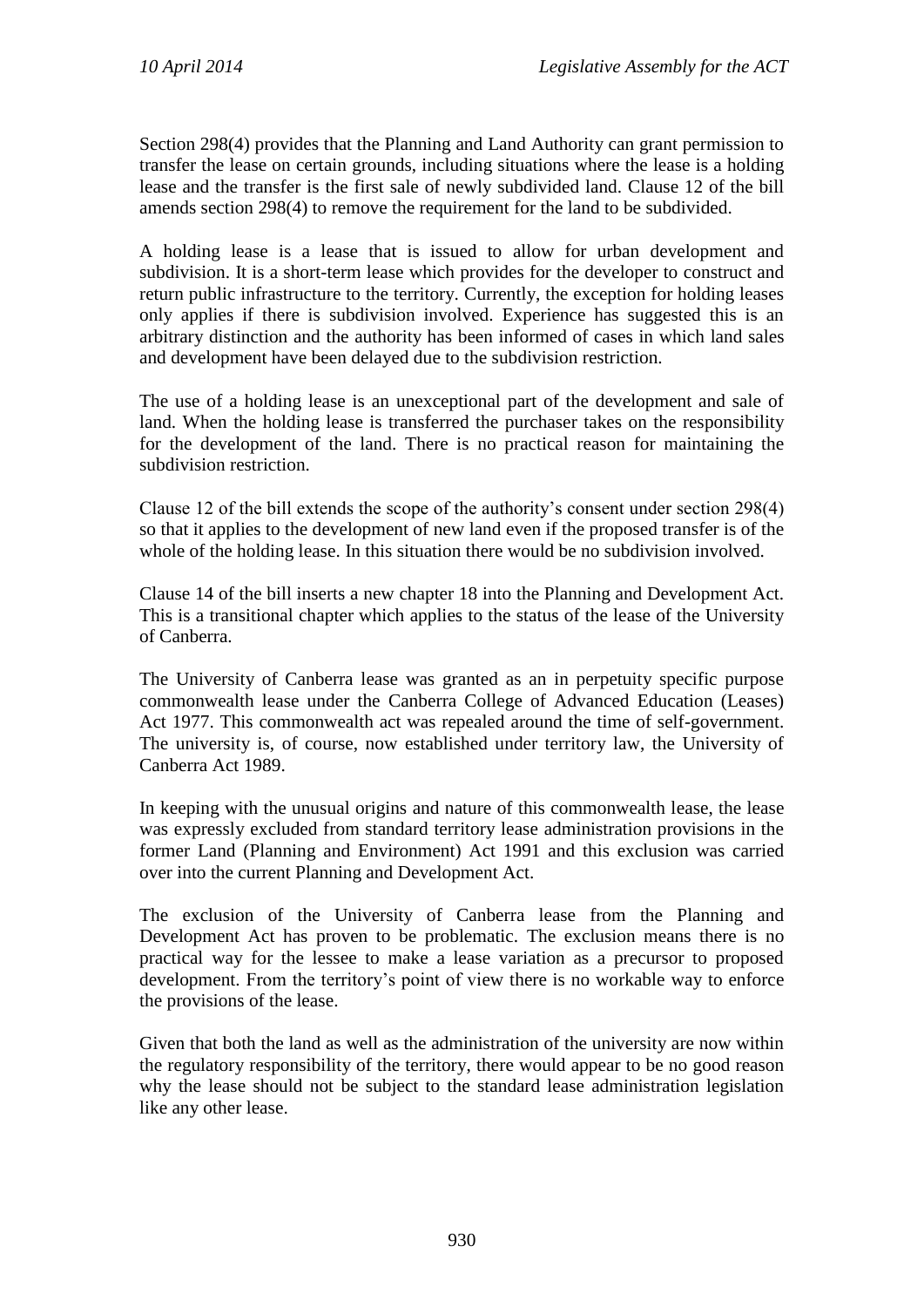Section 298(4) provides that the Planning and Land Authority can grant permission to transfer the lease on certain grounds, including situations where the lease is a holding lease and the transfer is the first sale of newly subdivided land. Clause 12 of the bill amends section 298(4) to remove the requirement for the land to be subdivided.

A holding lease is a lease that is issued to allow for urban development and subdivision. It is a short-term lease which provides for the developer to construct and return public infrastructure to the territory. Currently, the exception for holding leases only applies if there is subdivision involved. Experience has suggested this is an arbitrary distinction and the authority has been informed of cases in which land sales and development have been delayed due to the subdivision restriction.

The use of a holding lease is an unexceptional part of the development and sale of land. When the holding lease is transferred the purchaser takes on the responsibility for the development of the land. There is no practical reason for maintaining the subdivision restriction.

Clause 12 of the bill extends the scope of the authority's consent under section 298(4) so that it applies to the development of new land even if the proposed transfer is of the whole of the holding lease. In this situation there would be no subdivision involved.

Clause 14 of the bill inserts a new chapter 18 into the Planning and Development Act. This is a transitional chapter which applies to the status of the lease of the University of Canberra.

The University of Canberra lease was granted as an in perpetuity specific purpose commonwealth lease under the Canberra College of Advanced Education (Leases) Act 1977. This commonwealth act was repealed around the time of self-government. The university is, of course, now established under territory law, the University of Canberra Act 1989.

In keeping with the unusual origins and nature of this commonwealth lease, the lease was expressly excluded from standard territory lease administration provisions in the former Land (Planning and Environment) Act 1991 and this exclusion was carried over into the current Planning and Development Act.

The exclusion of the University of Canberra lease from the Planning and Development Act has proven to be problematic. The exclusion means there is no practical way for the lessee to make a lease variation as a precursor to proposed development. From the territory's point of view there is no workable way to enforce the provisions of the lease.

Given that both the land as well as the administration of the university are now within the regulatory responsibility of the territory, there would appear to be no good reason why the lease should not be subject to the standard lease administration legislation like any other lease.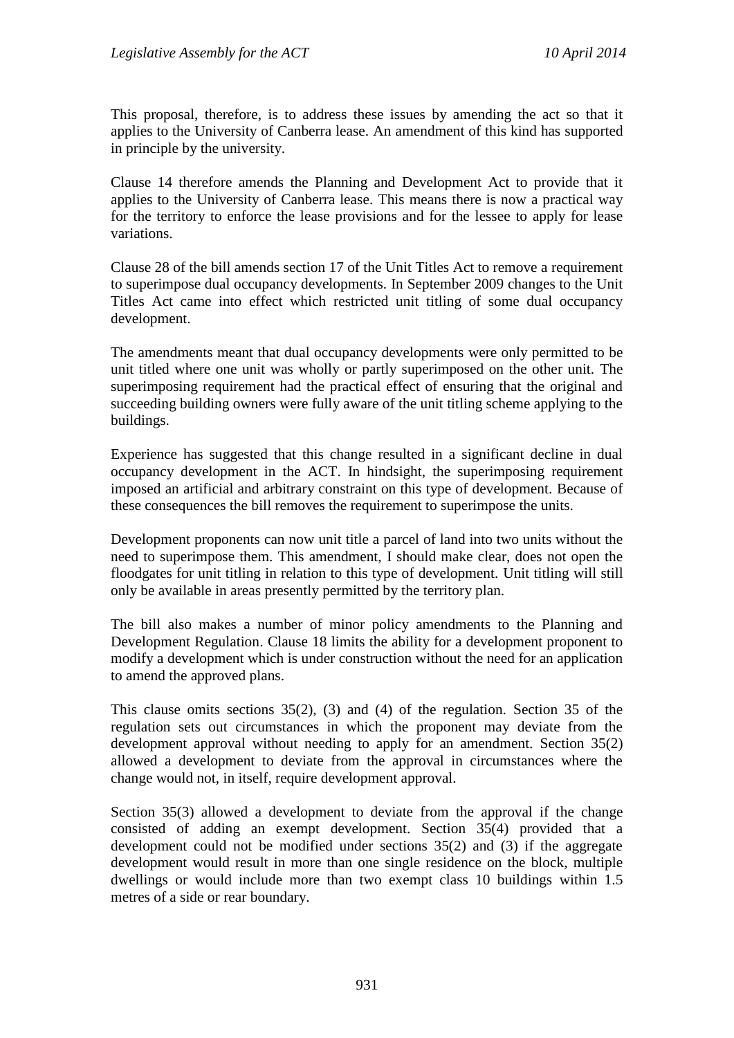This proposal, therefore, is to address these issues by amending the act so that it applies to the University of Canberra lease. An amendment of this kind has supported in principle by the university.

Clause 14 therefore amends the Planning and Development Act to provide that it applies to the University of Canberra lease. This means there is now a practical way for the territory to enforce the lease provisions and for the lessee to apply for lease variations.

Clause 28 of the bill amends section 17 of the Unit Titles Act to remove a requirement to superimpose dual occupancy developments. In September 2009 changes to the Unit Titles Act came into effect which restricted unit titling of some dual occupancy development.

The amendments meant that dual occupancy developments were only permitted to be unit titled where one unit was wholly or partly superimposed on the other unit. The superimposing requirement had the practical effect of ensuring that the original and succeeding building owners were fully aware of the unit titling scheme applying to the buildings.

Experience has suggested that this change resulted in a significant decline in dual occupancy development in the ACT. In hindsight, the superimposing requirement imposed an artificial and arbitrary constraint on this type of development. Because of these consequences the bill removes the requirement to superimpose the units.

Development proponents can now unit title a parcel of land into two units without the need to superimpose them. This amendment, I should make clear, does not open the floodgates for unit titling in relation to this type of development. Unit titling will still only be available in areas presently permitted by the territory plan.

The bill also makes a number of minor policy amendments to the Planning and Development Regulation. Clause 18 limits the ability for a development proponent to modify a development which is under construction without the need for an application to amend the approved plans.

This clause omits sections 35(2), (3) and (4) of the regulation. Section 35 of the regulation sets out circumstances in which the proponent may deviate from the development approval without needing to apply for an amendment. Section 35(2) allowed a development to deviate from the approval in circumstances where the change would not, in itself, require development approval.

Section 35(3) allowed a development to deviate from the approval if the change consisted of adding an exempt development. Section 35(4) provided that a development could not be modified under sections 35(2) and (3) if the aggregate development would result in more than one single residence on the block, multiple dwellings or would include more than two exempt class 10 buildings within 1.5 metres of a side or rear boundary.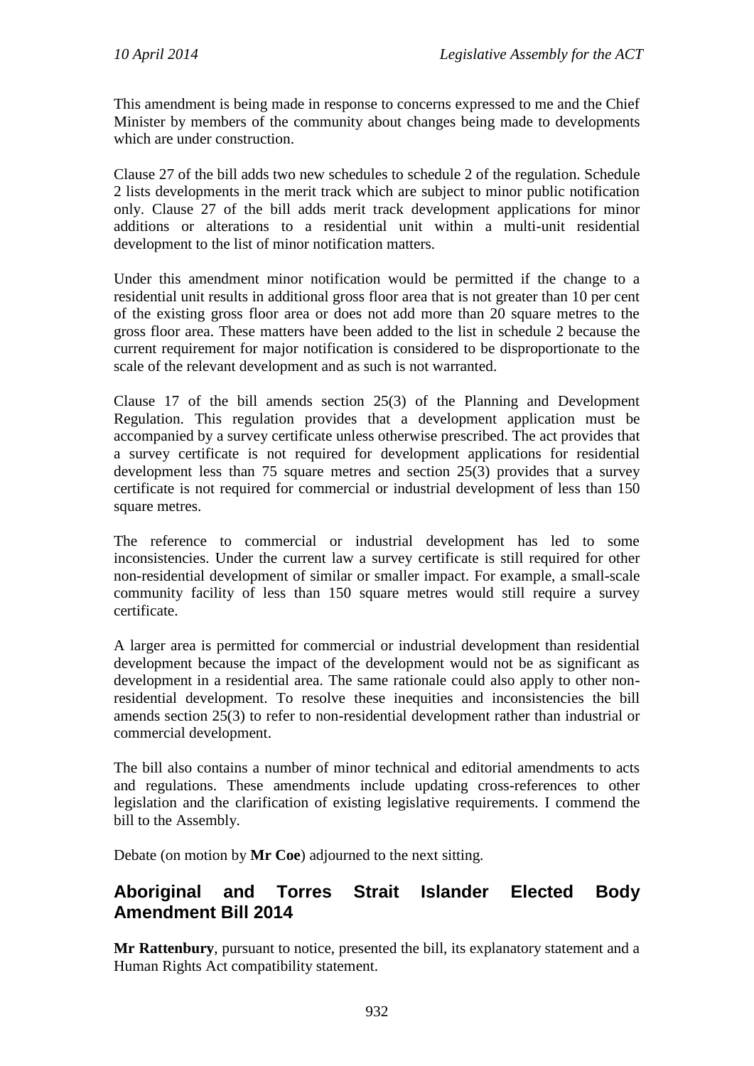This amendment is being made in response to concerns expressed to me and the Chief Minister by members of the community about changes being made to developments which are under construction.

Clause 27 of the bill adds two new schedules to schedule 2 of the regulation. Schedule 2 lists developments in the merit track which are subject to minor public notification only. Clause 27 of the bill adds merit track development applications for minor additions or alterations to a residential unit within a multi-unit residential development to the list of minor notification matters.

Under this amendment minor notification would be permitted if the change to a residential unit results in additional gross floor area that is not greater than 10 per cent of the existing gross floor area or does not add more than 20 square metres to the gross floor area. These matters have been added to the list in schedule 2 because the current requirement for major notification is considered to be disproportionate to the scale of the relevant development and as such is not warranted.

Clause 17 of the bill amends section 25(3) of the Planning and Development Regulation. This regulation provides that a development application must be accompanied by a survey certificate unless otherwise prescribed. The act provides that a survey certificate is not required for development applications for residential development less than 75 square metres and section 25(3) provides that a survey certificate is not required for commercial or industrial development of less than 150 square metres.

The reference to commercial or industrial development has led to some inconsistencies. Under the current law a survey certificate is still required for other non-residential development of similar or smaller impact. For example, a small-scale community facility of less than 150 square metres would still require a survey certificate.

A larger area is permitted for commercial or industrial development than residential development because the impact of the development would not be as significant as development in a residential area. The same rationale could also apply to other non-residential development. To resolve these inequities and inconsistencies the bill amends section 25(3) to refer to non-residential development rather than industrial or commercial development.

The bill also contains a number of minor technical and editorial amendments to acts and regulations. These amendments include updating cross-references to other legislation and the clarification of existing legislative requirements. I commend the bill to the Assembly.

Debate (on motion by **Mr Coe**) adjourned to the next sitting.

## Aboriginal and Torres Strait Islander Elected Body Amendment Bill 2014

**Mr Rattenbury**, pursuant to notice, presented the bill, its explanatory statement and a Human Rights Act compatibility statement.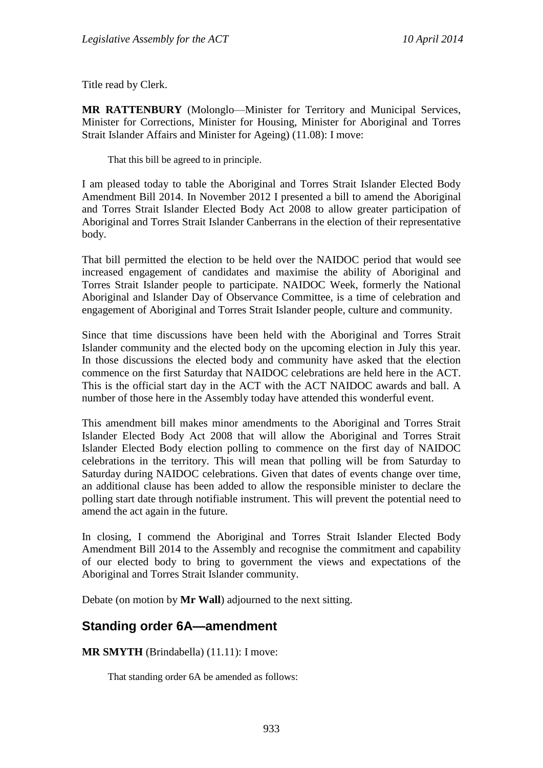Title read by Clerk.

**MR RATTENBURY** (Molonglo—Minister for Territory and Municipal Services, Minister for Corrections, Minister for Housing, Minister for Aboriginal and Torres Strait Islander Affairs and Minister for Ageing) (11.08): I move:

> That this bill be agreed to in principle.

I am pleased today to table the Aboriginal and Torres Strait Islander Elected Body Amendment Bill 2014. In November 2012 I presented a bill to amend the Aboriginal and Torres Strait Islander Elected Body Act 2008 to allow greater participation of Aboriginal and Torres Strait Islander Canberrans in the election of their representative body.

That bill permitted the election to be held over the NAIDOC period that would see increased engagement of candidates and maximise the ability of Aboriginal and Torres Strait Islander people to participate. NAIDOC Week, formerly the National Aboriginal and Islander Day of Observance Committee, is a time of celebration and engagement of Aboriginal and Torres Strait Islander people, culture and community.

Since that time discussions have been held with the Aboriginal and Torres Strait Islander community and the elected body on the upcoming election in July this year. In those discussions the elected body and community have asked that the election commence on the first Saturday that NAIDOC celebrations are held here in the ACT. This is the official start day in the ACT with the ACT NAIDOC awards and ball. A number of those here in the Assembly today have attended this wonderful event.

This amendment bill makes minor amendments to the Aboriginal and Torres Strait Islander Elected Body Act 2008 that will allow the Aboriginal and Torres Strait Islander Elected Body election polling to commence on the first day of NAIDOC celebrations in the territory. This will mean that polling will be from Saturday to Saturday during NAIDOC celebrations. Given that dates of events change over time, an additional clause has been added to allow the responsible minister to declare the polling start date through notifiable instrument. This will prevent the potential need to amend the act again in the future.

In closing, I commend the Aboriginal and Torres Strait Islander Elected Body Amendment Bill 2014 to the Assembly and recognise the commitment and capability of our elected body to bring to government the views and expectations of the Aboriginal and Torres Strait Islander community.

Debate (on motion by **Mr Wall**) adjourned to the next sitting.

## Standing order 6A—amendment

**MR SMYTH** (Brindabella) (11.11): I move:

> That standing order 6A be amended as follows: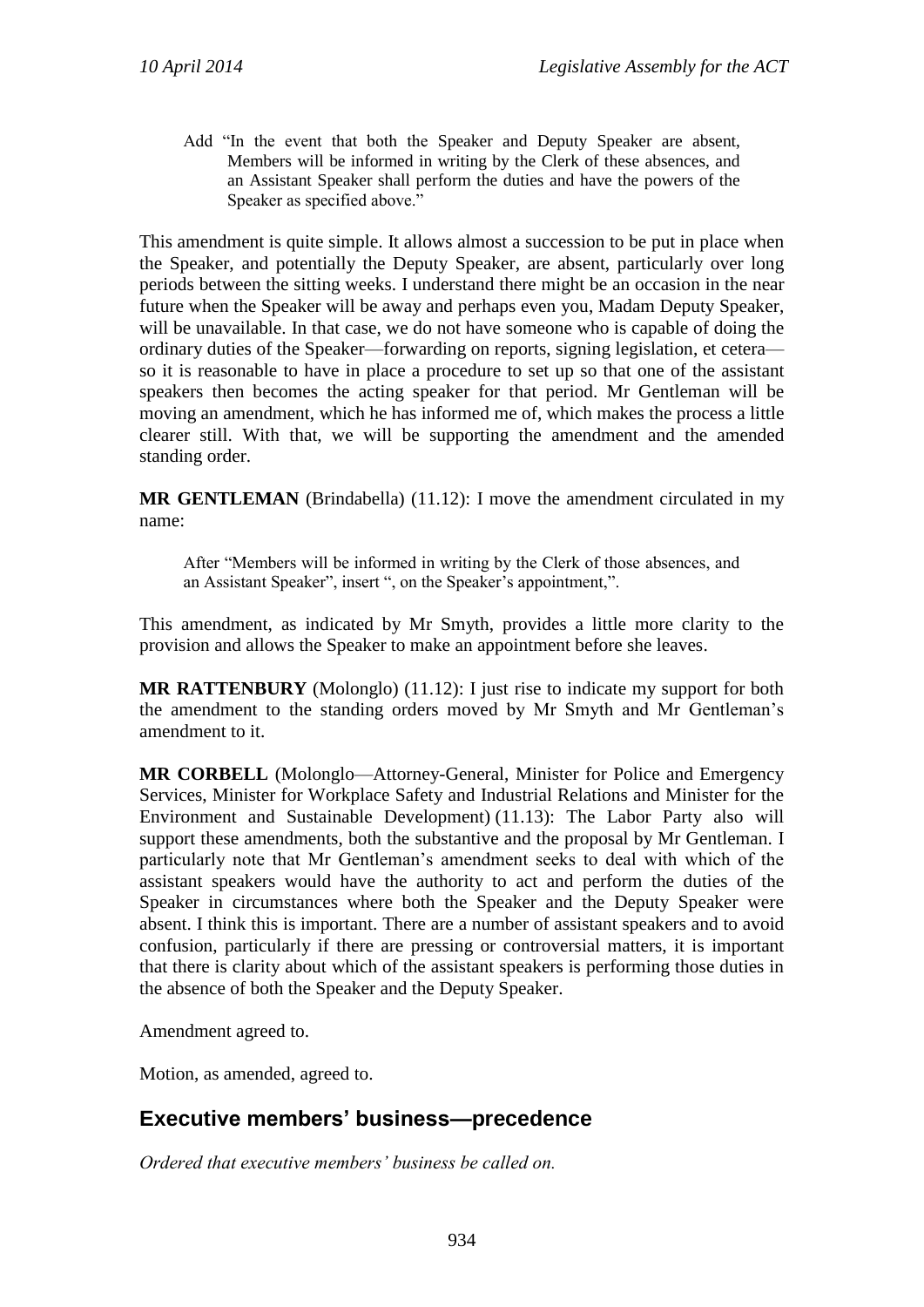> Add “In the event that both the Speaker and Deputy Speaker are absent, Members will be informed in writing by the Clerk of these absences, and an Assistant Speaker shall perform the duties and have the powers of the Speaker as specified above.”

This amendment is quite simple. It allows almost a succession to be put in place when the Speaker, and potentially the Deputy Speaker, are absent, particularly over long periods between the sitting weeks. I understand there might be an occasion in the near future when the Speaker will be away and perhaps even you, Madam Deputy Speaker, will be unavailable. In that case, we do not have someone who is capable of doing the ordinary duties of the Speaker—forwarding on reports, signing legislation, et cetera—so it is reasonable to have in place a procedure to set up so that one of the assistant speakers then becomes the acting speaker for that period. Mr Gentleman will be moving an amendment, which he has informed me of, which makes the process a little clearer still. With that, we will be supporting the amendment and the amended standing order.

**MR GENTLEMAN** (Brindabella) (11.12): I move the amendment circulated in my name:

> After “Members will be informed in writing by the Clerk of those absences, and an Assistant Speaker”, insert “, on the Speaker’s appointment,”.

This amendment, as indicated by Mr Smyth, provides a little more clarity to the provision and allows the Speaker to make an appointment before she leaves.

**MR RATTENBURY** (Molonglo) (11.12): I just rise to indicate my support for both the amendment to the standing orders moved by Mr Smyth and Mr Gentleman’s amendment to it.

**MR CORBELL** (Molonglo—Attorney-General, Minister for Police and Emergency Services, Minister for Workplace Safety and Industrial Relations and Minister for the Environment and Sustainable Development) (11.13): The Labor Party also will support these amendments, both the substantive and the proposal by Mr Gentleman. I particularly note that Mr Gentleman’s amendment seeks to deal with which of the assistant speakers would have the authority to act and perform the duties of the Speaker in circumstances where both the Speaker and the Deputy Speaker were absent. I think this is important. There are a number of assistant speakers and to avoid confusion, particularly if there are pressing or controversial matters, it is important that there is clarity about which of the assistant speakers is performing those duties in the absence of both the Speaker and the Deputy Speaker.

Amendment agreed to.

Motion, as amended, agreed to.

## Executive members’ business—precedence

*Ordered that executive members’ business be called on.*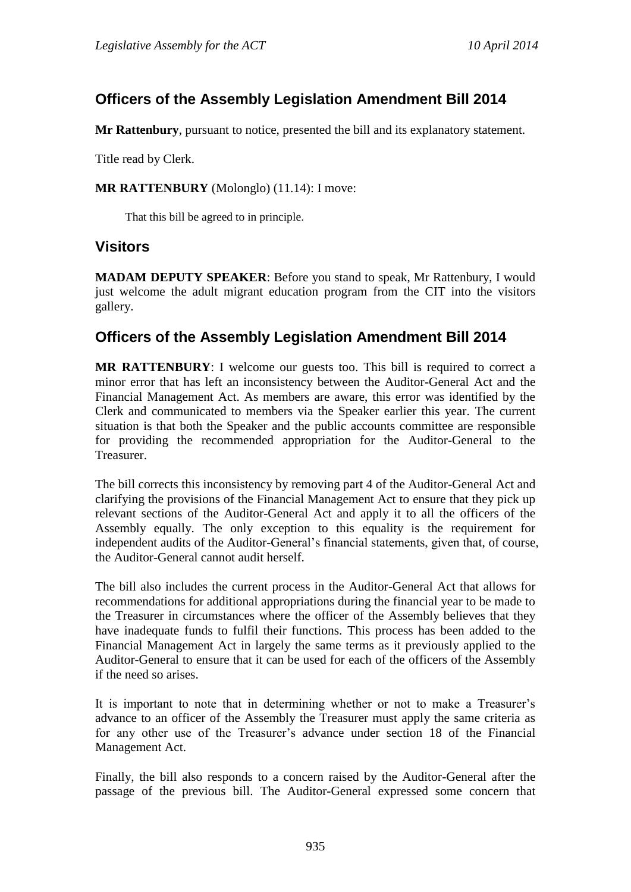## Officers of the Assembly Legislation Amendment Bill 2014

**Mr Rattenbury**, pursuant to notice, presented the bill and its explanatory statement.

Title read by Clerk.

**MR RATTENBURY** (Molonglo) (11.14): I move:

> That this bill be agreed to in principle.

## Visitors

**MADAM DEPUTY SPEAKER**: Before you stand to speak, Mr Rattenbury, I would just welcome the adult migrant education program from the CIT into the visitors gallery.

## Officers of the Assembly Legislation Amendment Bill 2014

**MR RATTENBURY**: I welcome our guests too. This bill is required to correct a minor error that has left an inconsistency between the Auditor-General Act and the Financial Management Act. As members are aware, this error was identified by the Clerk and communicated to members via the Speaker earlier this year. The current situation is that both the Speaker and the public accounts committee are responsible for providing the recommended appropriation for the Auditor-General to the Treasurer.

The bill corrects this inconsistency by removing part 4 of the Auditor-General Act and clarifying the provisions of the Financial Management Act to ensure that they pick up relevant sections of the Auditor-General Act and apply it to all the officers of the Assembly equally. The only exception to this equality is the requirement for independent audits of the Auditor-General's financial statements, given that, of course, the Auditor-General cannot audit herself.

The bill also includes the current process in the Auditor-General Act that allows for recommendations for additional appropriations during the financial year to be made to the Treasurer in circumstances where the officer of the Assembly believes that they have inadequate funds to fulfil their functions. This process has been added to the Financial Management Act in largely the same terms as it previously applied to the Auditor-General to ensure that it can be used for each of the officers of the Assembly if the need so arises.

It is important to note that in determining whether or not to make a Treasurer's advance to an officer of the Assembly the Treasurer must apply the same criteria as for any other use of the Treasurer's advance under section 18 of the Financial Management Act.

Finally, the bill also responds to a concern raised by the Auditor-General after the passage of the previous bill. The Auditor-General expressed some concern that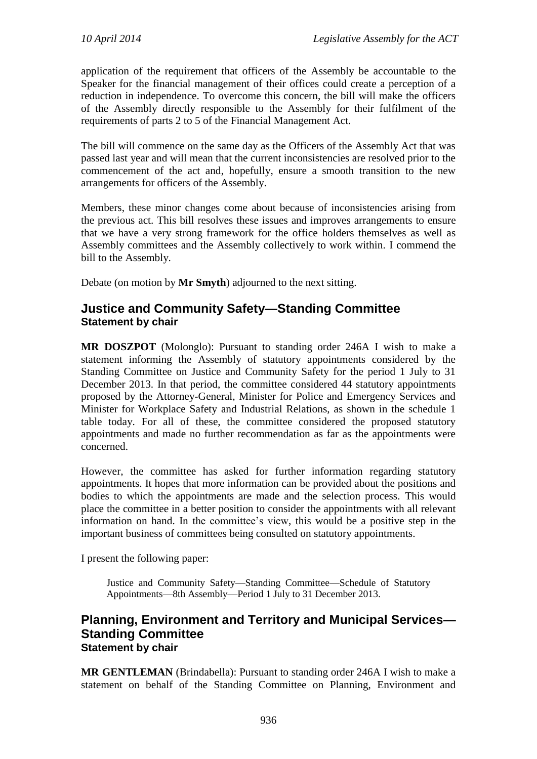application of the requirement that officers of the Assembly be accountable to the Speaker for the financial management of their offices could create a perception of a reduction in independence. To overcome this concern, the bill will make the officers of the Assembly directly responsible to the Assembly for their fulfilment of the requirements of parts 2 to 5 of the Financial Management Act.

The bill will commence on the same day as the Officers of the Assembly Act that was passed last year and will mean that the current inconsistencies are resolved prior to the commencement of the act and, hopefully, ensure a smooth transition to the new arrangements for officers of the Assembly.

Members, these minor changes come about because of inconsistencies arising from the previous act. This bill resolves these issues and improves arrangements to ensure that we have a very strong framework for the office holders themselves as well as Assembly committees and the Assembly collectively to work within. I commend the bill to the Assembly.

Debate (on motion by **Mr Smyth**) adjourned to the next sitting.

## Justice and Community Safety—Standing Committee

### Statement by chair

**MR DOSZPOT** (Molonglo): Pursuant to standing order 246A I wish to make a statement informing the Assembly of statutory appointments considered by the Standing Committee on Justice and Community Safety for the period 1 July to 31 December 2013. In that period, the committee considered 44 statutory appointments proposed by the Attorney-General, Minister for Police and Emergency Services and Minister for Workplace Safety and Industrial Relations, as shown in the schedule 1 table today. For all of these, the committee considered the proposed statutory appointments and made no further recommendation as far as the appointments were concerned.

However, the committee has asked for further information regarding statutory appointments. It hopes that more information can be provided about the positions and bodies to which the appointments are made and the selection process. This would place the committee in a better position to consider the appointments with all relevant information on hand. In the committee's view, this would be a positive step in the important business of committees being consulted on statutory appointments.

I present the following paper:

> Justice and Community Safety—Standing Committee—Schedule of Statutory Appointments—8th Assembly—Period 1 July to 31 December 2013.

## Planning, Environment and Territory and Municipal Services—Standing Committee

### Statement by chair

**MR GENTLEMAN** (Brindabella): Pursuant to standing order 246A I wish to make a statement on behalf of the Standing Committee on Planning, Environment and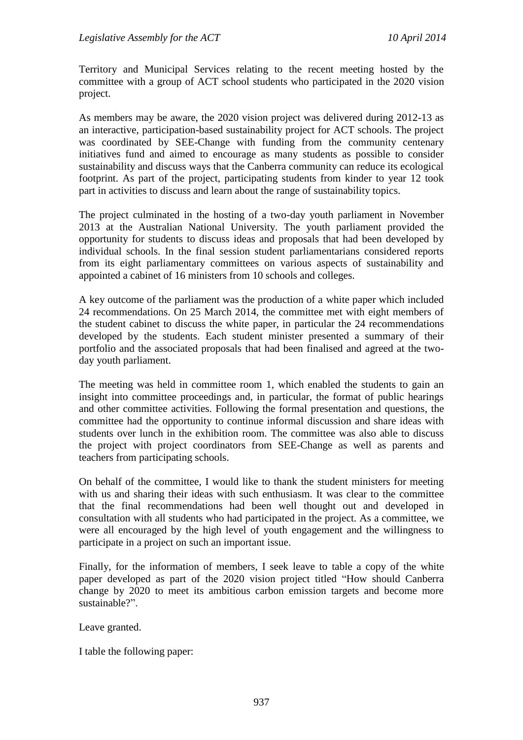Territory and Municipal Services relating to the recent meeting hosted by the committee with a group of ACT school students who participated in the 2020 vision project.

As members may be aware, the 2020 vision project was delivered during 2012-13 as an interactive, participation-based sustainability project for ACT schools. The project was coordinated by SEE-Change with funding from the community centenary initiatives fund and aimed to encourage as many students as possible to consider sustainability and discuss ways that the Canberra community can reduce its ecological footprint. As part of the project, participating students from kinder to year 12 took part in activities to discuss and learn about the range of sustainability topics.

The project culminated in the hosting of a two-day youth parliament in November 2013 at the Australian National University. The youth parliament provided the opportunity for students to discuss ideas and proposals that had been developed by individual schools. In the final session student parliamentarians considered reports from its eight parliamentary committees on various aspects of sustainability and appointed a cabinet of 16 ministers from 10 schools and colleges.

A key outcome of the parliament was the production of a white paper which included 24 recommendations. On 25 March 2014, the committee met with eight members of the student cabinet to discuss the white paper, in particular the 24 recommendations developed by the students. Each student minister presented a summary of their portfolio and the associated proposals that had been finalised and agreed at the two-day youth parliament.

The meeting was held in committee room 1, which enabled the students to gain an insight into committee proceedings and, in particular, the format of public hearings and other committee activities. Following the formal presentation and questions, the committee had the opportunity to continue informal discussion and share ideas with students over lunch in the exhibition room. The committee was also able to discuss the project with project coordinators from SEE-Change as well as parents and teachers from participating schools.

On behalf of the committee, I would like to thank the student ministers for meeting with us and sharing their ideas with such enthusiasm. It was clear to the committee that the final recommendations had been well thought out and developed in consultation with all students who had participated in the project. As a committee, we were all encouraged by the high level of youth engagement and the willingness to participate in a project on such an important issue.

Finally, for the information of members, I seek leave to table a copy of the white paper developed as part of the 2020 vision project titled "How should Canberra change by 2020 to meet its ambitious carbon emission targets and become more sustainable?".

Leave granted.

I table the following paper: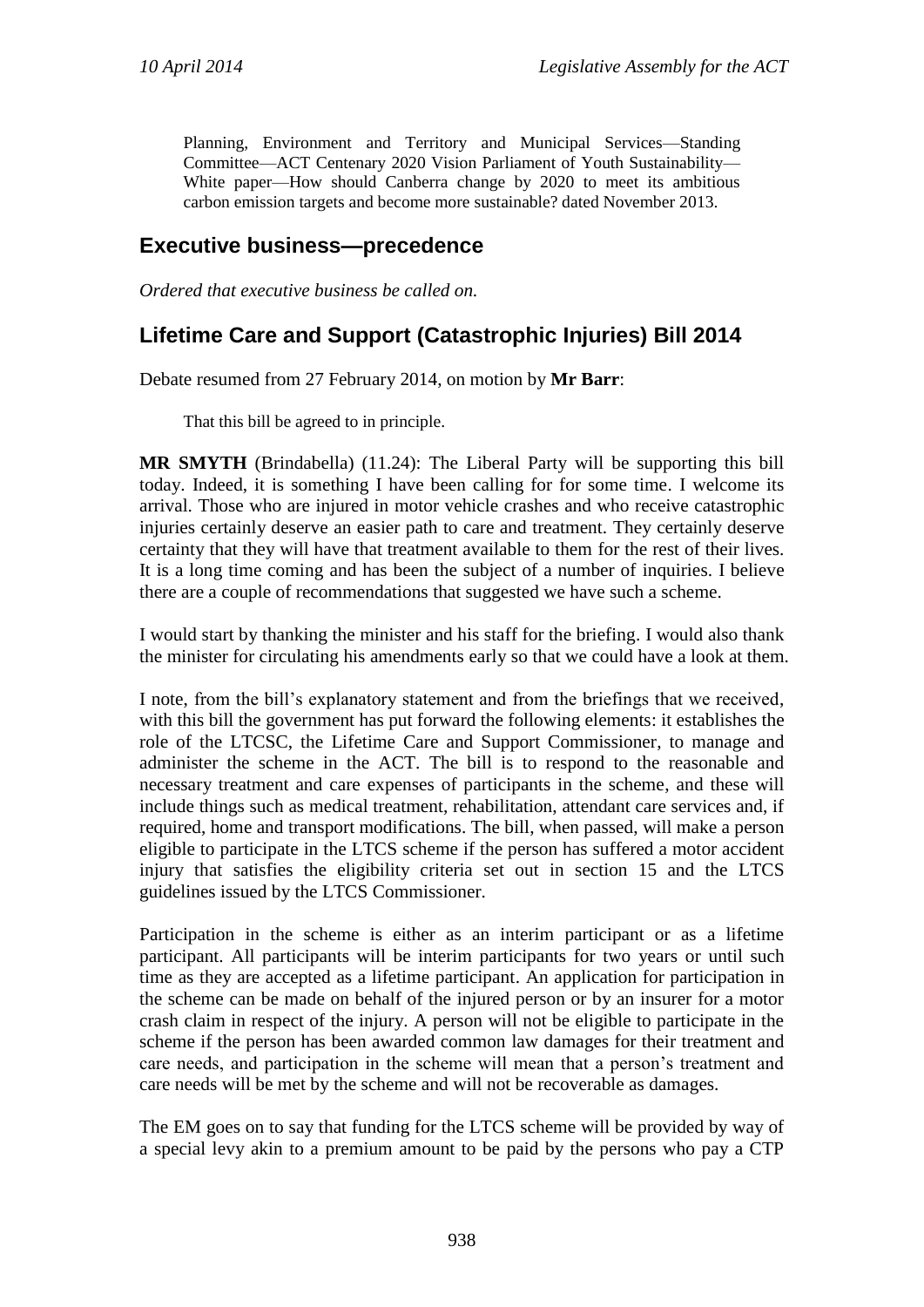Planning, Environment and Territory and Municipal Services—Standing Committee—ACT Centenary 2020 Vision Parliament of Youth Sustainability—White paper—How should Canberra change by 2020 to meet its ambitious carbon emission targets and become more sustainable? dated November 2013.

## Executive business—precedence

*Ordered that executive business be called on.*

## Lifetime Care and Support (Catastrophic Injuries) Bill 2014

Debate resumed from 27 February 2014, on motion by **Mr Barr**:

> That this bill be agreed to in principle.

**MR SMYTH** (Brindabella) (11.24): The Liberal Party will be supporting this bill today. Indeed, it is something I have been calling for for some time. I welcome its arrival. Those who are injured in motor vehicle crashes and who receive catastrophic injuries certainly deserve an easier path to care and treatment. They certainly deserve certainty that they will have that treatment available to them for the rest of their lives. It is a long time coming and has been the subject of a number of inquiries. I believe there are a couple of recommendations that suggested we have such a scheme.

I would start by thanking the minister and his staff for the briefing. I would also thank the minister for circulating his amendments early so that we could have a look at them.

I note, from the bill's explanatory statement and from the briefings that we received, with this bill the government has put forward the following elements: it establishes the role of the LTCSC, the Lifetime Care and Support Commissioner, to manage and administer the scheme in the ACT. The bill is to respond to the reasonable and necessary treatment and care expenses of participants in the scheme, and these will include things such as medical treatment, rehabilitation, attendant care services and, if required, home and transport modifications. The bill, when passed, will make a person eligible to participate in the LTCS scheme if the person has suffered a motor accident injury that satisfies the eligibility criteria set out in section 15 and the LTCS guidelines issued by the LTCS Commissioner.

Participation in the scheme is either as an interim participant or as a lifetime participant. All participants will be interim participants for two years or until such time as they are accepted as a lifetime participant. An application for participation in the scheme can be made on behalf of the injured person or by an insurer for a motor crash claim in respect of the injury. A person will not be eligible to participate in the scheme if the person has been awarded common law damages for their treatment and care needs, and participation in the scheme will mean that a person's treatment and care needs will be met by the scheme and will not be recoverable as damages.

The EM goes on to say that funding for the LTCS scheme will be provided by way of a special levy akin to a premium amount to be paid by the persons who pay a CTP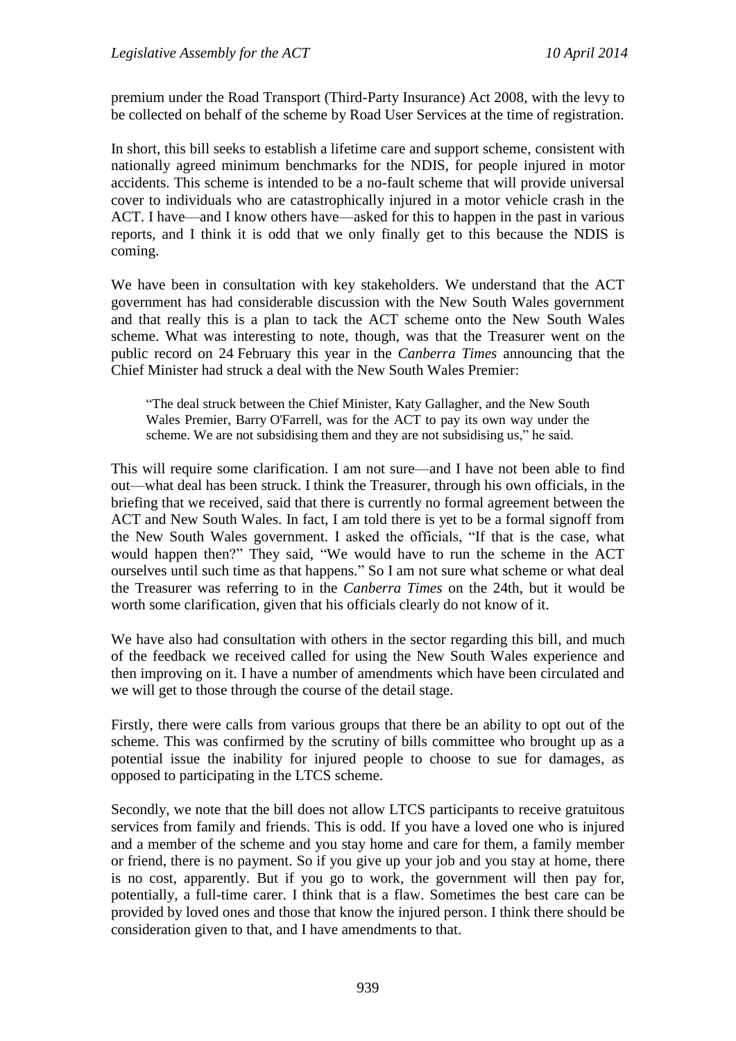premium under the Road Transport (Third-Party Insurance) Act 2008, with the levy to be collected on behalf of the scheme by Road User Services at the time of registration.

In short, this bill seeks to establish a lifetime care and support scheme, consistent with nationally agreed minimum benchmarks for the NDIS, for people injured in motor accidents. This scheme is intended to be a no-fault scheme that will provide universal cover to individuals who are catastrophically injured in a motor vehicle crash in the ACT. I have—and I know others have—asked for this to happen in the past in various reports, and I think it is odd that we only finally get to this because the NDIS is coming.

We have been in consultation with key stakeholders. We understand that the ACT government has had considerable discussion with the New South Wales government and that really this is a plan to tack the ACT scheme onto the New South Wales scheme. What was interesting to note, though, was that the Treasurer went on the public record on 24 February this year in the *Canberra Times* announcing that the Chief Minister had struck a deal with the New South Wales Premier:

> "The deal struck between the Chief Minister, Katy Gallagher, and the New South Wales Premier, Barry O'Farrell, was for the ACT to pay its own way under the scheme. We are not subsidising them and they are not subsidising us," he said.

This will require some clarification. I am not sure—and I have not been able to find out—what deal has been struck. I think the Treasurer, through his own officials, in the briefing that we received, said that there is currently no formal agreement between the ACT and New South Wales. In fact, I am told there is yet to be a formal signoff from the New South Wales government. I asked the officials, "If that is the case, what would happen then?" They said, "We would have to run the scheme in the ACT ourselves until such time as that happens." So I am not sure what scheme or what deal the Treasurer was referring to in the *Canberra Times* on the 24th, but it would be worth some clarification, given that his officials clearly do not know of it.

We have also had consultation with others in the sector regarding this bill, and much of the feedback we received called for using the New South Wales experience and then improving on it. I have a number of amendments which have been circulated and we will get to those through the course of the detail stage.

Firstly, there were calls from various groups that there be an ability to opt out of the scheme. This was confirmed by the scrutiny of bills committee who brought up as a potential issue the inability for injured people to choose to sue for damages, as opposed to participating in the LTCS scheme.

Secondly, we note that the bill does not allow LTCS participants to receive gratuitous services from family and friends. This is odd. If you have a loved one who is injured and a member of the scheme and you stay home and care for them, a family member or friend, there is no payment. So if you give up your job and you stay at home, there is no cost, apparently. But if you go to work, the government will then pay for, potentially, a full-time carer. I think that is a flaw. Sometimes the best care can be provided by loved ones and those that know the injured person. I think there should be consideration given to that, and I have amendments to that.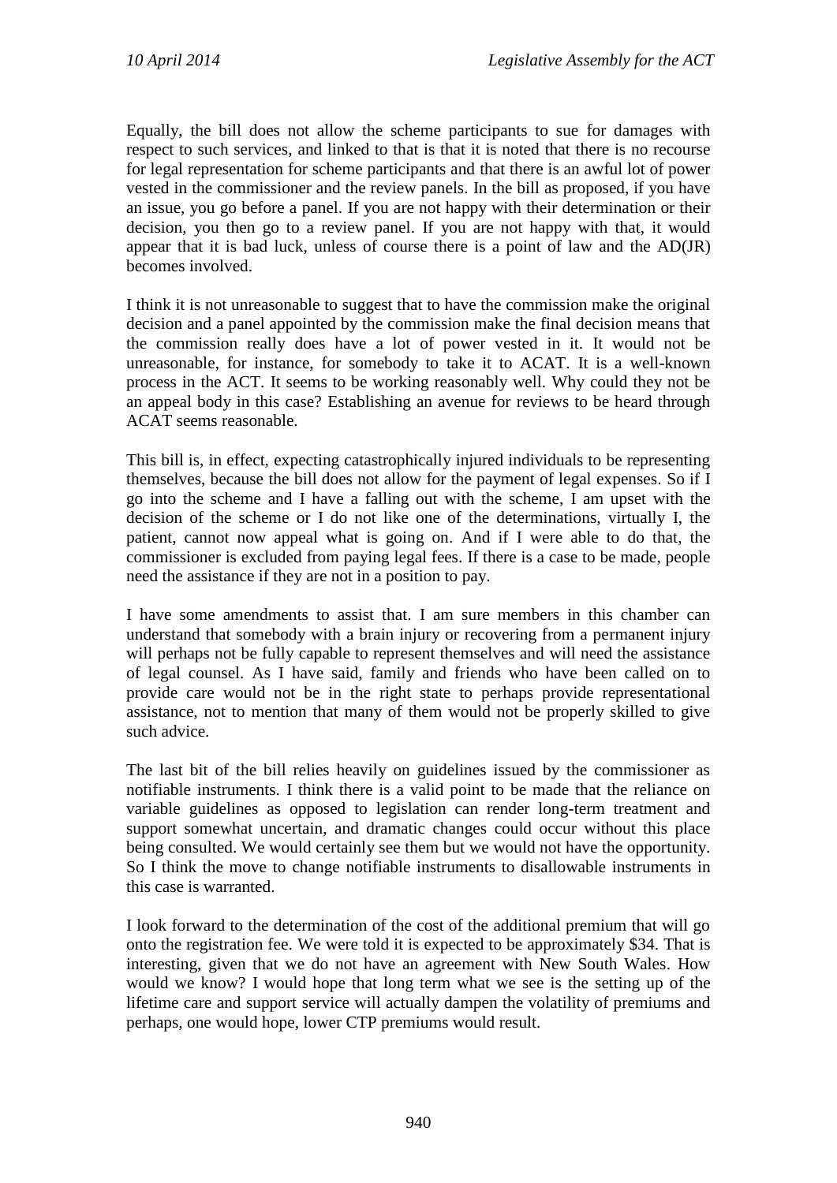Equally, the bill does not allow the scheme participants to sue for damages with respect to such services, and linked to that is that it is noted that there is no recourse for legal representation for scheme participants and that there is an awful lot of power vested in the commissioner and the review panels. In the bill as proposed, if you have an issue, you go before a panel. If you are not happy with their determination or their decision, you then go to a review panel. If you are not happy with that, it would appear that it is bad luck, unless of course there is a point of law and the AD(JR) becomes involved.

I think it is not unreasonable to suggest that to have the commission make the original decision and a panel appointed by the commission make the final decision means that the commission really does have a lot of power vested in it. It would not be unreasonable, for instance, for somebody to take it to ACAT. It is a well-known process in the ACT. It seems to be working reasonably well. Why could they not be an appeal body in this case? Establishing an avenue for reviews to be heard through ACAT seems reasonable.

This bill is, in effect, expecting catastrophically injured individuals to be representing themselves, because the bill does not allow for the payment of legal expenses. So if I go into the scheme and I have a falling out with the scheme, I am upset with the decision of the scheme or I do not like one of the determinations, virtually I, the patient, cannot now appeal what is going on. And if I were able to do that, the commissioner is excluded from paying legal fees. If there is a case to be made, people need the assistance if they are not in a position to pay.

I have some amendments to assist that. I am sure members in this chamber can understand that somebody with a brain injury or recovering from a permanent injury will perhaps not be fully capable to represent themselves and will need the assistance of legal counsel. As I have said, family and friends who have been called on to provide care would not be in the right state to perhaps provide representational assistance, not to mention that many of them would not be properly skilled to give such advice.

The last bit of the bill relies heavily on guidelines issued by the commissioner as notifiable instruments. I think there is a valid point to be made that the reliance on variable guidelines as opposed to legislation can render long-term treatment and support somewhat uncertain, and dramatic changes could occur without this place being consulted. We would certainly see them but we would not have the opportunity. So I think the move to change notifiable instruments to disallowable instruments in this case is warranted.

I look forward to the determination of the cost of the additional premium that will go onto the registration fee. We were told it is expected to be approximately $34. That is interesting, given that we do not have an agreement with New South Wales. How would we know? I would hope that long term what we see is the setting up of the lifetime care and support service will actually dampen the volatility of premiums and perhaps, one would hope, lower CTP premiums would result.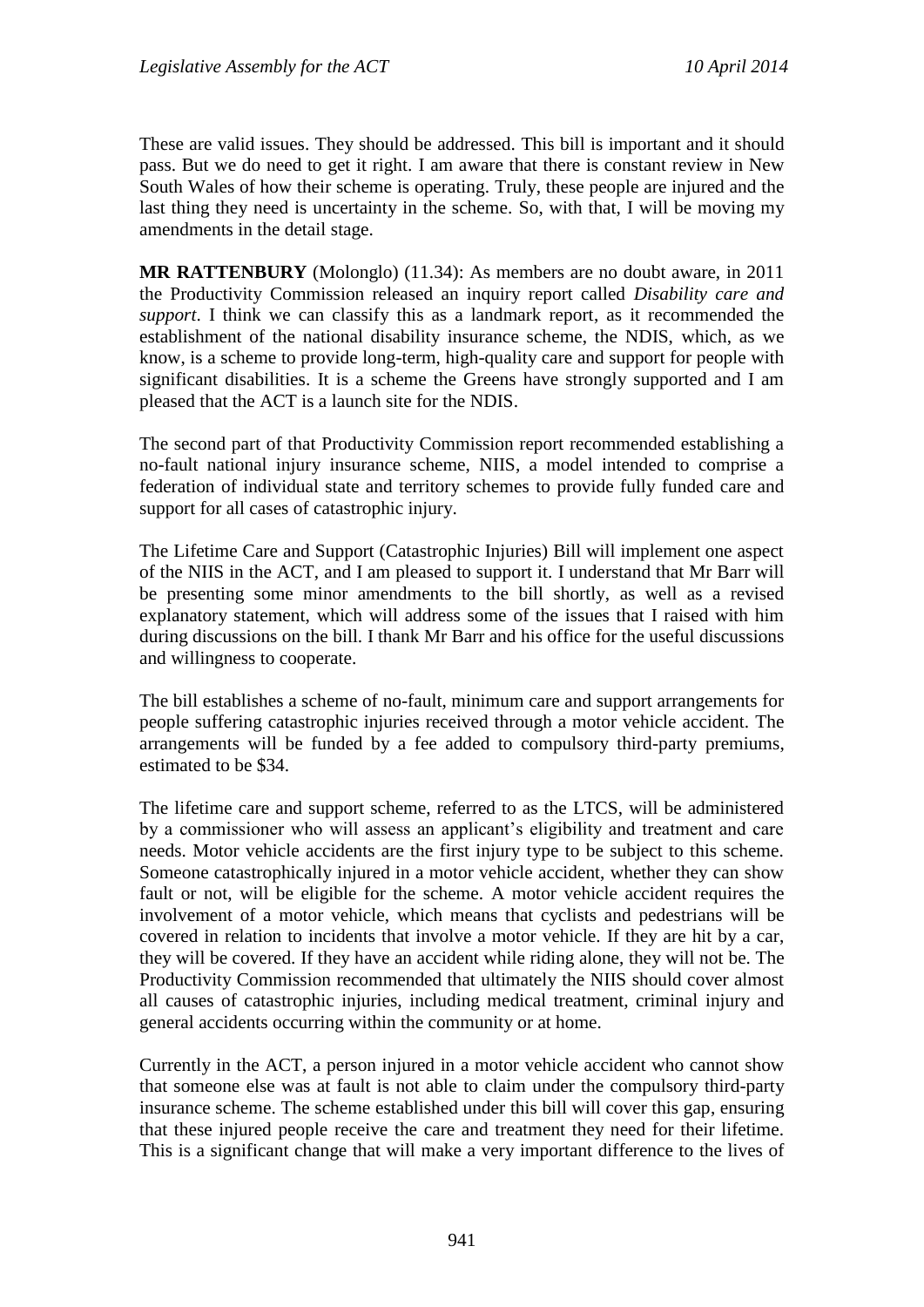These are valid issues. They should be addressed. This bill is important and it should pass. But we do need to get it right. I am aware that there is constant review in New South Wales of how their scheme is operating. Truly, these people are injured and the last thing they need is uncertainty in the scheme. So, with that, I will be moving my amendments in the detail stage.

**MR RATTENBURY** (Molonglo) (11.34): As members are no doubt aware, in 2011 the Productivity Commission released an inquiry report called *Disability care and support*. I think we can classify this as a landmark report, as it recommended the establishment of the national disability insurance scheme, the NDIS, which, as we know, is a scheme to provide long-term, high-quality care and support for people with significant disabilities. It is a scheme the Greens have strongly supported and I am pleased that the ACT is a launch site for the NDIS.

The second part of that Productivity Commission report recommended establishing a no-fault national injury insurance scheme, NIIS, a model intended to comprise a federation of individual state and territory schemes to provide fully funded care and support for all cases of catastrophic injury.

The Lifetime Care and Support (Catastrophic Injuries) Bill will implement one aspect of the NIIS in the ACT, and I am pleased to support it. I understand that Mr Barr will be presenting some minor amendments to the bill shortly, as well as a revised explanatory statement, which will address some of the issues that I raised with him during discussions on the bill. I thank Mr Barr and his office for the useful discussions and willingness to cooperate.

The bill establishes a scheme of no-fault, minimum care and support arrangements for people suffering catastrophic injuries received through a motor vehicle accident. The arrangements will be funded by a fee added to compulsory third-party premiums, estimated to be $34.

The lifetime care and support scheme, referred to as the LTCS, will be administered by a commissioner who will assess an applicant's eligibility and treatment and care needs. Motor vehicle accidents are the first injury type to be subject to this scheme. Someone catastrophically injured in a motor vehicle accident, whether they can show fault or not, will be eligible for the scheme. A motor vehicle accident requires the involvement of a motor vehicle, which means that cyclists and pedestrians will be covered in relation to incidents that involve a motor vehicle. If they are hit by a car, they will be covered. If they have an accident while riding alone, they will not be. The Productivity Commission recommended that ultimately the NIIS should cover almost all causes of catastrophic injuries, including medical treatment, criminal injury and general accidents occurring within the community or at home.

Currently in the ACT, a person injured in a motor vehicle accident who cannot show that someone else was at fault is not able to claim under the compulsory third-party insurance scheme. The scheme established under this bill will cover this gap, ensuring that these injured people receive the care and treatment they need for their lifetime. This is a significant change that will make a very important difference to the lives of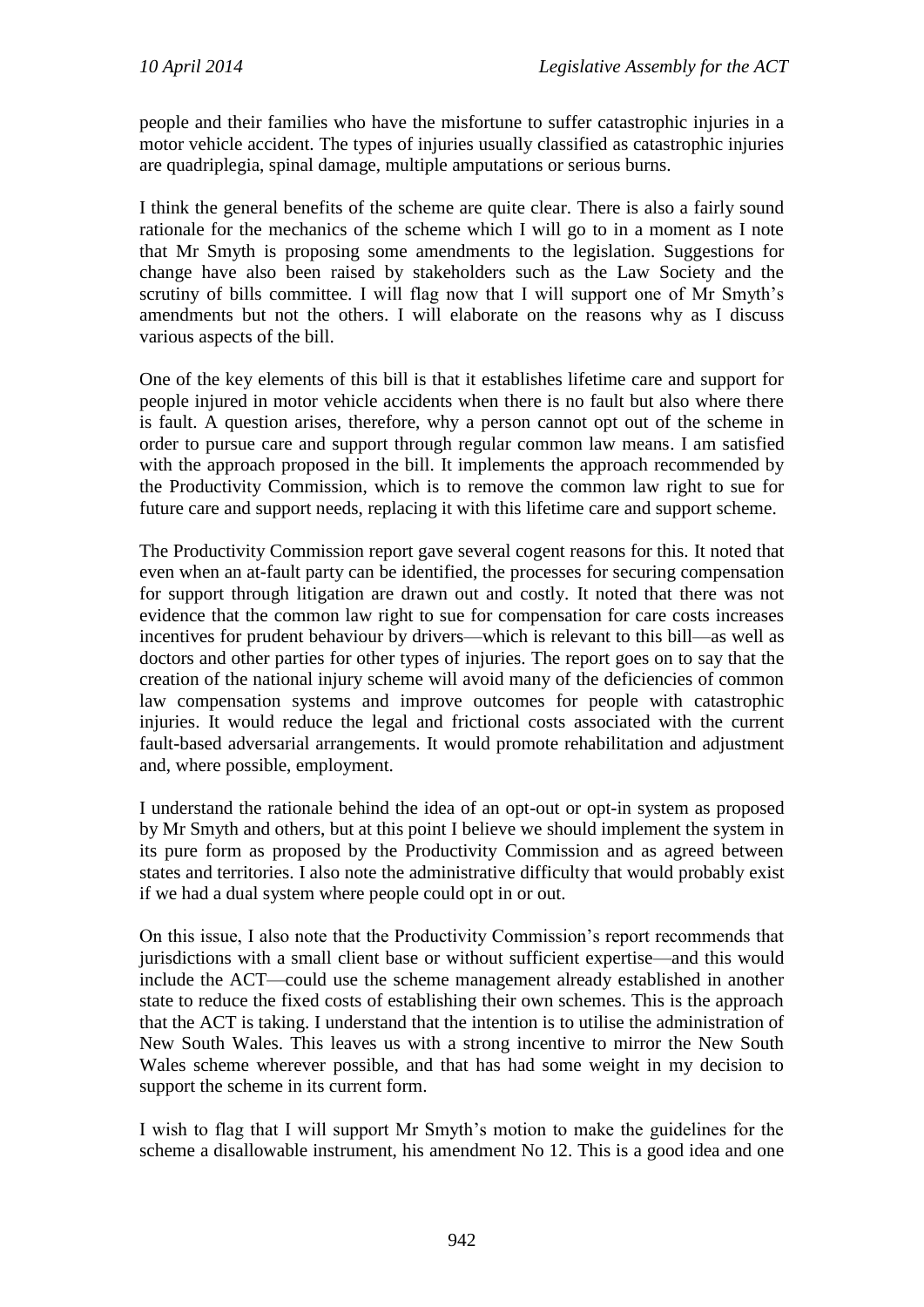people and their families who have the misfortune to suffer catastrophic injuries in a motor vehicle accident. The types of injuries usually classified as catastrophic injuries are quadriplegia, spinal damage, multiple amputations or serious burns.

I think the general benefits of the scheme are quite clear. There is also a fairly sound rationale for the mechanics of the scheme which I will go to in a moment as I note that Mr Smyth is proposing some amendments to the legislation. Suggestions for change have also been raised by stakeholders such as the Law Society and the scrutiny of bills committee. I will flag now that I will support one of Mr Smyth's amendments but not the others. I will elaborate on the reasons why as I discuss various aspects of the bill.

One of the key elements of this bill is that it establishes lifetime care and support for people injured in motor vehicle accidents when there is no fault but also where there is fault. A question arises, therefore, why a person cannot opt out of the scheme in order to pursue care and support through regular common law means. I am satisfied with the approach proposed in the bill. It implements the approach recommended by the Productivity Commission, which is to remove the common law right to sue for future care and support needs, replacing it with this lifetime care and support scheme.

The Productivity Commission report gave several cogent reasons for this. It noted that even when an at-fault party can be identified, the processes for securing compensation for support through litigation are drawn out and costly. It noted that there was not evidence that the common law right to sue for compensation for care costs increases incentives for prudent behaviour by drivers—which is relevant to this bill—as well as doctors and other parties for other types of injuries. The report goes on to say that the creation of the national injury scheme will avoid many of the deficiencies of common law compensation systems and improve outcomes for people with catastrophic injuries. It would reduce the legal and frictional costs associated with the current fault-based adversarial arrangements. It would promote rehabilitation and adjustment and, where possible, employment.

I understand the rationale behind the idea of an opt-out or opt-in system as proposed by Mr Smyth and others, but at this point I believe we should implement the system in its pure form as proposed by the Productivity Commission and as agreed between states and territories. I also note the administrative difficulty that would probably exist if we had a dual system where people could opt in or out.

On this issue, I also note that the Productivity Commission's report recommends that jurisdictions with a small client base or without sufficient expertise—and this would include the ACT—could use the scheme management already established in another state to reduce the fixed costs of establishing their own schemes. This is the approach that the ACT is taking. I understand that the intention is to utilise the administration of New South Wales. This leaves us with a strong incentive to mirror the New South Wales scheme wherever possible, and that has had some weight in my decision to support the scheme in its current form.

I wish to flag that I will support Mr Smyth's motion to make the guidelines for the scheme a disallowable instrument, his amendment No 12. This is a good idea and one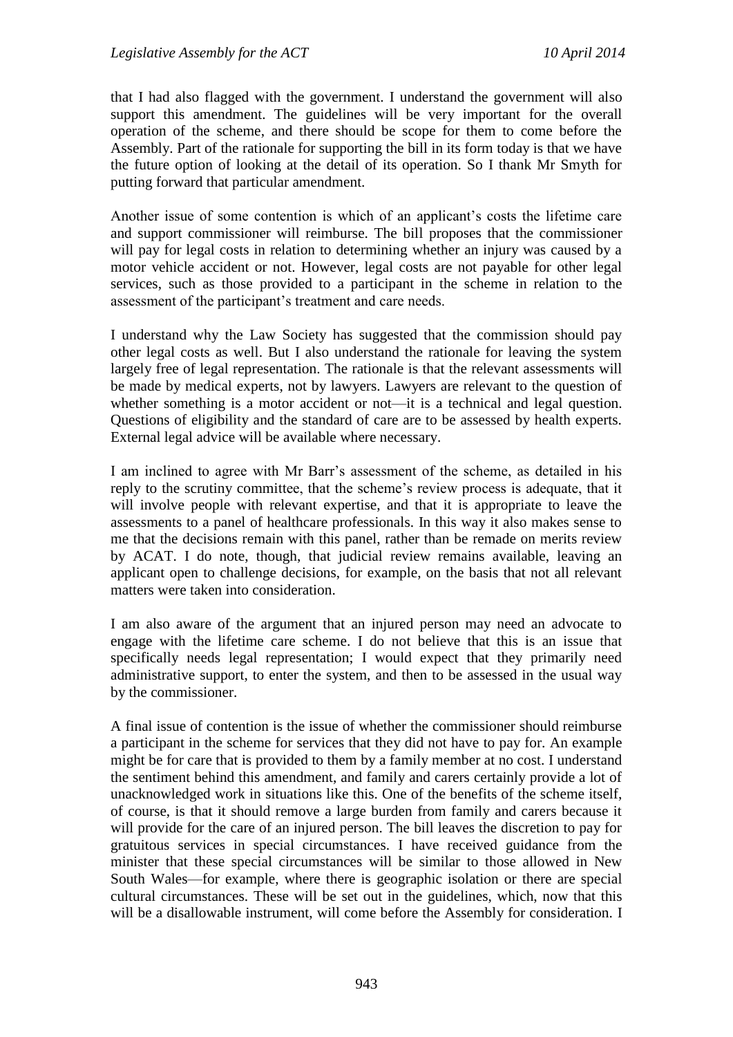that I had also flagged with the government. I understand the government will also support this amendment. The guidelines will be very important for the overall operation of the scheme, and there should be scope for them to come before the Assembly. Part of the rationale for supporting the bill in its form today is that we have the future option of looking at the detail of its operation. So I thank Mr Smyth for putting forward that particular amendment.

Another issue of some contention is which of an applicant's costs the lifetime care and support commissioner will reimburse. The bill proposes that the commissioner will pay for legal costs in relation to determining whether an injury was caused by a motor vehicle accident or not. However, legal costs are not payable for other legal services, such as those provided to a participant in the scheme in relation to the assessment of the participant's treatment and care needs.

I understand why the Law Society has suggested that the commission should pay other legal costs as well. But I also understand the rationale for leaving the system largely free of legal representation. The rationale is that the relevant assessments will be made by medical experts, not by lawyers. Lawyers are relevant to the question of whether something is a motor accident or not—it is a technical and legal question. Questions of eligibility and the standard of care are to be assessed by health experts. External legal advice will be available where necessary.

I am inclined to agree with Mr Barr's assessment of the scheme, as detailed in his reply to the scrutiny committee, that the scheme's review process is adequate, that it will involve people with relevant expertise, and that it is appropriate to leave the assessments to a panel of healthcare professionals. In this way it also makes sense to me that the decisions remain with this panel, rather than be remade on merits review by ACAT. I do note, though, that judicial review remains available, leaving an applicant open to challenge decisions, for example, on the basis that not all relevant matters were taken into consideration.

I am also aware of the argument that an injured person may need an advocate to engage with the lifetime care scheme. I do not believe that this is an issue that specifically needs legal representation; I would expect that they primarily need administrative support, to enter the system, and then to be assessed in the usual way by the commissioner.

A final issue of contention is the issue of whether the commissioner should reimburse a participant in the scheme for services that they did not have to pay for. An example might be for care that is provided to them by a family member at no cost. I understand the sentiment behind this amendment, and family and carers certainly provide a lot of unacknowledged work in situations like this. One of the benefits of the scheme itself, of course, is that it should remove a large burden from family and carers because it will provide for the care of an injured person. The bill leaves the discretion to pay for gratuitous services in special circumstances. I have received guidance from the minister that these special circumstances will be similar to those allowed in New South Wales—for example, where there is geographic isolation or there are special cultural circumstances. These will be set out in the guidelines, which, now that this will be a disallowable instrument, will come before the Assembly for consideration. I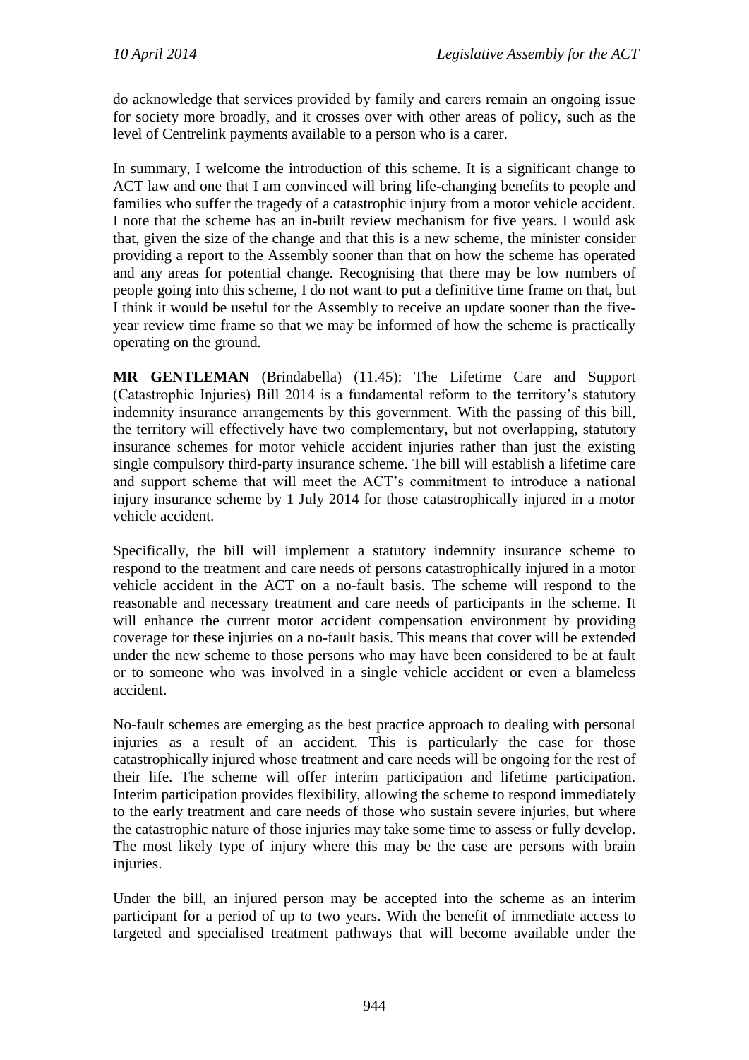do acknowledge that services provided by family and carers remain an ongoing issue for society more broadly, and it crosses over with other areas of policy, such as the level of Centrelink payments available to a person who is a carer.

In summary, I welcome the introduction of this scheme. It is a significant change to ACT law and one that I am convinced will bring life-changing benefits to people and families who suffer the tragedy of a catastrophic injury from a motor vehicle accident. I note that the scheme has an in-built review mechanism for five years. I would ask that, given the size of the change and that this is a new scheme, the minister consider providing a report to the Assembly sooner than that on how the scheme has operated and any areas for potential change. Recognising that there may be low numbers of people going into this scheme, I do not want to put a definitive time frame on that, but I think it would be useful for the Assembly to receive an update sooner than the five-year review time frame so that we may be informed of how the scheme is practically operating on the ground.

**MR GENTLEMAN** (Brindabella) (11.45): The Lifetime Care and Support (Catastrophic Injuries) Bill 2014 is a fundamental reform to the territory's statutory indemnity insurance arrangements by this government. With the passing of this bill, the territory will effectively have two complementary, but not overlapping, statutory insurance schemes for motor vehicle accident injuries rather than just the existing single compulsory third-party insurance scheme. The bill will establish a lifetime care and support scheme that will meet the ACT's commitment to introduce a national injury insurance scheme by 1 July 2014 for those catastrophically injured in a motor vehicle accident.

Specifically, the bill will implement a statutory indemnity insurance scheme to respond to the treatment and care needs of persons catastrophically injured in a motor vehicle accident in the ACT on a no-fault basis. The scheme will respond to the reasonable and necessary treatment and care needs of participants in the scheme. It will enhance the current motor accident compensation environment by providing coverage for these injuries on a no-fault basis. This means that cover will be extended under the new scheme to those persons who may have been considered to be at fault or to someone who was involved in a single vehicle accident or even a blameless accident.

No-fault schemes are emerging as the best practice approach to dealing with personal injuries as a result of an accident. This is particularly the case for those catastrophically injured whose treatment and care needs will be ongoing for the rest of their life. The scheme will offer interim participation and lifetime participation. Interim participation provides flexibility, allowing the scheme to respond immediately to the early treatment and care needs of those who sustain severe injuries, but where the catastrophic nature of those injuries may take some time to assess or fully develop. The most likely type of injury where this may be the case are persons with brain injuries.

Under the bill, an injured person may be accepted into the scheme as an interim participant for a period of up to two years. With the benefit of immediate access to targeted and specialised treatment pathways that will become available under the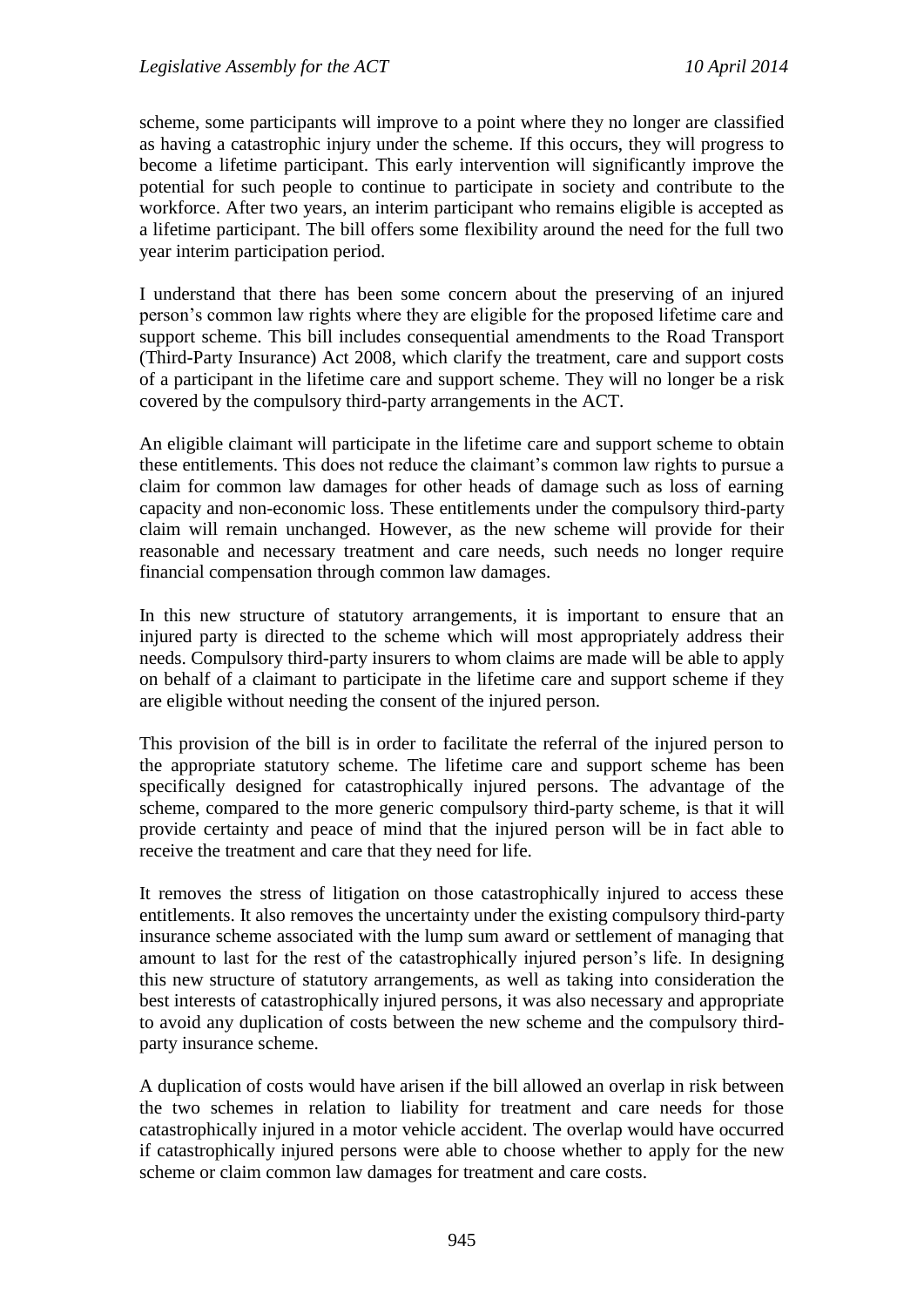scheme, some participants will improve to a point where they no longer are classified as having a catastrophic injury under the scheme. If this occurs, they will progress to become a lifetime participant. This early intervention will significantly improve the potential for such people to continue to participate in society and contribute to the workforce. After two years, an interim participant who remains eligible is accepted as a lifetime participant. The bill offers some flexibility around the need for the full two year interim participation period.

I understand that there has been some concern about the preserving of an injured person's common law rights where they are eligible for the proposed lifetime care and support scheme. This bill includes consequential amendments to the Road Transport (Third-Party Insurance) Act 2008, which clarify the treatment, care and support costs of a participant in the lifetime care and support scheme. They will no longer be a risk covered by the compulsory third-party arrangements in the ACT.

An eligible claimant will participate in the lifetime care and support scheme to obtain these entitlements. This does not reduce the claimant's common law rights to pursue a claim for common law damages for other heads of damage such as loss of earning capacity and non-economic loss. These entitlements under the compulsory third-party claim will remain unchanged. However, as the new scheme will provide for their reasonable and necessary treatment and care needs, such needs no longer require financial compensation through common law damages.

In this new structure of statutory arrangements, it is important to ensure that an injured party is directed to the scheme which will most appropriately address their needs. Compulsory third-party insurers to whom claims are made will be able to apply on behalf of a claimant to participate in the lifetime care and support scheme if they are eligible without needing the consent of the injured person.

This provision of the bill is in order to facilitate the referral of the injured person to the appropriate statutory scheme. The lifetime care and support scheme has been specifically designed for catastrophically injured persons. The advantage of the scheme, compared to the more generic compulsory third-party scheme, is that it will provide certainty and peace of mind that the injured person will be in fact able to receive the treatment and care that they need for life.

It removes the stress of litigation on those catastrophically injured to access these entitlements. It also removes the uncertainty under the existing compulsory third-party insurance scheme associated with the lump sum award or settlement of managing that amount to last for the rest of the catastrophically injured person's life. In designing this new structure of statutory arrangements, as well as taking into consideration the best interests of catastrophically injured persons, it was also necessary and appropriate to avoid any duplication of costs between the new scheme and the compulsory third-party insurance scheme.

A duplication of costs would have arisen if the bill allowed an overlap in risk between the two schemes in relation to liability for treatment and care needs for those catastrophically injured in a motor vehicle accident. The overlap would have occurred if catastrophically injured persons were able to choose whether to apply for the new scheme or claim common law damages for treatment and care costs.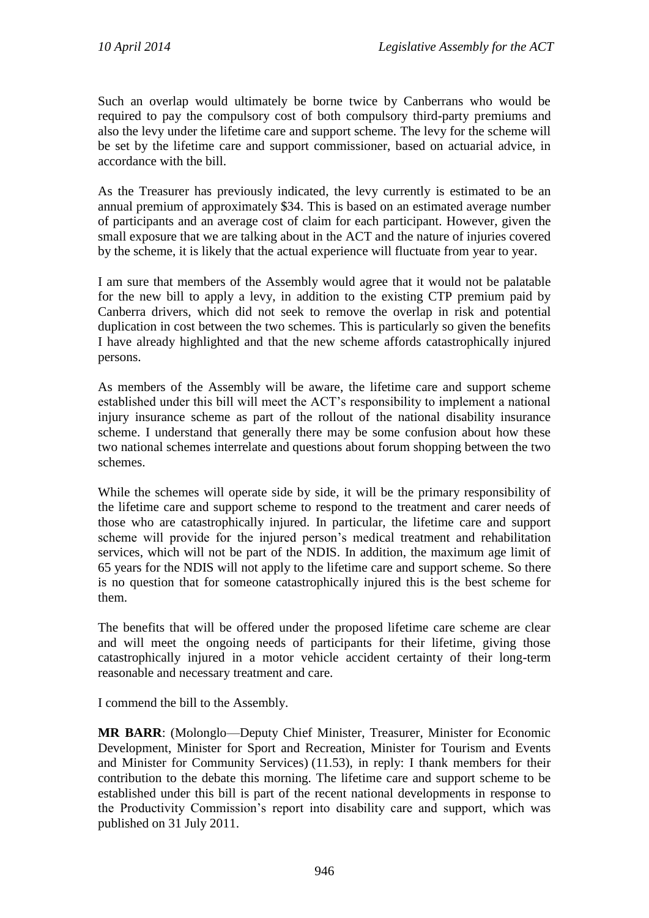Such an overlap would ultimately be borne twice by Canberrans who would be required to pay the compulsory cost of both compulsory third-party premiums and also the levy under the lifetime care and support scheme. The levy for the scheme will be set by the lifetime care and support commissioner, based on actuarial advice, in accordance with the bill.

As the Treasurer has previously indicated, the levy currently is estimated to be an annual premium of approximately $34. This is based on an estimated average number of participants and an average cost of claim for each participant. However, given the small exposure that we are talking about in the ACT and the nature of injuries covered by the scheme, it is likely that the actual experience will fluctuate from year to year.

I am sure that members of the Assembly would agree that it would not be palatable for the new bill to apply a levy, in addition to the existing CTP premium paid by Canberra drivers, which did not seek to remove the overlap in risk and potential duplication in cost between the two schemes. This is particularly so given the benefits I have already highlighted and that the new scheme affords catastrophically injured persons.

As members of the Assembly will be aware, the lifetime care and support scheme established under this bill will meet the ACT's responsibility to implement a national injury insurance scheme as part of the rollout of the national disability insurance scheme. I understand that generally there may be some confusion about how these two national schemes interrelate and questions about forum shopping between the two schemes.

While the schemes will operate side by side, it will be the primary responsibility of the lifetime care and support scheme to respond to the treatment and carer needs of those who are catastrophically injured. In particular, the lifetime care and support scheme will provide for the injured person's medical treatment and rehabilitation services, which will not be part of the NDIS. In addition, the maximum age limit of 65 years for the NDIS will not apply to the lifetime care and support scheme. So there is no question that for someone catastrophically injured this is the best scheme for them.

The benefits that will be offered under the proposed lifetime care scheme are clear and will meet the ongoing needs of participants for their lifetime, giving those catastrophically injured in a motor vehicle accident certainty of their long-term reasonable and necessary treatment and care.

I commend the bill to the Assembly.

**MR BARR**: (Molonglo—Deputy Chief Minister, Treasurer, Minister for Economic Development, Minister for Sport and Recreation, Minister for Tourism and Events and Minister for Community Services) (11.53), in reply: I thank members for their contribution to the debate this morning. The lifetime care and support scheme to be established under this bill is part of the recent national developments in response to the Productivity Commission's report into disability care and support, which was published on 31 July 2011.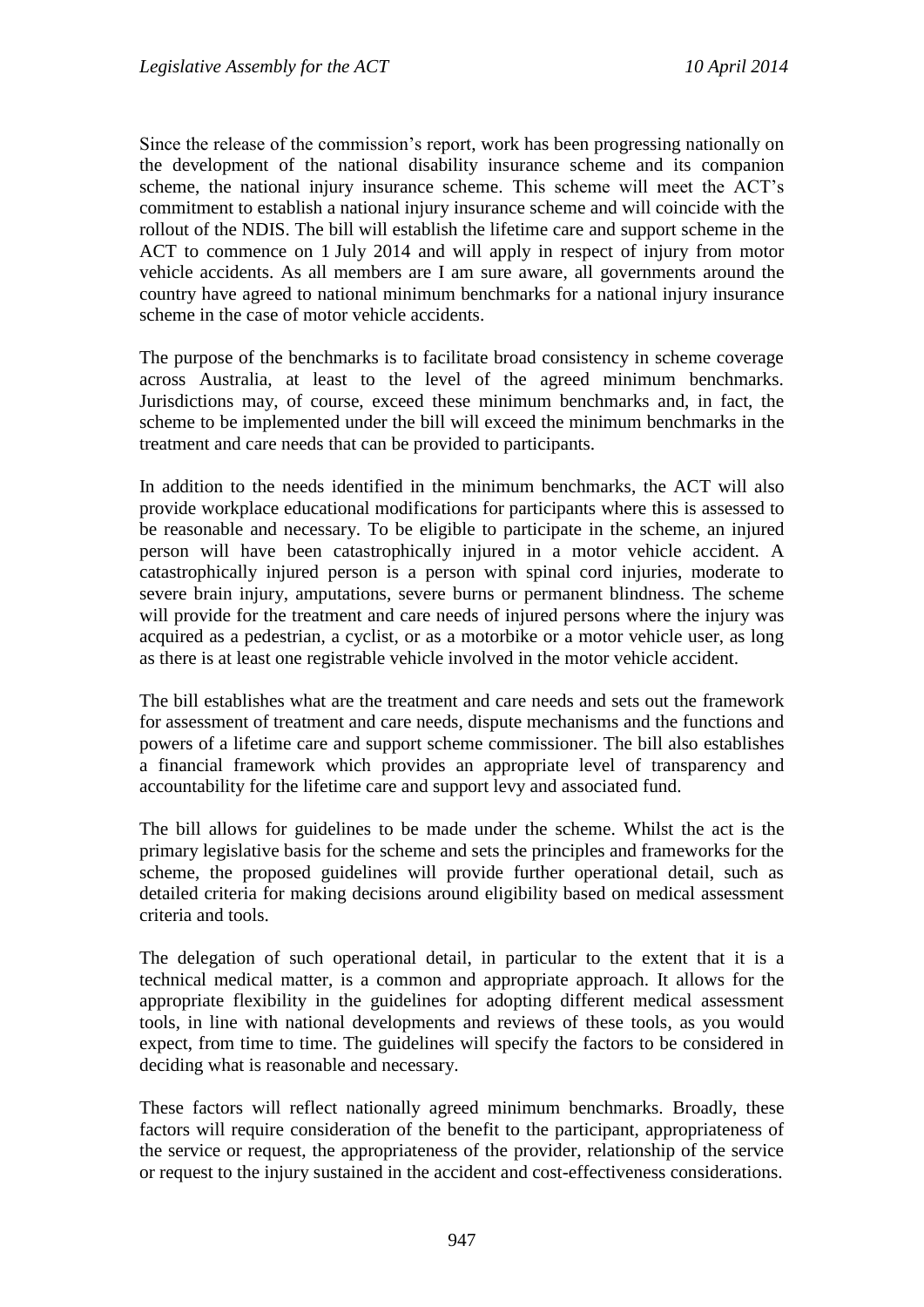Since the release of the commission's report, work has been progressing nationally on the development of the national disability insurance scheme and its companion scheme, the national injury insurance scheme. This scheme will meet the ACT's commitment to establish a national injury insurance scheme and will coincide with the rollout of the NDIS. The bill will establish the lifetime care and support scheme in the ACT to commence on 1 July 2014 and will apply in respect of injury from motor vehicle accidents. As all members are I am sure aware, all governments around the country have agreed to national minimum benchmarks for a national injury insurance scheme in the case of motor vehicle accidents.

The purpose of the benchmarks is to facilitate broad consistency in scheme coverage across Australia, at least to the level of the agreed minimum benchmarks. Jurisdictions may, of course, exceed these minimum benchmarks and, in fact, the scheme to be implemented under the bill will exceed the minimum benchmarks in the treatment and care needs that can be provided to participants.

In addition to the needs identified in the minimum benchmarks, the ACT will also provide workplace educational modifications for participants where this is assessed to be reasonable and necessary. To be eligible to participate in the scheme, an injured person will have been catastrophically injured in a motor vehicle accident. A catastrophically injured person is a person with spinal cord injuries, moderate to severe brain injury, amputations, severe burns or permanent blindness. The scheme will provide for the treatment and care needs of injured persons where the injury was acquired as a pedestrian, a cyclist, or as a motorbike or a motor vehicle user, as long as there is at least one registrable vehicle involved in the motor vehicle accident.

The bill establishes what are the treatment and care needs and sets out the framework for assessment of treatment and care needs, dispute mechanisms and the functions and powers of a lifetime care and support scheme commissioner. The bill also establishes a financial framework which provides an appropriate level of transparency and accountability for the lifetime care and support levy and associated fund.

The bill allows for guidelines to be made under the scheme. Whilst the act is the primary legislative basis for the scheme and sets the principles and frameworks for the scheme, the proposed guidelines will provide further operational detail, such as detailed criteria for making decisions around eligibility based on medical assessment criteria and tools.

The delegation of such operational detail, in particular to the extent that it is a technical medical matter, is a common and appropriate approach. It allows for the appropriate flexibility in the guidelines for adopting different medical assessment tools, in line with national developments and reviews of these tools, as you would expect, from time to time. The guidelines will specify the factors to be considered in deciding what is reasonable and necessary.

These factors will reflect nationally agreed minimum benchmarks. Broadly, these factors will require consideration of the benefit to the participant, appropriateness of the service or request, the appropriateness of the provider, relationship of the service or request to the injury sustained in the accident and cost-effectiveness considerations.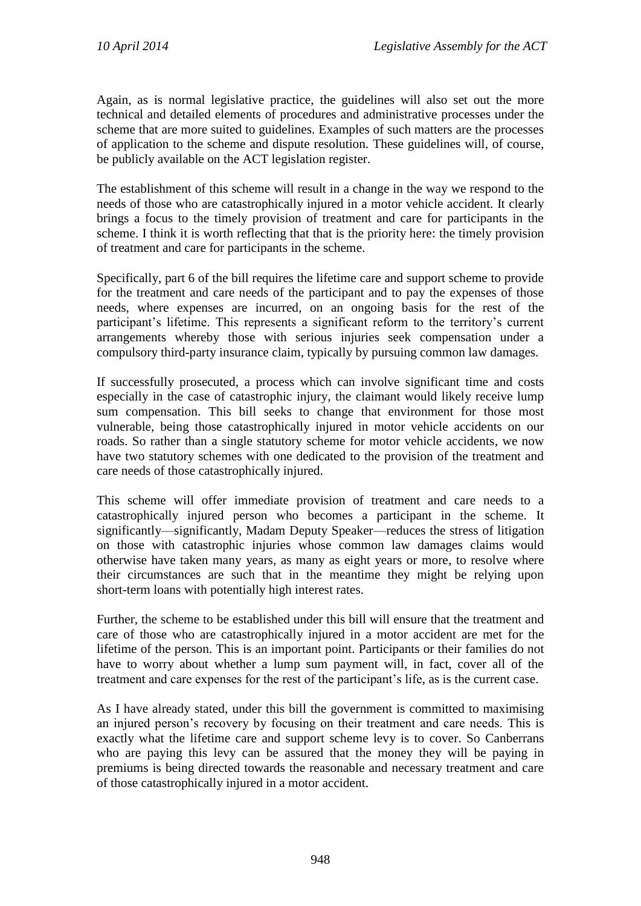Again, as is normal legislative practice, the guidelines will also set out the more technical and detailed elements of procedures and administrative processes under the scheme that are more suited to guidelines. Examples of such matters are the processes of application to the scheme and dispute resolution. These guidelines will, of course, be publicly available on the ACT legislation register.

The establishment of this scheme will result in a change in the way we respond to the needs of those who are catastrophically injured in a motor vehicle accident. It clearly brings a focus to the timely provision of treatment and care for participants in the scheme. I think it is worth reflecting that that is the priority here: the timely provision of treatment and care for participants in the scheme.

Specifically, part 6 of the bill requires the lifetime care and support scheme to provide for the treatment and care needs of the participant and to pay the expenses of those needs, where expenses are incurred, on an ongoing basis for the rest of the participant's lifetime. This represents a significant reform to the territory's current arrangements whereby those with serious injuries seek compensation under a compulsory third-party insurance claim, typically by pursuing common law damages.

If successfully prosecuted, a process which can involve significant time and costs especially in the case of catastrophic injury, the claimant would likely receive lump sum compensation. This bill seeks to change that environment for those most vulnerable, being those catastrophically injured in motor vehicle accidents on our roads. So rather than a single statutory scheme for motor vehicle accidents, we now have two statutory schemes with one dedicated to the provision of the treatment and care needs of those catastrophically injured.

This scheme will offer immediate provision of treatment and care needs to a catastrophically injured person who becomes a participant in the scheme. It significantly—significantly, Madam Deputy Speaker—reduces the stress of litigation on those with catastrophic injuries whose common law damages claims would otherwise have taken many years, as many as eight years or more, to resolve where their circumstances are such that in the meantime they might be relying upon short-term loans with potentially high interest rates.

Further, the scheme to be established under this bill will ensure that the treatment and care of those who are catastrophically injured in a motor accident are met for the lifetime of the person. This is an important point. Participants or their families do not have to worry about whether a lump sum payment will, in fact, cover all of the treatment and care expenses for the rest of the participant's life, as is the current case.

As I have already stated, under this bill the government is committed to maximising an injured person's recovery by focusing on their treatment and care needs. This is exactly what the lifetime care and support scheme levy is to cover. So Canberrans who are paying this levy can be assured that the money they will be paying in premiums is being directed towards the reasonable and necessary treatment and care of those catastrophically injured in a motor accident.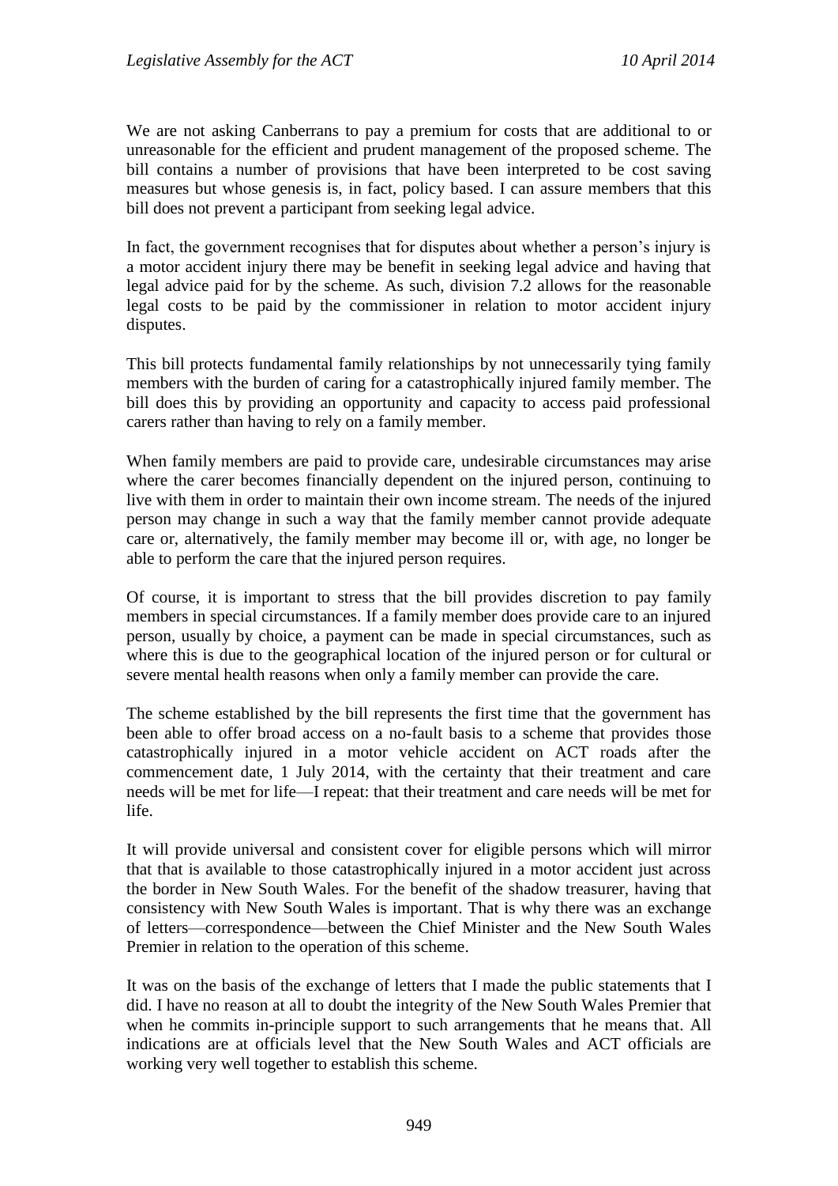We are not asking Canberrans to pay a premium for costs that are additional to or unreasonable for the efficient and prudent management of the proposed scheme. The bill contains a number of provisions that have been interpreted to be cost saving measures but whose genesis is, in fact, policy based. I can assure members that this bill does not prevent a participant from seeking legal advice.

In fact, the government recognises that for disputes about whether a person's injury is a motor accident injury there may be benefit in seeking legal advice and having that legal advice paid for by the scheme. As such, division 7.2 allows for the reasonable legal costs to be paid by the commissioner in relation to motor accident injury disputes.

This bill protects fundamental family relationships by not unnecessarily tying family members with the burden of caring for a catastrophically injured family member. The bill does this by providing an opportunity and capacity to access paid professional carers rather than having to rely on a family member.

When family members are paid to provide care, undesirable circumstances may arise where the carer becomes financially dependent on the injured person, continuing to live with them in order to maintain their own income stream. The needs of the injured person may change in such a way that the family member cannot provide adequate care or, alternatively, the family member may become ill or, with age, no longer be able to perform the care that the injured person requires.

Of course, it is important to stress that the bill provides discretion to pay family members in special circumstances. If a family member does provide care to an injured person, usually by choice, a payment can be made in special circumstances, such as where this is due to the geographical location of the injured person or for cultural or severe mental health reasons when only a family member can provide the care.

The scheme established by the bill represents the first time that the government has been able to offer broad access on a no-fault basis to a scheme that provides those catastrophically injured in a motor vehicle accident on ACT roads after the commencement date, 1 July 2014, with the certainty that their treatment and care needs will be met for life—I repeat: that their treatment and care needs will be met for life.

It will provide universal and consistent cover for eligible persons which will mirror that that is available to those catastrophically injured in a motor accident just across the border in New South Wales. For the benefit of the shadow treasurer, having that consistency with New South Wales is important. That is why there was an exchange of letters—correspondence—between the Chief Minister and the New South Wales Premier in relation to the operation of this scheme.

It was on the basis of the exchange of letters that I made the public statements that I did. I have no reason at all to doubt the integrity of the New South Wales Premier that when he commits in-principle support to such arrangements that he means that. All indications are at officials level that the New South Wales and ACT officials are working very well together to establish this scheme.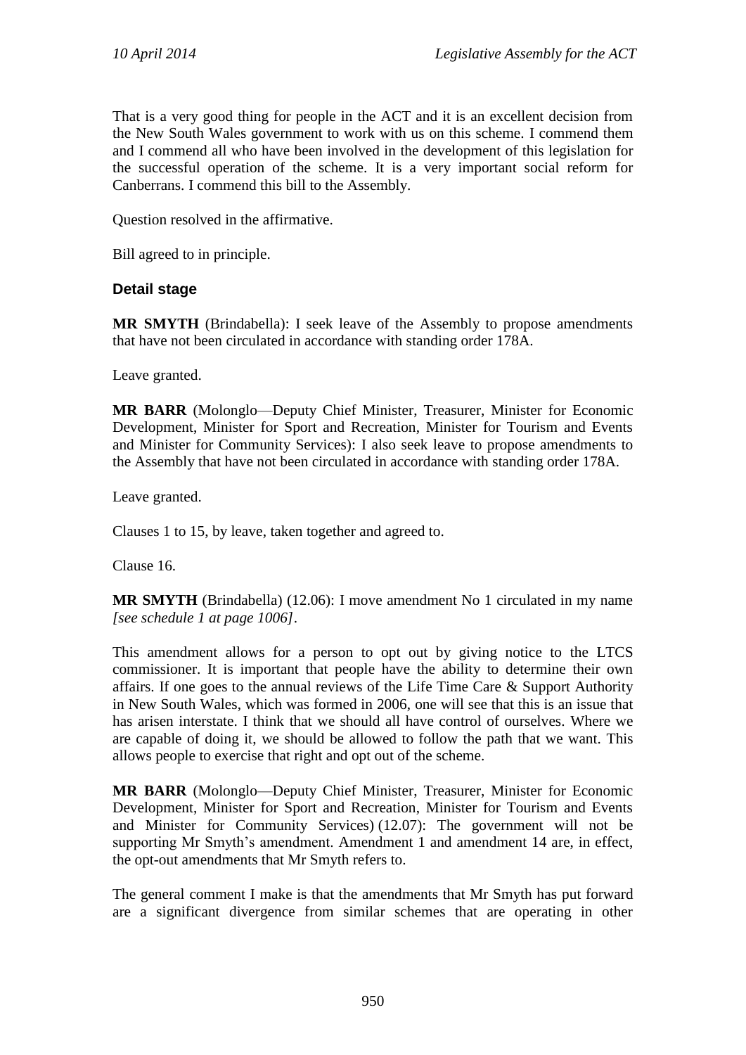That is a very good thing for people in the ACT and it is an excellent decision from the New South Wales government to work with us on this scheme. I commend them and I commend all who have been involved in the development of this legislation for the successful operation of the scheme. It is a very important social reform for Canberrans. I commend this bill to the Assembly.

Question resolved in the affirmative.

Bill agreed to in principle.

### Detail stage

**MR SMYTH** (Brindabella): I seek leave of the Assembly to propose amendments that have not been circulated in accordance with standing order 178A.

Leave granted.

**MR BARR** (Molonglo—Deputy Chief Minister, Treasurer, Minister for Economic Development, Minister for Sport and Recreation, Minister for Tourism and Events and Minister for Community Services): I also seek leave to propose amendments to the Assembly that have not been circulated in accordance with standing order 178A.

Leave granted.

Clauses 1 to 15, by leave, taken together and agreed to.

Clause 16.

**MR SMYTH** (Brindabella) (12.06): I move amendment No 1 circulated in my name *[see schedule 1 at page 1006]*.

This amendment allows for a person to opt out by giving notice to the LTCS commissioner. It is important that people have the ability to determine their own affairs. If one goes to the annual reviews of the Life Time Care & Support Authority in New South Wales, which was formed in 2006, one will see that this is an issue that has arisen interstate. I think that we should all have control of ourselves. Where we are capable of doing it, we should be allowed to follow the path that we want. This allows people to exercise that right and opt out of the scheme.

**MR BARR** (Molonglo—Deputy Chief Minister, Treasurer, Minister for Economic Development, Minister for Sport and Recreation, Minister for Tourism and Events and Minister for Community Services) (12.07): The government will not be supporting Mr Smyth's amendment. Amendment 1 and amendment 14 are, in effect, the opt-out amendments that Mr Smyth refers to.

The general comment I make is that the amendments that Mr Smyth has put forward are a significant divergence from similar schemes that are operating in other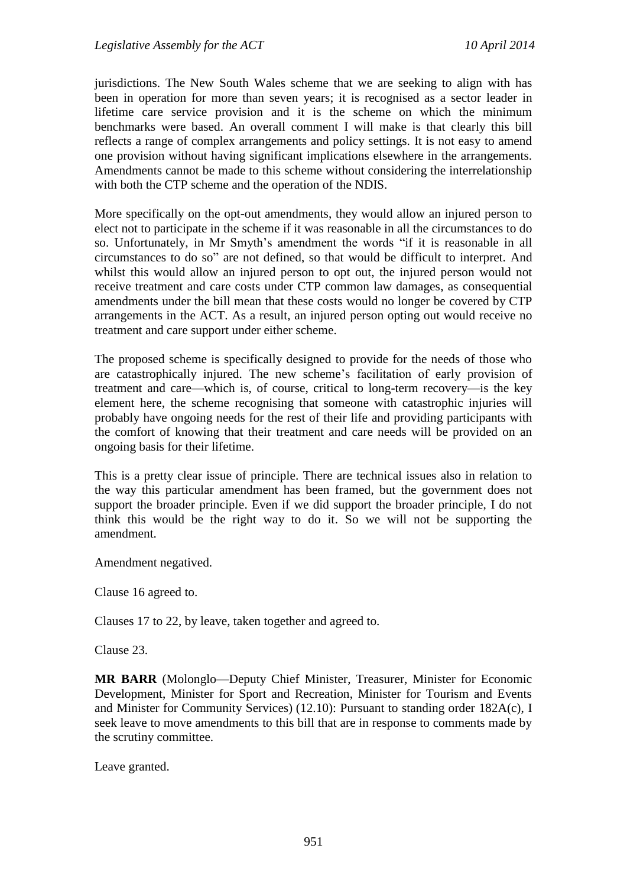jurisdictions. The New South Wales scheme that we are seeking to align with has been in operation for more than seven years; it is recognised as a sector leader in lifetime care service provision and it is the scheme on which the minimum benchmarks were based. An overall comment I will make is that clearly this bill reflects a range of complex arrangements and policy settings. It is not easy to amend one provision without having significant implications elsewhere in the arrangements. Amendments cannot be made to this scheme without considering the interrelationship with both the CTP scheme and the operation of the NDIS.

More specifically on the opt-out amendments, they would allow an injured person to elect not to participate in the scheme if it was reasonable in all the circumstances to do so. Unfortunately, in Mr Smyth's amendment the words "if it is reasonable in all circumstances to do so" are not defined, so that would be difficult to interpret. And whilst this would allow an injured person to opt out, the injured person would not receive treatment and care costs under CTP common law damages, as consequential amendments under the bill mean that these costs would no longer be covered by CTP arrangements in the ACT. As a result, an injured person opting out would receive no treatment and care support under either scheme.

The proposed scheme is specifically designed to provide for the needs of those who are catastrophically injured. The new scheme's facilitation of early provision of treatment and care—which is, of course, critical to long-term recovery—is the key element here, the scheme recognising that someone with catastrophic injuries will probably have ongoing needs for the rest of their life and providing participants with the comfort of knowing that their treatment and care needs will be provided on an ongoing basis for their lifetime.

This is a pretty clear issue of principle. There are technical issues also in relation to the way this particular amendment has been framed, but the government does not support the broader principle. Even if we did support the broader principle, I do not think this would be the right way to do it. So we will not be supporting the amendment.

Amendment negatived.

Clause 16 agreed to.

Clauses 17 to 22, by leave, taken together and agreed to.

Clause 23.

**MR BARR** (Molonglo—Deputy Chief Minister, Treasurer, Minister for Economic Development, Minister for Sport and Recreation, Minister for Tourism and Events and Minister for Community Services) (12.10): Pursuant to standing order 182A(c), I seek leave to move amendments to this bill that are in response to comments made by the scrutiny committee.

Leave granted.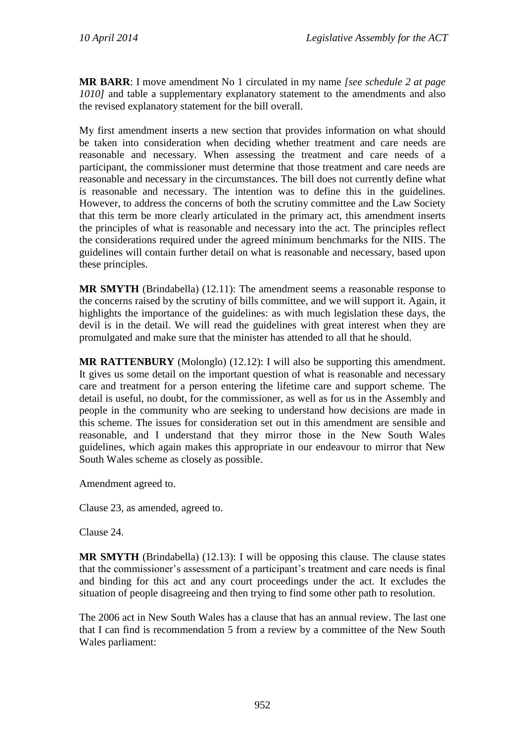**MR BARR**: I move amendment No 1 circulated in my name *[see schedule 2 at page 1010]* and table a supplementary explanatory statement to the amendments and also the revised explanatory statement for the bill overall.

My first amendment inserts a new section that provides information on what should be taken into consideration when deciding whether treatment and care needs are reasonable and necessary. When assessing the treatment and care needs of a participant, the commissioner must determine that those treatment and care needs are reasonable and necessary in the circumstances. The bill does not currently define what is reasonable and necessary. The intention was to define this in the guidelines. However, to address the concerns of both the scrutiny committee and the Law Society that this term be more clearly articulated in the primary act, this amendment inserts the principles of what is reasonable and necessary into the act. The principles reflect the considerations required under the agreed minimum benchmarks for the NIIS. The guidelines will contain further detail on what is reasonable and necessary, based upon these principles.

**MR SMYTH** (Brindabella) (12.11): The amendment seems a reasonable response to the concerns raised by the scrutiny of bills committee, and we will support it. Again, it highlights the importance of the guidelines: as with much legislation these days, the devil is in the detail. We will read the guidelines with great interest when they are promulgated and make sure that the minister has attended to all that he should.

**MR RATTENBURY** (Molonglo) (12.12): I will also be supporting this amendment. It gives us some detail on the important question of what is reasonable and necessary care and treatment for a person entering the lifetime care and support scheme. The detail is useful, no doubt, for the commissioner, as well as for us in the Assembly and people in the community who are seeking to understand how decisions are made in this scheme. The issues for consideration set out in this amendment are sensible and reasonable, and I understand that they mirror those in the New South Wales guidelines, which again makes this appropriate in our endeavour to mirror that New South Wales scheme as closely as possible.

Amendment agreed to.

Clause 23, as amended, agreed to.

Clause 24.

**MR SMYTH** (Brindabella) (12.13): I will be opposing this clause. The clause states that the commissioner's assessment of a participant's treatment and care needs is final and binding for this act and any court proceedings under the act. It excludes the situation of people disagreeing and then trying to find some other path to resolution.

The 2006 act in New South Wales has a clause that has an annual review. The last one that I can find is recommendation 5 from a review by a committee of the New South Wales parliament: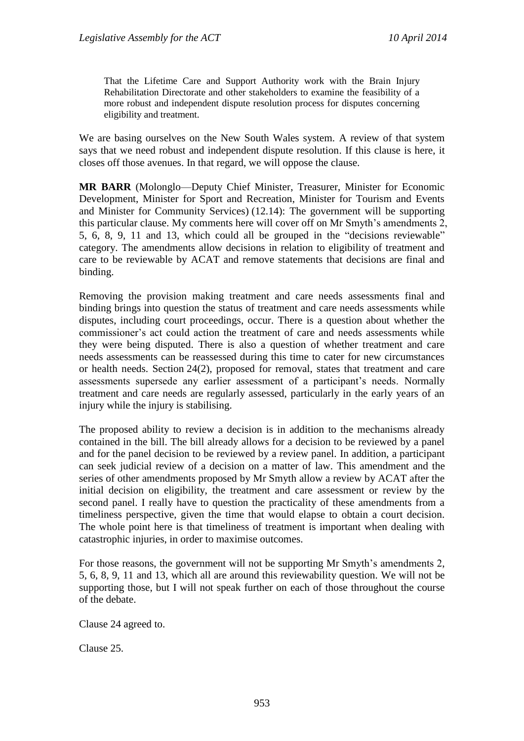> That the Lifetime Care and Support Authority work with the Brain Injury Rehabilitation Directorate and other stakeholders to examine the feasibility of a more robust and independent dispute resolution process for disputes concerning eligibility and treatment.

We are basing ourselves on the New South Wales system. A review of that system says that we need robust and independent dispute resolution. If this clause is here, it closes off those avenues. In that regard, we will oppose the clause.

**MR BARR** (Molonglo—Deputy Chief Minister, Treasurer, Minister for Economic Development, Minister for Sport and Recreation, Minister for Tourism and Events and Minister for Community Services) (12.14): The government will be supporting this particular clause. My comments here will cover off on Mr Smyth's amendments 2, 5, 6, 8, 9, 11 and 13, which could all be grouped in the "decisions reviewable" category. The amendments allow decisions in relation to eligibility of treatment and care to be reviewable by ACAT and remove statements that decisions are final and binding.

Removing the provision making treatment and care needs assessments final and binding brings into question the status of treatment and care needs assessments while disputes, including court proceedings, occur. There is a question about whether the commissioner's act could action the treatment of care and needs assessments while they were being disputed. There is also a question of whether treatment and care needs assessments can be reassessed during this time to cater for new circumstances or health needs. Section 24(2), proposed for removal, states that treatment and care assessments supersede any earlier assessment of a participant's needs. Normally treatment and care needs are regularly assessed, particularly in the early years of an injury while the injury is stabilising.

The proposed ability to review a decision is in addition to the mechanisms already contained in the bill. The bill already allows for a decision to be reviewed by a panel and for the panel decision to be reviewed by a review panel. In addition, a participant can seek judicial review of a decision on a matter of law. This amendment and the series of other amendments proposed by Mr Smyth allow a review by ACAT after the initial decision on eligibility, the treatment and care assessment or review by the second panel. I really have to question the practicality of these amendments from a timeliness perspective, given the time that would elapse to obtain a court decision. The whole point here is that timeliness of treatment is important when dealing with catastrophic injuries, in order to maximise outcomes.

For those reasons, the government will not be supporting Mr Smyth's amendments 2, 5, 6, 8, 9, 11 and 13, which all are around this reviewability question. We will not be supporting those, but I will not speak further on each of those throughout the course of the debate.

Clause 24 agreed to.

Clause 25.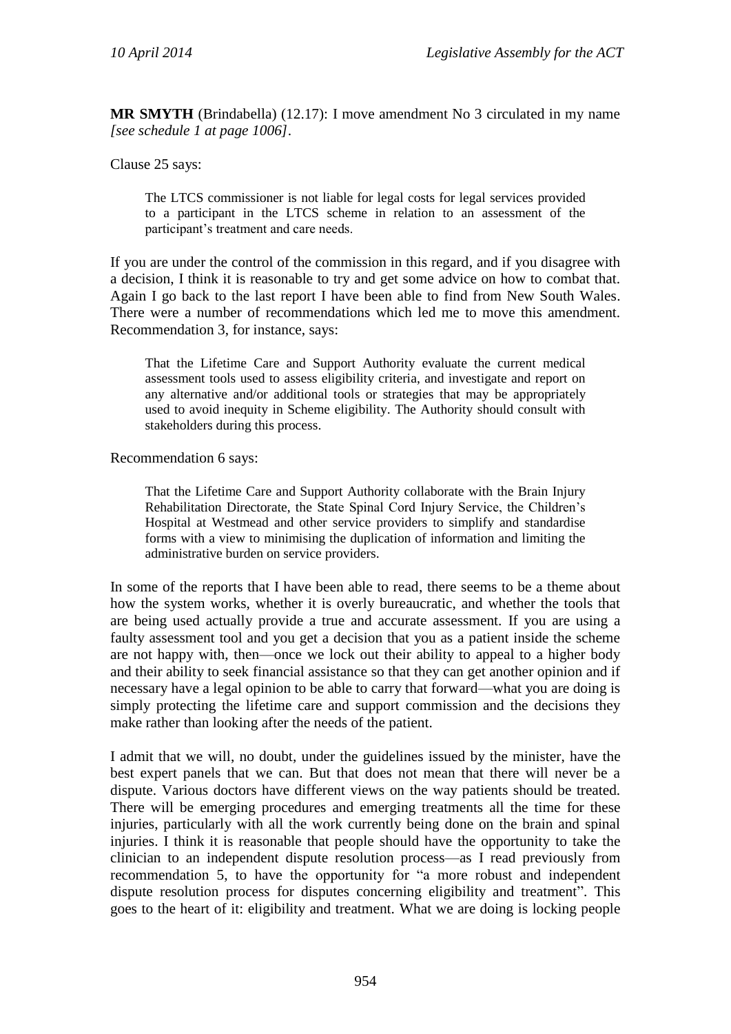**MR SMYTH** (Brindabella) (12.17): I move amendment No 3 circulated in my name *[see schedule 1 at page 1006]*.

Clause 25 says:

> The LTCS commissioner is not liable for legal costs for legal services provided to a participant in the LTCS scheme in relation to an assessment of the participant's treatment and care needs.

If you are under the control of the commission in this regard, and if you disagree with a decision, I think it is reasonable to try and get some advice on how to combat that. Again I go back to the last report I have been able to find from New South Wales. There were a number of recommendations which led me to move this amendment. Recommendation 3, for instance, says:

> That the Lifetime Care and Support Authority evaluate the current medical assessment tools used to assess eligibility criteria, and investigate and report on any alternative and/or additional tools or strategies that may be appropriately used to avoid inequity in Scheme eligibility. The Authority should consult with stakeholders during this process.

Recommendation 6 says:

> That the Lifetime Care and Support Authority collaborate with the Brain Injury Rehabilitation Directorate, the State Spinal Cord Injury Service, the Children's Hospital at Westmead and other service providers to simplify and standardise forms with a view to minimising the duplication of information and limiting the administrative burden on service providers.

In some of the reports that I have been able to read, there seems to be a theme about how the system works, whether it is overly bureaucratic, and whether the tools that are being used actually provide a true and accurate assessment. If you are using a faulty assessment tool and you get a decision that you as a patient inside the scheme are not happy with, then—once we lock out their ability to appeal to a higher body and their ability to seek financial assistance so that they can get another opinion and if necessary have a legal opinion to be able to carry that forward—what you are doing is simply protecting the lifetime care and support commission and the decisions they make rather than looking after the needs of the patient.

I admit that we will, no doubt, under the guidelines issued by the minister, have the best expert panels that we can. But that does not mean that there will never be a dispute. Various doctors have different views on the way patients should be treated. There will be emerging procedures and emerging treatments all the time for these injuries, particularly with all the work currently being done on the brain and spinal injuries. I think it is reasonable that people should have the opportunity to take the clinician to an independent dispute resolution process—as I read previously from recommendation 5, to have the opportunity for "a more robust and independent dispute resolution process for disputes concerning eligibility and treatment". This goes to the heart of it: eligibility and treatment. What we are doing is locking people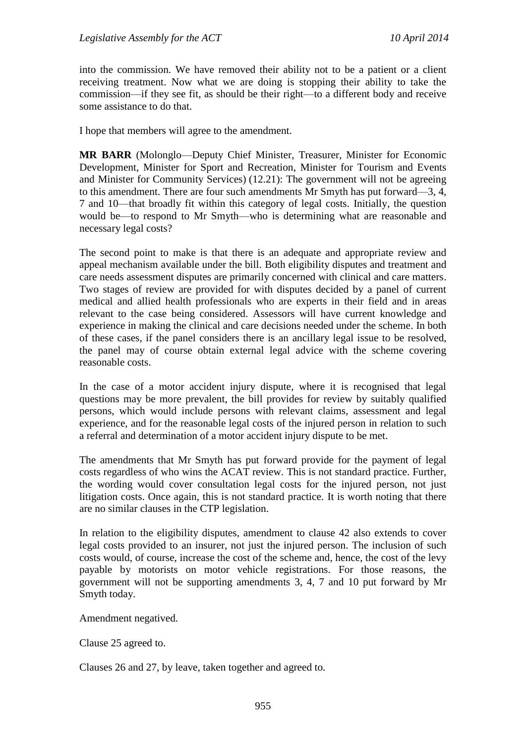into the commission. We have removed their ability not to be a patient or a client receiving treatment. Now what we are doing is stopping their ability to take the commission—if they see fit, as should be their right—to a different body and receive some assistance to do that.

I hope that members will agree to the amendment.

**MR BARR** (Molonglo—Deputy Chief Minister, Treasurer, Minister for Economic Development, Minister for Sport and Recreation, Minister for Tourism and Events and Minister for Community Services) (12.21): The government will not be agreeing to this amendment. There are four such amendments Mr Smyth has put forward—3, 4, 7 and 10—that broadly fit within this category of legal costs. Initially, the question would be—to respond to Mr Smyth—who is determining what are reasonable and necessary legal costs?

The second point to make is that there is an adequate and appropriate review and appeal mechanism available under the bill. Both eligibility disputes and treatment and care needs assessment disputes are primarily concerned with clinical and care matters. Two stages of review are provided for with disputes decided by a panel of current medical and allied health professionals who are experts in their field and in areas relevant to the case being considered. Assessors will have current knowledge and experience in making the clinical and care decisions needed under the scheme. In both of these cases, if the panel considers there is an ancillary legal issue to be resolved, the panel may of course obtain external legal advice with the scheme covering reasonable costs.

In the case of a motor accident injury dispute, where it is recognised that legal questions may be more prevalent, the bill provides for review by suitably qualified persons, which would include persons with relevant claims, assessment and legal experience, and for the reasonable legal costs of the injured person in relation to such a referral and determination of a motor accident injury dispute to be met.

The amendments that Mr Smyth has put forward provide for the payment of legal costs regardless of who wins the ACAT review. This is not standard practice. Further, the wording would cover consultation legal costs for the injured person, not just litigation costs. Once again, this is not standard practice. It is worth noting that there are no similar clauses in the CTP legislation.

In relation to the eligibility disputes, amendment to clause 42 also extends to cover legal costs provided to an insurer, not just the injured person. The inclusion of such costs would, of course, increase the cost of the scheme and, hence, the cost of the levy payable by motorists on motor vehicle registrations. For those reasons, the government will not be supporting amendments 3, 4, 7 and 10 put forward by Mr Smyth today.

Amendment negatived.

Clause 25 agreed to.

Clauses 26 and 27, by leave, taken together and agreed to.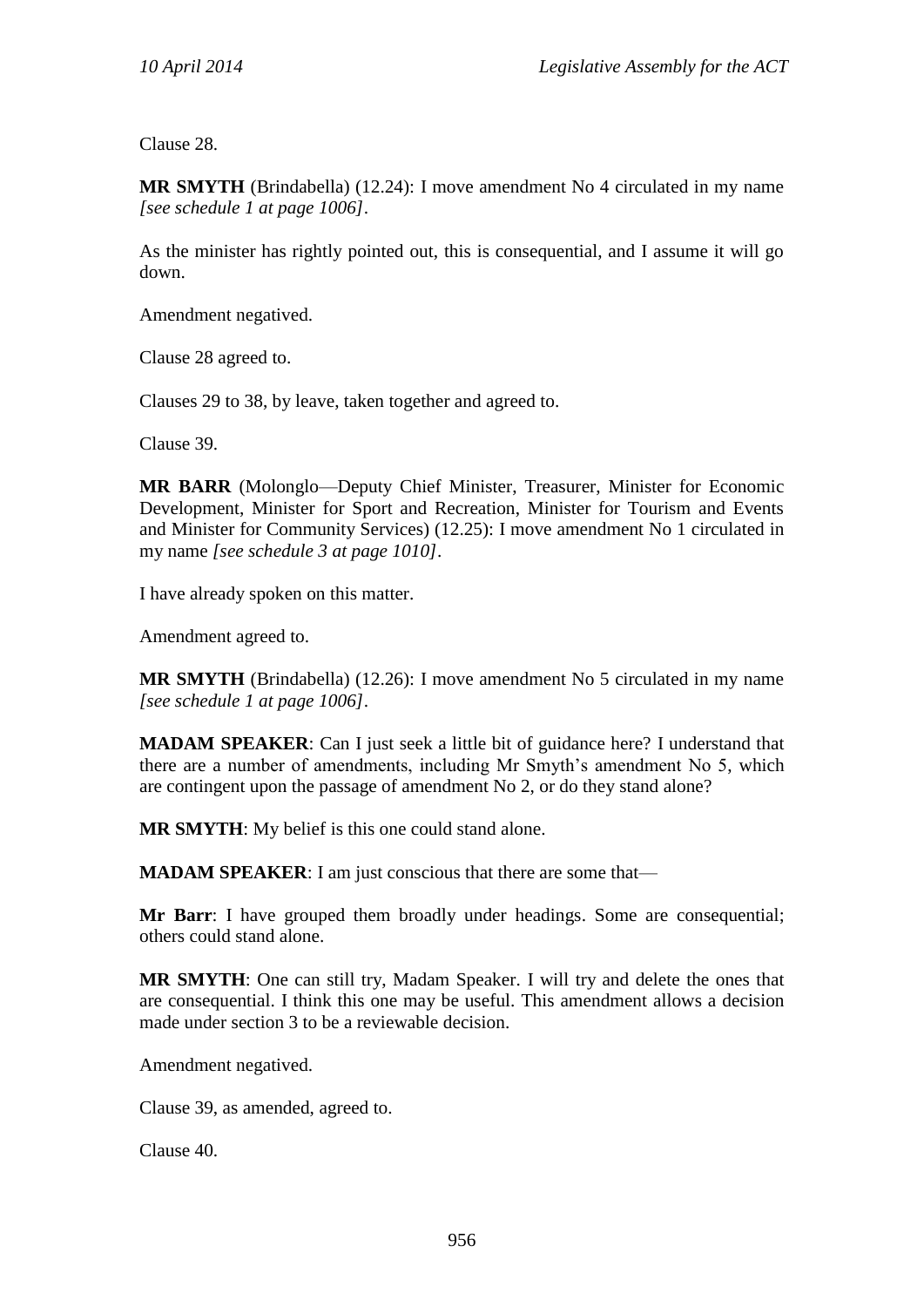Clause 28.

**MR SMYTH** (Brindabella) (12.24): I move amendment No 4 circulated in my name *[see schedule 1 at page 1006]*.

As the minister has rightly pointed out, this is consequential, and I assume it will go down.

Amendment negatived.

Clause 28 agreed to.

Clauses 29 to 38, by leave, taken together and agreed to.

Clause 39.

**MR BARR** (Molonglo—Deputy Chief Minister, Treasurer, Minister for Economic Development, Minister for Sport and Recreation, Minister for Tourism and Events and Minister for Community Services) (12.25): I move amendment No 1 circulated in my name *[see schedule 3 at page 1010]*.

I have already spoken on this matter.

Amendment agreed to.

**MR SMYTH** (Brindabella) (12.26): I move amendment No 5 circulated in my name *[see schedule 1 at page 1006]*.

**MADAM SPEAKER**: Can I just seek a little bit of guidance here? I understand that there are a number of amendments, including Mr Smyth's amendment No 5, which are contingent upon the passage of amendment No 2, or do they stand alone?

**MR SMYTH**: My belief is this one could stand alone.

**MADAM SPEAKER**: I am just conscious that there are some that—

**Mr Barr**: I have grouped them broadly under headings. Some are consequential; others could stand alone.

**MR SMYTH**: One can still try, Madam Speaker. I will try and delete the ones that are consequential. I think this one may be useful. This amendment allows a decision made under section 3 to be a reviewable decision.

Amendment negatived.

Clause 39, as amended, agreed to.

Clause 40.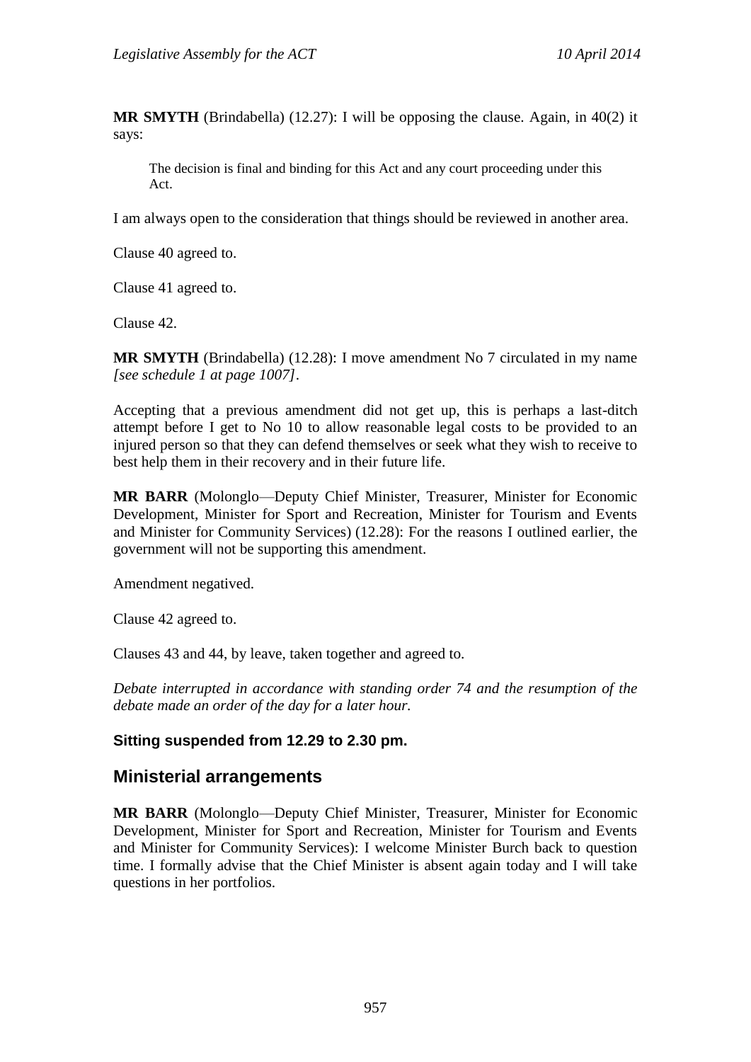**MR SMYTH** (Brindabella) (12.27): I will be opposing the clause. Again, in 40(2) it says:

> The decision is final and binding for this Act and any court proceeding under this Act.

I am always open to the consideration that things should be reviewed in another area.

Clause 40 agreed to.

Clause 41 agreed to.

Clause 42.

**MR SMYTH** (Brindabella) (12.28): I move amendment No 7 circulated in my name *[see schedule 1 at page 1007]*.

Accepting that a previous amendment did not get up, this is perhaps a last-ditch attempt before I get to No 10 to allow reasonable legal costs to be provided to an injured person so that they can defend themselves or seek what they wish to receive to best help them in their recovery and in their future life.

**MR BARR** (Molonglo—Deputy Chief Minister, Treasurer, Minister for Economic Development, Minister for Sport and Recreation, Minister for Tourism and Events and Minister for Community Services) (12.28): For the reasons I outlined earlier, the government will not be supporting this amendment.

Amendment negatived.

Clause 42 agreed to.

Clauses 43 and 44, by leave, taken together and agreed to.

*Debate interrupted in accordance with standing order 74 and the resumption of the debate made an order of the day for a later hour.*

**Sitting suspended from 12.29 to 2.30 pm.**

## Ministerial arrangements

**MR BARR** (Molonglo—Deputy Chief Minister, Treasurer, Minister for Economic Development, Minister for Sport and Recreation, Minister for Tourism and Events and Minister for Community Services): I welcome Minister Burch back to question time. I formally advise that the Chief Minister is absent again today and I will take questions in her portfolios.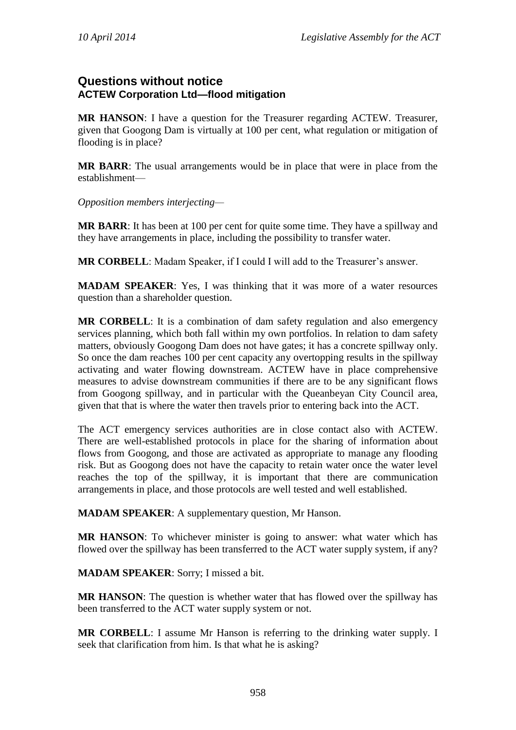## Questions without notice

### ACTEW Corporation Ltd—flood mitigation

**MR HANSON**: I have a question for the Treasurer regarding ACTEW. Treasurer, given that Googong Dam is virtually at 100 per cent, what regulation or mitigation of flooding is in place?

**MR BARR**: The usual arrangements would be in place that were in place from the establishment—

*Opposition members interjecting—*

**MR BARR**: It has been at 100 per cent for quite some time. They have a spillway and they have arrangements in place, including the possibility to transfer water.

**MR CORBELL**: Madam Speaker, if I could I will add to the Treasurer's answer.

**MADAM SPEAKER**: Yes, I was thinking that it was more of a water resources question than a shareholder question.

**MR CORBELL**: It is a combination of dam safety regulation and also emergency services planning, which both fall within my own portfolios. In relation to dam safety matters, obviously Googong Dam does not have gates; it has a concrete spillway only. So once the dam reaches 100 per cent capacity any overtopping results in the spillway activating and water flowing downstream. ACTEW have in place comprehensive measures to advise downstream communities if there are to be any significant flows from Googong spillway, and in particular with the Queanbeyan City Council area, given that that is where the water then travels prior to entering back into the ACT.

The ACT emergency services authorities are in close contact also with ACTEW. There are well-established protocols in place for the sharing of information about flows from Googong, and those are activated as appropriate to manage any flooding risk. But as Googong does not have the capacity to retain water once the water level reaches the top of the spillway, it is important that there are communication arrangements in place, and those protocols are well tested and well established.

**MADAM SPEAKER**: A supplementary question, Mr Hanson.

**MR HANSON**: To whichever minister is going to answer: what water which has flowed over the spillway has been transferred to the ACT water supply system, if any?

**MADAM SPEAKER**: Sorry; I missed a bit.

**MR HANSON**: The question is whether water that has flowed over the spillway has been transferred to the ACT water supply system or not.

**MR CORBELL**: I assume Mr Hanson is referring to the drinking water supply. I seek that clarification from him. Is that what he is asking?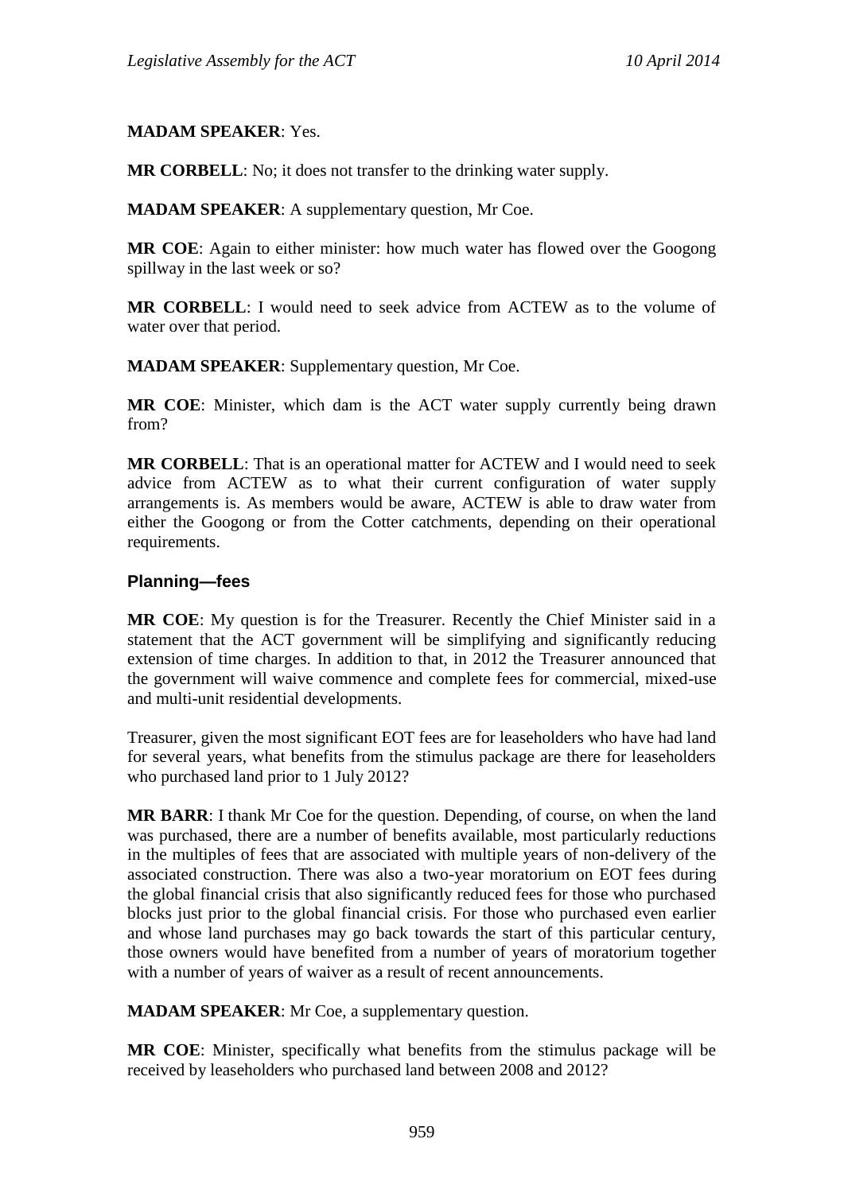**MADAM SPEAKER**: Yes.

**MR CORBELL**: No; it does not transfer to the drinking water supply.

**MADAM SPEAKER**: A supplementary question, Mr Coe.

**MR COE**: Again to either minister: how much water has flowed over the Googong spillway in the last week or so?

**MR CORBELL**: I would need to seek advice from ACTEW as to the volume of water over that period.

**MADAM SPEAKER**: Supplementary question, Mr Coe.

**MR COE**: Minister, which dam is the ACT water supply currently being drawn from?

**MR CORBELL**: That is an operational matter for ACTEW and I would need to seek advice from ACTEW as to what their current configuration of water supply arrangements is. As members would be aware, ACTEW is able to draw water from either the Googong or from the Cotter catchments, depending on their operational requirements.

### Planning—fees

**MR COE**: My question is for the Treasurer. Recently the Chief Minister said in a statement that the ACT government will be simplifying and significantly reducing extension of time charges. In addition to that, in 2012 the Treasurer announced that the government will waive commence and complete fees for commercial, mixed-use and multi-unit residential developments.

Treasurer, given the most significant EOT fees are for leaseholders who have had land for several years, what benefits from the stimulus package are there for leaseholders who purchased land prior to 1 July 2012?

**MR BARR**: I thank Mr Coe for the question. Depending, of course, on when the land was purchased, there are a number of benefits available, most particularly reductions in the multiples of fees that are associated with multiple years of non-delivery of the associated construction. There was also a two-year moratorium on EOT fees during the global financial crisis that also significantly reduced fees for those who purchased blocks just prior to the global financial crisis. For those who purchased even earlier and whose land purchases may go back towards the start of this particular century, those owners would have benefited from a number of years of moratorium together with a number of years of waiver as a result of recent announcements.

**MADAM SPEAKER**: Mr Coe, a supplementary question.

**MR COE**: Minister, specifically what benefits from the stimulus package will be received by leaseholders who purchased land between 2008 and 2012?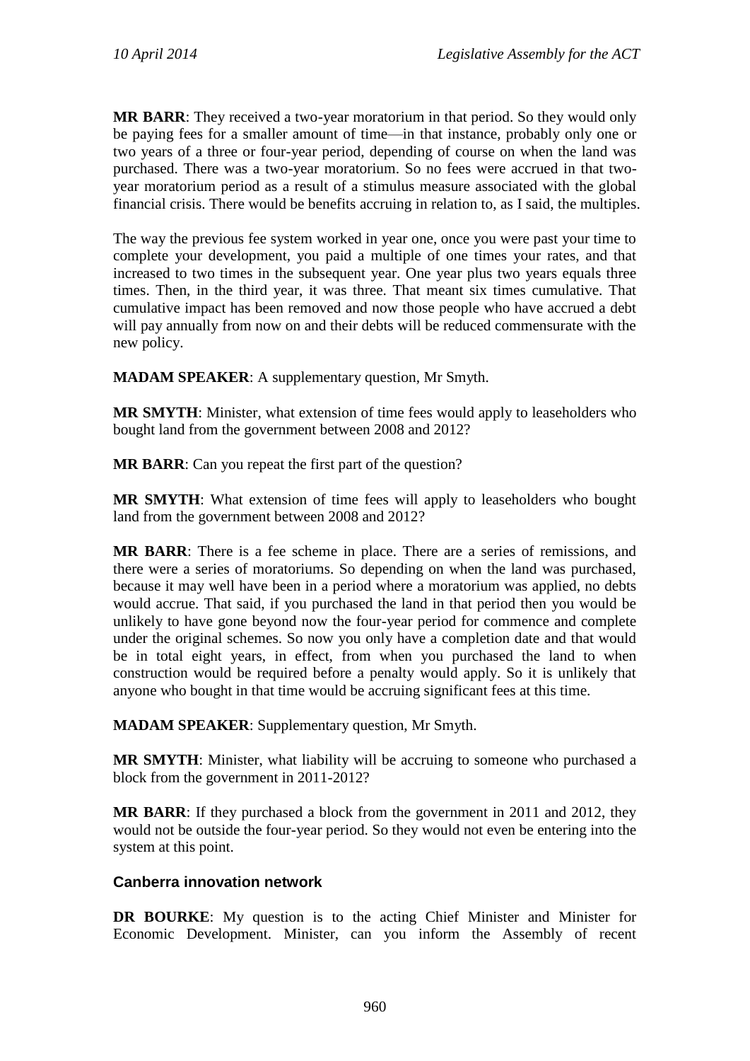**MR BARR**: They received a two-year moratorium in that period. So they would only be paying fees for a smaller amount of time—in that instance, probably only one or two years of a three or four-year period, depending of course on when the land was purchased. There was a two-year moratorium. So no fees were accrued in that two-year moratorium period as a result of a stimulus measure associated with the global financial crisis. There would be benefits accruing in relation to, as I said, the multiples.

The way the previous fee system worked in year one, once you were past your time to complete your development, you paid a multiple of one times your rates, and that increased to two times in the subsequent year. One year plus two years equals three times. Then, in the third year, it was three. That meant six times cumulative. That cumulative impact has been removed and now those people who have accrued a debt will pay annually from now on and their debts will be reduced commensurate with the new policy.

**MADAM SPEAKER**: A supplementary question, Mr Smyth.

**MR SMYTH**: Minister, what extension of time fees would apply to leaseholders who bought land from the government between 2008 and 2012?

**MR BARR**: Can you repeat the first part of the question?

**MR SMYTH**: What extension of time fees will apply to leaseholders who bought land from the government between 2008 and 2012?

**MR BARR**: There is a fee scheme in place. There are a series of remissions, and there were a series of moratoriums. So depending on when the land was purchased, because it may well have been in a period where a moratorium was applied, no debts would accrue. That said, if you purchased the land in that period then you would be unlikely to have gone beyond now the four-year period for commence and complete under the original schemes. So now you only have a completion date and that would be in total eight years, in effect, from when you purchased the land to when construction would be required before a penalty would apply. So it is unlikely that anyone who bought in that time would be accruing significant fees at this time.

**MADAM SPEAKER**: Supplementary question, Mr Smyth.

**MR SMYTH**: Minister, what liability will be accruing to someone who purchased a block from the government in 2011-2012?

**MR BARR**: If they purchased a block from the government in 2011 and 2012, they would not be outside the four-year period. So they would not even be entering into the system at this point.

### Canberra innovation network

**DR BOURKE**: My question is to the acting Chief Minister and Minister for Economic Development. Minister, can you inform the Assembly of recent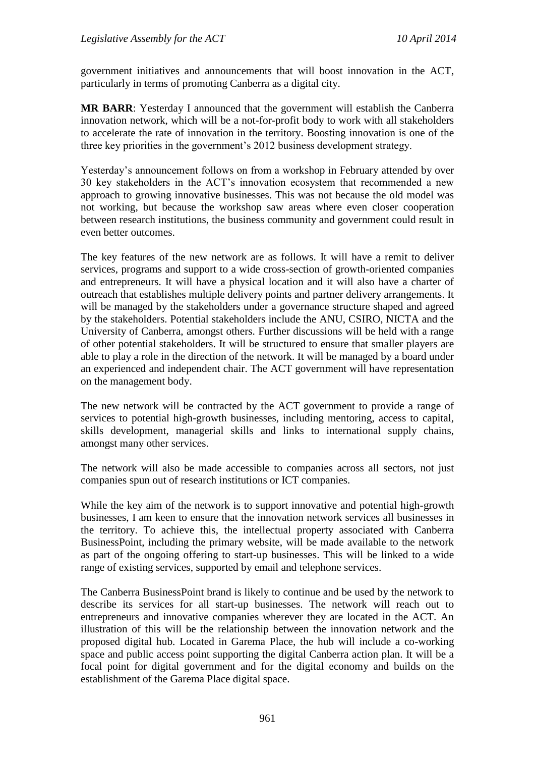government initiatives and announcements that will boost innovation in the ACT, particularly in terms of promoting Canberra as a digital city.

**MR BARR**: Yesterday I announced that the government will establish the Canberra innovation network, which will be a not-for-profit body to work with all stakeholders to accelerate the rate of innovation in the territory. Boosting innovation is one of the three key priorities in the government's 2012 business development strategy.

Yesterday's announcement follows on from a workshop in February attended by over 30 key stakeholders in the ACT's innovation ecosystem that recommended a new approach to growing innovative businesses. This was not because the old model was not working, but because the workshop saw areas where even closer cooperation between research institutions, the business community and government could result in even better outcomes.

The key features of the new network are as follows. It will have a remit to deliver services, programs and support to a wide cross-section of growth-oriented companies and entrepreneurs. It will have a physical location and it will also have a charter of outreach that establishes multiple delivery points and partner delivery arrangements. It will be managed by the stakeholders under a governance structure shaped and agreed by the stakeholders. Potential stakeholders include the ANU, CSIRO, NICTA and the University of Canberra, amongst others. Further discussions will be held with a range of other potential stakeholders. It will be structured to ensure that smaller players are able to play a role in the direction of the network. It will be managed by a board under an experienced and independent chair. The ACT government will have representation on the management body.

The new network will be contracted by the ACT government to provide a range of services to potential high-growth businesses, including mentoring, access to capital, skills development, managerial skills and links to international supply chains, amongst many other services.

The network will also be made accessible to companies across all sectors, not just companies spun out of research institutions or ICT companies.

While the key aim of the network is to support innovative and potential high-growth businesses, I am keen to ensure that the innovation network services all businesses in the territory. To achieve this, the intellectual property associated with Canberra BusinessPoint, including the primary website, will be made available to the network as part of the ongoing offering to start-up businesses. This will be linked to a wide range of existing services, supported by email and telephone services.

The Canberra BusinessPoint brand is likely to continue and be used by the network to describe its services for all start-up businesses. The network will reach out to entrepreneurs and innovative companies wherever they are located in the ACT. An illustration of this will be the relationship between the innovation network and the proposed digital hub. Located in Garema Place, the hub will include a co-working space and public access point supporting the digital Canberra action plan. It will be a focal point for digital government and for the digital economy and builds on the establishment of the Garema Place digital space.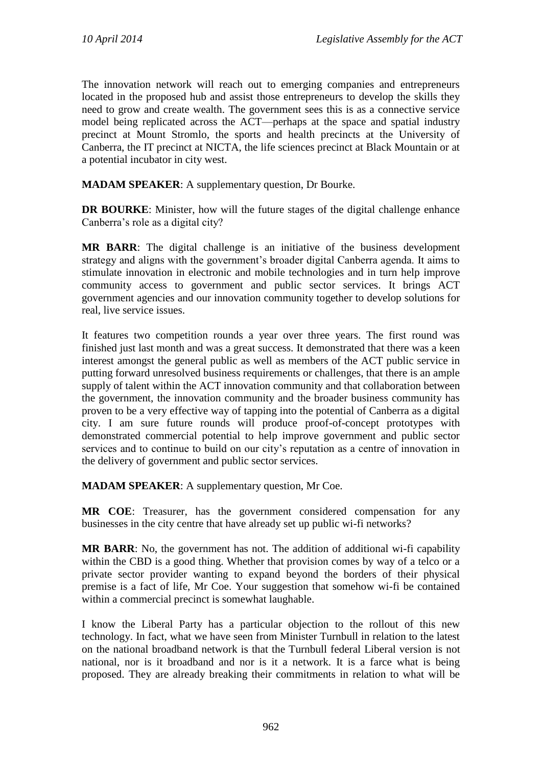The innovation network will reach out to emerging companies and entrepreneurs located in the proposed hub and assist those entrepreneurs to develop the skills they need to grow and create wealth. The government sees this is as a connective service model being replicated across the ACT—perhaps at the space and spatial industry precinct at Mount Stromlo, the sports and health precincts at the University of Canberra, the IT precinct at NICTA, the life sciences precinct at Black Mountain or at a potential incubator in city west.

**MADAM SPEAKER**: A supplementary question, Dr Bourke.

**DR BOURKE**: Minister, how will the future stages of the digital challenge enhance Canberra's role as a digital city?

**MR BARR**: The digital challenge is an initiative of the business development strategy and aligns with the government's broader digital Canberra agenda. It aims to stimulate innovation in electronic and mobile technologies and in turn help improve community access to government and public sector services. It brings ACT government agencies and our innovation community together to develop solutions for real, live service issues.

It features two competition rounds a year over three years. The first round was finished just last month and was a great success. It demonstrated that there was a keen interest amongst the general public as well as members of the ACT public service in putting forward unresolved business requirements or challenges, that there is an ample supply of talent within the ACT innovation community and that collaboration between the government, the innovation community and the broader business community has proven to be a very effective way of tapping into the potential of Canberra as a digital city. I am sure future rounds will produce proof-of-concept prototypes with demonstrated commercial potential to help improve government and public sector services and to continue to build on our city's reputation as a centre of innovation in the delivery of government and public sector services.

**MADAM SPEAKER**: A supplementary question, Mr Coe.

**MR COE**: Treasurer, has the government considered compensation for any businesses in the city centre that have already set up public wi-fi networks?

**MR BARR**: No, the government has not. The addition of additional wi-fi capability within the CBD is a good thing. Whether that provision comes by way of a telco or a private sector provider wanting to expand beyond the borders of their physical premise is a fact of life, Mr Coe. Your suggestion that somehow wi-fi be contained within a commercial precinct is somewhat laughable.

I know the Liberal Party has a particular objection to the rollout of this new technology. In fact, what we have seen from Minister Turnbull in relation to the latest on the national broadband network is that the Turnbull federal Liberal version is not national, nor is it broadband and nor is it a network. It is a farce what is being proposed. They are already breaking their commitments in relation to what will be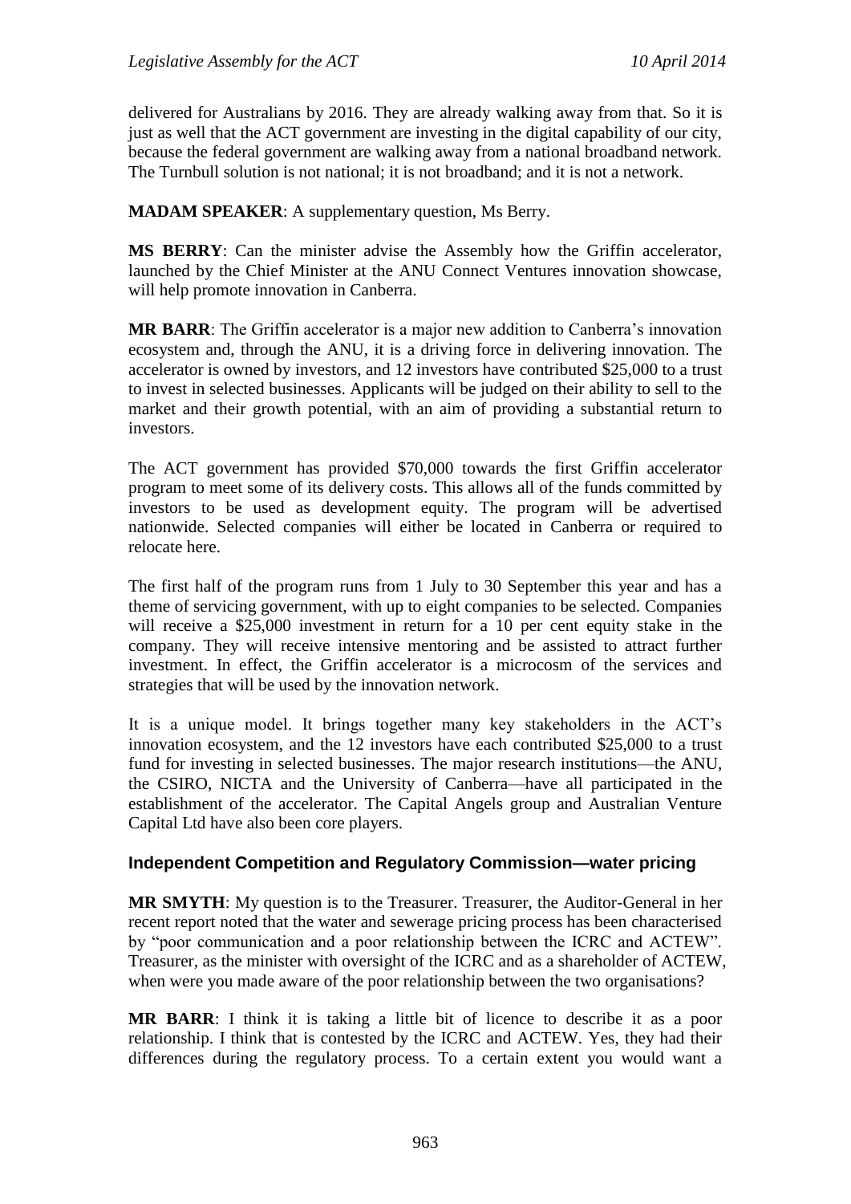delivered for Australians by 2016. They are already walking away from that. So it is just as well that the ACT government are investing in the digital capability of our city, because the federal government are walking away from a national broadband network. The Turnbull solution is not national; it is not broadband; and it is not a network.

**MADAM SPEAKER**: A supplementary question, Ms Berry.

**MS BERRY**: Can the minister advise the Assembly how the Griffin accelerator, launched by the Chief Minister at the ANU Connect Ventures innovation showcase, will help promote innovation in Canberra.

**MR BARR**: The Griffin accelerator is a major new addition to Canberra's innovation ecosystem and, through the ANU, it is a driving force in delivering innovation. The accelerator is owned by investors, and 12 investors have contributed $25,000 to a trust to invest in selected businesses. Applicants will be judged on their ability to sell to the market and their growth potential, with an aim of providing a substantial return to investors.

The ACT government has provided $70,000 towards the first Griffin accelerator program to meet some of its delivery costs. This allows all of the funds committed by investors to be used as development equity. The program will be advertised nationwide. Selected companies will either be located in Canberra or required to relocate here.

The first half of the program runs from 1 July to 30 September this year and has a theme of servicing government, with up to eight companies to be selected. Companies will receive a $25,000 investment in return for a 10 per cent equity stake in the company. They will receive intensive mentoring and be assisted to attract further investment. In effect, the Griffin accelerator is a microcosm of the services and strategies that will be used by the innovation network.

It is a unique model. It brings together many key stakeholders in the ACT's innovation ecosystem, and the 12 investors have each contributed $25,000 to a trust fund for investing in selected businesses. The major research institutions—the ANU, the CSIRO, NICTA and the University of Canberra—have all participated in the establishment of the accelerator. The Capital Angels group and Australian Venture Capital Ltd have also been core players.

### Independent Competition and Regulatory Commission—water pricing

**MR SMYTH**: My question is to the Treasurer. Treasurer, the Auditor-General in her recent report noted that the water and sewerage pricing process has been characterised by "poor communication and a poor relationship between the ICRC and ACTEW". Treasurer, as the minister with oversight of the ICRC and as a shareholder of ACTEW, when were you made aware of the poor relationship between the two organisations?

**MR BARR**: I think it is taking a little bit of licence to describe it as a poor relationship. I think that is contested by the ICRC and ACTEW. Yes, they had their differences during the regulatory process. To a certain extent you would want a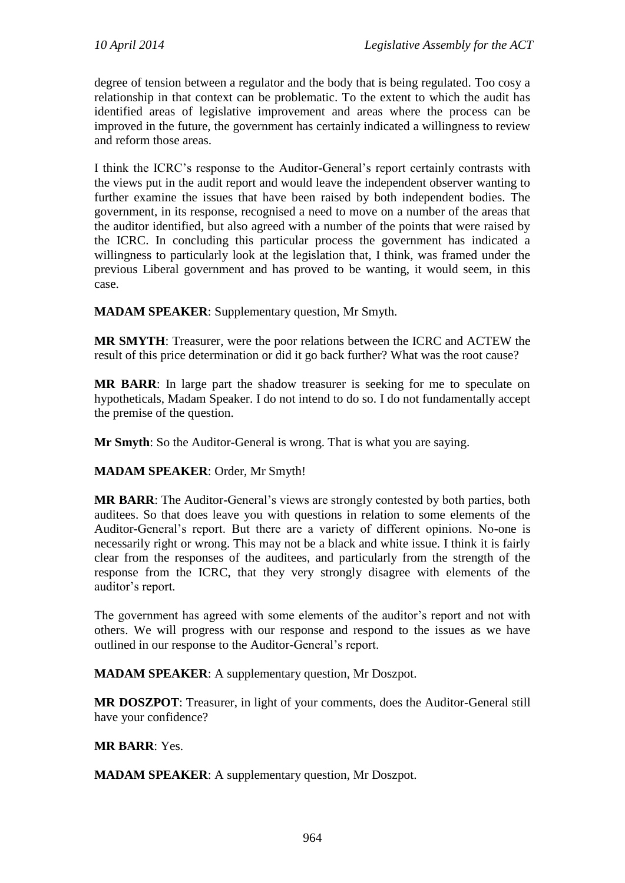degree of tension between a regulator and the body that is being regulated. Too cosy a relationship in that context can be problematic. To the extent to which the audit has identified areas of legislative improvement and areas where the process can be improved in the future, the government has certainly indicated a willingness to review and reform those areas.

I think the ICRC's response to the Auditor-General's report certainly contrasts with the views put in the audit report and would leave the independent observer wanting to further examine the issues that have been raised by both independent bodies. The government, in its response, recognised a need to move on a number of the areas that the auditor identified, but also agreed with a number of the points that were raised by the ICRC. In concluding this particular process the government has indicated a willingness to particularly look at the legislation that, I think, was framed under the previous Liberal government and has proved to be wanting, it would seem, in this case.

**MADAM SPEAKER**: Supplementary question, Mr Smyth.

**MR SMYTH**: Treasurer, were the poor relations between the ICRC and ACTEW the result of this price determination or did it go back further? What was the root cause?

**MR BARR**: In large part the shadow treasurer is seeking for me to speculate on hypotheticals, Madam Speaker. I do not intend to do so. I do not fundamentally accept the premise of the question.

**Mr Smyth**: So the Auditor-General is wrong. That is what you are saying.

**MADAM SPEAKER**: Order, Mr Smyth!

**MR BARR**: The Auditor-General's views are strongly contested by both parties, both auditees. So that does leave you with questions in relation to some elements of the Auditor-General's report. But there are a variety of different opinions. No-one is necessarily right or wrong. This may not be a black and white issue. I think it is fairly clear from the responses of the auditees, and particularly from the strength of the response from the ICRC, that they very strongly disagree with elements of the auditor's report.

The government has agreed with some elements of the auditor's report and not with others. We will progress with our response and respond to the issues as we have outlined in our response to the Auditor-General's report.

**MADAM SPEAKER**: A supplementary question, Mr Doszpot.

**MR DOSZPOT**: Treasurer, in light of your comments, does the Auditor-General still have your confidence?

**MR BARR**: Yes.

**MADAM SPEAKER**: A supplementary question, Mr Doszpot.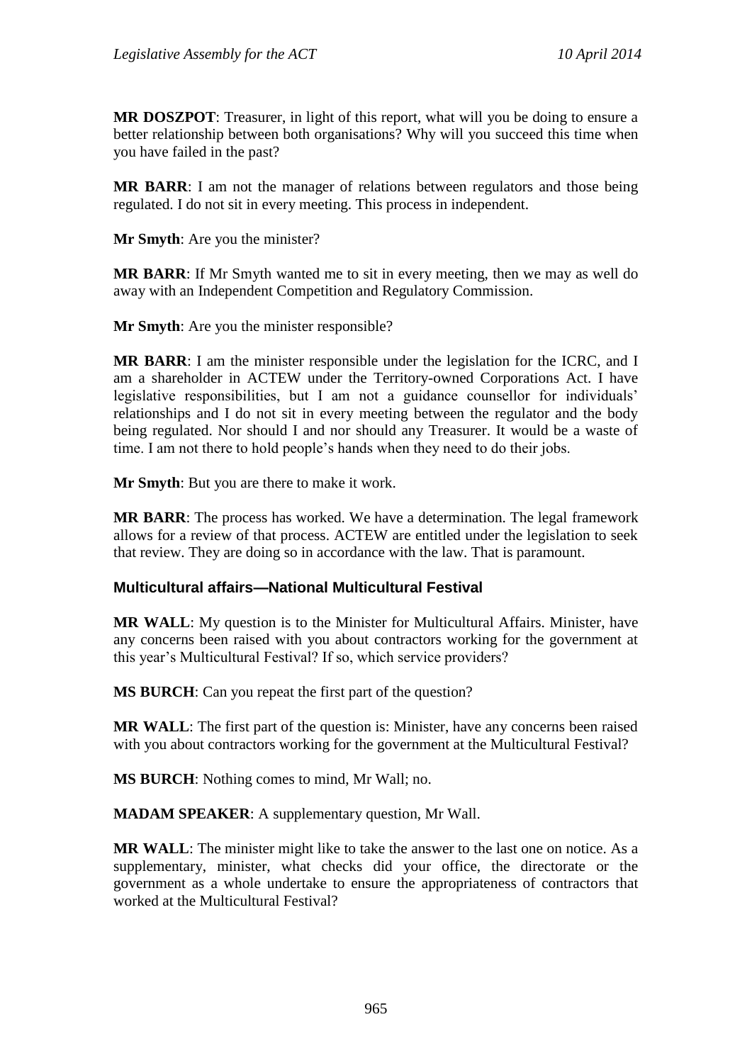**MR DOSZPOT**: Treasurer, in light of this report, what will you be doing to ensure a better relationship between both organisations? Why will you succeed this time when you have failed in the past?

**MR BARR**: I am not the manager of relations between regulators and those being regulated. I do not sit in every meeting. This process in independent.

**Mr Smyth**: Are you the minister?

**MR BARR**: If Mr Smyth wanted me to sit in every meeting, then we may as well do away with an Independent Competition and Regulatory Commission.

**Mr Smyth**: Are you the minister responsible?

**MR BARR**: I am the minister responsible under the legislation for the ICRC, and I am a shareholder in ACTEW under the Territory-owned Corporations Act. I have legislative responsibilities, but I am not a guidance counsellor for individuals' relationships and I do not sit in every meeting between the regulator and the body being regulated. Nor should I and nor should any Treasurer. It would be a waste of time. I am not there to hold people's hands when they need to do their jobs.

**Mr Smyth**: But you are there to make it work.

**MR BARR**: The process has worked. We have a determination. The legal framework allows for a review of that process. ACTEW are entitled under the legislation to seek that review. They are doing so in accordance with the law. That is paramount.

### Multicultural affairs—National Multicultural Festival

**MR WALL**: My question is to the Minister for Multicultural Affairs. Minister, have any concerns been raised with you about contractors working for the government at this year's Multicultural Festival? If so, which service providers?

**MS BURCH**: Can you repeat the first part of the question?

**MR WALL**: The first part of the question is: Minister, have any concerns been raised with you about contractors working for the government at the Multicultural Festival?

**MS BURCH**: Nothing comes to mind, Mr Wall; no.

**MADAM SPEAKER**: A supplementary question, Mr Wall.

**MR WALL**: The minister might like to take the answer to the last one on notice. As a supplementary, minister, what checks did your office, the directorate or the government as a whole undertake to ensure the appropriateness of contractors that worked at the Multicultural Festival?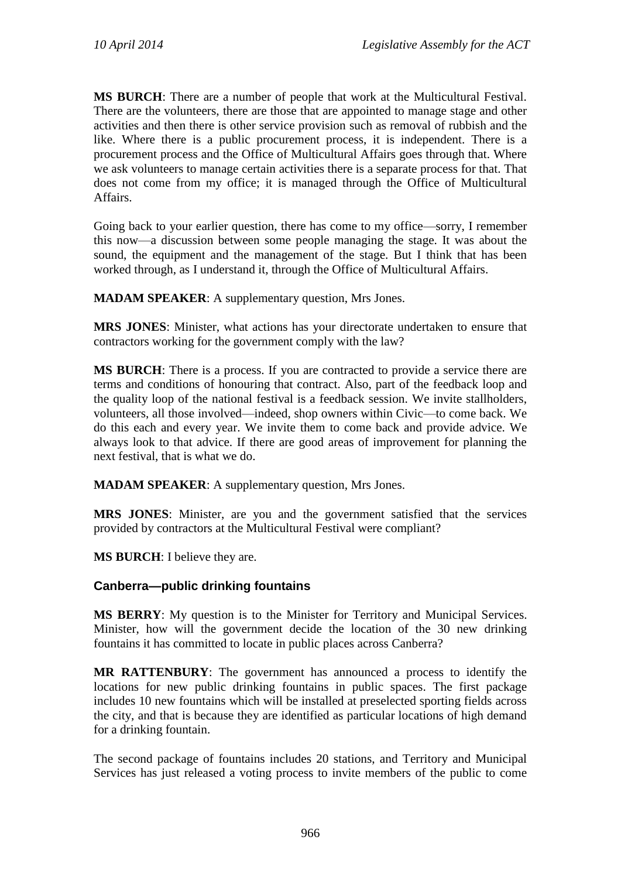**MS BURCH**: There are a number of people that work at the Multicultural Festival. There are the volunteers, there are those that are appointed to manage stage and other activities and then there is other service provision such as removal of rubbish and the like. Where there is a public procurement process, it is independent. There is a procurement process and the Office of Multicultural Affairs goes through that. Where we ask volunteers to manage certain activities there is a separate process for that. That does not come from my office; it is managed through the Office of Multicultural Affairs.

Going back to your earlier question, there has come to my office—sorry, I remember this now—a discussion between some people managing the stage. It was about the sound, the equipment and the management of the stage. But I think that has been worked through, as I understand it, through the Office of Multicultural Affairs.

**MADAM SPEAKER**: A supplementary question, Mrs Jones.

**MRS JONES**: Minister, what actions has your directorate undertaken to ensure that contractors working for the government comply with the law?

**MS BURCH**: There is a process. If you are contracted to provide a service there are terms and conditions of honouring that contract. Also, part of the feedback loop and the quality loop of the national festival is a feedback session. We invite stallholders, volunteers, all those involved—indeed, shop owners within Civic—to come back. We do this each and every year. We invite them to come back and provide advice. We always look to that advice. If there are good areas of improvement for planning the next festival, that is what we do.

**MADAM SPEAKER**: A supplementary question, Mrs Jones.

**MRS JONES**: Minister, are you and the government satisfied that the services provided by contractors at the Multicultural Festival were compliant?

**MS BURCH**: I believe they are.

### Canberra—public drinking fountains

**MS BERRY**: My question is to the Minister for Territory and Municipal Services. Minister, how will the government decide the location of the 30 new drinking fountains it has committed to locate in public places across Canberra?

**MR RATTENBURY**: The government has announced a process to identify the locations for new public drinking fountains in public spaces. The first package includes 10 new fountains which will be installed at preselected sporting fields across the city, and that is because they are identified as particular locations of high demand for a drinking fountain.

The second package of fountains includes 20 stations, and Territory and Municipal Services has just released a voting process to invite members of the public to come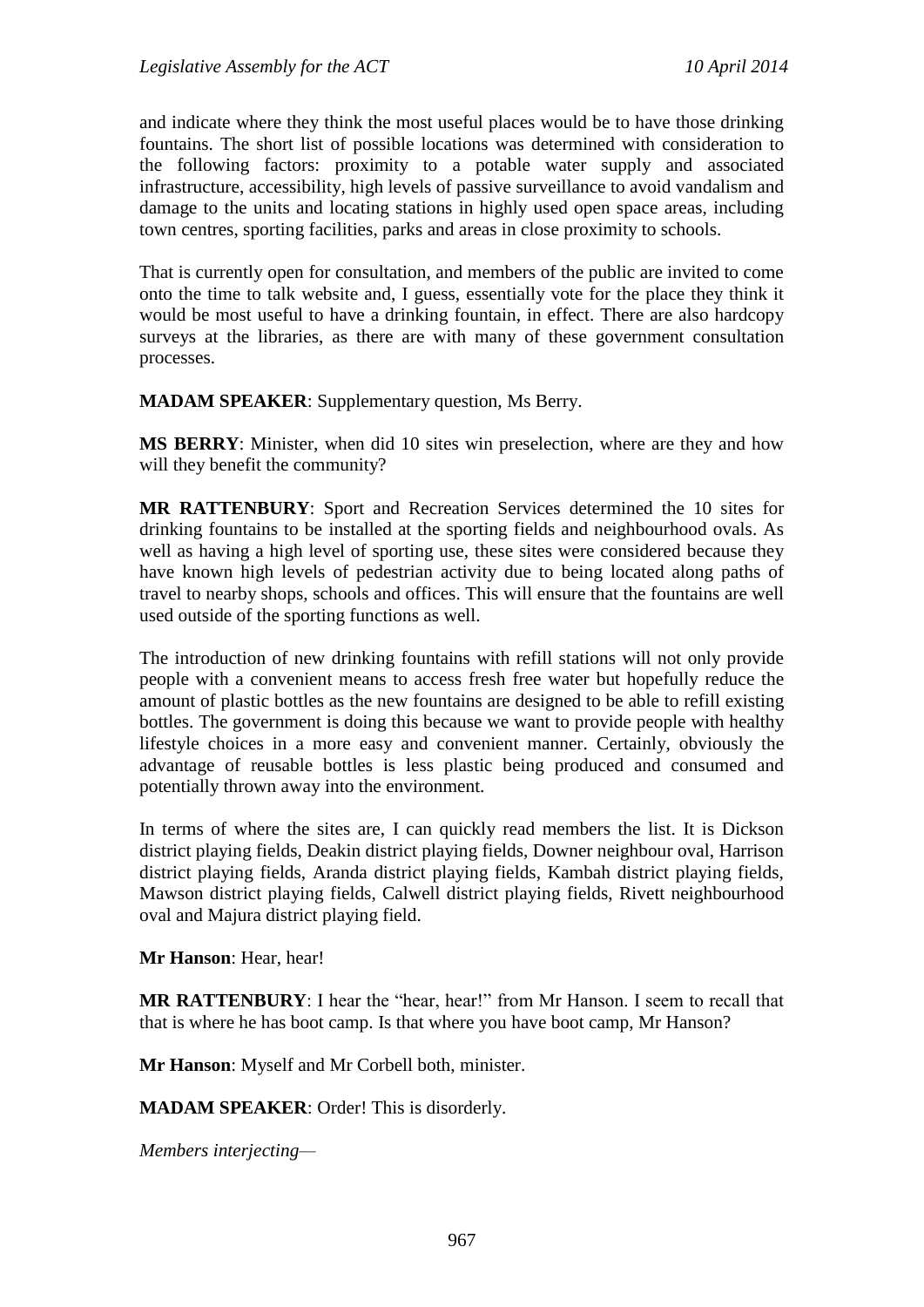and indicate where they think the most useful places would be to have those drinking fountains. The short list of possible locations was determined with consideration to the following factors: proximity to a potable water supply and associated infrastructure, accessibility, high levels of passive surveillance to avoid vandalism and damage to the units and locating stations in highly used open space areas, including town centres, sporting facilities, parks and areas in close proximity to schools.

That is currently open for consultation, and members of the public are invited to come onto the time to talk website and, I guess, essentially vote for the place they think it would be most useful to have a drinking fountain, in effect. There are also hardcopy surveys at the libraries, as there are with many of these government consultation processes.

**MADAM SPEAKER**: Supplementary question, Ms Berry.

**MS BERRY**: Minister, when did 10 sites win preselection, where are they and how will they benefit the community?

**MR RATTENBURY**: Sport and Recreation Services determined the 10 sites for drinking fountains to be installed at the sporting fields and neighbourhood ovals. As well as having a high level of sporting use, these sites were considered because they have known high levels of pedestrian activity due to being located along paths of travel to nearby shops, schools and offices. This will ensure that the fountains are well used outside of the sporting functions as well.

The introduction of new drinking fountains with refill stations will not only provide people with a convenient means to access fresh free water but hopefully reduce the amount of plastic bottles as the new fountains are designed to be able to refill existing bottles. The government is doing this because we want to provide people with healthy lifestyle choices in a more easy and convenient manner. Certainly, obviously the advantage of reusable bottles is less plastic being produced and consumed and potentially thrown away into the environment.

In terms of where the sites are, I can quickly read members the list. It is Dickson district playing fields, Deakin district playing fields, Downer neighbour oval, Harrison district playing fields, Aranda district playing fields, Kambah district playing fields, Mawson district playing fields, Calwell district playing fields, Rivett neighbourhood oval and Majura district playing field.

**Mr Hanson**: Hear, hear!

**MR RATTENBURY**: I hear the "hear, hear!" from Mr Hanson. I seem to recall that that is where he has boot camp. Is that where you have boot camp, Mr Hanson?

**Mr Hanson**: Myself and Mr Corbell both, minister.

**MADAM SPEAKER**: Order! This is disorderly.

*Members interjecting—*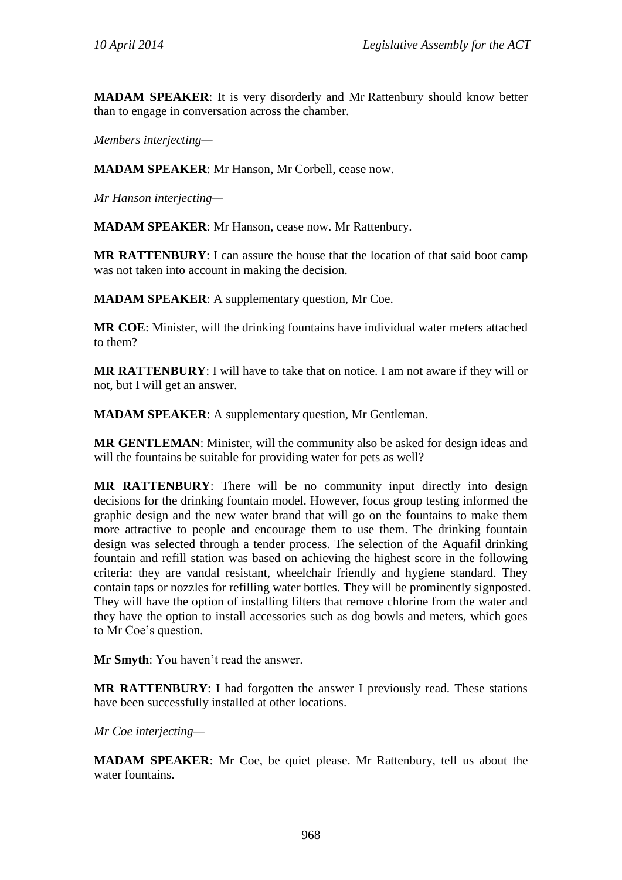**MADAM SPEAKER**: It is very disorderly and Mr Rattenbury should know better than to engage in conversation across the chamber.

*Members interjecting—*

**MADAM SPEAKER**: Mr Hanson, Mr Corbell, cease now.

*Mr Hanson interjecting—*

**MADAM SPEAKER**: Mr Hanson, cease now. Mr Rattenbury.

**MR RATTENBURY**: I can assure the house that the location of that said boot camp was not taken into account in making the decision.

**MADAM SPEAKER**: A supplementary question, Mr Coe.

**MR COE**: Minister, will the drinking fountains have individual water meters attached to them?

**MR RATTENBURY**: I will have to take that on notice. I am not aware if they will or not, but I will get an answer.

**MADAM SPEAKER**: A supplementary question, Mr Gentleman.

**MR GENTLEMAN**: Minister, will the community also be asked for design ideas and will the fountains be suitable for providing water for pets as well?

**MR RATTENBURY**: There will be no community input directly into design decisions for the drinking fountain model. However, focus group testing informed the graphic design and the new water brand that will go on the fountains to make them more attractive to people and encourage them to use them. The drinking fountain design was selected through a tender process. The selection of the Aquafil drinking fountain and refill station was based on achieving the highest score in the following criteria: they are vandal resistant, wheelchair friendly and hygiene standard. They contain taps or nozzles for refilling water bottles. They will be prominently signposted. They will have the option of installing filters that remove chlorine from the water and they have the option to install accessories such as dog bowls and meters, which goes to Mr Coe's question.

**Mr Smyth**: You haven't read the answer.

**MR RATTENBURY**: I had forgotten the answer I previously read. These stations have been successfully installed at other locations.

*Mr Coe interjecting—*

**MADAM SPEAKER**: Mr Coe, be quiet please. Mr Rattenbury, tell us about the water fountains.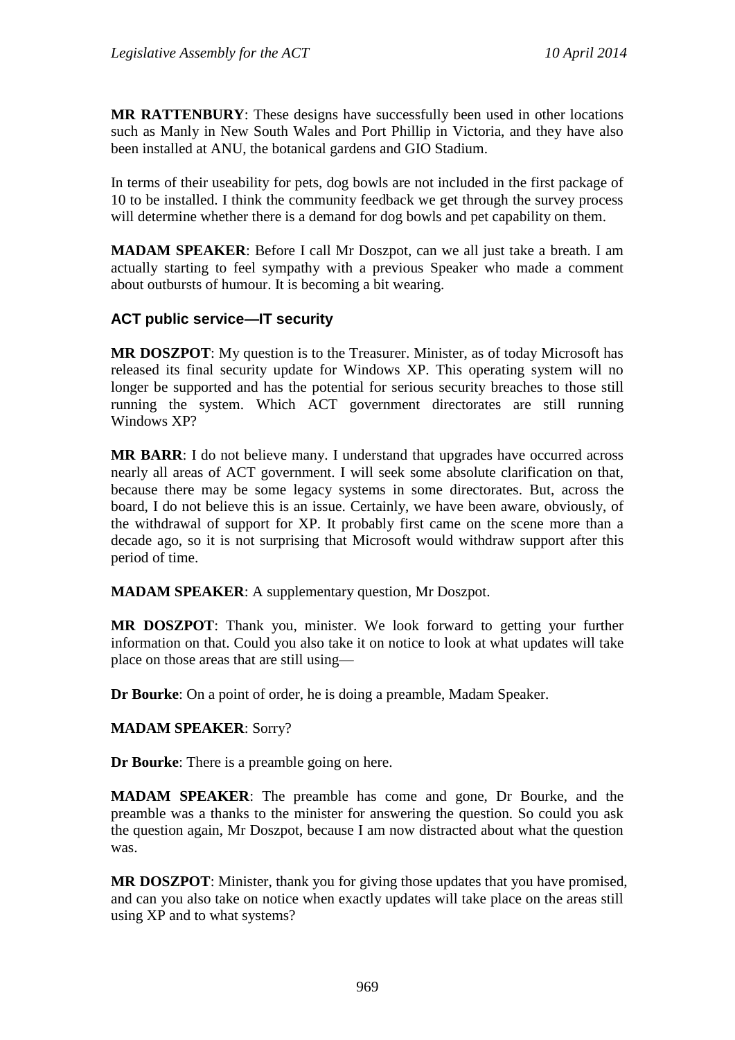**MR RATTENBURY**: These designs have successfully been used in other locations such as Manly in New South Wales and Port Phillip in Victoria, and they have also been installed at ANU, the botanical gardens and GIO Stadium.

In terms of their useability for pets, dog bowls are not included in the first package of 10 to be installed. I think the community feedback we get through the survey process will determine whether there is a demand for dog bowls and pet capability on them.

**MADAM SPEAKER**: Before I call Mr Doszpot, can we all just take a breath. I am actually starting to feel sympathy with a previous Speaker who made a comment about outbursts of humour. It is becoming a bit wearing.

## ACT public service—IT security

**MR DOSZPOT**: My question is to the Treasurer. Minister, as of today Microsoft has released its final security update for Windows XP. This operating system will no longer be supported and has the potential for serious security breaches to those still running the system. Which ACT government directorates are still running Windows XP?

**MR BARR**: I do not believe many. I understand that upgrades have occurred across nearly all areas of ACT government. I will seek some absolute clarification on that, because there may be some legacy systems in some directorates. But, across the board, I do not believe this is an issue. Certainly, we have been aware, obviously, of the withdrawal of support for XP. It probably first came on the scene more than a decade ago, so it is not surprising that Microsoft would withdraw support after this period of time.

**MADAM SPEAKER**: A supplementary question, Mr Doszpot.

**MR DOSZPOT**: Thank you, minister. We look forward to getting your further information on that. Could you also take it on notice to look at what updates will take place on those areas that are still using—

**Dr Bourke**: On a point of order, he is doing a preamble, Madam Speaker.

**MADAM SPEAKER**: Sorry?

**Dr Bourke**: There is a preamble going on here.

**MADAM SPEAKER**: The preamble has come and gone, Dr Bourke, and the preamble was a thanks to the minister for answering the question. So could you ask the question again, Mr Doszpot, because I am now distracted about what the question was.

**MR DOSZPOT**: Minister, thank you for giving those updates that you have promised, and can you also take on notice when exactly updates will take place on the areas still using XP and to what systems?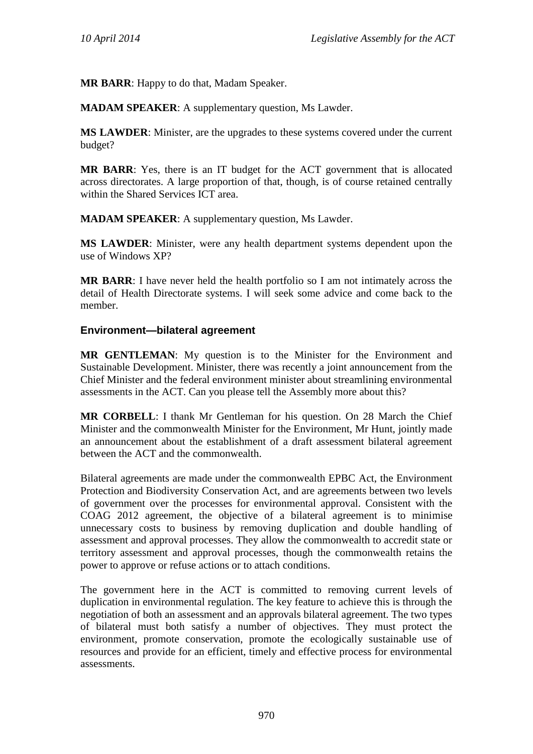**MR BARR**: Happy to do that, Madam Speaker.

**MADAM SPEAKER**: A supplementary question, Ms Lawder.

**MS LAWDER**: Minister, are the upgrades to these systems covered under the current budget?

**MR BARR**: Yes, there is an IT budget for the ACT government that is allocated across directorates. A large proportion of that, though, is of course retained centrally within the Shared Services ICT area.

**MADAM SPEAKER**: A supplementary question, Ms Lawder.

**MS LAWDER**: Minister, were any health department systems dependent upon the use of Windows XP?

**MR BARR**: I have never held the health portfolio so I am not intimately across the detail of Health Directorate systems. I will seek some advice and come back to the member.

### Environment—bilateral agreement

**MR GENTLEMAN**: My question is to the Minister for the Environment and Sustainable Development. Minister, there was recently a joint announcement from the Chief Minister and the federal environment minister about streamlining environmental assessments in the ACT. Can you please tell the Assembly more about this?

**MR CORBELL**: I thank Mr Gentleman for his question. On 28 March the Chief Minister and the commonwealth Minister for the Environment, Mr Hunt, jointly made an announcement about the establishment of a draft assessment bilateral agreement between the ACT and the commonwealth.

Bilateral agreements are made under the commonwealth EPBC Act, the Environment Protection and Biodiversity Conservation Act, and are agreements between two levels of government over the processes for environmental approval. Consistent with the COAG 2012 agreement, the objective of a bilateral agreement is to minimise unnecessary costs to business by removing duplication and double handling of assessment and approval processes. They allow the commonwealth to accredit state or territory assessment and approval processes, though the commonwealth retains the power to approve or refuse actions or to attach conditions.

The government here in the ACT is committed to removing current levels of duplication in environmental regulation. The key feature to achieve this is through the negotiation of both an assessment and an approvals bilateral agreement. The two types of bilateral must both satisfy a number of objectives. They must protect the environment, promote conservation, promote the ecologically sustainable use of resources and provide for an efficient, timely and effective process for environmental assessments.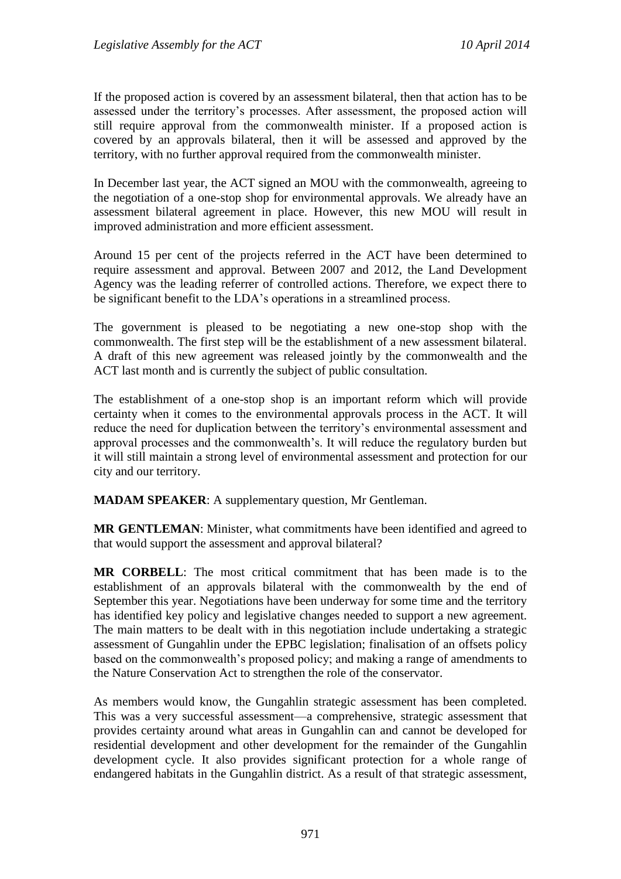If the proposed action is covered by an assessment bilateral, then that action has to be assessed under the territory's processes. After assessment, the proposed action will still require approval from the commonwealth minister. If a proposed action is covered by an approvals bilateral, then it will be assessed and approved by the territory, with no further approval required from the commonwealth minister.

In December last year, the ACT signed an MOU with the commonwealth, agreeing to the negotiation of a one-stop shop for environmental approvals. We already have an assessment bilateral agreement in place. However, this new MOU will result in improved administration and more efficient assessment.

Around 15 per cent of the projects referred in the ACT have been determined to require assessment and approval. Between 2007 and 2012, the Land Development Agency was the leading referrer of controlled actions. Therefore, we expect there to be significant benefit to the LDA's operations in a streamlined process.

The government is pleased to be negotiating a new one-stop shop with the commonwealth. The first step will be the establishment of a new assessment bilateral. A draft of this new agreement was released jointly by the commonwealth and the ACT last month and is currently the subject of public consultation.

The establishment of a one-stop shop is an important reform which will provide certainty when it comes to the environmental approvals process in the ACT. It will reduce the need for duplication between the territory's environmental assessment and approval processes and the commonwealth's. It will reduce the regulatory burden but it will still maintain a strong level of environmental assessment and protection for our city and our territory.

**MADAM SPEAKER**: A supplementary question, Mr Gentleman.

**MR GENTLEMAN**: Minister, what commitments have been identified and agreed to that would support the assessment and approval bilateral?

**MR CORBELL**: The most critical commitment that has been made is to the establishment of an approvals bilateral with the commonwealth by the end of September this year. Negotiations have been underway for some time and the territory has identified key policy and legislative changes needed to support a new agreement. The main matters to be dealt with in this negotiation include undertaking a strategic assessment of Gungahlin under the EPBC legislation; finalisation of an offsets policy based on the commonwealth's proposed policy; and making a range of amendments to the Nature Conservation Act to strengthen the role of the conservator.

As members would know, the Gungahlin strategic assessment has been completed. This was a very successful assessment—a comprehensive, strategic assessment that provides certainty around what areas in Gungahlin can and cannot be developed for residential development and other development for the remainder of the Gungahlin development cycle. It also provides significant protection for a whole range of endangered habitats in the Gungahlin district. As a result of that strategic assessment,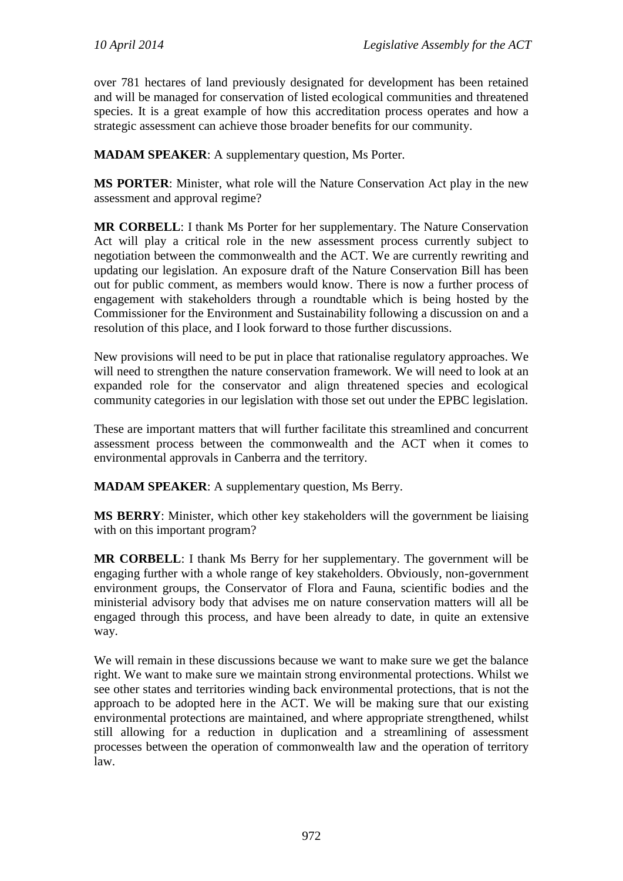over 781 hectares of land previously designated for development has been retained and will be managed for conservation of listed ecological communities and threatened species. It is a great example of how this accreditation process operates and how a strategic assessment can achieve those broader benefits for our community.

**MADAM SPEAKER**: A supplementary question, Ms Porter.

**MS PORTER**: Minister, what role will the Nature Conservation Act play in the new assessment and approval regime?

**MR CORBELL**: I thank Ms Porter for her supplementary. The Nature Conservation Act will play a critical role in the new assessment process currently subject to negotiation between the commonwealth and the ACT. We are currently rewriting and updating our legislation. An exposure draft of the Nature Conservation Bill has been out for public comment, as members would know. There is now a further process of engagement with stakeholders through a roundtable which is being hosted by the Commissioner for the Environment and Sustainability following a discussion on and a resolution of this place, and I look forward to those further discussions.

New provisions will need to be put in place that rationalise regulatory approaches. We will need to strengthen the nature conservation framework. We will need to look at an expanded role for the conservator and align threatened species and ecological community categories in our legislation with those set out under the EPBC legislation.

These are important matters that will further facilitate this streamlined and concurrent assessment process between the commonwealth and the ACT when it comes to environmental approvals in Canberra and the territory.

**MADAM SPEAKER**: A supplementary question, Ms Berry.

**MS BERRY**: Minister, which other key stakeholders will the government be liaising with on this important program?

**MR CORBELL**: I thank Ms Berry for her supplementary. The government will be engaging further with a whole range of key stakeholders. Obviously, non-government environment groups, the Conservator of Flora and Fauna, scientific bodies and the ministerial advisory body that advises me on nature conservation matters will all be engaged through this process, and have been already to date, in quite an extensive way.

We will remain in these discussions because we want to make sure we get the balance right. We want to make sure we maintain strong environmental protections. Whilst we see other states and territories winding back environmental protections, that is not the approach to be adopted here in the ACT. We will be making sure that our existing environmental protections are maintained, and where appropriate strengthened, whilst still allowing for a reduction in duplication and a streamlining of assessment processes between the operation of commonwealth law and the operation of territory law.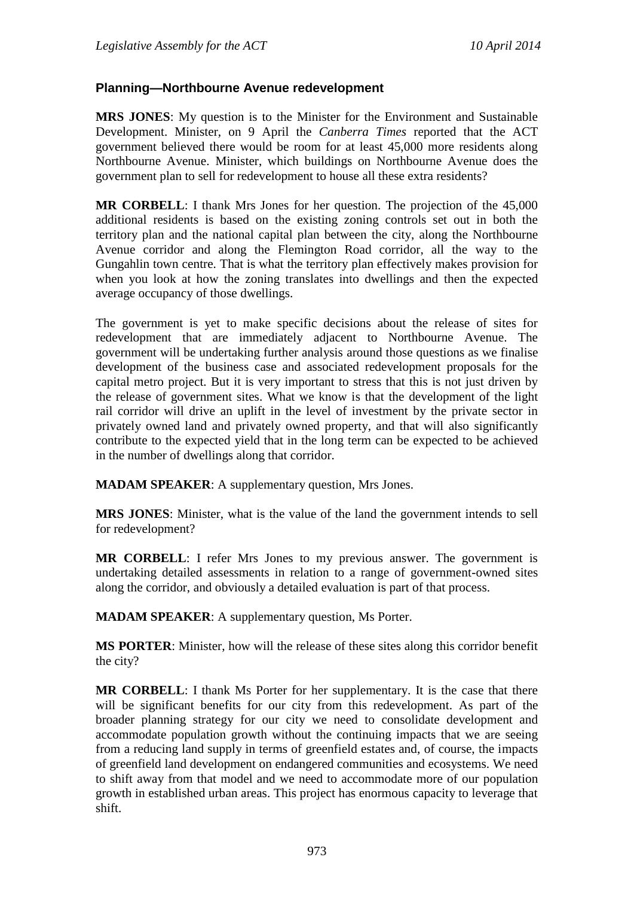### Planning—Northbourne Avenue redevelopment

**MRS JONES**: My question is to the Minister for the Environment and Sustainable Development. Minister, on 9 April the *Canberra Times* reported that the ACT government believed there would be room for at least 45,000 more residents along Northbourne Avenue. Minister, which buildings on Northbourne Avenue does the government plan to sell for redevelopment to house all these extra residents?

**MR CORBELL**: I thank Mrs Jones for her question. The projection of the 45,000 additional residents is based on the existing zoning controls set out in both the territory plan and the national capital plan between the city, along the Northbourne Avenue corridor and along the Flemington Road corridor, all the way to the Gungahlin town centre. That is what the territory plan effectively makes provision for when you look at how the zoning translates into dwellings and then the expected average occupancy of those dwellings.

The government is yet to make specific decisions about the release of sites for redevelopment that are immediately adjacent to Northbourne Avenue. The government will be undertaking further analysis around those questions as we finalise development of the business case and associated redevelopment proposals for the capital metro project. But it is very important to stress that this is not just driven by the release of government sites. What we know is that the development of the light rail corridor will drive an uplift in the level of investment by the private sector in privately owned land and privately owned property, and that will also significantly contribute to the expected yield that in the long term can be expected to be achieved in the number of dwellings along that corridor.

**MADAM SPEAKER**: A supplementary question, Mrs Jones.

**MRS JONES**: Minister, what is the value of the land the government intends to sell for redevelopment?

**MR CORBELL**: I refer Mrs Jones to my previous answer. The government is undertaking detailed assessments in relation to a range of government-owned sites along the corridor, and obviously a detailed evaluation is part of that process.

**MADAM SPEAKER**: A supplementary question, Ms Porter.

**MS PORTER**: Minister, how will the release of these sites along this corridor benefit the city?

**MR CORBELL**: I thank Ms Porter for her supplementary. It is the case that there will be significant benefits for our city from this redevelopment. As part of the broader planning strategy for our city we need to consolidate development and accommodate population growth without the continuing impacts that we are seeing from a reducing land supply in terms of greenfield estates and, of course, the impacts of greenfield land development on endangered communities and ecosystems. We need to shift away from that model and we need to accommodate more of our population growth in established urban areas. This project has enormous capacity to leverage that shift.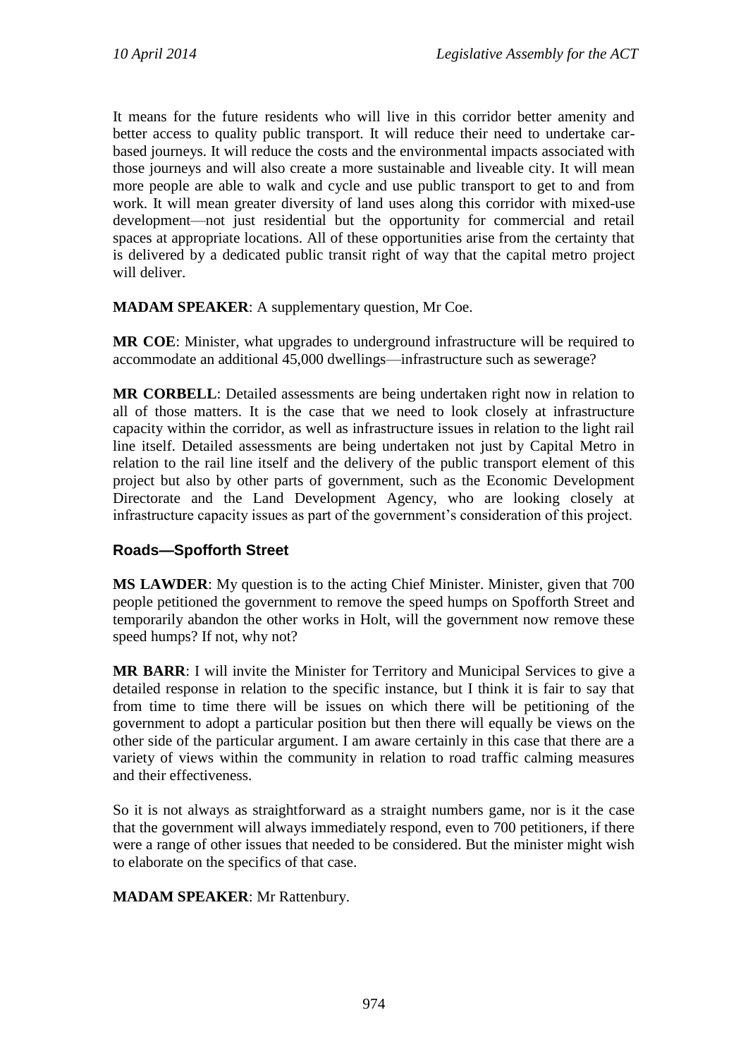It means for the future residents who will live in this corridor better amenity and better access to quality public transport. It will reduce their need to undertake car-based journeys. It will reduce the costs and the environmental impacts associated with those journeys and will also create a more sustainable and liveable city. It will mean more people are able to walk and cycle and use public transport to get to and from work. It will mean greater diversity of land uses along this corridor with mixed-use development—not just residential but the opportunity for commercial and retail spaces at appropriate locations. All of these opportunities arise from the certainty that is delivered by a dedicated public transit right of way that the capital metro project will deliver.

**MADAM SPEAKER**: A supplementary question, Mr Coe.

**MR COE**: Minister, what upgrades to underground infrastructure will be required to accommodate an additional 45,000 dwellings—infrastructure such as sewerage?

**MR CORBELL**: Detailed assessments are being undertaken right now in relation to all of those matters. It is the case that we need to look closely at infrastructure capacity within the corridor, as well as infrastructure issues in relation to the light rail line itself. Detailed assessments are being undertaken not just by Capital Metro in relation to the rail line itself and the delivery of the public transport element of this project but also by other parts of government, such as the Economic Development Directorate and the Land Development Agency, who are looking closely at infrastructure capacity issues as part of the government's consideration of this project.

## Roads—Spofforth Street

**MS LAWDER**: My question is to the acting Chief Minister. Minister, given that 700 people petitioned the government to remove the speed humps on Spofforth Street and temporarily abandon the other works in Holt, will the government now remove these speed humps? If not, why not?

**MR BARR**: I will invite the Minister for Territory and Municipal Services to give a detailed response in relation to the specific instance, but I think it is fair to say that from time to time there will be issues on which there will be petitioning of the government to adopt a particular position but then there will equally be views on the other side of the particular argument. I am aware certainly in this case that there are a variety of views within the community in relation to road traffic calming measures and their effectiveness.

So it is not always as straightforward as a straight numbers game, nor is it the case that the government will always immediately respond, even to 700 petitioners, if there were a range of other issues that needed to be considered. But the minister might wish to elaborate on the specifics of that case.

**MADAM SPEAKER**: Mr Rattenbury.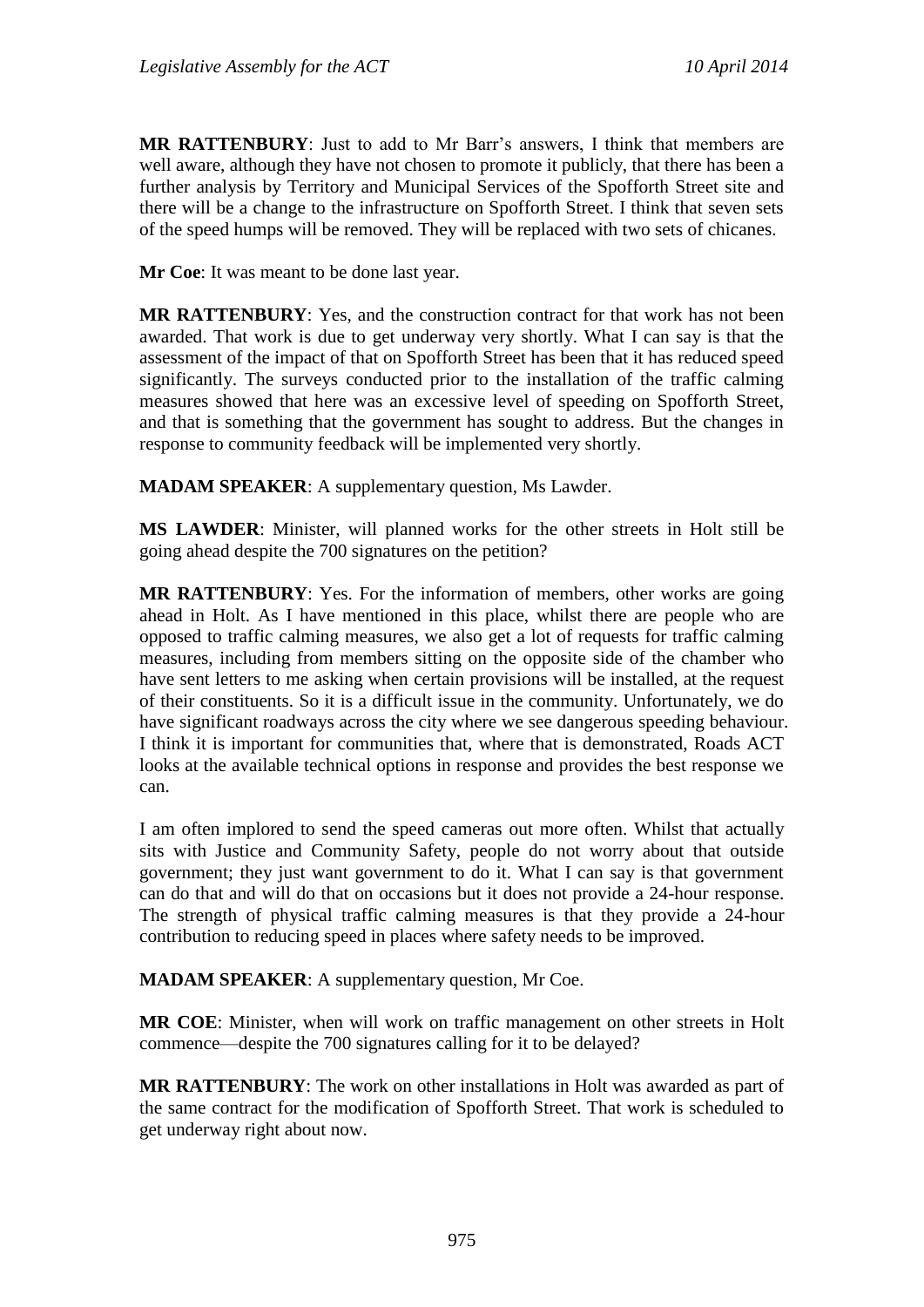**MR RATTENBURY**: Just to add to Mr Barr's answers, I think that members are well aware, although they have not chosen to promote it publicly, that there has been a further analysis by Territory and Municipal Services of the Spofforth Street site and there will be a change to the infrastructure on Spofforth Street. I think that seven sets of the speed humps will be removed. They will be replaced with two sets of chicanes.

**Mr Coe**: It was meant to be done last year.

**MR RATTENBURY**: Yes, and the construction contract for that work has not been awarded. That work is due to get underway very shortly. What I can say is that the assessment of the impact of that on Spofforth Street has been that it has reduced speed significantly. The surveys conducted prior to the installation of the traffic calming measures showed that here was an excessive level of speeding on Spofforth Street, and that is something that the government has sought to address. But the changes in response to community feedback will be implemented very shortly.

**MADAM SPEAKER**: A supplementary question, Ms Lawder.

**MS LAWDER**: Minister, will planned works for the other streets in Holt still be going ahead despite the 700 signatures on the petition?

**MR RATTENBURY**: Yes. For the information of members, other works are going ahead in Holt. As I have mentioned in this place, whilst there are people who are opposed to traffic calming measures, we also get a lot of requests for traffic calming measures, including from members sitting on the opposite side of the chamber who have sent letters to me asking when certain provisions will be installed, at the request of their constituents. So it is a difficult issue in the community. Unfortunately, we do have significant roadways across the city where we see dangerous speeding behaviour. I think it is important for communities that, where that is demonstrated, Roads ACT looks at the available technical options in response and provides the best response we can.

I am often implored to send the speed cameras out more often. Whilst that actually sits with Justice and Community Safety, people do not worry about that outside government; they just want government to do it. What I can say is that government can do that and will do that on occasions but it does not provide a 24-hour response. The strength of physical traffic calming measures is that they provide a 24-hour contribution to reducing speed in places where safety needs to be improved.

**MADAM SPEAKER**: A supplementary question, Mr Coe.

**MR COE**: Minister, when will work on traffic management on other streets in Holt commence—despite the 700 signatures calling for it to be delayed?

**MR RATTENBURY**: The work on other installations in Holt was awarded as part of the same contract for the modification of Spofforth Street. That work is scheduled to get underway right about now.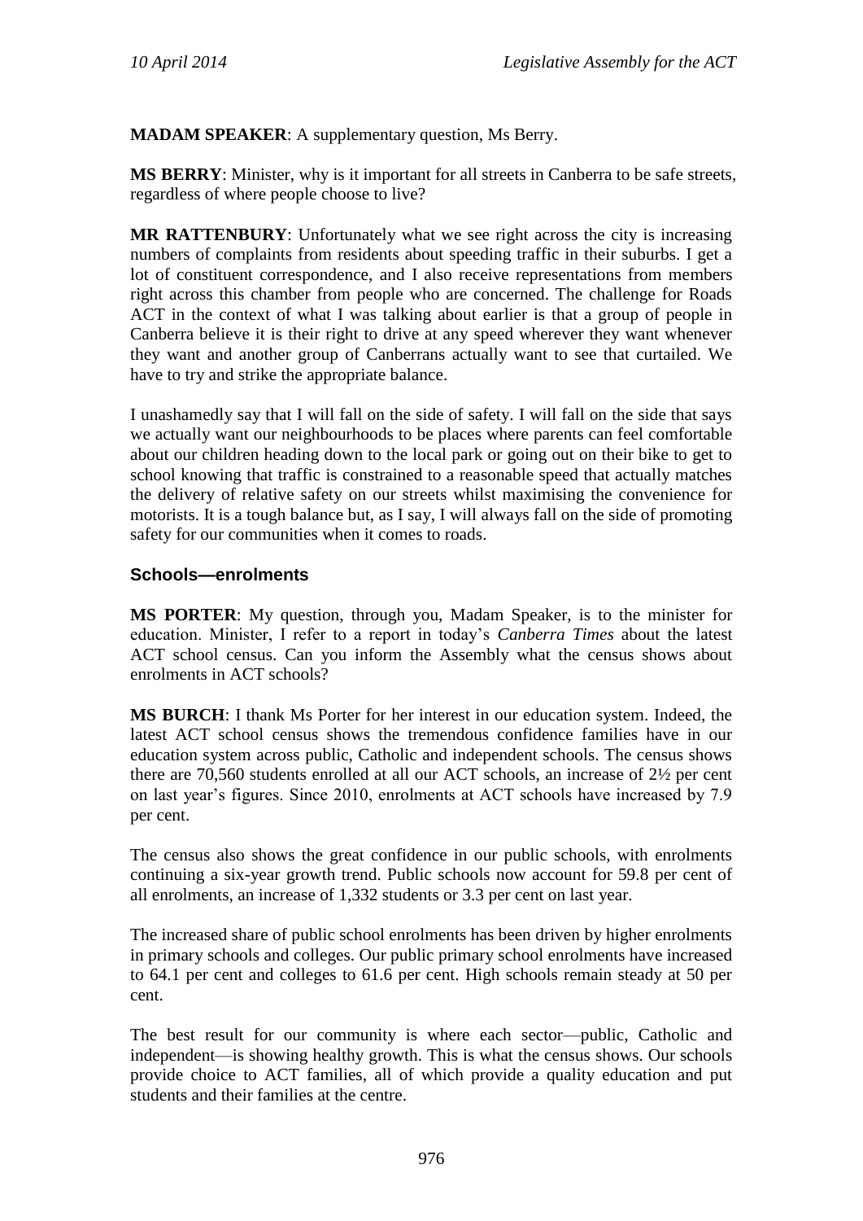**MADAM SPEAKER**: A supplementary question, Ms Berry.

**MS BERRY**: Minister, why is it important for all streets in Canberra to be safe streets, regardless of where people choose to live?

**MR RATTENBURY**: Unfortunately what we see right across the city is increasing numbers of complaints from residents about speeding traffic in their suburbs. I get a lot of constituent correspondence, and I also receive representations from members right across this chamber from people who are concerned. The challenge for Roads ACT in the context of what I was talking about earlier is that a group of people in Canberra believe it is their right to drive at any speed wherever they want whenever they want and another group of Canberrans actually want to see that curtailed. We have to try and strike the appropriate balance.

I unashamedly say that I will fall on the side of safety. I will fall on the side that says we actually want our neighbourhoods to be places where parents can feel comfortable about our children heading down to the local park or going out on their bike to get to school knowing that traffic is constrained to a reasonable speed that actually matches the delivery of relative safety on our streets whilst maximising the convenience for motorists. It is a tough balance but, as I say, I will always fall on the side of promoting safety for our communities when it comes to roads.

### Schools—enrolments

**MS PORTER**: My question, through you, Madam Speaker, is to the minister for education. Minister, I refer to a report in today's *Canberra Times* about the latest ACT school census. Can you inform the Assembly what the census shows about enrolments in ACT schools?

**MS BURCH**: I thank Ms Porter for her interest in our education system. Indeed, the latest ACT school census shows the tremendous confidence families have in our education system across public, Catholic and independent schools. The census shows there are 70,560 students enrolled at all our ACT schools, an increase of 2½ per cent on last year's figures. Since 2010, enrolments at ACT schools have increased by 7.9 per cent.

The census also shows the great confidence in our public schools, with enrolments continuing a six-year growth trend. Public schools now account for 59.8 per cent of all enrolments, an increase of 1,332 students or 3.3 per cent on last year.

The increased share of public school enrolments has been driven by higher enrolments in primary schools and colleges. Our public primary school enrolments have increased to 64.1 per cent and colleges to 61.6 per cent. High schools remain steady at 50 per cent.

The best result for our community is where each sector—public, Catholic and independent—is showing healthy growth. This is what the census shows. Our schools provide choice to ACT families, all of which provide a quality education and put students and their families at the centre.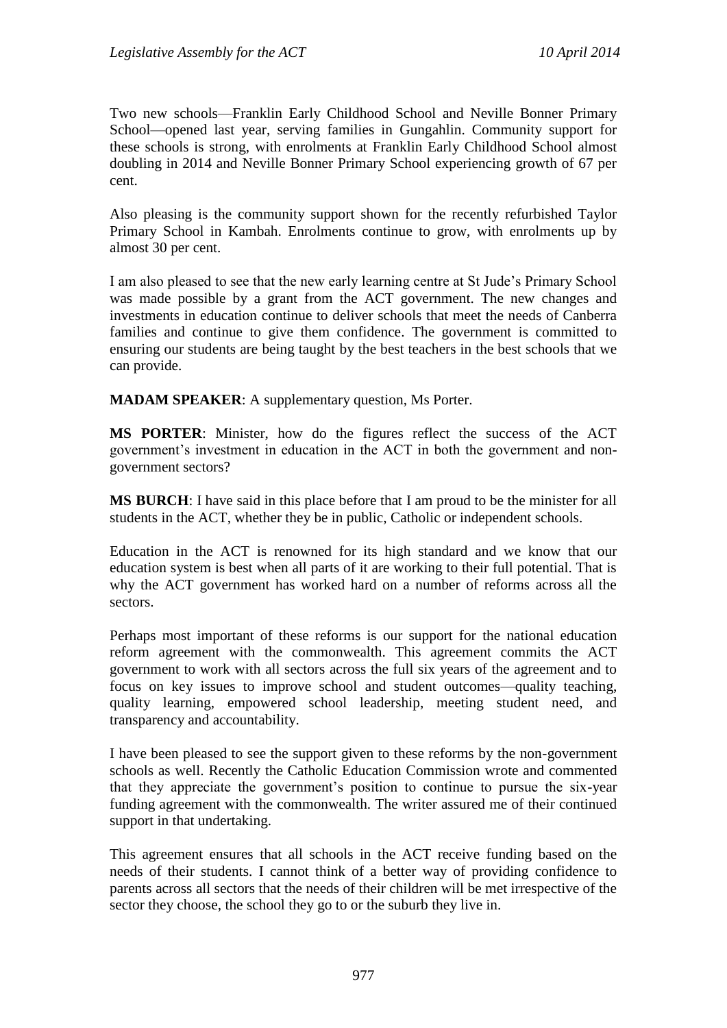Two new schools—Franklin Early Childhood School and Neville Bonner Primary School—opened last year, serving families in Gungahlin. Community support for these schools is strong, with enrolments at Franklin Early Childhood School almost doubling in 2014 and Neville Bonner Primary School experiencing growth of 67 per cent.

Also pleasing is the community support shown for the recently refurbished Taylor Primary School in Kambah. Enrolments continue to grow, with enrolments up by almost 30 per cent.

I am also pleased to see that the new early learning centre at St Jude's Primary School was made possible by a grant from the ACT government. The new changes and investments in education continue to deliver schools that meet the needs of Canberra families and continue to give them confidence. The government is committed to ensuring our students are being taught by the best teachers in the best schools that we can provide.

**MADAM SPEAKER**: A supplementary question, Ms Porter.

**MS PORTER**: Minister, how do the figures reflect the success of the ACT government's investment in education in the ACT in both the government and non-government sectors?

**MS BURCH**: I have said in this place before that I am proud to be the minister for all students in the ACT, whether they be in public, Catholic or independent schools.

Education in the ACT is renowned for its high standard and we know that our education system is best when all parts of it are working to their full potential. That is why the ACT government has worked hard on a number of reforms across all the sectors.

Perhaps most important of these reforms is our support for the national education reform agreement with the commonwealth. This agreement commits the ACT government to work with all sectors across the full six years of the agreement and to focus on key issues to improve school and student outcomes—quality teaching, quality learning, empowered school leadership, meeting student need, and transparency and accountability.

I have been pleased to see the support given to these reforms by the non-government schools as well. Recently the Catholic Education Commission wrote and commented that they appreciate the government's position to continue to pursue the six-year funding agreement with the commonwealth. The writer assured me of their continued support in that undertaking.

This agreement ensures that all schools in the ACT receive funding based on the needs of their students. I cannot think of a better way of providing confidence to parents across all sectors that the needs of their children will be met irrespective of the sector they choose, the school they go to or the suburb they live in.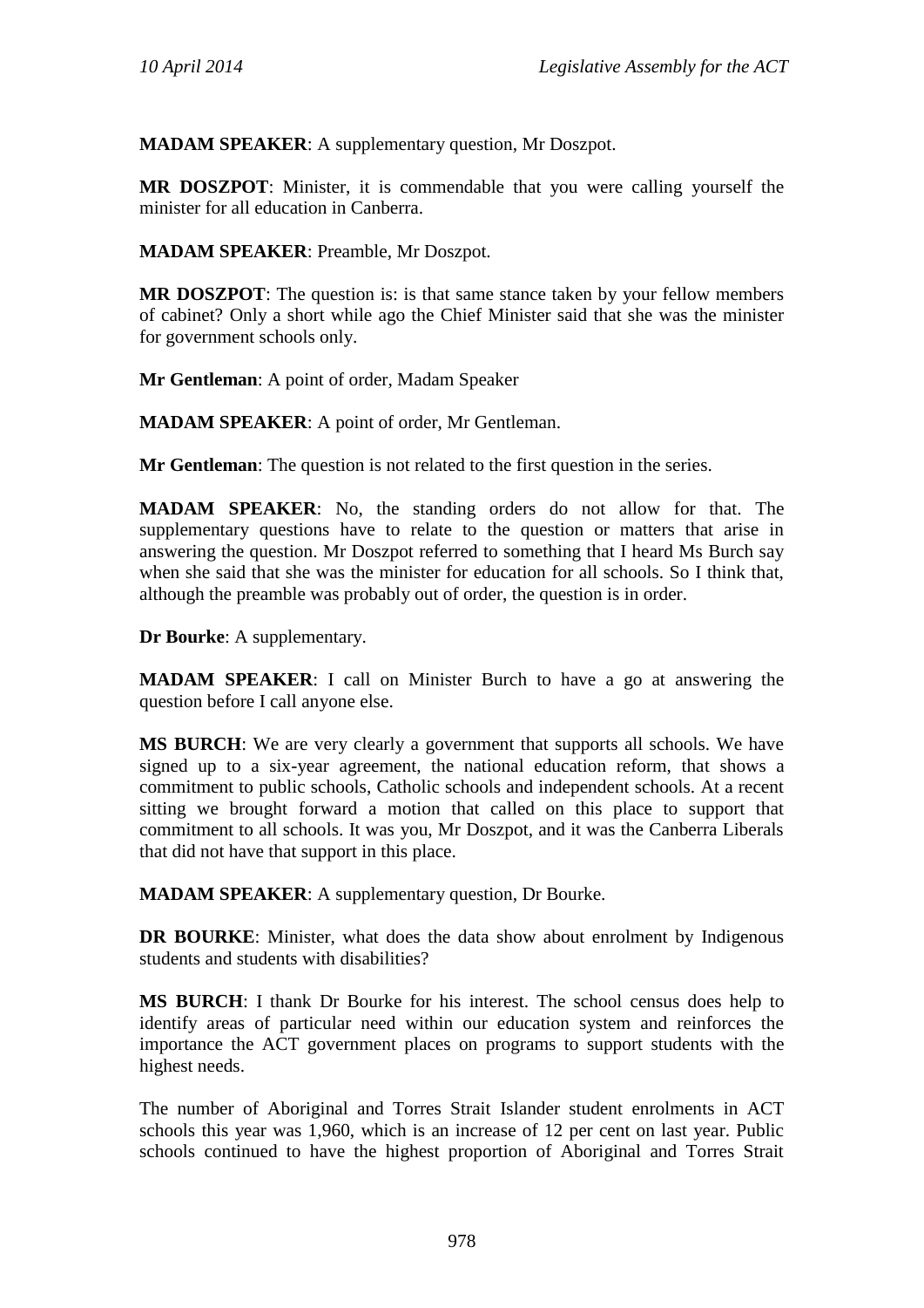**MADAM SPEAKER**: A supplementary question, Mr Doszpot.

**MR DOSZPOT**: Minister, it is commendable that you were calling yourself the minister for all education in Canberra.

**MADAM SPEAKER**: Preamble, Mr Doszpot.

**MR DOSZPOT**: The question is: is that same stance taken by your fellow members of cabinet? Only a short while ago the Chief Minister said that she was the minister for government schools only.

**Mr Gentleman**: A point of order, Madam Speaker

**MADAM SPEAKER**: A point of order, Mr Gentleman.

**Mr Gentleman**: The question is not related to the first question in the series.

**MADAM SPEAKER**: No, the standing orders do not allow for that. The supplementary questions have to relate to the question or matters that arise in answering the question. Mr Doszpot referred to something that I heard Ms Burch say when she said that she was the minister for education for all schools. So I think that, although the preamble was probably out of order, the question is in order.

**Dr Bourke**: A supplementary.

**MADAM SPEAKER**: I call on Minister Burch to have a go at answering the question before I call anyone else.

**MS BURCH**: We are very clearly a government that supports all schools. We have signed up to a six-year agreement, the national education reform, that shows a commitment to public schools, Catholic schools and independent schools. At a recent sitting we brought forward a motion that called on this place to support that commitment to all schools. It was you, Mr Doszpot, and it was the Canberra Liberals that did not have that support in this place.

**MADAM SPEAKER**: A supplementary question, Dr Bourke.

**DR BOURKE**: Minister, what does the data show about enrolment by Indigenous students and students with disabilities?

**MS BURCH**: I thank Dr Bourke for his interest. The school census does help to identify areas of particular need within our education system and reinforces the importance the ACT government places on programs to support students with the highest needs.

The number of Aboriginal and Torres Strait Islander student enrolments in ACT schools this year was 1,960, which is an increase of 12 per cent on last year. Public schools continued to have the highest proportion of Aboriginal and Torres Strait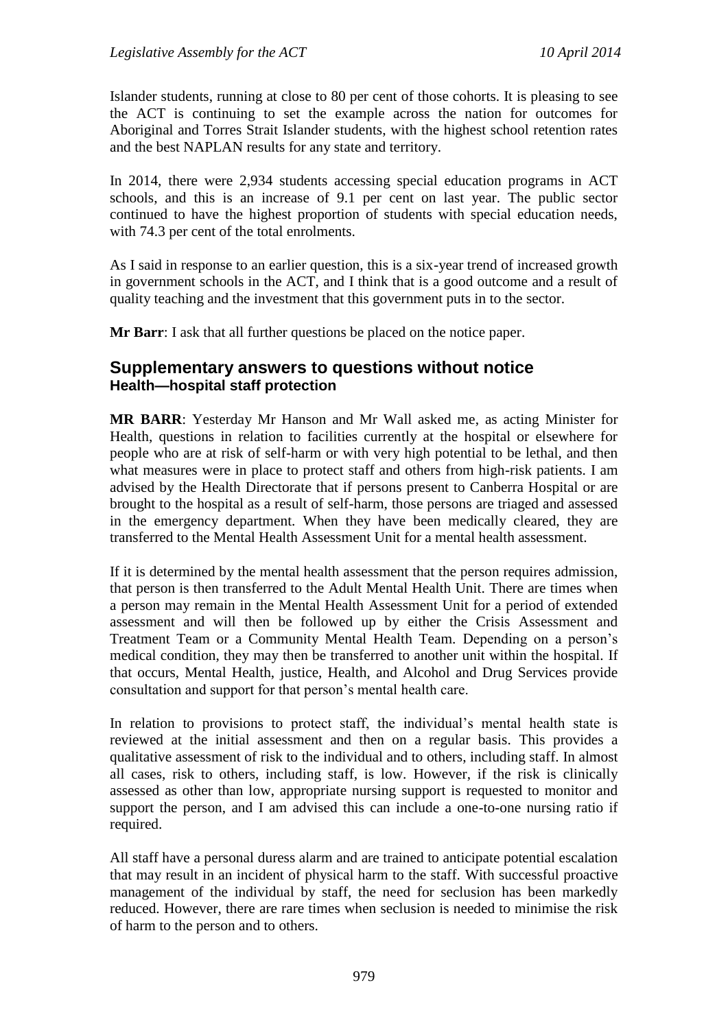Islander students, running at close to 80 per cent of those cohorts. It is pleasing to see the ACT is continuing to set the example across the nation for outcomes for Aboriginal and Torres Strait Islander students, with the highest school retention rates and the best NAPLAN results for any state and territory.

In 2014, there were 2,934 students accessing special education programs in ACT schools, and this is an increase of 9.1 per cent on last year. The public sector continued to have the highest proportion of students with special education needs, with 74.3 per cent of the total enrolments.

As I said in response to an earlier question, this is a six-year trend of increased growth in government schools in the ACT, and I think that is a good outcome and a result of quality teaching and the investment that this government puts in to the sector.

**Mr Barr**: I ask that all further questions be placed on the notice paper.

## Supplementary answers to questions without notice

### Health—hospital staff protection

**MR BARR**: Yesterday Mr Hanson and Mr Wall asked me, as acting Minister for Health, questions in relation to facilities currently at the hospital or elsewhere for people who are at risk of self-harm or with very high potential to be lethal, and then what measures were in place to protect staff and others from high-risk patients. I am advised by the Health Directorate that if persons present to Canberra Hospital or are brought to the hospital as a result of self-harm, those persons are triaged and assessed in the emergency department. When they have been medically cleared, they are transferred to the Mental Health Assessment Unit for a mental health assessment.

If it is determined by the mental health assessment that the person requires admission, that person is then transferred to the Adult Mental Health Unit. There are times when a person may remain in the Mental Health Assessment Unit for a period of extended assessment and will then be followed up by either the Crisis Assessment and Treatment Team or a Community Mental Health Team. Depending on a person's medical condition, they may then be transferred to another unit within the hospital. If that occurs, Mental Health, justice, Health, and Alcohol and Drug Services provide consultation and support for that person's mental health care.

In relation to provisions to protect staff, the individual's mental health state is reviewed at the initial assessment and then on a regular basis. This provides a qualitative assessment of risk to the individual and to others, including staff. In almost all cases, risk to others, including staff, is low. However, if the risk is clinically assessed as other than low, appropriate nursing support is requested to monitor and support the person, and I am advised this can include a one-to-one nursing ratio if required.

All staff have a personal duress alarm and are trained to anticipate potential escalation that may result in an incident of physical harm to the staff. With successful proactive management of the individual by staff, the need for seclusion has been markedly reduced. However, there are rare times when seclusion is needed to minimise the risk of harm to the person and to others.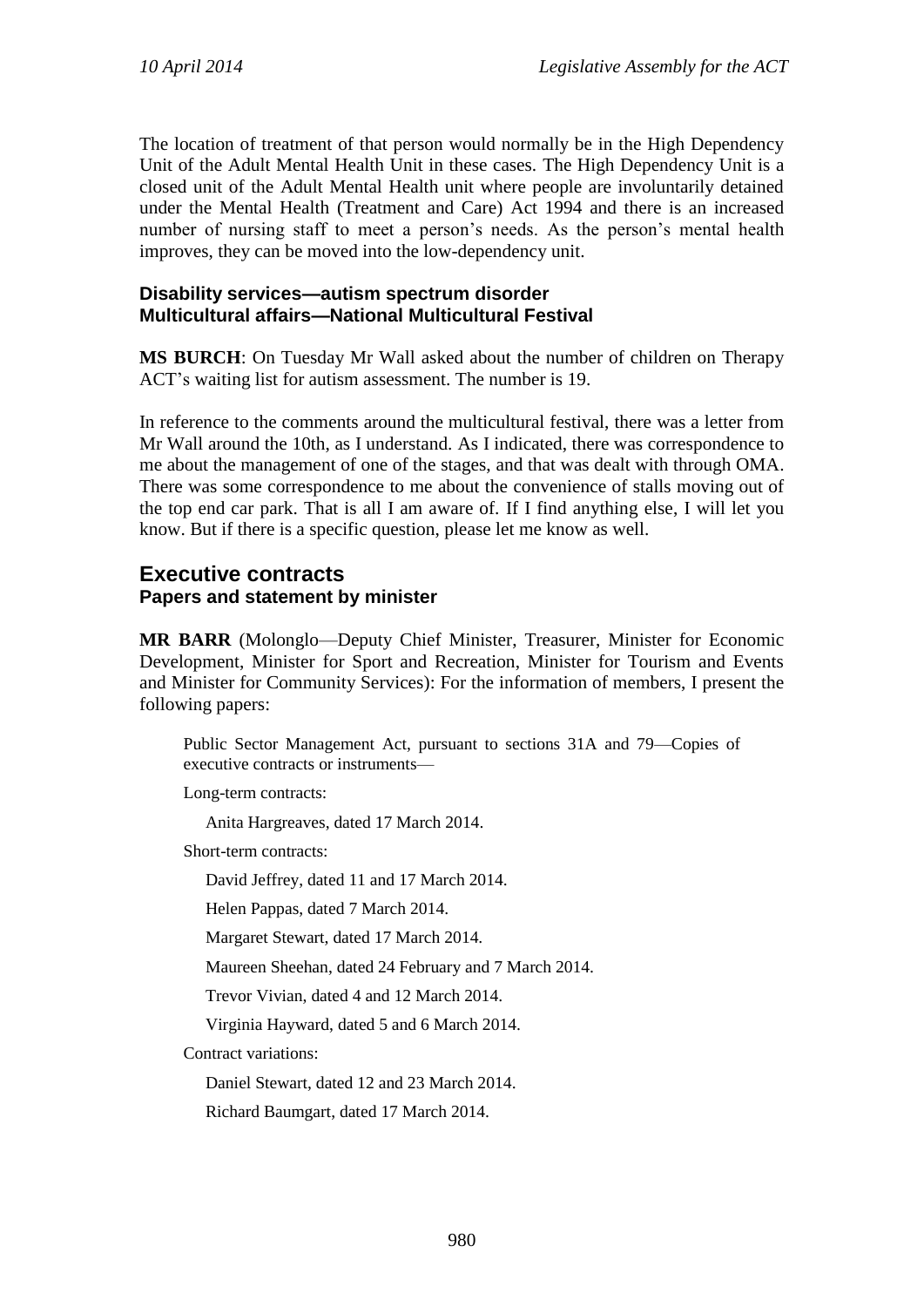The location of treatment of that person would normally be in the High Dependency Unit of the Adult Mental Health Unit in these cases. The High Dependency Unit is a closed unit of the Adult Mental Health unit where people are involuntarily detained under the Mental Health (Treatment and Care) Act 1994 and there is an increased number of nursing staff to meet a person's needs. As the person's mental health improves, they can be moved into the low-dependency unit.

### Disability services—autism spectrum disorder
### Multicultural affairs—National Multicultural Festival

**MS BURCH**: On Tuesday Mr Wall asked about the number of children on Therapy ACT's waiting list for autism assessment. The number is 19.

In reference to the comments around the multicultural festival, there was a letter from Mr Wall around the 10th, as I understand. As I indicated, there was correspondence to me about the management of one of the stages, and that was dealt with through OMA. There was some correspondence to me about the convenience of stalls moving out of the top end car park. That is all I am aware of. If I find anything else, I will let you know. But if there is a specific question, please let me know as well.

## Executive contracts
### Papers and statement by minister

**MR BARR** (Molonglo—Deputy Chief Minister, Treasurer, Minister for Economic Development, Minister for Sport and Recreation, Minister for Tourism and Events and Minister for Community Services): For the information of members, I present the following papers:

> Public Sector Management Act, pursuant to sections 31A and 79—Copies of executive contracts or instruments—
>
> Long-term contracts:
>
> Anita Hargreaves, dated 17 March 2014.
>
> Short-term contracts:
>
> David Jeffrey, dated 11 and 17 March 2014.
>
> Helen Pappas, dated 7 March 2014.
>
> Margaret Stewart, dated 17 March 2014.
>
> Maureen Sheehan, dated 24 February and 7 March 2014.
>
> Trevor Vivian, dated 4 and 12 March 2014.
>
> Virginia Hayward, dated 5 and 6 March 2014.
>
> Contract variations:
>
> Daniel Stewart, dated 12 and 23 March 2014.
>
> Richard Baumgart, dated 17 March 2014.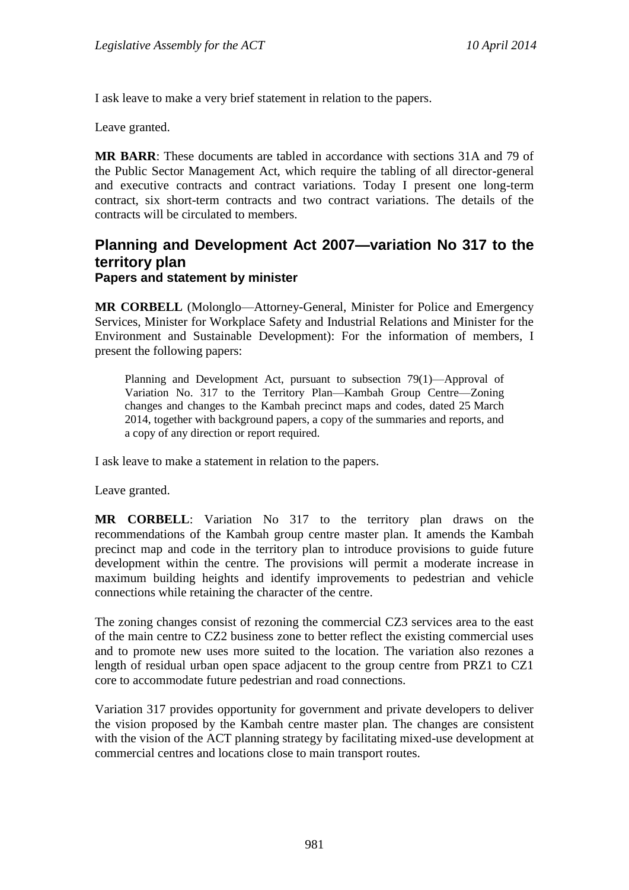I ask leave to make a very brief statement in relation to the papers.

Leave granted.

**MR BARR**: These documents are tabled in accordance with sections 31A and 79 of the Public Sector Management Act, which require the tabling of all director-general and executive contracts and contract variations. Today I present one long-term contract, six short-term contracts and two contract variations. The details of the contracts will be circulated to members.

## Planning and Development Act 2007—variation No 317 to the territory plan

### Papers and statement by minister

**MR CORBELL** (Molonglo—Attorney-General, Minister for Police and Emergency Services, Minister for Workplace Safety and Industrial Relations and Minister for the Environment and Sustainable Development): For the information of members, I present the following papers:

> Planning and Development Act, pursuant to subsection 79(1)—Approval of Variation No. 317 to the Territory Plan—Kambah Group Centre—Zoning changes and changes to the Kambah precinct maps and codes, dated 25 March 2014, together with background papers, a copy of the summaries and reports, and a copy of any direction or report required.

I ask leave to make a statement in relation to the papers.

Leave granted.

**MR CORBELL**: Variation No 317 to the territory plan draws on the recommendations of the Kambah group centre master plan. It amends the Kambah precinct map and code in the territory plan to introduce provisions to guide future development within the centre. The provisions will permit a moderate increase in maximum building heights and identify improvements to pedestrian and vehicle connections while retaining the character of the centre.

The zoning changes consist of rezoning the commercial CZ3 services area to the east of the main centre to CZ2 business zone to better reflect the existing commercial uses and to promote new uses more suited to the location. The variation also rezones a length of residual urban open space adjacent to the group centre from PRZ1 to CZ1 core to accommodate future pedestrian and road connections.

Variation 317 provides opportunity for government and private developers to deliver the vision proposed by the Kambah centre master plan. The changes are consistent with the vision of the ACT planning strategy by facilitating mixed-use development at commercial centres and locations close to main transport routes.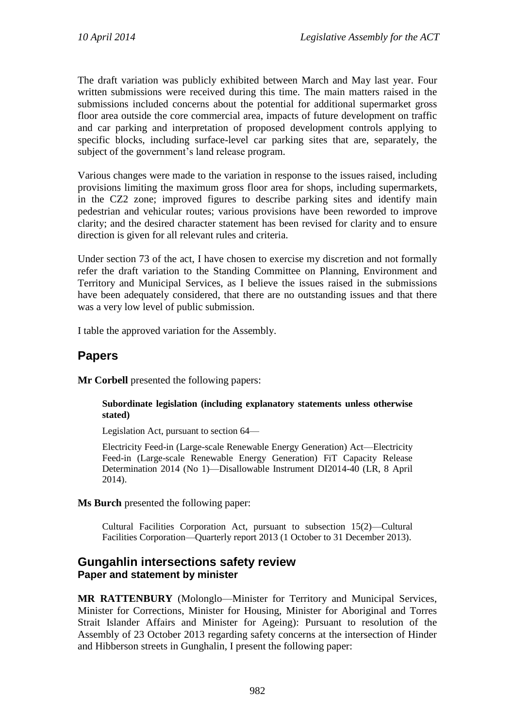The draft variation was publicly exhibited between March and May last year. Four written submissions were received during this time. The main matters raised in the submissions included concerns about the potential for additional supermarket gross floor area outside the core commercial area, impacts of future development on traffic and car parking and interpretation of proposed development controls applying to specific blocks, including surface-level car parking sites that are, separately, the subject of the government's land release program.

Various changes were made to the variation in response to the issues raised, including provisions limiting the maximum gross floor area for shops, including supermarkets, in the CZ2 zone; improved figures to describe parking sites and identify main pedestrian and vehicular routes; various provisions have been reworded to improve clarity; and the desired character statement has been revised for clarity and to ensure direction is given for all relevant rules and criteria.

Under section 73 of the act, I have chosen to exercise my discretion and not formally refer the draft variation to the Standing Committee on Planning, Environment and Territory and Municipal Services, as I believe the issues raised in the submissions have been adequately considered, that there are no outstanding issues and that there was a very low level of public submission.

I table the approved variation for the Assembly.

## Papers

**Mr Corbell** presented the following papers:

> **Subordinate legislation (including explanatory statements unless otherwise stated)**
>
> Legislation Act, pursuant to section 64—
>
> Electricity Feed-in (Large-scale Renewable Energy Generation) Act—Electricity Feed-in (Large-scale Renewable Energy Generation) FiT Capacity Release Determination 2014 (No 1)—Disallowable Instrument DI2014-40 (LR, 8 April 2014).

**Ms Burch** presented the following paper:

> Cultural Facilities Corporation Act, pursuant to subsection 15(2)—Cultural Facilities Corporation—Quarterly report 2013 (1 October to 31 December 2013).

## Gungahlin intersections safety review
### Paper and statement by minister

**MR RATTENBURY** (Molonglo—Minister for Territory and Municipal Services, Minister for Corrections, Minister for Housing, Minister for Aboriginal and Torres Strait Islander Affairs and Minister for Ageing): Pursuant to resolution of the Assembly of 23 October 2013 regarding safety concerns at the intersection of Hinder and Hibberson streets in Gunghalin, I present the following paper: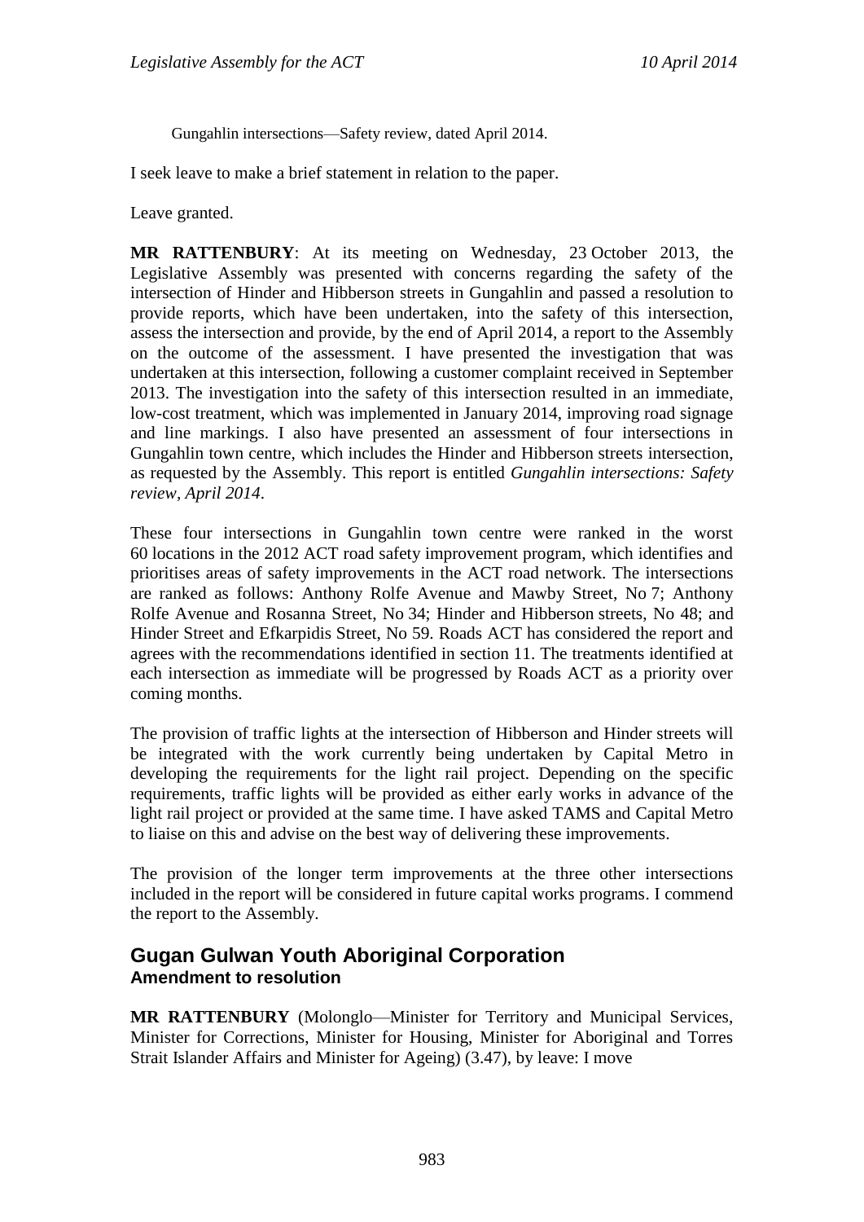Gungahlin intersections—Safety review, dated April 2014.

I seek leave to make a brief statement in relation to the paper.

Leave granted.

**MR RATTENBURY**: At its meeting on Wednesday, 23 October 2013, the Legislative Assembly was presented with concerns regarding the safety of the intersection of Hinder and Hibberson streets in Gungahlin and passed a resolution to provide reports, which have been undertaken, into the safety of this intersection, assess the intersection and provide, by the end of April 2014, a report to the Assembly on the outcome of the assessment. I have presented the investigation that was undertaken at this intersection, following a customer complaint received in September 2013. The investigation into the safety of this intersection resulted in an immediate, low-cost treatment, which was implemented in January 2014, improving road signage and line markings. I also have presented an assessment of four intersections in Gungahlin town centre, which includes the Hinder and Hibberson streets intersection, as requested by the Assembly. This report is entitled *Gungahlin intersections: Safety review, April 2014*.

These four intersections in Gungahlin town centre were ranked in the worst 60 locations in the 2012 ACT road safety improvement program, which identifies and prioritises areas of safety improvements in the ACT road network. The intersections are ranked as follows: Anthony Rolfe Avenue and Mawby Street, No 7; Anthony Rolfe Avenue and Rosanna Street, No 34; Hinder and Hibberson streets, No 48; and Hinder Street and Efkarpidis Street, No 59. Roads ACT has considered the report and agrees with the recommendations identified in section 11. The treatments identified at each intersection as immediate will be progressed by Roads ACT as a priority over coming months.

The provision of traffic lights at the intersection of Hibberson and Hinder streets will be integrated with the work currently being undertaken by Capital Metro in developing the requirements for the light rail project. Depending on the specific requirements, traffic lights will be provided as either early works in advance of the light rail project or provided at the same time. I have asked TAMS and Capital Metro to liaise on this and advise on the best way of delivering these improvements.

The provision of the longer term improvements at the three other intersections included in the report will be considered in future capital works programs. I commend the report to the Assembly.

## Gugan Gulwan Youth Aboriginal Corporation
### Amendment to resolution

**MR RATTENBURY** (Molonglo—Minister for Territory and Municipal Services, Minister for Corrections, Minister for Housing, Minister for Aboriginal and Torres Strait Islander Affairs and Minister for Ageing) (3.47), by leave: I move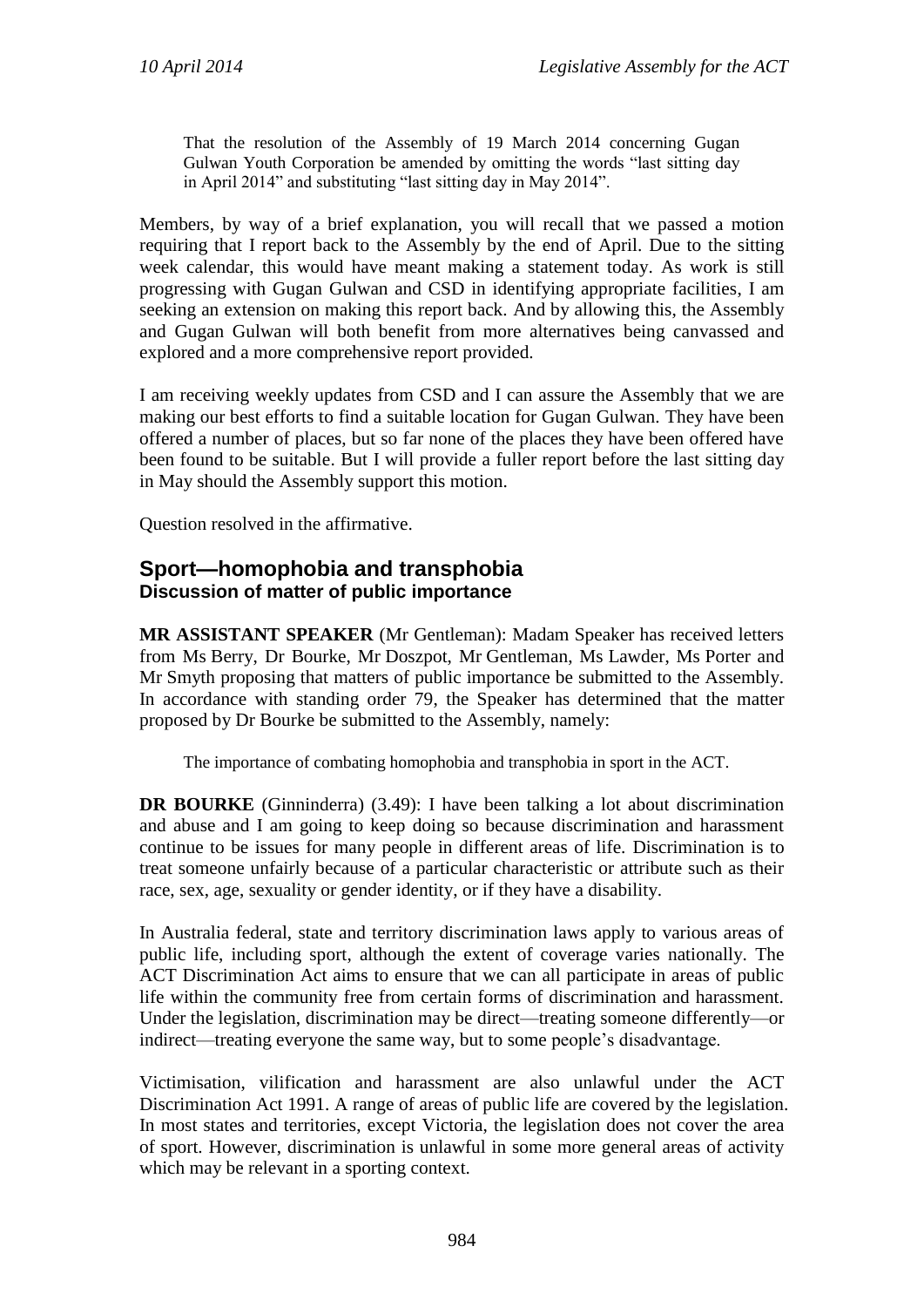> That the resolution of the Assembly of 19 March 2014 concerning Gugan Gulwan Youth Corporation be amended by omitting the words "last sitting day in April 2014" and substituting "last sitting day in May 2014".

Members, by way of a brief explanation, you will recall that we passed a motion requiring that I report back to the Assembly by the end of April. Due to the sitting week calendar, this would have meant making a statement today. As work is still progressing with Gugan Gulwan and CSD in identifying appropriate facilities, I am seeking an extension on making this report back. And by allowing this, the Assembly and Gugan Gulwan will both benefit from more alternatives being canvassed and explored and a more comprehensive report provided.

I am receiving weekly updates from CSD and I can assure the Assembly that we are making our best efforts to find a suitable location for Gugan Gulwan. They have been offered a number of places, but so far none of the places they have been offered have been found to be suitable. But I will provide a fuller report before the last sitting day in May should the Assembly support this motion.

Question resolved in the affirmative.

## Sport—homophobia and transphobia
### Discussion of matter of public importance

**MR ASSISTANT SPEAKER** (Mr Gentleman): Madam Speaker has received letters from Ms Berry, Dr Bourke, Mr Doszpot, Mr Gentleman, Ms Lawder, Ms Porter and Mr Smyth proposing that matters of public importance be submitted to the Assembly. In accordance with standing order 79, the Speaker has determined that the matter proposed by Dr Bourke be submitted to the Assembly, namely:

> The importance of combating homophobia and transphobia in sport in the ACT.

**DR BOURKE** (Ginninderra) (3.49): I have been talking a lot about discrimination and abuse and I am going to keep doing so because discrimination and harassment continue to be issues for many people in different areas of life. Discrimination is to treat someone unfairly because of a particular characteristic or attribute such as their race, sex, age, sexuality or gender identity, or if they have a disability.

In Australia federal, state and territory discrimination laws apply to various areas of public life, including sport, although the extent of coverage varies nationally. The ACT Discrimination Act aims to ensure that we can all participate in areas of public life within the community free from certain forms of discrimination and harassment. Under the legislation, discrimination may be direct—treating someone differently—or indirect—treating everyone the same way, but to some people's disadvantage.

Victimisation, vilification and harassment are also unlawful under the ACT Discrimination Act 1991. A range of areas of public life are covered by the legislation. In most states and territories, except Victoria, the legislation does not cover the area of sport. However, discrimination is unlawful in some more general areas of activity which may be relevant in a sporting context.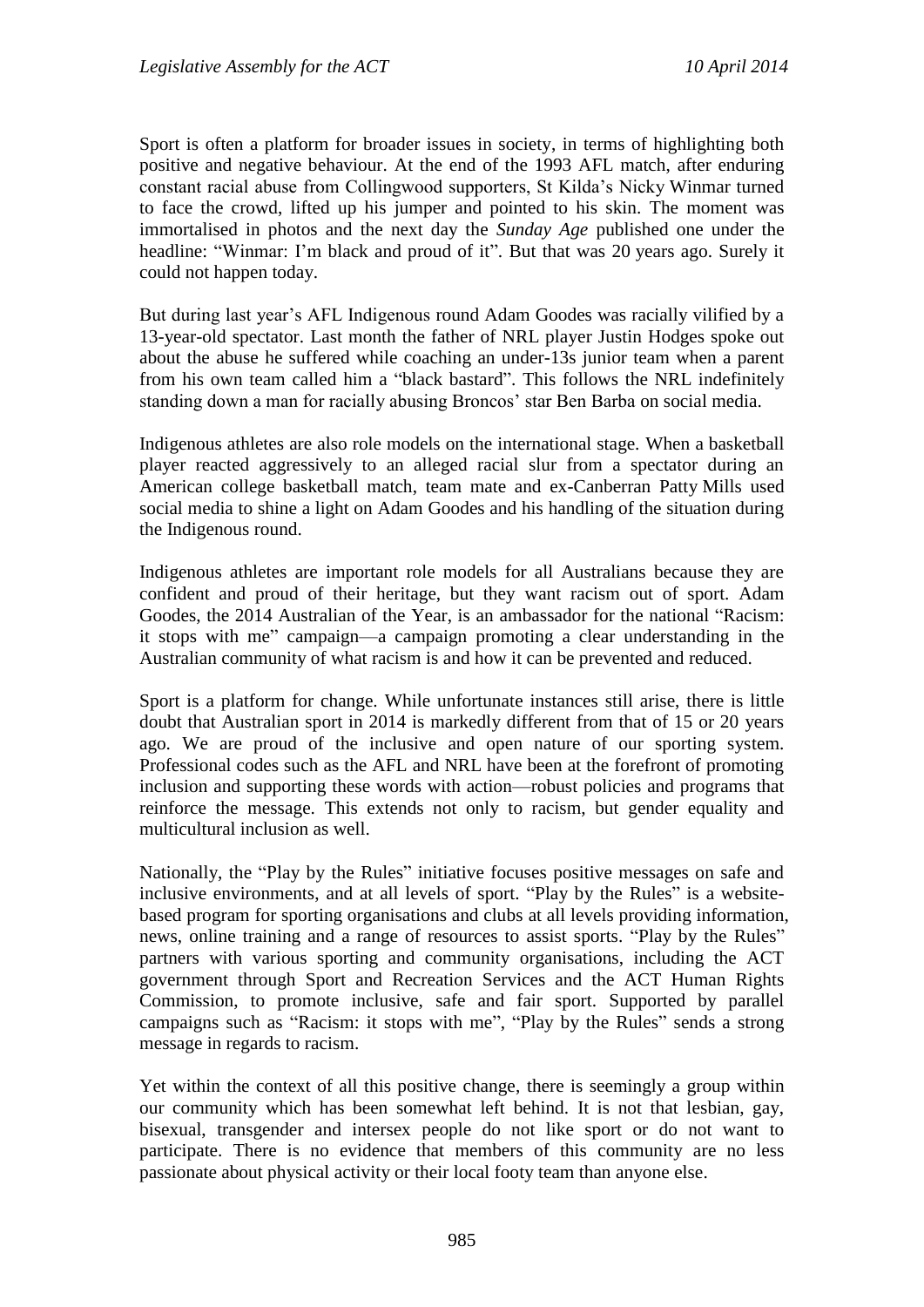Sport is often a platform for broader issues in society, in terms of highlighting both positive and negative behaviour. At the end of the 1993 AFL match, after enduring constant racial abuse from Collingwood supporters, St Kilda's Nicky Winmar turned to face the crowd, lifted up his jumper and pointed to his skin. The moment was immortalised in photos and the next day the *Sunday Age* published one under the headline: "Winmar: I'm black and proud of it". But that was 20 years ago. Surely it could not happen today.

But during last year's AFL Indigenous round Adam Goodes was racially vilified by a 13-year-old spectator. Last month the father of NRL player Justin Hodges spoke out about the abuse he suffered while coaching an under-13s junior team when a parent from his own team called him a "black bastard". This follows the NRL indefinitely standing down a man for racially abusing Broncos' star Ben Barba on social media.

Indigenous athletes are also role models on the international stage. When a basketball player reacted aggressively to an alleged racial slur from a spectator during an American college basketball match, team mate and ex-Canberran Patty Mills used social media to shine a light on Adam Goodes and his handling of the situation during the Indigenous round.

Indigenous athletes are important role models for all Australians because they are confident and proud of their heritage, but they want racism out of sport. Adam Goodes, the 2014 Australian of the Year, is an ambassador for the national "Racism: it stops with me" campaign—a campaign promoting a clear understanding in the Australian community of what racism is and how it can be prevented and reduced.

Sport is a platform for change. While unfortunate instances still arise, there is little doubt that Australian sport in 2014 is markedly different from that of 15 or 20 years ago. We are proud of the inclusive and open nature of our sporting system. Professional codes such as the AFL and NRL have been at the forefront of promoting inclusion and supporting these words with action—robust policies and programs that reinforce the message. This extends not only to racism, but gender equality and multicultural inclusion as well.

Nationally, the "Play by the Rules" initiative focuses positive messages on safe and inclusive environments, and at all levels of sport. "Play by the Rules" is a website-based program for sporting organisations and clubs at all levels providing information, news, online training and a range of resources to assist sports. "Play by the Rules" partners with various sporting and community organisations, including the ACT government through Sport and Recreation Services and the ACT Human Rights Commission, to promote inclusive, safe and fair sport. Supported by parallel campaigns such as "Racism: it stops with me", "Play by the Rules" sends a strong message in regards to racism.

Yet within the context of all this positive change, there is seemingly a group within our community which has been somewhat left behind. It is not that lesbian, gay, bisexual, transgender and intersex people do not like sport or do not want to participate. There is no evidence that members of this community are no less passionate about physical activity or their local footy team than anyone else.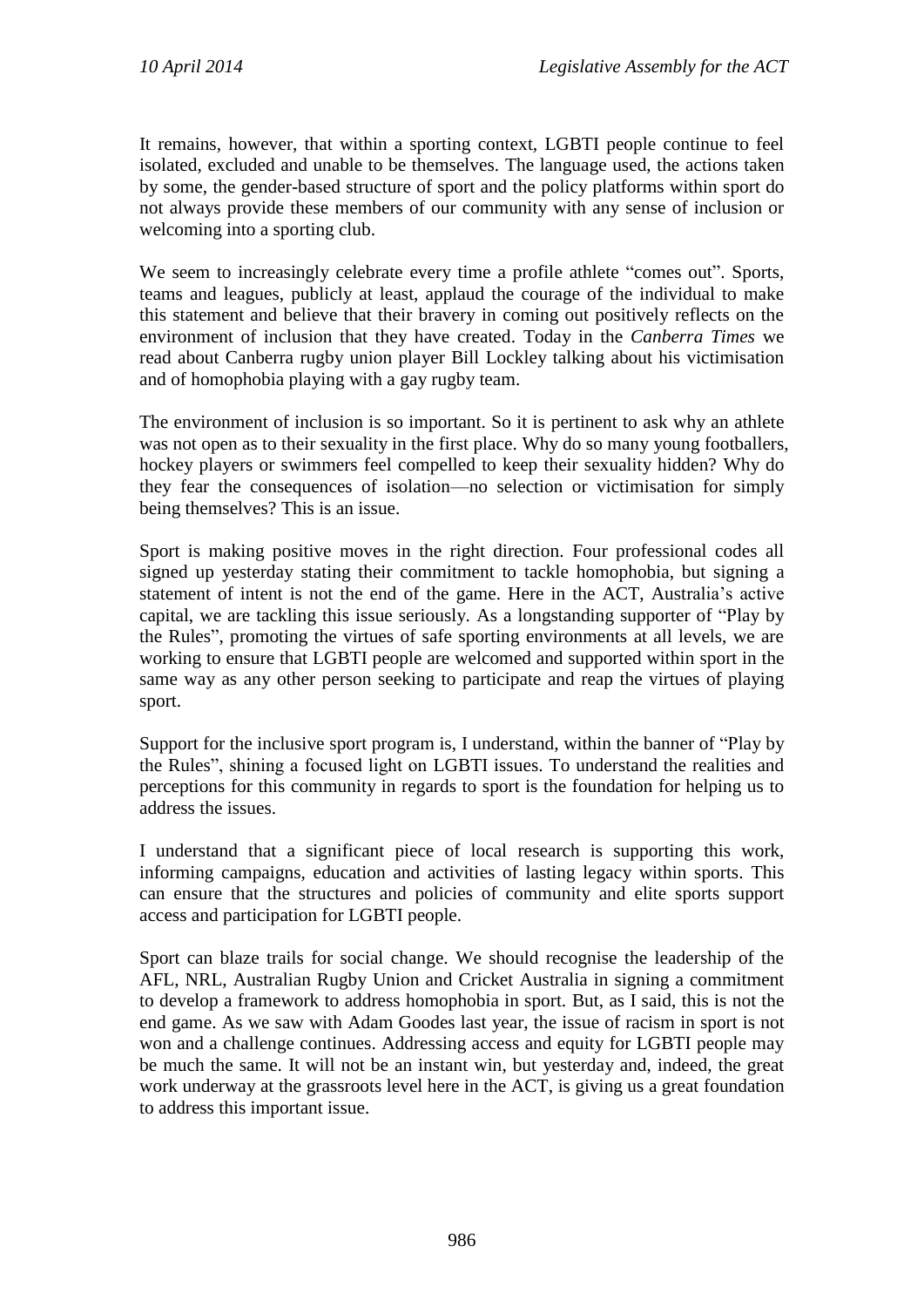It remains, however, that within a sporting context, LGBTI people continue to feel isolated, excluded and unable to be themselves. The language used, the actions taken by some, the gender-based structure of sport and the policy platforms within sport do not always provide these members of our community with any sense of inclusion or welcoming into a sporting club.

We seem to increasingly celebrate every time a profile athlete "comes out". Sports, teams and leagues, publicly at least, applaud the courage of the individual to make this statement and believe that their bravery in coming out positively reflects on the environment of inclusion that they have created. Today in the *Canberra Times* we read about Canberra rugby union player Bill Lockley talking about his victimisation and of homophobia playing with a gay rugby team.

The environment of inclusion is so important. So it is pertinent to ask why an athlete was not open as to their sexuality in the first place. Why do so many young footballers, hockey players or swimmers feel compelled to keep their sexuality hidden? Why do they fear the consequences of isolation—no selection or victimisation for simply being themselves? This is an issue.

Sport is making positive moves in the right direction. Four professional codes all signed up yesterday stating their commitment to tackle homophobia, but signing a statement of intent is not the end of the game. Here in the ACT, Australia's active capital, we are tackling this issue seriously. As a longstanding supporter of "Play by the Rules", promoting the virtues of safe sporting environments at all levels, we are working to ensure that LGBTI people are welcomed and supported within sport in the same way as any other person seeking to participate and reap the virtues of playing sport.

Support for the inclusive sport program is, I understand, within the banner of "Play by the Rules", shining a focused light on LGBTI issues. To understand the realities and perceptions for this community in regards to sport is the foundation for helping us to address the issues.

I understand that a significant piece of local research is supporting this work, informing campaigns, education and activities of lasting legacy within sports. This can ensure that the structures and policies of community and elite sports support access and participation for LGBTI people.

Sport can blaze trails for social change. We should recognise the leadership of the AFL, NRL, Australian Rugby Union and Cricket Australia in signing a commitment to develop a framework to address homophobia in sport. But, as I said, this is not the end game. As we saw with Adam Goodes last year, the issue of racism in sport is not won and a challenge continues. Addressing access and equity for LGBTI people may be much the same. It will not be an instant win, but yesterday and, indeed, the great work underway at the grassroots level here in the ACT, is giving us a great foundation to address this important issue.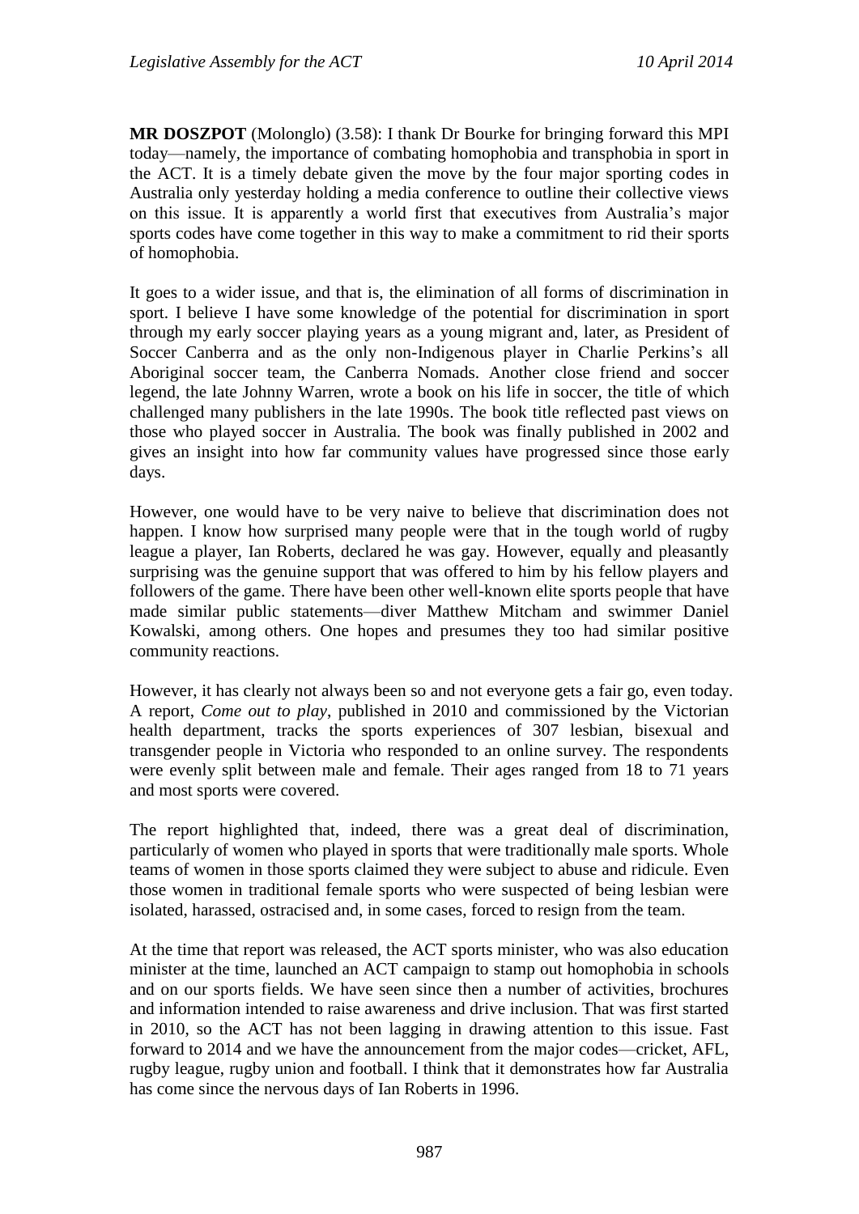**MR DOSZPOT** (Molonglo) (3.58): I thank Dr Bourke for bringing forward this MPI today—namely, the importance of combating homophobia and transphobia in sport in the ACT. It is a timely debate given the move by the four major sporting codes in Australia only yesterday holding a media conference to outline their collective views on this issue. It is apparently a world first that executives from Australia's major sports codes have come together in this way to make a commitment to rid their sports of homophobia.

It goes to a wider issue, and that is, the elimination of all forms of discrimination in sport. I believe I have some knowledge of the potential for discrimination in sport through my early soccer playing years as a young migrant and, later, as President of Soccer Canberra and as the only non-Indigenous player in Charlie Perkins's all Aboriginal soccer team, the Canberra Nomads. Another close friend and soccer legend, the late Johnny Warren, wrote a book on his life in soccer, the title of which challenged many publishers in the late 1990s. The book title reflected past views on those who played soccer in Australia. The book was finally published in 2002 and gives an insight into how far community values have progressed since those early days.

However, one would have to be very naive to believe that discrimination does not happen. I know how surprised many people were that in the tough world of rugby league a player, Ian Roberts, declared he was gay. However, equally and pleasantly surprising was the genuine support that was offered to him by his fellow players and followers of the game. There have been other well-known elite sports people that have made similar public statements—diver Matthew Mitcham and swimmer Daniel Kowalski, among others. One hopes and presumes they too had similar positive community reactions.

However, it has clearly not always been so and not everyone gets a fair go, even today. A report, *Come out to play*, published in 2010 and commissioned by the Victorian health department, tracks the sports experiences of 307 lesbian, bisexual and transgender people in Victoria who responded to an online survey. The respondents were evenly split between male and female. Their ages ranged from 18 to 71 years and most sports were covered.

The report highlighted that, indeed, there was a great deal of discrimination, particularly of women who played in sports that were traditionally male sports. Whole teams of women in those sports claimed they were subject to abuse and ridicule. Even those women in traditional female sports who were suspected of being lesbian were isolated, harassed, ostracised and, in some cases, forced to resign from the team.

At the time that report was released, the ACT sports minister, who was also education minister at the time, launched an ACT campaign to stamp out homophobia in schools and on our sports fields. We have seen since then a number of activities, brochures and information intended to raise awareness and drive inclusion. That was first started in 2010, so the ACT has not been lagging in drawing attention to this issue. Fast forward to 2014 and we have the announcement from the major codes—cricket, AFL, rugby league, rugby union and football. I think that it demonstrates how far Australia has come since the nervous days of Ian Roberts in 1996.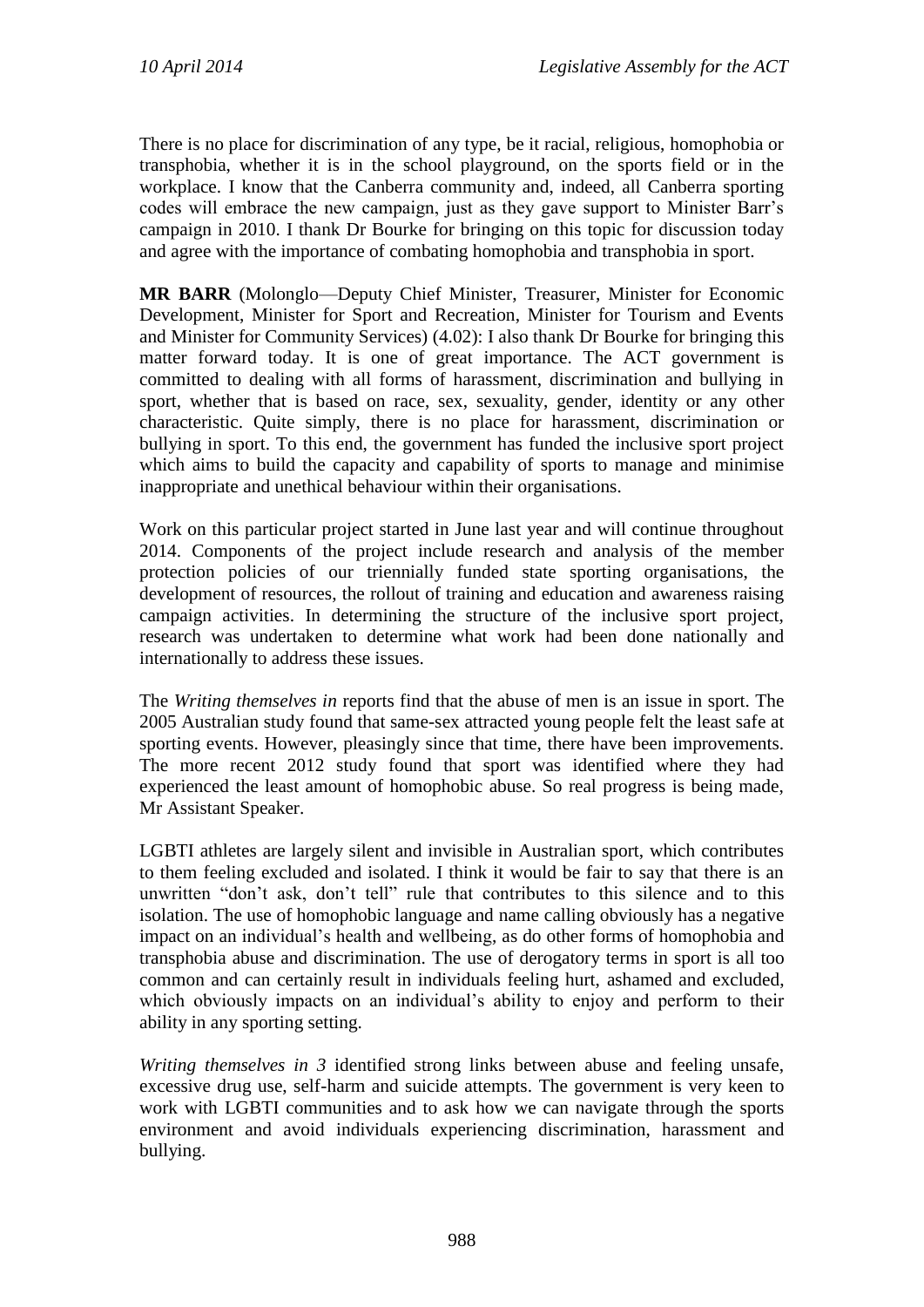There is no place for discrimination of any type, be it racial, religious, homophobia or transphobia, whether it is in the school playground, on the sports field or in the workplace. I know that the Canberra community and, indeed, all Canberra sporting codes will embrace the new campaign, just as they gave support to Minister Barr's campaign in 2010. I thank Dr Bourke for bringing on this topic for discussion today and agree with the importance of combating homophobia and transphobia in sport.

**MR BARR** (Molonglo—Deputy Chief Minister, Treasurer, Minister for Economic Development, Minister for Sport and Recreation, Minister for Tourism and Events and Minister for Community Services) (4.02): I also thank Dr Bourke for bringing this matter forward today. It is one of great importance. The ACT government is committed to dealing with all forms of harassment, discrimination and bullying in sport, whether that is based on race, sex, sexuality, gender, identity or any other characteristic. Quite simply, there is no place for harassment, discrimination or bullying in sport. To this end, the government has funded the inclusive sport project which aims to build the capacity and capability of sports to manage and minimise inappropriate and unethical behaviour within their organisations.

Work on this particular project started in June last year and will continue throughout 2014. Components of the project include research and analysis of the member protection policies of our triennially funded state sporting organisations, the development of resources, the rollout of training and education and awareness raising campaign activities. In determining the structure of the inclusive sport project, research was undertaken to determine what work had been done nationally and internationally to address these issues.

The *Writing themselves in* reports find that the abuse of men is an issue in sport. The 2005 Australian study found that same-sex attracted young people felt the least safe at sporting events. However, pleasingly since that time, there have been improvements. The more recent 2012 study found that sport was identified where they had experienced the least amount of homophobic abuse. So real progress is being made, Mr Assistant Speaker.

LGBTI athletes are largely silent and invisible in Australian sport, which contributes to them feeling excluded and isolated. I think it would be fair to say that there is an unwritten "don't ask, don't tell" rule that contributes to this silence and to this isolation. The use of homophobic language and name calling obviously has a negative impact on an individual's health and wellbeing, as do other forms of homophobia and transphobia abuse and discrimination. The use of derogatory terms in sport is all too common and can certainly result in individuals feeling hurt, ashamed and excluded, which obviously impacts on an individual's ability to enjoy and perform to their ability in any sporting setting.

*Writing themselves in 3* identified strong links between abuse and feeling unsafe, excessive drug use, self-harm and suicide attempts. The government is very keen to work with LGBTI communities and to ask how we can navigate through the sports environment and avoid individuals experiencing discrimination, harassment and bullying.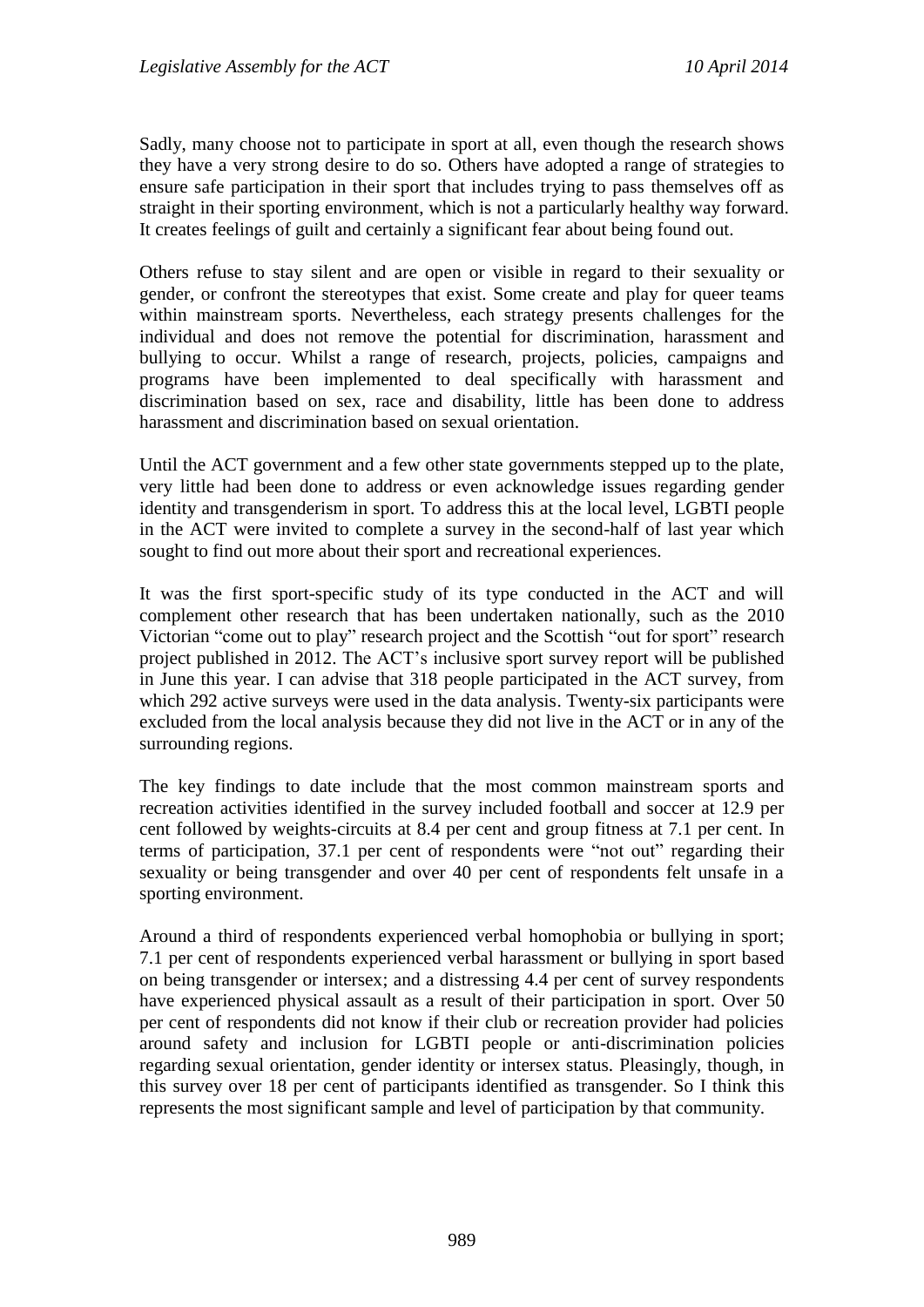Sadly, many choose not to participate in sport at all, even though the research shows they have a very strong desire to do so. Others have adopted a range of strategies to ensure safe participation in their sport that includes trying to pass themselves off as straight in their sporting environment, which is not a particularly healthy way forward. It creates feelings of guilt and certainly a significant fear about being found out.

Others refuse to stay silent and are open or visible in regard to their sexuality or gender, or confront the stereotypes that exist. Some create and play for queer teams within mainstream sports. Nevertheless, each strategy presents challenges for the individual and does not remove the potential for discrimination, harassment and bullying to occur. Whilst a range of research, projects, policies, campaigns and programs have been implemented to deal specifically with harassment and discrimination based on sex, race and disability, little has been done to address harassment and discrimination based on sexual orientation.

Until the ACT government and a few other state governments stepped up to the plate, very little had been done to address or even acknowledge issues regarding gender identity and transgenderism in sport. To address this at the local level, LGBTI people in the ACT were invited to complete a survey in the second-half of last year which sought to find out more about their sport and recreational experiences.

It was the first sport-specific study of its type conducted in the ACT and will complement other research that has been undertaken nationally, such as the 2010 Victorian "come out to play" research project and the Scottish "out for sport" research project published in 2012. The ACT's inclusive sport survey report will be published in June this year. I can advise that 318 people participated in the ACT survey, from which 292 active surveys were used in the data analysis. Twenty-six participants were excluded from the local analysis because they did not live in the ACT or in any of the surrounding regions.

The key findings to date include that the most common mainstream sports and recreation activities identified in the survey included football and soccer at 12.9 per cent followed by weights-circuits at 8.4 per cent and group fitness at 7.1 per cent. In terms of participation, 37.1 per cent of respondents were "not out" regarding their sexuality or being transgender and over 40 per cent of respondents felt unsafe in a sporting environment.

Around a third of respondents experienced verbal homophobia or bullying in sport; 7.1 per cent of respondents experienced verbal harassment or bullying in sport based on being transgender or intersex; and a distressing 4.4 per cent of survey respondents have experienced physical assault as a result of their participation in sport. Over 50 per cent of respondents did not know if their club or recreation provider had policies around safety and inclusion for LGBTI people or anti-discrimination policies regarding sexual orientation, gender identity or intersex status. Pleasingly, though, in this survey over 18 per cent of participants identified as transgender. So I think this represents the most significant sample and level of participation by that community.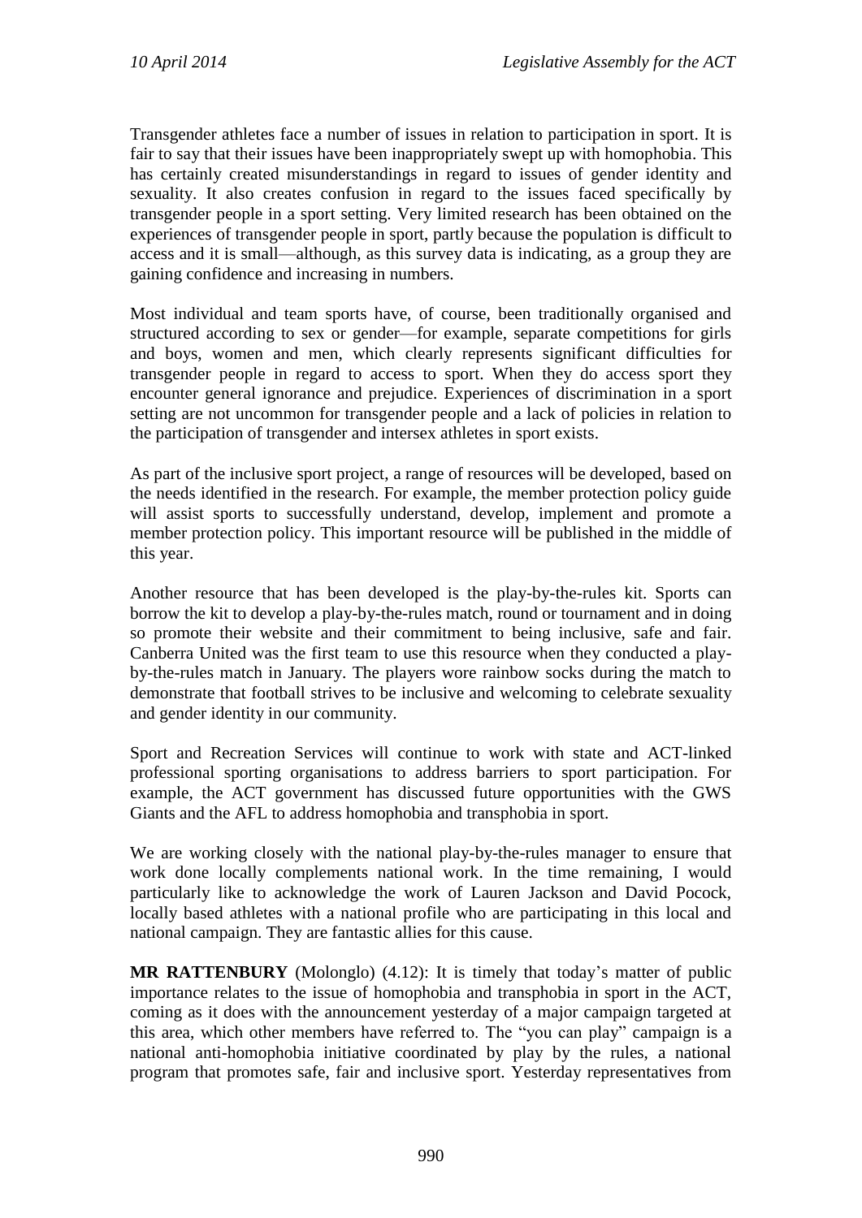Transgender athletes face a number of issues in relation to participation in sport. It is fair to say that their issues have been inappropriately swept up with homophobia. This has certainly created misunderstandings in regard to issues of gender identity and sexuality. It also creates confusion in regard to the issues faced specifically by transgender people in a sport setting. Very limited research has been obtained on the experiences of transgender people in sport, partly because the population is difficult to access and it is small—although, as this survey data is indicating, as a group they are gaining confidence and increasing in numbers.

Most individual and team sports have, of course, been traditionally organised and structured according to sex or gender—for example, separate competitions for girls and boys, women and men, which clearly represents significant difficulties for transgender people in regard to access to sport. When they do access sport they encounter general ignorance and prejudice. Experiences of discrimination in a sport setting are not uncommon for transgender people and a lack of policies in relation to the participation of transgender and intersex athletes in sport exists.

As part of the inclusive sport project, a range of resources will be developed, based on the needs identified in the research. For example, the member protection policy guide will assist sports to successfully understand, develop, implement and promote a member protection policy. This important resource will be published in the middle of this year.

Another resource that has been developed is the play-by-the-rules kit. Sports can borrow the kit to develop a play-by-the-rules match, round or tournament and in doing so promote their website and their commitment to being inclusive, safe and fair. Canberra United was the first team to use this resource when they conducted a play-by-the-rules match in January. The players wore rainbow socks during the match to demonstrate that football strives to be inclusive and welcoming to celebrate sexuality and gender identity in our community.

Sport and Recreation Services will continue to work with state and ACT-linked professional sporting organisations to address barriers to sport participation. For example, the ACT government has discussed future opportunities with the GWS Giants and the AFL to address homophobia and transphobia in sport.

We are working closely with the national play-by-the-rules manager to ensure that work done locally complements national work. In the time remaining, I would particularly like to acknowledge the work of Lauren Jackson and David Pocock, locally based athletes with a national profile who are participating in this local and national campaign. They are fantastic allies for this cause.

**MR RATTENBURY** (Molonglo) (4.12): It is timely that today's matter of public importance relates to the issue of homophobia and transphobia in sport in the ACT, coming as it does with the announcement yesterday of a major campaign targeted at this area, which other members have referred to. The "you can play" campaign is a national anti-homophobia initiative coordinated by play by the rules, a national program that promotes safe, fair and inclusive sport. Yesterday representatives from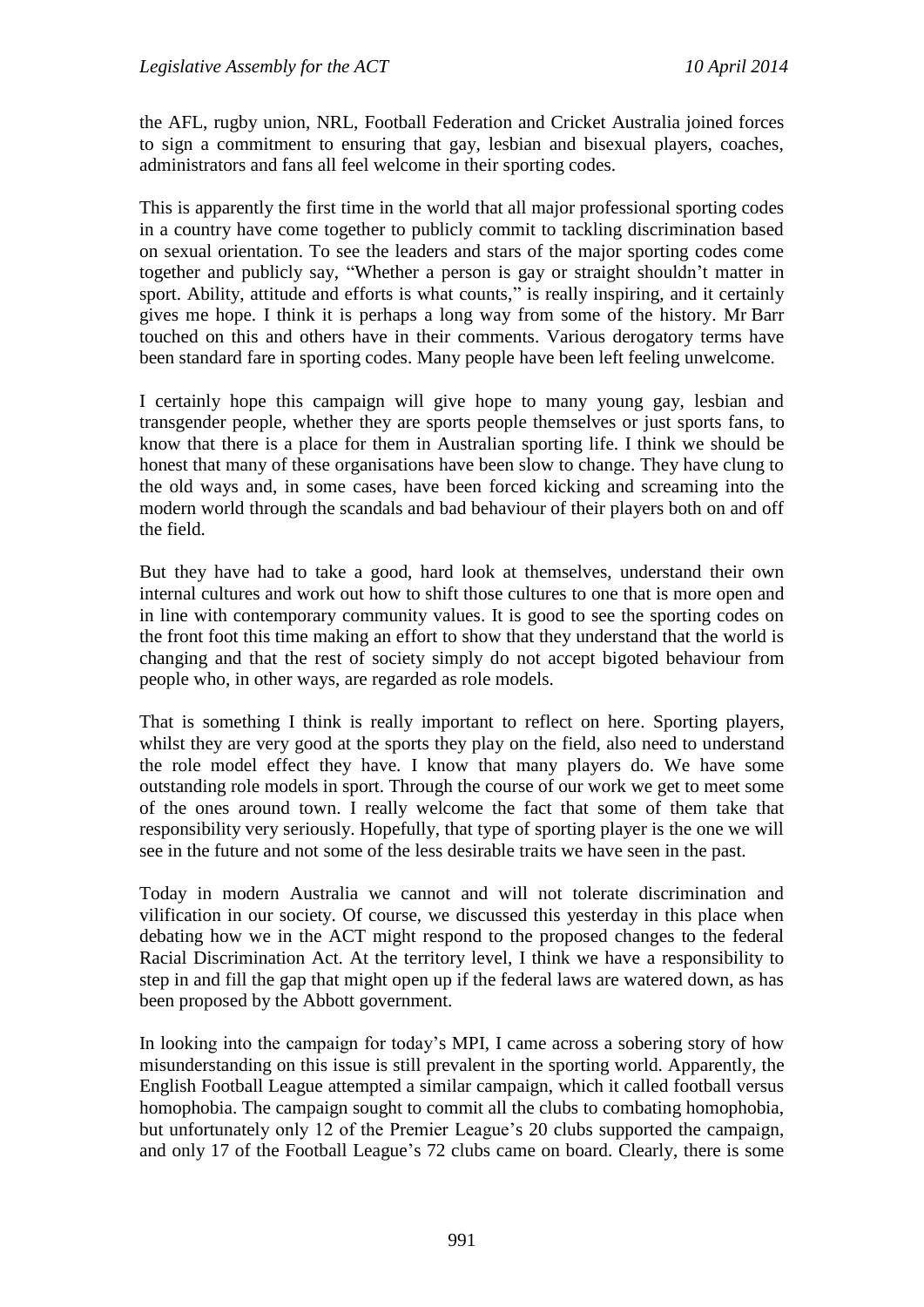the AFL, rugby union, NRL, Football Federation and Cricket Australia joined forces to sign a commitment to ensuring that gay, lesbian and bisexual players, coaches, administrators and fans all feel welcome in their sporting codes.

This is apparently the first time in the world that all major professional sporting codes in a country have come together to publicly commit to tackling discrimination based on sexual orientation. To see the leaders and stars of the major sporting codes come together and publicly say, "Whether a person is gay or straight shouldn't matter in sport. Ability, attitude and efforts is what counts," is really inspiring, and it certainly gives me hope. I think it is perhaps a long way from some of the history. Mr Barr touched on this and others have in their comments. Various derogatory terms have been standard fare in sporting codes. Many people have been left feeling unwelcome.

I certainly hope this campaign will give hope to many young gay, lesbian and transgender people, whether they are sports people themselves or just sports fans, to know that there is a place for them in Australian sporting life. I think we should be honest that many of these organisations have been slow to change. They have clung to the old ways and, in some cases, have been forced kicking and screaming into the modern world through the scandals and bad behaviour of their players both on and off the field.

But they have had to take a good, hard look at themselves, understand their own internal cultures and work out how to shift those cultures to one that is more open and in line with contemporary community values. It is good to see the sporting codes on the front foot this time making an effort to show that they understand that the world is changing and that the rest of society simply do not accept bigoted behaviour from people who, in other ways, are regarded as role models.

That is something I think is really important to reflect on here. Sporting players, whilst they are very good at the sports they play on the field, also need to understand the role model effect they have. I know that many players do. We have some outstanding role models in sport. Through the course of our work we get to meet some of the ones around town. I really welcome the fact that some of them take that responsibility very seriously. Hopefully, that type of sporting player is the one we will see in the future and not some of the less desirable traits we have seen in the past.

Today in modern Australia we cannot and will not tolerate discrimination and vilification in our society. Of course, we discussed this yesterday in this place when debating how we in the ACT might respond to the proposed changes to the federal Racial Discrimination Act. At the territory level, I think we have a responsibility to step in and fill the gap that might open up if the federal laws are watered down, as has been proposed by the Abbott government.

In looking into the campaign for today's MPI, I came across a sobering story of how misunderstanding on this issue is still prevalent in the sporting world. Apparently, the English Football League attempted a similar campaign, which it called football versus homophobia. The campaign sought to commit all the clubs to combating homophobia, but unfortunately only 12 of the Premier League's 20 clubs supported the campaign, and only 17 of the Football League's 72 clubs came on board. Clearly, there is some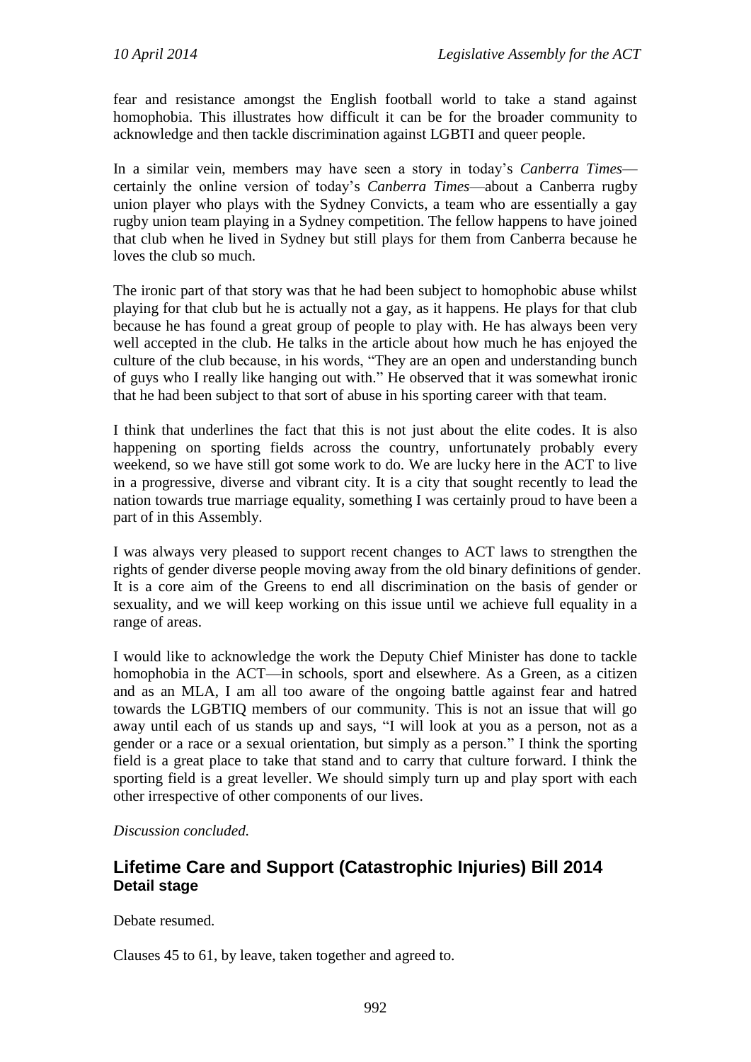fear and resistance amongst the English football world to take a stand against homophobia. This illustrates how difficult it can be for the broader community to acknowledge and then tackle discrimination against LGBTI and queer people.

In a similar vein, members may have seen a story in today's *Canberra Times*—certainly the online version of today's *Canberra Times*—about a Canberra rugby union player who plays with the Sydney Convicts, a team who are essentially a gay rugby union team playing in a Sydney competition. The fellow happens to have joined that club when he lived in Sydney but still plays for them from Canberra because he loves the club so much.

The ironic part of that story was that he had been subject to homophobic abuse whilst playing for that club but he is actually not a gay, as it happens. He plays for that club because he has found a great group of people to play with. He has always been very well accepted in the club. He talks in the article about how much he has enjoyed the culture of the club because, in his words, "They are an open and understanding bunch of guys who I really like hanging out with." He observed that it was somewhat ironic that he had been subject to that sort of abuse in his sporting career with that team.

I think that underlines the fact that this is not just about the elite codes. It is also happening on sporting fields across the country, unfortunately probably every weekend, so we have still got some work to do. We are lucky here in the ACT to live in a progressive, diverse and vibrant city. It is a city that sought recently to lead the nation towards true marriage equality, something I was certainly proud to have been a part of in this Assembly.

I was always very pleased to support recent changes to ACT laws to strengthen the rights of gender diverse people moving away from the old binary definitions of gender. It is a core aim of the Greens to end all discrimination on the basis of gender or sexuality, and we will keep working on this issue until we achieve full equality in a range of areas.

I would like to acknowledge the work the Deputy Chief Minister has done to tackle homophobia in the ACT—in schools, sport and elsewhere. As a Green, as a citizen and as an MLA, I am all too aware of the ongoing battle against fear and hatred towards the LGBTIQ members of our community. This is not an issue that will go away until each of us stands up and says, "I will look at you as a person, not as a gender or a race or a sexual orientation, but simply as a person." I think the sporting field is a great place to take that stand and to carry that culture forward. I think the sporting field is a great leveller. We should simply turn up and play sport with each other irrespective of other components of our lives.

*Discussion concluded.*

## Lifetime Care and Support (Catastrophic Injuries) Bill 2014

### Detail stage

Debate resumed.

Clauses 45 to 61, by leave, taken together and agreed to.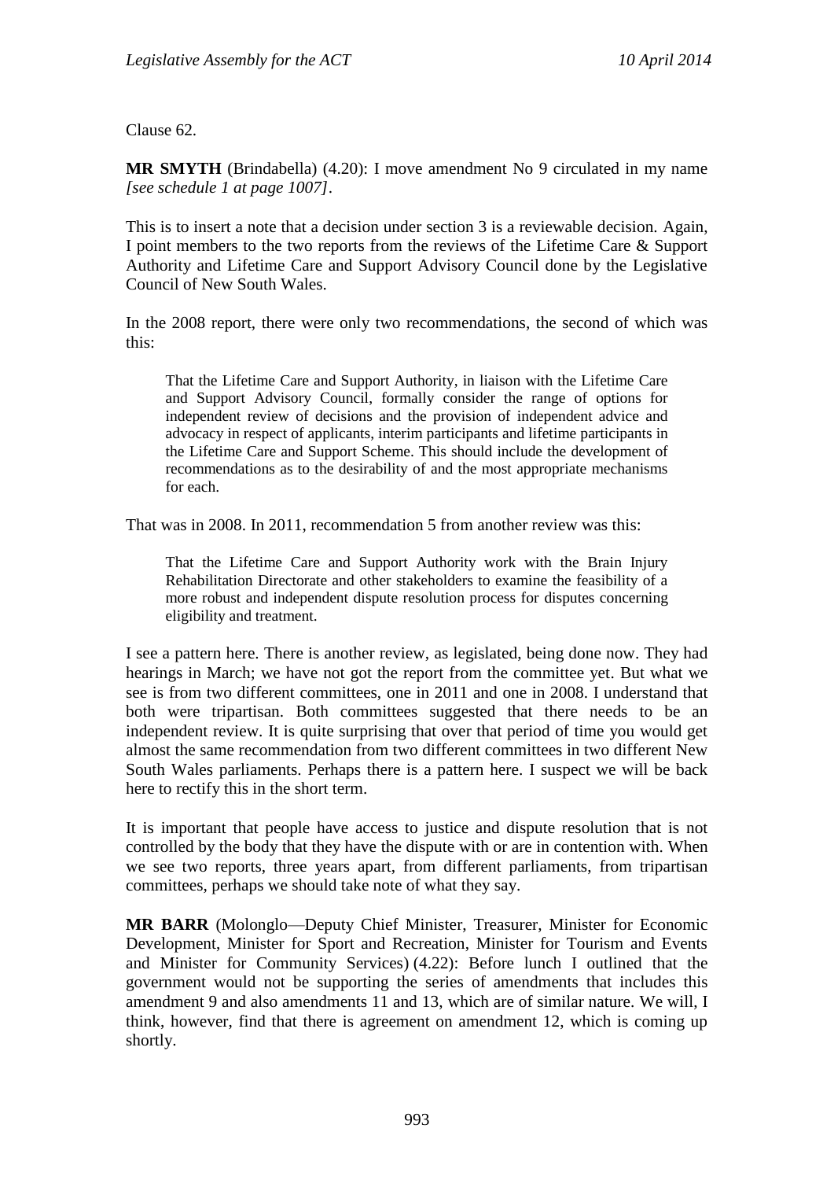Clause 62.

**MR SMYTH** (Brindabella) (4.20): I move amendment No 9 circulated in my name *[see schedule 1 at page 1007]*.

This is to insert a note that a decision under section 3 is a reviewable decision. Again, I point members to the two reports from the reviews of the Lifetime Care & Support Authority and Lifetime Care and Support Advisory Council done by the Legislative Council of New South Wales.

In the 2008 report, there were only two recommendations, the second of which was this:

> That the Lifetime Care and Support Authority, in liaison with the Lifetime Care and Support Advisory Council, formally consider the range of options for independent review of decisions and the provision of independent advice and advocacy in respect of applicants, interim participants and lifetime participants in the Lifetime Care and Support Scheme. This should include the development of recommendations as to the desirability of and the most appropriate mechanisms for each.

That was in 2008. In 2011, recommendation 5 from another review was this:

> That the Lifetime Care and Support Authority work with the Brain Injury Rehabilitation Directorate and other stakeholders to examine the feasibility of a more robust and independent dispute resolution process for disputes concerning eligibility and treatment.

I see a pattern here. There is another review, as legislated, being done now. They had hearings in March; we have not got the report from the committee yet. But what we see is from two different committees, one in 2011 and one in 2008. I understand that both were tripartisan. Both committees suggested that there needs to be an independent review. It is quite surprising that over that period of time you would get almost the same recommendation from two different committees in two different New South Wales parliaments. Perhaps there is a pattern here. I suspect we will be back here to rectify this in the short term.

It is important that people have access to justice and dispute resolution that is not controlled by the body that they have the dispute with or are in contention with. When we see two reports, three years apart, from different parliaments, from tripartisan committees, perhaps we should take note of what they say.

**MR BARR** (Molonglo—Deputy Chief Minister, Treasurer, Minister for Economic Development, Minister for Sport and Recreation, Minister for Tourism and Events and Minister for Community Services) (4.22): Before lunch I outlined that the government would not be supporting the series of amendments that includes this amendment 9 and also amendments 11 and 13, which are of similar nature. We will, I think, however, find that there is agreement on amendment 12, which is coming up shortly.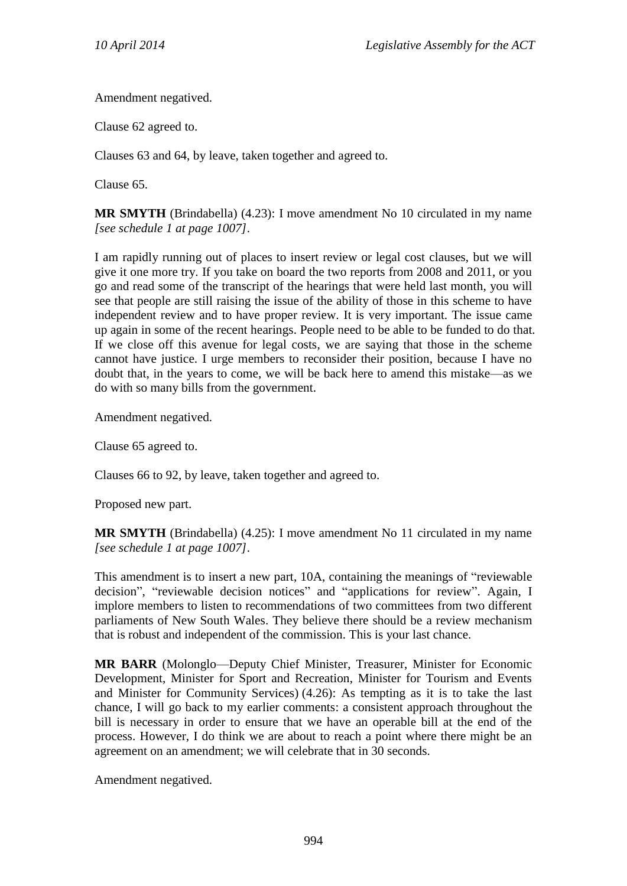Amendment negatived.

Clause 62 agreed to.

Clauses 63 and 64, by leave, taken together and agreed to.

Clause 65.

**MR SMYTH** (Brindabella) (4.23): I move amendment No 10 circulated in my name *[see schedule 1 at page 1007]*.

I am rapidly running out of places to insert review or legal cost clauses, but we will give it one more try. If you take on board the two reports from 2008 and 2011, or you go and read some of the transcript of the hearings that were held last month, you will see that people are still raising the issue of the ability of those in this scheme to have independent review and to have proper review. It is very important. The issue came up again in some of the recent hearings. People need to be able to be funded to do that. If we close off this avenue for legal costs, we are saying that those in the scheme cannot have justice. I urge members to reconsider their position, because I have no doubt that, in the years to come, we will be back here to amend this mistake—as we do with so many bills from the government.

Amendment negatived.

Clause 65 agreed to.

Clauses 66 to 92, by leave, taken together and agreed to.

Proposed new part.

**MR SMYTH** (Brindabella) (4.25): I move amendment No 11 circulated in my name *[see schedule 1 at page 1007]*.

This amendment is to insert a new part, 10A, containing the meanings of "reviewable decision", "reviewable decision notices" and "applications for review". Again, I implore members to listen to recommendations of two committees from two different parliaments of New South Wales. They believe there should be a review mechanism that is robust and independent of the commission. This is your last chance.

**MR BARR** (Molonglo—Deputy Chief Minister, Treasurer, Minister for Economic Development, Minister for Sport and Recreation, Minister for Tourism and Events and Minister for Community Services) (4.26): As tempting as it is to take the last chance, I will go back to my earlier comments: a consistent approach throughout the bill is necessary in order to ensure that we have an operable bill at the end of the process. However, I do think we are about to reach a point where there might be an agreement on an amendment; we will celebrate that in 30 seconds.

Amendment negatived.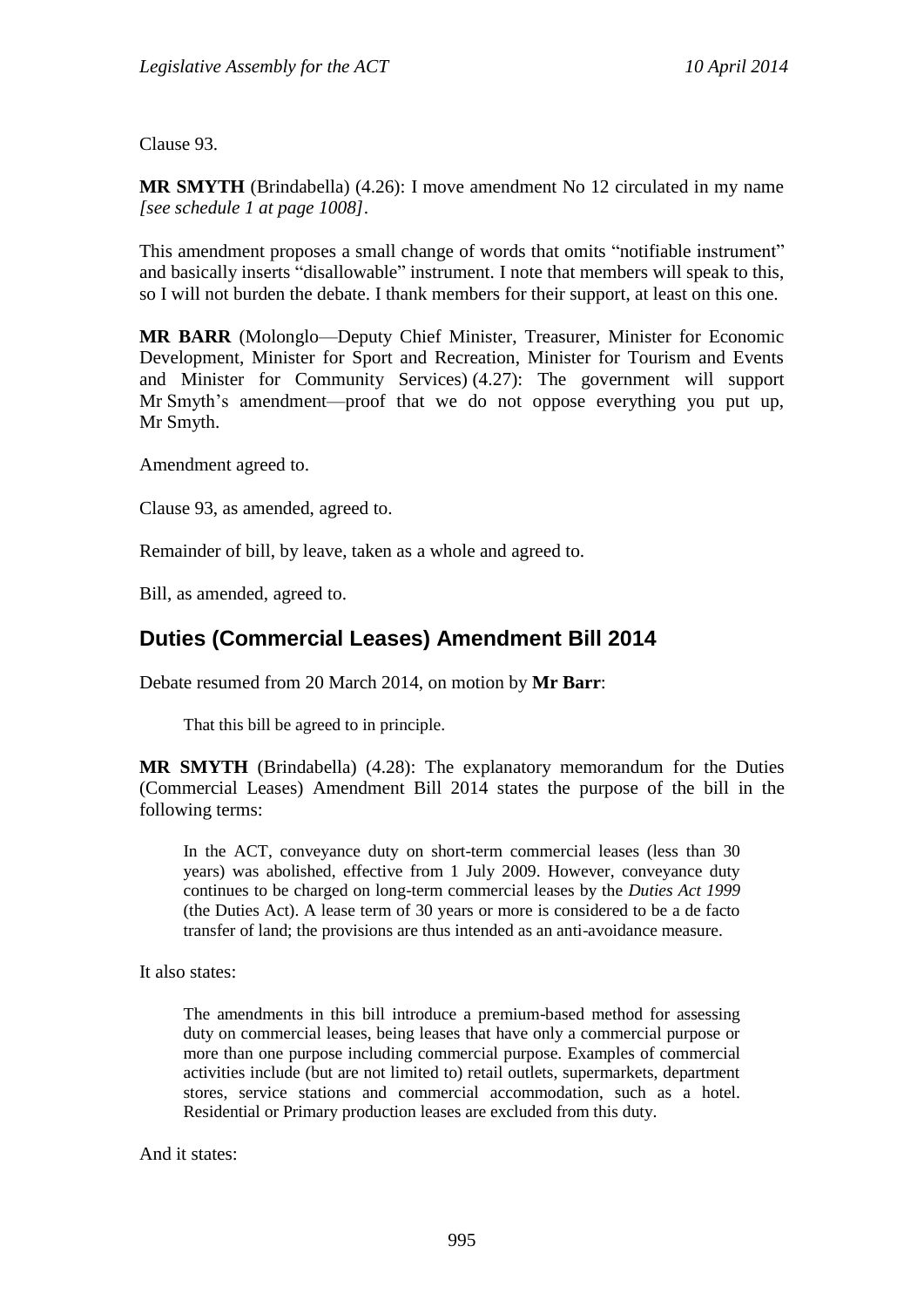Clause 93.

**MR SMYTH** (Brindabella) (4.26): I move amendment No 12 circulated in my name *[see schedule 1 at page 1008]*.

This amendment proposes a small change of words that omits "notifiable instrument" and basically inserts "disallowable" instrument. I note that members will speak to this, so I will not burden the debate. I thank members for their support, at least on this one.

**MR BARR** (Molonglo—Deputy Chief Minister, Treasurer, Minister for Economic Development, Minister for Sport and Recreation, Minister for Tourism and Events and Minister for Community Services) (4.27): The government will support Mr Smyth's amendment—proof that we do not oppose everything you put up, Mr Smyth.

Amendment agreed to.

Clause 93, as amended, agreed to.

Remainder of bill, by leave, taken as a whole and agreed to.

Bill, as amended, agreed to.

## Duties (Commercial Leases) Amendment Bill 2014

Debate resumed from 20 March 2014, on motion by **Mr Barr**:

> That this bill be agreed to in principle.

**MR SMYTH** (Brindabella) (4.28): The explanatory memorandum for the Duties (Commercial Leases) Amendment Bill 2014 states the purpose of the bill in the following terms:

> In the ACT, conveyance duty on short-term commercial leases (less than 30 years) was abolished, effective from 1 July 2009. However, conveyance duty continues to be charged on long-term commercial leases by the *Duties Act 1999* (the Duties Act). A lease term of 30 years or more is considered to be a de facto transfer of land; the provisions are thus intended as an anti-avoidance measure.

It also states:

> The amendments in this bill introduce a premium-based method for assessing duty on commercial leases, being leases that have only a commercial purpose or more than one purpose including commercial purpose. Examples of commercial activities include (but are not limited to) retail outlets, supermarkets, department stores, service stations and commercial accommodation, such as a hotel. Residential or Primary production leases are excluded from this duty.

And it states: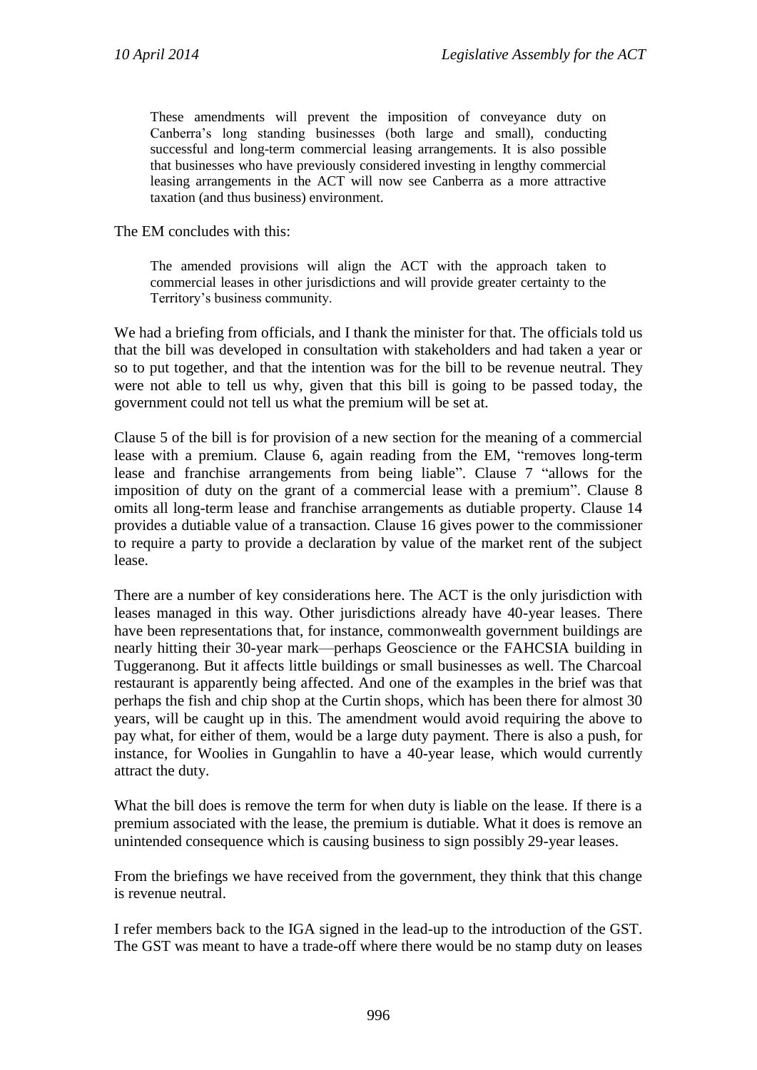> These amendments will prevent the imposition of conveyance duty on Canberra's long standing businesses (both large and small), conducting successful and long-term commercial leasing arrangements. It is also possible that businesses who have previously considered investing in lengthy commercial leasing arrangements in the ACT will now see Canberra as a more attractive taxation (and thus business) environment.

The EM concludes with this:

> The amended provisions will align the ACT with the approach taken to commercial leases in other jurisdictions and will provide greater certainty to the Territory's business community.

We had a briefing from officials, and I thank the minister for that. The officials told us that the bill was developed in consultation with stakeholders and had taken a year or so to put together, and that the intention was for the bill to be revenue neutral. They were not able to tell us why, given that this bill is going to be passed today, the government could not tell us what the premium will be set at.

Clause 5 of the bill is for provision of a new section for the meaning of a commercial lease with a premium. Clause 6, again reading from the EM, "removes long-term lease and franchise arrangements from being liable". Clause 7 "allows for the imposition of duty on the grant of a commercial lease with a premium". Clause 8 omits all long-term lease and franchise arrangements as dutiable property. Clause 14 provides a dutiable value of a transaction. Clause 16 gives power to the commissioner to require a party to provide a declaration by value of the market rent of the subject lease.

There are a number of key considerations here. The ACT is the only jurisdiction with leases managed in this way. Other jurisdictions already have 40-year leases. There have been representations that, for instance, commonwealth government buildings are nearly hitting their 30-year mark—perhaps Geoscience or the FAHCSIA building in Tuggeranong. But it affects little buildings or small businesses as well. The Charcoal restaurant is apparently being affected. And one of the examples in the brief was that perhaps the fish and chip shop at the Curtin shops, which has been there for almost 30 years, will be caught up in this. The amendment would avoid requiring the above to pay what, for either of them, would be a large duty payment. There is also a push, for instance, for Woolies in Gungahlin to have a 40-year lease, which would currently attract the duty.

What the bill does is remove the term for when duty is liable on the lease. If there is a premium associated with the lease, the premium is dutiable. What it does is remove an unintended consequence which is causing business to sign possibly 29-year leases.

From the briefings we have received from the government, they think that this change is revenue neutral.

I refer members back to the IGA signed in the lead-up to the introduction of the GST. The GST was meant to have a trade-off where there would be no stamp duty on leases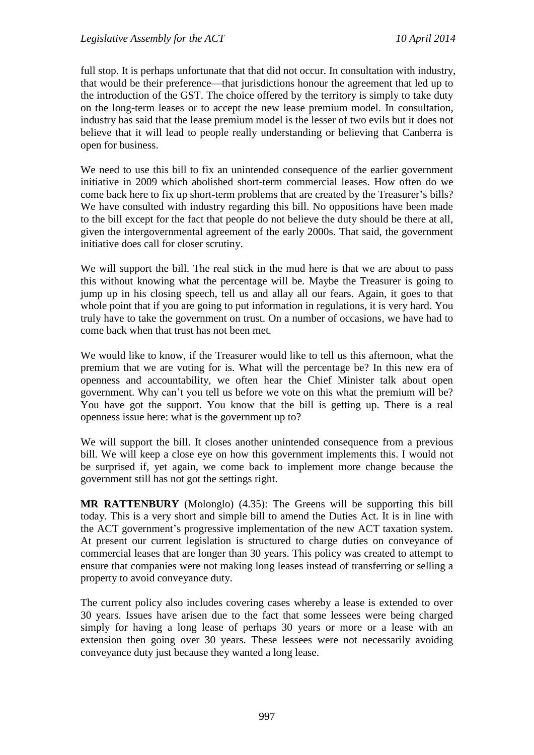full stop. It is perhaps unfortunate that that did not occur. In consultation with industry, that would be their preference—that jurisdictions honour the agreement that led up to the introduction of the GST. The choice offered by the territory is simply to take duty on the long-term leases or to accept the new lease premium model. In consultation, industry has said that the lease premium model is the lesser of two evils but it does not believe that it will lead to people really understanding or believing that Canberra is open for business.

We need to use this bill to fix an unintended consequence of the earlier government initiative in 2009 which abolished short-term commercial leases. How often do we come back here to fix up short-term problems that are created by the Treasurer's bills? We have consulted with industry regarding this bill. No oppositions have been made to the bill except for the fact that people do not believe the duty should be there at all, given the intergovernmental agreement of the early 2000s. That said, the government initiative does call for closer scrutiny.

We will support the bill. The real stick in the mud here is that we are about to pass this without knowing what the percentage will be. Maybe the Treasurer is going to jump up in his closing speech, tell us and allay all our fears. Again, it goes to that whole point that if you are going to put information in regulations, it is very hard. You truly have to take the government on trust. On a number of occasions, we have had to come back when that trust has not been met.

We would like to know, if the Treasurer would like to tell us this afternoon, what the premium that we are voting for is. What will the percentage be? In this new era of openness and accountability, we often hear the Chief Minister talk about open government. Why can't you tell us before we vote on this what the premium will be? You have got the support. You know that the bill is getting up. There is a real openness issue here: what is the government up to?

We will support the bill. It closes another unintended consequence from a previous bill. We will keep a close eye on how this government implements this. I would not be surprised if, yet again, we come back to implement more change because the government still has not got the settings right.

**MR RATTENBURY** (Molonglo) (4.35): The Greens will be supporting this bill today. This is a very short and simple bill to amend the Duties Act. It is in line with the ACT government's progressive implementation of the new ACT taxation system. At present our current legislation is structured to charge duties on conveyance of commercial leases that are longer than 30 years. This policy was created to attempt to ensure that companies were not making long leases instead of transferring or selling a property to avoid conveyance duty.

The current policy also includes covering cases whereby a lease is extended to over 30 years. Issues have arisen due to the fact that some lessees were being charged simply for having a long lease of perhaps 30 years or more or a lease with an extension then going over 30 years. These lessees were not necessarily avoiding conveyance duty just because they wanted a long lease.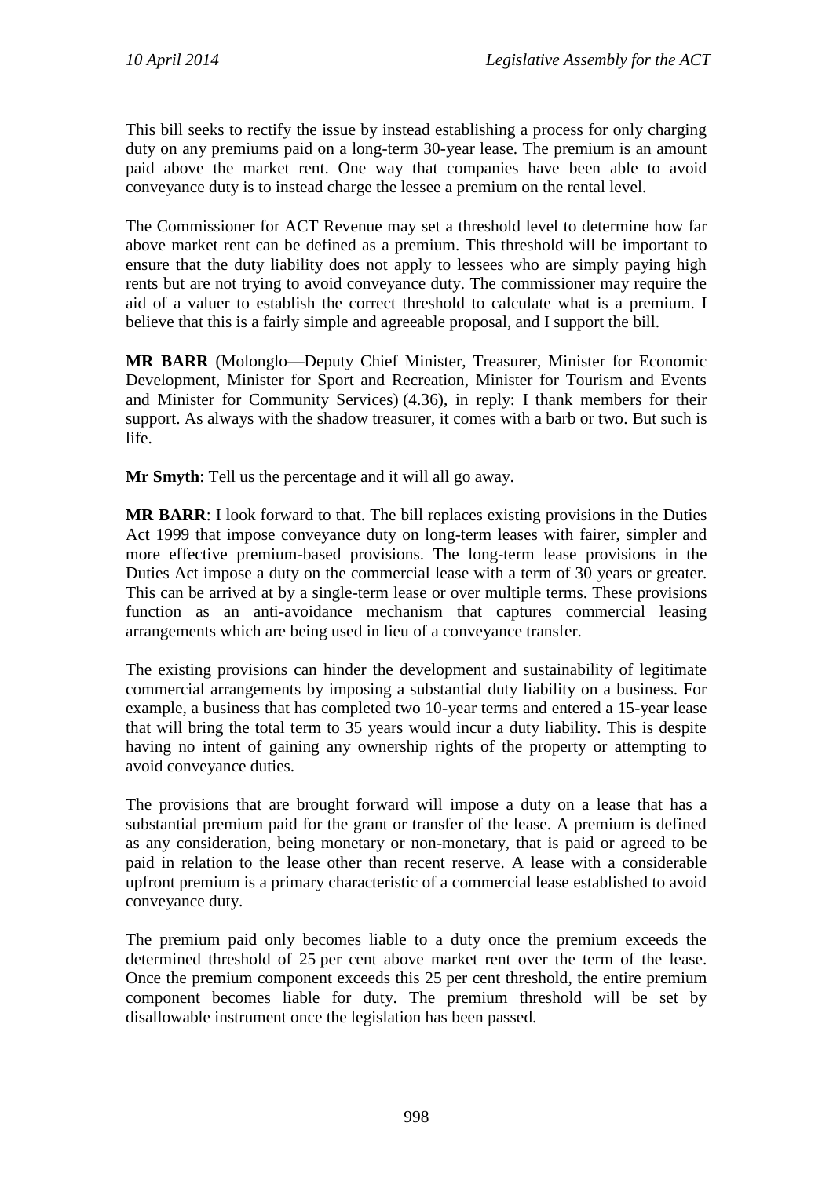This bill seeks to rectify the issue by instead establishing a process for only charging duty on any premiums paid on a long-term 30-year lease. The premium is an amount paid above the market rent. One way that companies have been able to avoid conveyance duty is to instead charge the lessee a premium on the rental level.

The Commissioner for ACT Revenue may set a threshold level to determine how far above market rent can be defined as a premium. This threshold will be important to ensure that the duty liability does not apply to lessees who are simply paying high rents but are not trying to avoid conveyance duty. The commissioner may require the aid of a valuer to establish the correct threshold to calculate what is a premium. I believe that this is a fairly simple and agreeable proposal, and I support the bill.

**MR BARR** (Molonglo—Deputy Chief Minister, Treasurer, Minister for Economic Development, Minister for Sport and Recreation, Minister for Tourism and Events and Minister for Community Services) (4.36), in reply: I thank members for their support. As always with the shadow treasurer, it comes with a barb or two. But such is life.

**Mr Smyth**: Tell us the percentage and it will all go away.

**MR BARR**: I look forward to that. The bill replaces existing provisions in the Duties Act 1999 that impose conveyance duty on long-term leases with fairer, simpler and more effective premium-based provisions. The long-term lease provisions in the Duties Act impose a duty on the commercial lease with a term of 30 years or greater. This can be arrived at by a single-term lease or over multiple terms. These provisions function as an anti-avoidance mechanism that captures commercial leasing arrangements which are being used in lieu of a conveyance transfer.

The existing provisions can hinder the development and sustainability of legitimate commercial arrangements by imposing a substantial duty liability on a business. For example, a business that has completed two 10-year terms and entered a 15-year lease that will bring the total term to 35 years would incur a duty liability. This is despite having no intent of gaining any ownership rights of the property or attempting to avoid conveyance duties.

The provisions that are brought forward will impose a duty on a lease that has a substantial premium paid for the grant or transfer of the lease. A premium is defined as any consideration, being monetary or non-monetary, that is paid or agreed to be paid in relation to the lease other than recent reserve. A lease with a considerable upfront premium is a primary characteristic of a commercial lease established to avoid conveyance duty.

The premium paid only becomes liable to a duty once the premium exceeds the determined threshold of 25 per cent above market rent over the term of the lease. Once the premium component exceeds this 25 per cent threshold, the entire premium component becomes liable for duty. The premium threshold will be set by disallowable instrument once the legislation has been passed.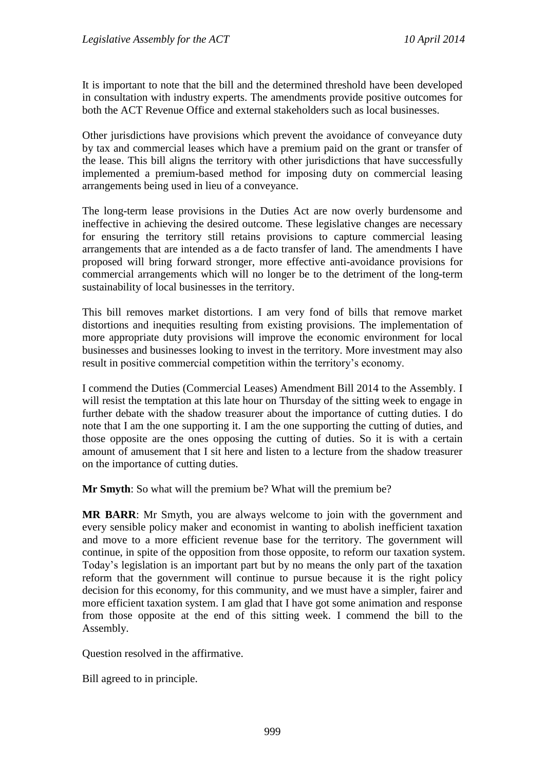It is important to note that the bill and the determined threshold have been developed in consultation with industry experts. The amendments provide positive outcomes for both the ACT Revenue Office and external stakeholders such as local businesses.

Other jurisdictions have provisions which prevent the avoidance of conveyance duty by tax and commercial leases which have a premium paid on the grant or transfer of the lease. This bill aligns the territory with other jurisdictions that have successfully implemented a premium-based method for imposing duty on commercial leasing arrangements being used in lieu of a conveyance.

The long-term lease provisions in the Duties Act are now overly burdensome and ineffective in achieving the desired outcome. These legislative changes are necessary for ensuring the territory still retains provisions to capture commercial leasing arrangements that are intended as a de facto transfer of land. The amendments I have proposed will bring forward stronger, more effective anti-avoidance provisions for commercial arrangements which will no longer be to the detriment of the long-term sustainability of local businesses in the territory.

This bill removes market distortions. I am very fond of bills that remove market distortions and inequities resulting from existing provisions. The implementation of more appropriate duty provisions will improve the economic environment for local businesses and businesses looking to invest in the territory. More investment may also result in positive commercial competition within the territory's economy.

I commend the Duties (Commercial Leases) Amendment Bill 2014 to the Assembly. I will resist the temptation at this late hour on Thursday of the sitting week to engage in further debate with the shadow treasurer about the importance of cutting duties. I do note that I am the one supporting it. I am the one supporting the cutting of duties, and those opposite are the ones opposing the cutting of duties. So it is with a certain amount of amusement that I sit here and listen to a lecture from the shadow treasurer on the importance of cutting duties.

**Mr Smyth**: So what will the premium be? What will the premium be?

**MR BARR**: Mr Smyth, you are always welcome to join with the government and every sensible policy maker and economist in wanting to abolish inefficient taxation and move to a more efficient revenue base for the territory. The government will continue, in spite of the opposition from those opposite, to reform our taxation system. Today's legislation is an important part but by no means the only part of the taxation reform that the government will continue to pursue because it is the right policy decision for this economy, for this community, and we must have a simpler, fairer and more efficient taxation system. I am glad that I have got some animation and response from those opposite at the end of this sitting week. I commend the bill to the Assembly.

Question resolved in the affirmative.

Bill agreed to in principle.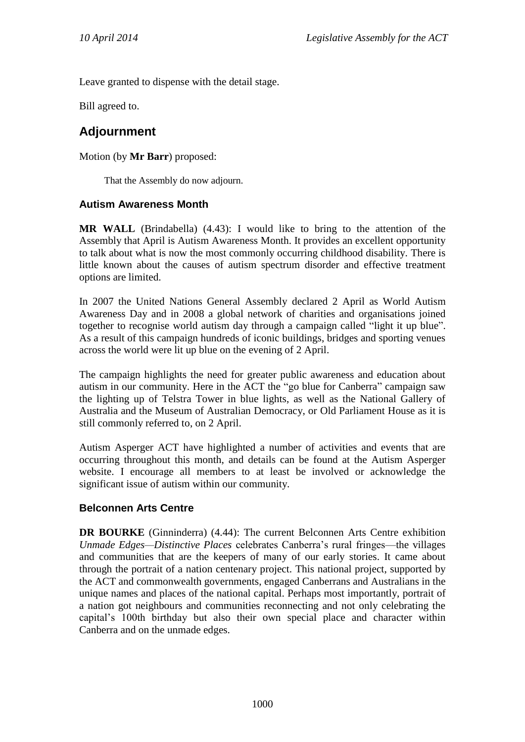Leave granted to dispense with the detail stage.

Bill agreed to.

## Adjournment

Motion (by **Mr Barr**) proposed:

> That the Assembly do now adjourn.

### Autism Awareness Month

**MR WALL** (Brindabella) (4.43): I would like to bring to the attention of the Assembly that April is Autism Awareness Month. It provides an excellent opportunity to talk about what is now the most commonly occurring childhood disability. There is little known about the causes of autism spectrum disorder and effective treatment options are limited.

In 2007 the United Nations General Assembly declared 2 April as World Autism Awareness Day and in 2008 a global network of charities and organisations joined together to recognise world autism day through a campaign called "light it up blue". As a result of this campaign hundreds of iconic buildings, bridges and sporting venues across the world were lit up blue on the evening of 2 April.

The campaign highlights the need for greater public awareness and education about autism in our community. Here in the ACT the "go blue for Canberra" campaign saw the lighting up of Telstra Tower in blue lights, as well as the National Gallery of Australia and the Museum of Australian Democracy, or Old Parliament House as it is still commonly referred to, on 2 April.

Autism Asperger ACT have highlighted a number of activities and events that are occurring throughout this month, and details can be found at the Autism Asperger website. I encourage all members to at least be involved or acknowledge the significant issue of autism within our community.

### Belconnen Arts Centre

**DR BOURKE** (Ginninderra) (4.44): The current Belconnen Arts Centre exhibition *Unmade Edges—Distinctive Places* celebrates Canberra's rural fringes—the villages and communities that are the keepers of many of our early stories. It came about through the portrait of a nation centenary project. This national project, supported by the ACT and commonwealth governments, engaged Canberrans and Australians in the unique names and places of the national capital. Perhaps most importantly, portrait of a nation got neighbours and communities reconnecting and not only celebrating the capital's 100th birthday but also their own special place and character within Canberra and on the unmade edges.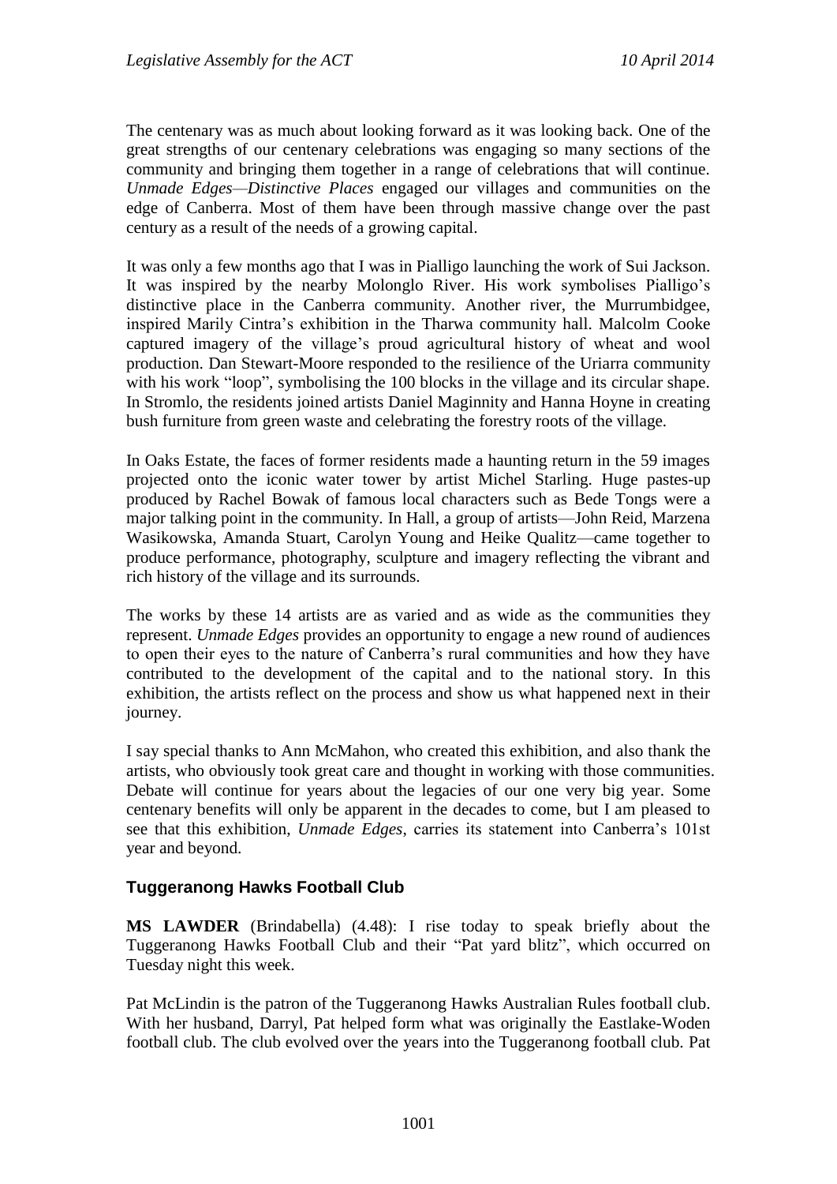The centenary was as much about looking forward as it was looking back. One of the great strengths of our centenary celebrations was engaging so many sections of the community and bringing them together in a range of celebrations that will continue. *Unmade Edges—Distinctive Places* engaged our villages and communities on the edge of Canberra. Most of them have been through massive change over the past century as a result of the needs of a growing capital.

It was only a few months ago that I was in Pialligo launching the work of Sui Jackson. It was inspired by the nearby Molonglo River. His work symbolises Pialligo's distinctive place in the Canberra community. Another river, the Murrumbidgee, inspired Marily Cintra's exhibition in the Tharwa community hall. Malcolm Cooke captured imagery of the village's proud agricultural history of wheat and wool production. Dan Stewart-Moore responded to the resilience of the Uriarra community with his work "loop", symbolising the 100 blocks in the village and its circular shape. In Stromlo, the residents joined artists Daniel Maginnity and Hanna Hoyne in creating bush furniture from green waste and celebrating the forestry roots of the village.

In Oaks Estate, the faces of former residents made a haunting return in the 59 images projected onto the iconic water tower by artist Michel Starling. Huge pastes-up produced by Rachel Bowak of famous local characters such as Bede Tongs were a major talking point in the community. In Hall, a group of artists—John Reid, Marzena Wasikowska, Amanda Stuart, Carolyn Young and Heike Qualitz—came together to produce performance, photography, sculpture and imagery reflecting the vibrant and rich history of the village and its surrounds.

The works by these 14 artists are as varied and as wide as the communities they represent. *Unmade Edges* provides an opportunity to engage a new round of audiences to open their eyes to the nature of Canberra's rural communities and how they have contributed to the development of the capital and to the national story. In this exhibition, the artists reflect on the process and show us what happened next in their journey.

I say special thanks to Ann McMahon, who created this exhibition, and also thank the artists, who obviously took great care and thought in working with those communities. Debate will continue for years about the legacies of our one very big year. Some centenary benefits will only be apparent in the decades to come, but I am pleased to see that this exhibition, *Unmade Edges*, carries its statement into Canberra's 101st year and beyond.

## Tuggeranong Hawks Football Club

**MS LAWDER** (Brindabella) (4.48): I rise today to speak briefly about the Tuggeranong Hawks Football Club and their "Pat yard blitz", which occurred on Tuesday night this week.

Pat McLindin is the patron of the Tuggeranong Hawks Australian Rules football club. With her husband, Darryl, Pat helped form what was originally the Eastlake-Woden football club. The club evolved over the years into the Tuggeranong football club. Pat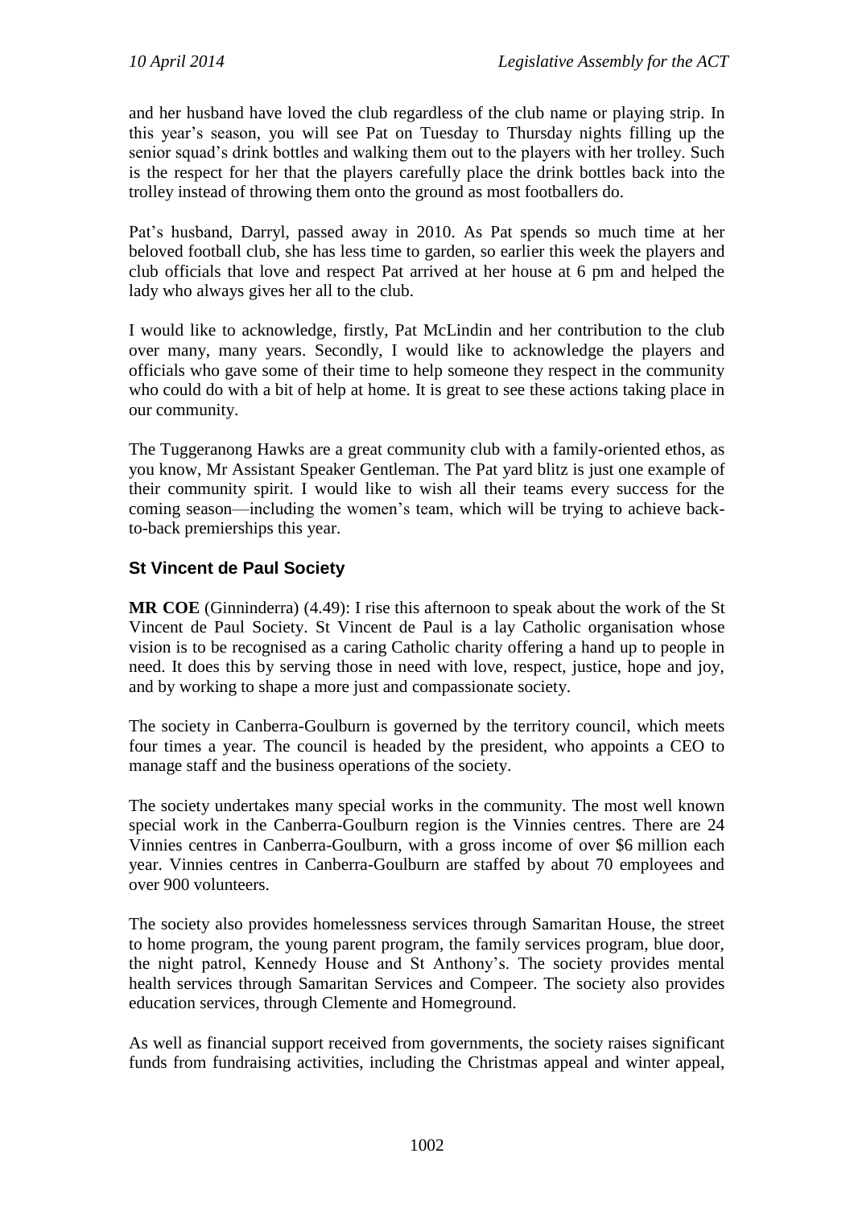and her husband have loved the club regardless of the club name or playing strip. In this year's season, you will see Pat on Tuesday to Thursday nights filling up the senior squad's drink bottles and walking them out to the players with her trolley. Such is the respect for her that the players carefully place the drink bottles back into the trolley instead of throwing them onto the ground as most footballers do.

Pat's husband, Darryl, passed away in 2010. As Pat spends so much time at her beloved football club, she has less time to garden, so earlier this week the players and club officials that love and respect Pat arrived at her house at 6 pm and helped the lady who always gives her all to the club.

I would like to acknowledge, firstly, Pat McLindin and her contribution to the club over many, many years. Secondly, I would like to acknowledge the players and officials who gave some of their time to help someone they respect in the community who could do with a bit of help at home. It is great to see these actions taking place in our community.

The Tuggeranong Hawks are a great community club with a family-oriented ethos, as you know, Mr Assistant Speaker Gentleman. The Pat yard blitz is just one example of their community spirit. I would like to wish all their teams every success for the coming season—including the women's team, which will be trying to achieve back-to-back premierships this year.

## St Vincent de Paul Society

**MR COE** (Ginninderra) (4.49): I rise this afternoon to speak about the work of the St Vincent de Paul Society. St Vincent de Paul is a lay Catholic organisation whose vision is to be recognised as a caring Catholic charity offering a hand up to people in need. It does this by serving those in need with love, respect, justice, hope and joy, and by working to shape a more just and compassionate society.

The society in Canberra-Goulburn is governed by the territory council, which meets four times a year. The council is headed by the president, who appoints a CEO to manage staff and the business operations of the society.

The society undertakes many special works in the community. The most well known special work in the Canberra-Goulburn region is the Vinnies centres. There are 24 Vinnies centres in Canberra-Goulburn, with a gross income of over $6 million each year. Vinnies centres in Canberra-Goulburn are staffed by about 70 employees and over 900 volunteers.

The society also provides homelessness services through Samaritan House, the street to home program, the young parent program, the family services program, blue door, the night patrol, Kennedy House and St Anthony's. The society provides mental health services through Samaritan Services and Compeer. The society also provides education services, through Clemente and Homeground.

As well as financial support received from governments, the society raises significant funds from fundraising activities, including the Christmas appeal and winter appeal,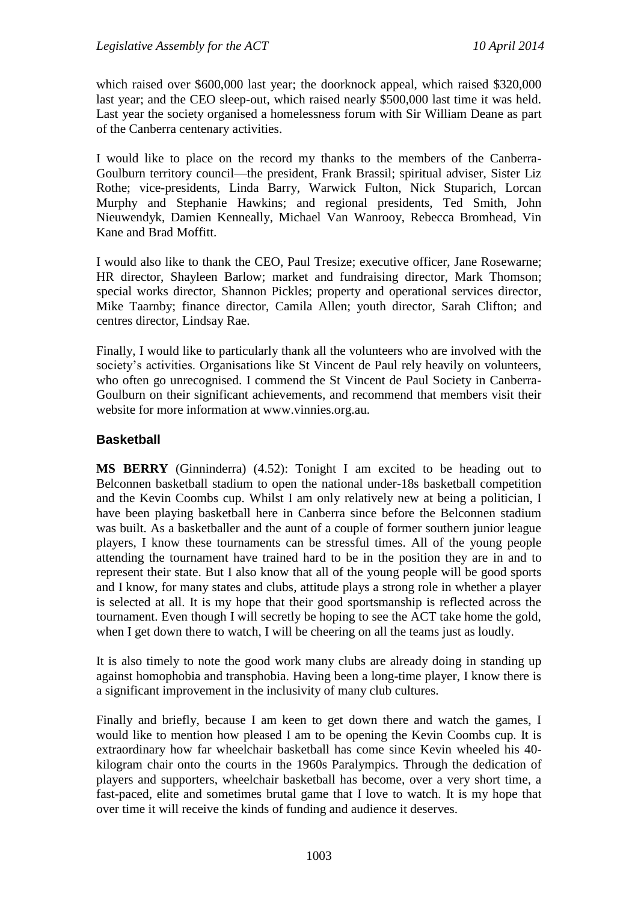which raised over $600,000 last year; the doorknock appeal, which raised $320,000 last year; and the CEO sleep-out, which raised nearly $500,000 last time it was held. Last year the society organised a homelessness forum with Sir William Deane as part of the Canberra centenary activities.

I would like to place on the record my thanks to the members of the Canberra-Goulburn territory council—the president, Frank Brassil; spiritual adviser, Sister Liz Rothe; vice-presidents, Linda Barry, Warwick Fulton, Nick Stuparich, Lorcan Murphy and Stephanie Hawkins; and regional presidents, Ted Smith, John Nieuwendyk, Damien Kenneally, Michael Van Wanrooy, Rebecca Bromhead, Vin Kane and Brad Moffitt.

I would also like to thank the CEO, Paul Tresize; executive officer, Jane Rosewarne; HR director, Shayleen Barlow; market and fundraising director, Mark Thomson; special works director, Shannon Pickles; property and operational services director, Mike Taarnby; finance director, Camila Allen; youth director, Sarah Clifton; and centres director, Lindsay Rae.

Finally, I would like to particularly thank all the volunteers who are involved with the society's activities. Organisations like St Vincent de Paul rely heavily on volunteers, who often go unrecognised. I commend the St Vincent de Paul Society in Canberra-Goulburn on their significant achievements, and recommend that members visit their website for more information at www.vinnies.org.au.

## Basketball

**MS BERRY** (Ginninderra) (4.52): Tonight I am excited to be heading out to Belconnen basketball stadium to open the national under-18s basketball competition and the Kevin Coombs cup. Whilst I am only relatively new at being a politician, I have been playing basketball here in Canberra since before the Belconnen stadium was built. As a basketballer and the aunt of a couple of former southern junior league players, I know these tournaments can be stressful times. All of the young people attending the tournament have trained hard to be in the position they are in and to represent their state. But I also know that all of the young people will be good sports and I know, for many states and clubs, attitude plays a strong role in whether a player is selected at all. It is my hope that their good sportsmanship is reflected across the tournament. Even though I will secretly be hoping to see the ACT take home the gold, when I get down there to watch, I will be cheering on all the teams just as loudly.

It is also timely to note the good work many clubs are already doing in standing up against homophobia and transphobia. Having been a long-time player, I know there is a significant improvement in the inclusivity of many club cultures.

Finally and briefly, because I am keen to get down there and watch the games, I would like to mention how pleased I am to be opening the Kevin Coombs cup. It is extraordinary how far wheelchair basketball has come since Kevin wheeled his 40-kilogram chair onto the courts in the 1960s Paralympics. Through the dedication of players and supporters, wheelchair basketball has become, over a very short time, a fast-paced, elite and sometimes brutal game that I love to watch. It is my hope that over time it will receive the kinds of funding and audience it deserves.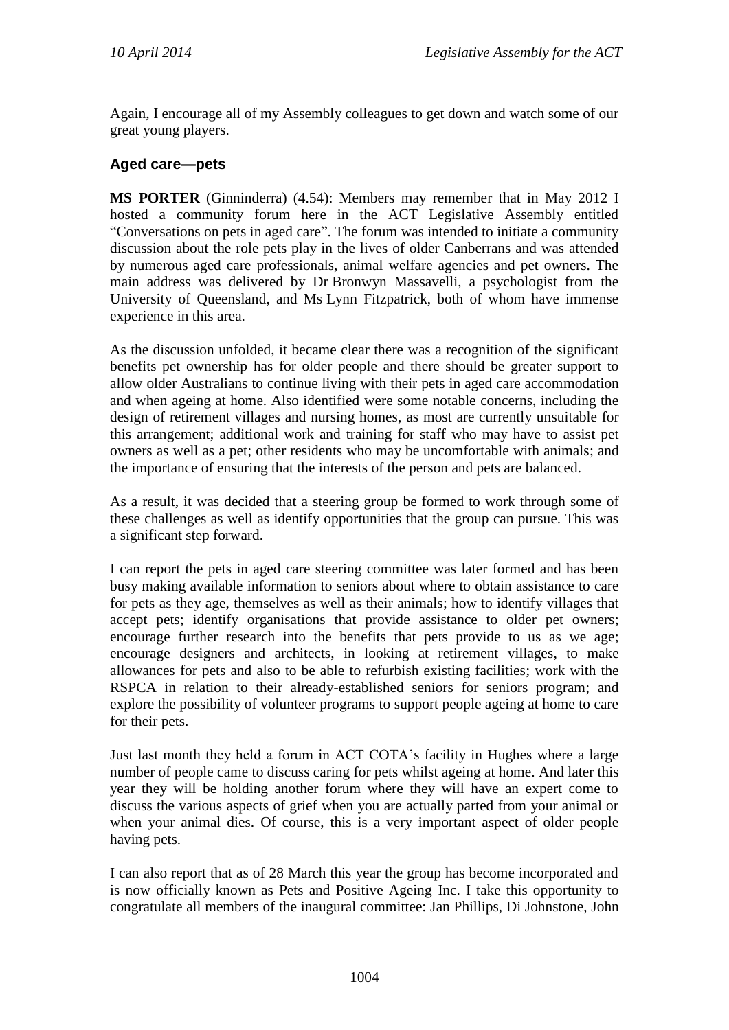Again, I encourage all of my Assembly colleagues to get down and watch some of our great young players.

### Aged care—pets

**MS PORTER** (Ginninderra) (4.54): Members may remember that in May 2012 I hosted a community forum here in the ACT Legislative Assembly entitled "Conversations on pets in aged care". The forum was intended to initiate a community discussion about the role pets play in the lives of older Canberrans and was attended by numerous aged care professionals, animal welfare agencies and pet owners. The main address was delivered by Dr Bronwyn Massavelli, a psychologist from the University of Queensland, and Ms Lynn Fitzpatrick, both of whom have immense experience in this area.

As the discussion unfolded, it became clear there was a recognition of the significant benefits pet ownership has for older people and there should be greater support to allow older Australians to continue living with their pets in aged care accommodation and when ageing at home. Also identified were some notable concerns, including the design of retirement villages and nursing homes, as most are currently unsuitable for this arrangement; additional work and training for staff who may have to assist pet owners as well as a pet; other residents who may be uncomfortable with animals; and the importance of ensuring that the interests of the person and pets are balanced.

As a result, it was decided that a steering group be formed to work through some of these challenges as well as identify opportunities that the group can pursue. This was a significant step forward.

I can report the pets in aged care steering committee was later formed and has been busy making available information to seniors about where to obtain assistance to care for pets as they age, themselves as well as their animals; how to identify villages that accept pets; identify organisations that provide assistance to older pet owners; encourage further research into the benefits that pets provide to us as we age; encourage designers and architects, in looking at retirement villages, to make allowances for pets and also to be able to refurbish existing facilities; work with the RSPCA in relation to their already-established seniors for seniors program; and explore the possibility of volunteer programs to support people ageing at home to care for their pets.

Just last month they held a forum in ACT COTA's facility in Hughes where a large number of people came to discuss caring for pets whilst ageing at home. And later this year they will be holding another forum where they will have an expert come to discuss the various aspects of grief when you are actually parted from your animal or when your animal dies. Of course, this is a very important aspect of older people having pets.

I can also report that as of 28 March this year the group has become incorporated and is now officially known as Pets and Positive Ageing Inc. I take this opportunity to congratulate all members of the inaugural committee: Jan Phillips, Di Johnstone, John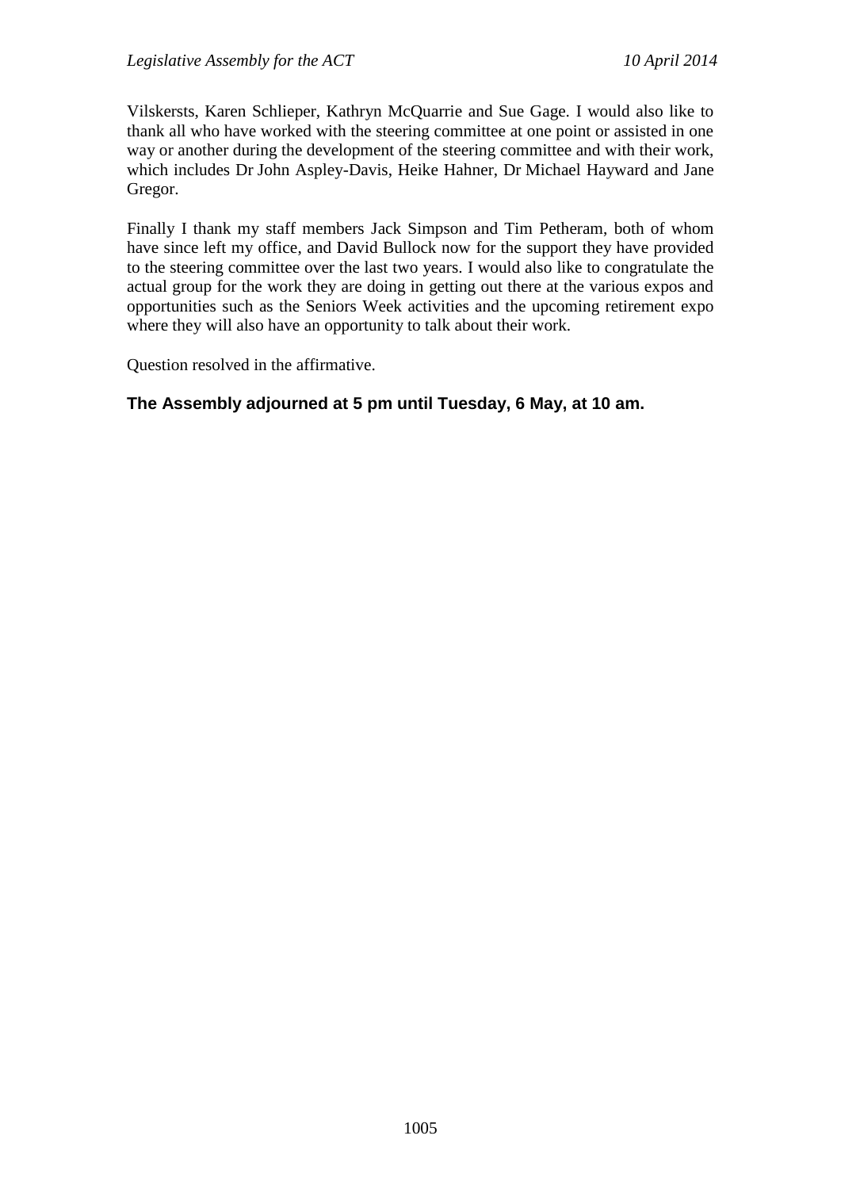Vilskersts, Karen Schlieper, Kathryn McQuarrie and Sue Gage. I would also like to thank all who have worked with the steering committee at one point or assisted in one way or another during the development of the steering committee and with their work, which includes Dr John Aspley-Davis, Heike Hahner, Dr Michael Hayward and Jane Gregor.

Finally I thank my staff members Jack Simpson and Tim Petheram, both of whom have since left my office, and David Bullock now for the support they have provided to the steering committee over the last two years. I would also like to congratulate the actual group for the work they are doing in getting out there at the various expos and opportunities such as the Seniors Week activities and the upcoming retirement expo where they will also have an opportunity to talk about their work.

Question resolved in the affirmative.

**The Assembly adjourned at 5 pm until Tuesday, 6 May, at 10 am.**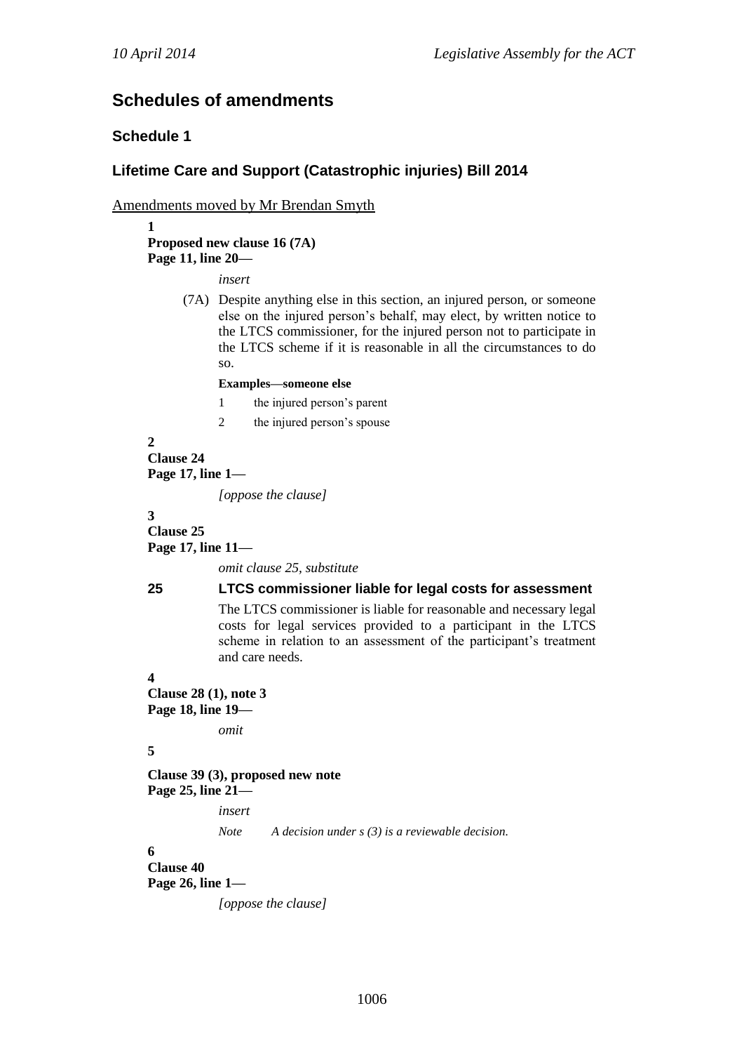## Schedules of amendments

### Schedule 1

### Lifetime Care and Support (Catastrophic injuries) Bill 2014

Amendments moved by Mr Brendan Smyth

**1**
**Proposed new clause 16 (7A)**
**Page 11, line 20—**

*insert*

(7A) Despite anything else in this section, an injured person, or someone else on the injured person's behalf, may elect, by written notice to the LTCS commissioner, for the injured person not to participate in the LTCS scheme if it is reasonable in all the circumstances to do so.

**Examples—someone else**

1 the injured person's parent

2 the injured person's spouse

**2**
**Clause 24**
**Page 17, line 1—**

*[oppose the clause]*

**3**
**Clause 25**
**Page 17, line 11—**

*omit clause 25, substitute*

**25 LTCS commissioner liable for legal costs for assessment**

The LTCS commissioner is liable for reasonable and necessary legal costs for legal services provided to a participant in the LTCS scheme in relation to an assessment of the participant's treatment and care needs.

**4**
**Clause 28 (1), note 3**
**Page 18, line 19—**

*omit*

**5**

**Clause 39 (3), proposed new note**
**Page 25, line 21—**

*insert*

*Note A decision under s (3) is a reviewable decision.*

**6**
**Clause 40**
**Page 26, line 1—**

*[oppose the clause]*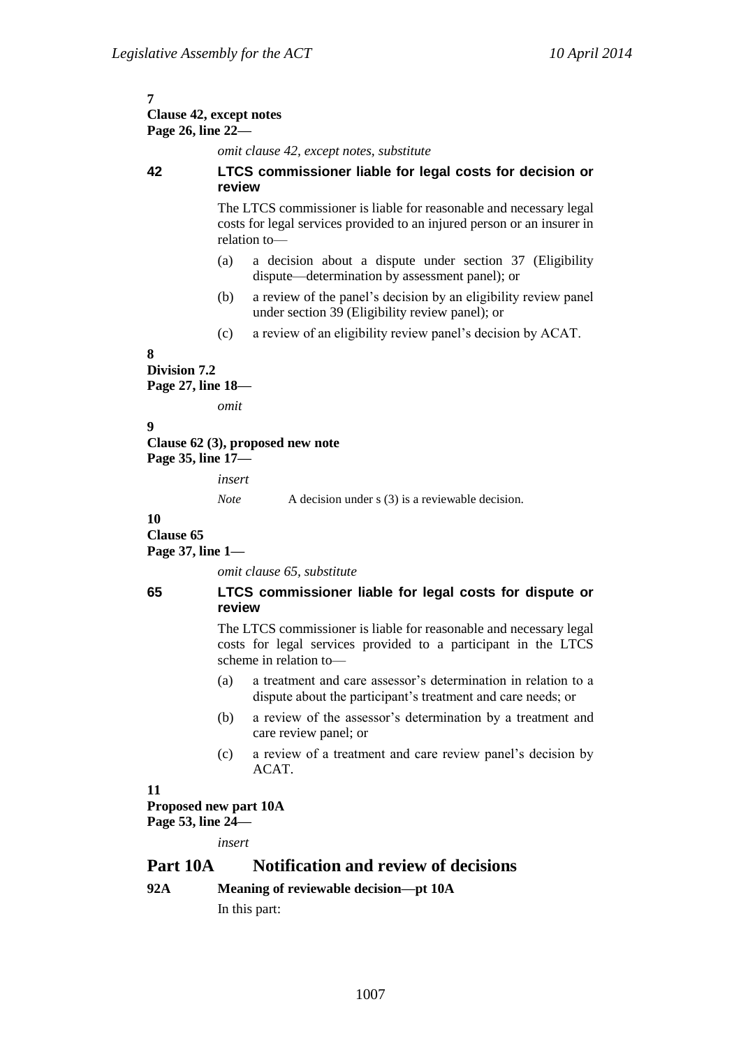**7**
**Clause 42, except notes**
**Page 26, line 22—**

*omit clause 42, except notes, substitute*

**42 LTCS commissioner liable for legal costs for decision or review**

The LTCS commissioner is liable for reasonable and necessary legal costs for legal services provided to an injured person or an insurer in relation to—

(a) a decision about a dispute under section 37 (Eligibility dispute—determination by assessment panel); or

(b) a review of the panel's decision by an eligibility review panel under section 39 (Eligibility review panel); or

(c) a review of an eligibility review panel's decision by ACAT.

**8**
**Division 7.2**
**Page 27, line 18—**

*omit*

**9**
**Clause 62 (3), proposed new note**
**Page 35, line 17—**

*insert*

*Note* A decision under s (3) is a reviewable decision.

**10**
**Clause 65**
**Page 37, line 1—**

*omit clause 65, substitute*

**65 LTCS commissioner liable for legal costs for dispute or review**

The LTCS commissioner is liable for reasonable and necessary legal costs for legal services provided to a participant in the LTCS scheme in relation to—

(a) a treatment and care assessor's determination in relation to a dispute about the participant's treatment and care needs; or

(b) a review of the assessor's determination by a treatment and care review panel; or

(c) a review of a treatment and care review panel's decision by ACAT.

**11**
**Proposed new part 10A**
**Page 53, line 24—**

*insert*

## Part 10A Notification and review of decisions

**92A Meaning of reviewable decision—pt 10A**

In this part: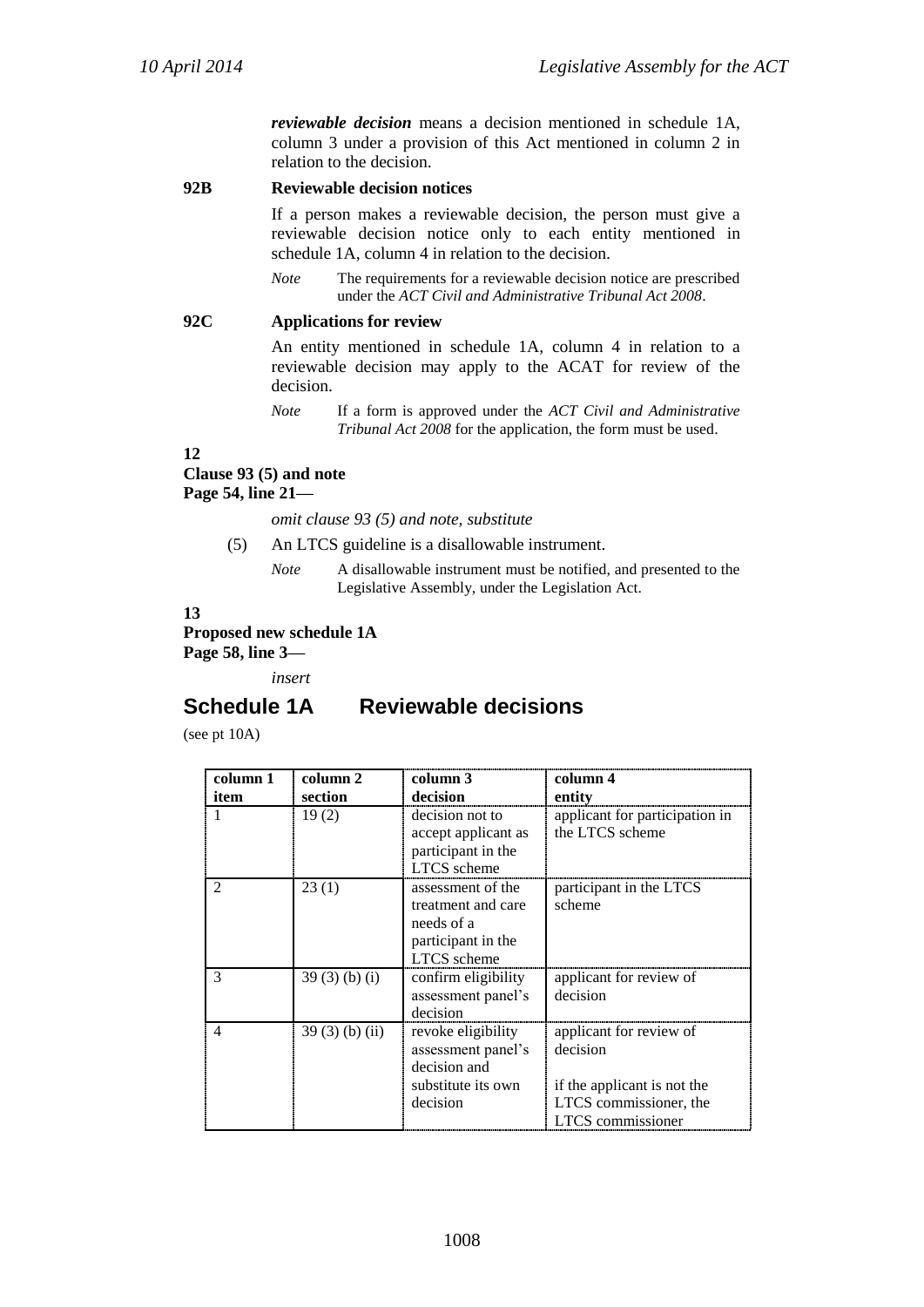***reviewable decision*** means a decision mentioned in schedule 1A, column 3 under a provision of this Act mentioned in column 2 in relation to the decision.

**92B Reviewable decision notices**

If a person makes a reviewable decision, the person must give a reviewable decision notice only to each entity mentioned in schedule 1A, column 4 in relation to the decision.

*Note* The requirements for a reviewable decision notice are prescribed under the *ACT Civil and Administrative Tribunal Act 2008*.

**92C Applications for review**

An entity mentioned in schedule 1A, column 4 in relation to a reviewable decision may apply to the ACAT for review of the decision.

*Note* If a form is approved under the *ACT Civil and Administrative Tribunal Act 2008* for the application, the form must be used.

**12**
**Clause 93 (5) and note**
**Page 54, line 21—**

*omit clause 93 (5) and note, substitute*

(5) An LTCS guideline is a disallowable instrument.

*Note* A disallowable instrument must be notified, and presented to the Legislative Assembly, under the Legislation Act.

**13**
**Proposed new schedule 1A**
**Page 58, line 3—**

*insert*

## Schedule 1A Reviewable decisions

(see pt 10A)

| column 1 item | column 2 section | column 3 decision | column 4 entity |
|---|---|---|---|
| 1 | 19 (2) | decision not to accept applicant as participant in the LTCS scheme | applicant for participation in the LTCS scheme |
| 2 | 23 (1) | assessment of the treatment and care needs of a participant in the LTCS scheme | participant in the LTCS scheme |
| 3 | 39 (3) (b) (i) | confirm eligibility assessment panel's decision | applicant for review of decision |
| 4 | 39 (3) (b) (ii) | revoke eligibility assessment panel's decision and substitute its own decision | applicant for review of decision<br><br>if the applicant is not the LTCS commissioner, the LTCS commissioner |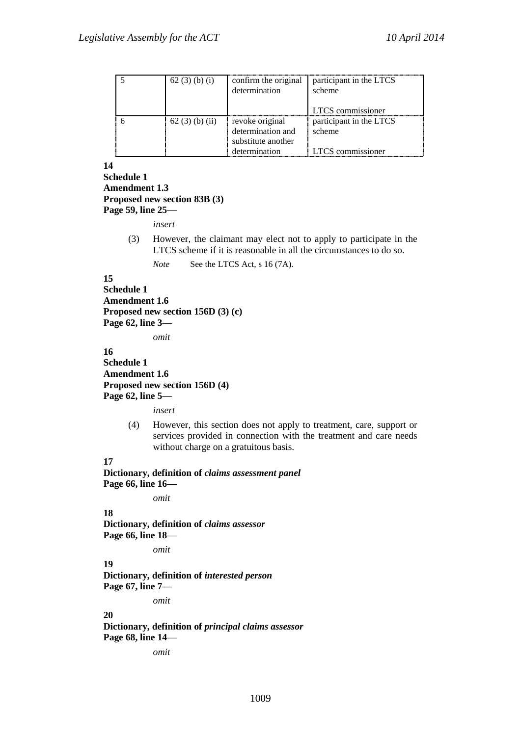| 5 | 62 (3) (b) (i) | confirm the original determination | participant in the LTCS scheme<br><br>LTCS commissioner |
|---|---|---|---|
| 6 | 62 (3) (b) (ii) | revoke original determination and substitute another determination | participant in the LTCS scheme<br><br>LTCS commissioner |

**14**
**Schedule 1**
**Amendment 1.3**
**Proposed new section 83B (3)**
**Page 59, line 25—**

*insert*

(3) However, the claimant may elect not to apply to participate in the LTCS scheme if it is reasonable in all the circumstances to do so.

*Note* See the LTCS Act, s 16 (7A).

**15**
**Schedule 1**
**Amendment 1.6**
**Proposed new section 156D (3) (c)**
**Page 62, line 3—**

*omit*

**16**
**Schedule 1**
**Amendment 1.6**
**Proposed new section 156D (4)**
**Page 62, line 5—**

*insert*

(4) However, this section does not apply to treatment, care, support or services provided in connection with the treatment and care needs without charge on a gratuitous basis.

**17**
**Dictionary, definition of *claims assessment panel***
**Page 66, line 16—**

*omit*

**18**
**Dictionary, definition of *claims assessor***
**Page 66, line 18—**

*omit*

**19**
**Dictionary, definition of *interested person***
**Page 67, line 7—**

*omit*

**20**
**Dictionary, definition of *principal claims assessor***
**Page 68, line 14—**

*omit*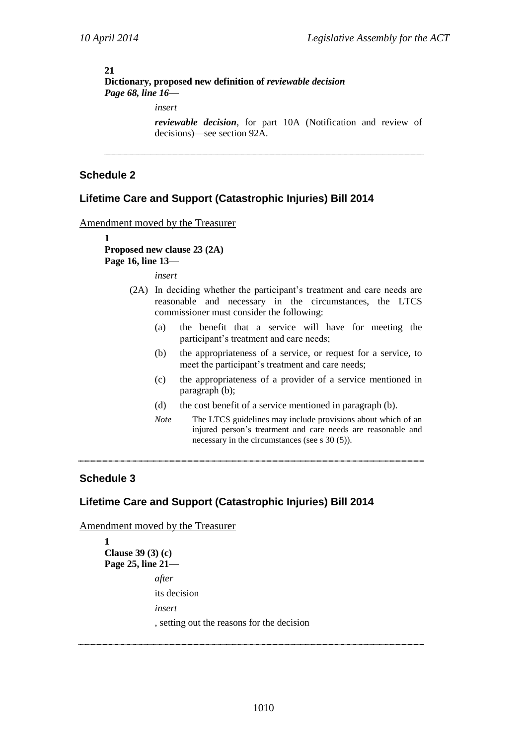**21**
**Dictionary, proposed new definition of *reviewable decision***
***Page 68, line 16—***

*insert*

***reviewable decision***, for part 10A (Notification and review of decisions)—see section 92A.

---

## Schedule 2

## Lifetime Care and Support (Catastrophic Injuries) Bill 2014

Amendment moved by the Treasurer

**1**
**Proposed new clause 23 (2A)**
**Page 16, line 13—**

*insert*

(2A) In deciding whether the participant's treatment and care needs are reasonable and necessary in the circumstances, the LTCS commissioner must consider the following:

(a) the benefit that a service will have for meeting the participant's treatment and care needs;

(b) the appropriateness of a service, or request for a service, to meet the participant's treatment and care needs;

(c) the appropriateness of a provider of a service mentioned in paragraph (b);

(d) the cost benefit of a service mentioned in paragraph (b).

*Note* The LTCS guidelines may include provisions about which of an injured person's treatment and care needs are reasonable and necessary in the circumstances (see s 30 (5)).

---

## Schedule 3

## Lifetime Care and Support (Catastrophic Injuries) Bill 2014

Amendment moved by the Treasurer

**1**
**Clause 39 (3) (c)**
**Page 25, line 21—**

*after*

its decision

*insert*

, setting out the reasons for the decision

---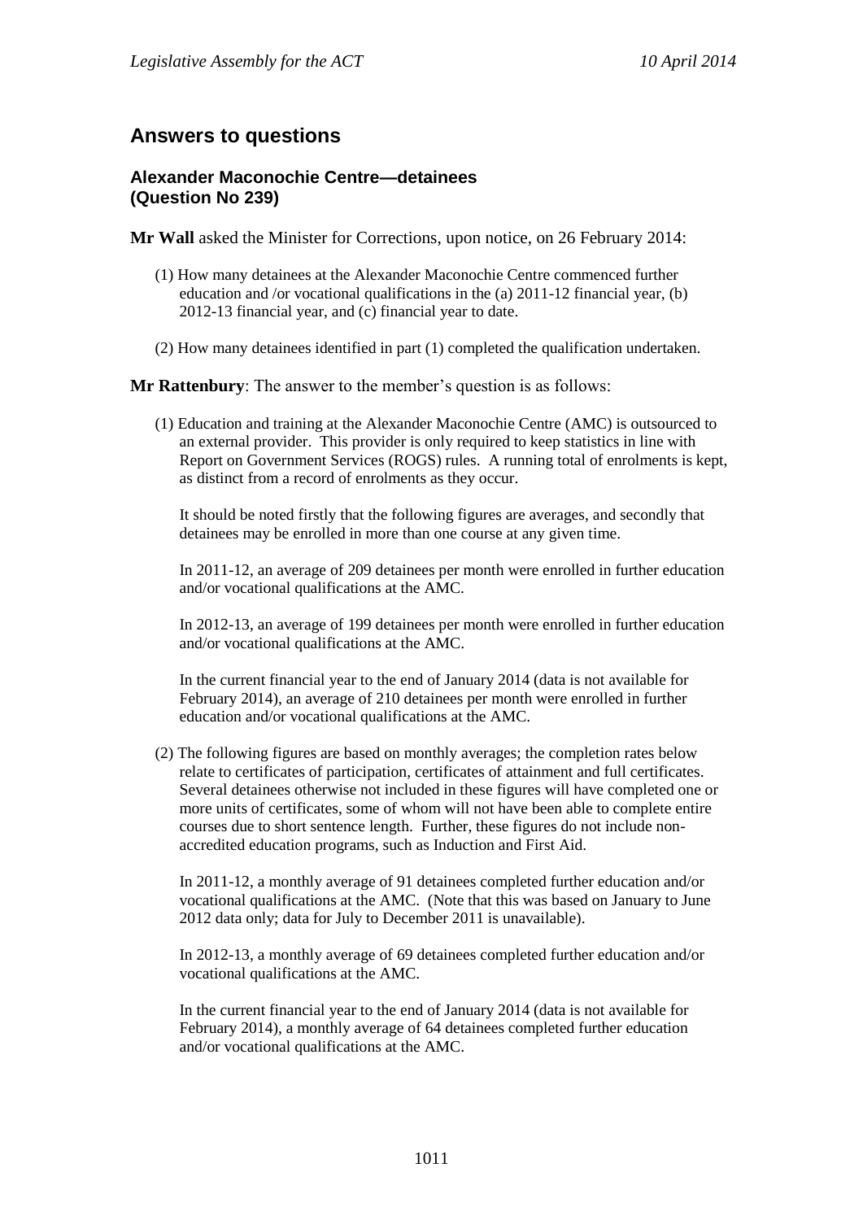## Answers to questions

### Alexander Maconochie Centre—detainees (Question No 239)

**Mr Wall** asked the Minister for Corrections, upon notice, on 26 February 2014:

(1) How many detainees at the Alexander Maconochie Centre commenced further education and /or vocational qualifications in the (a) 2011-12 financial year, (b) 2012-13 financial year, and (c) financial year to date.

(2) How many detainees identified in part (1) completed the qualification undertaken.

**Mr Rattenbury**: The answer to the member's question is as follows:

(1) Education and training at the Alexander Maconochie Centre (AMC) is outsourced to an external provider. This provider is only required to keep statistics in line with Report on Government Services (ROGS) rules. A running total of enrolments is kept, as distinct from a record of enrolments as they occur.

It should be noted firstly that the following figures are averages, and secondly that detainees may be enrolled in more than one course at any given time.

In 2011-12, an average of 209 detainees per month were enrolled in further education and/or vocational qualifications at the AMC.

In 2012-13, an average of 199 detainees per month were enrolled in further education and/or vocational qualifications at the AMC.

In the current financial year to the end of January 2014 (data is not available for February 2014), an average of 210 detainees per month were enrolled in further education and/or vocational qualifications at the AMC.

(2) The following figures are based on monthly averages; the completion rates below relate to certificates of participation, certificates of attainment and full certificates. Several detainees otherwise not included in these figures will have completed one or more units of certificates, some of whom will not have been able to complete entire courses due to short sentence length. Further, these figures do not include non-accredited education programs, such as Induction and First Aid.

In 2011-12, a monthly average of 91 detainees completed further education and/or vocational qualifications at the AMC. (Note that this was based on January to June 2012 data only; data for July to December 2011 is unavailable).

In 2012-13, a monthly average of 69 detainees completed further education and/or vocational qualifications at the AMC.

In the current financial year to the end of January 2014 (data is not available for February 2014), a monthly average of 64 detainees completed further education and/or vocational qualifications at the AMC.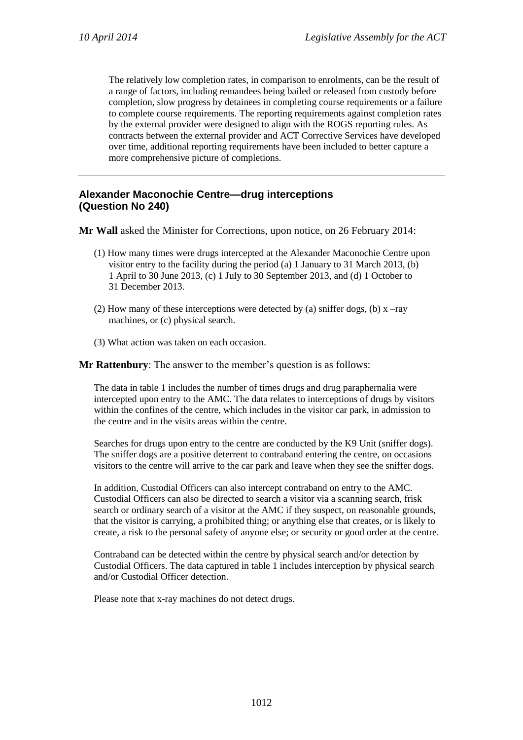The relatively low completion rates, in comparison to enrolments, can be the result of a range of factors, including remandees being bailed or released from custody before completion, slow progress by detainees in completing course requirements or a failure to complete course requirements. The reporting requirements against completion rates by the external provider were designed to align with the ROGS reporting rules. As contracts between the external provider and ACT Corrective Services have developed over time, additional reporting requirements have been included to better capture a more comprehensive picture of completions.

---

## Alexander Maconochie Centre—drug interceptions (Question No 240)

**Mr Wall** asked the Minister for Corrections, upon notice, on 26 February 2014:

(1) How many times were drugs intercepted at the Alexander Maconochie Centre upon visitor entry to the facility during the period (a) 1 January to 31 March 2013, (b) 1 April to 30 June 2013, (c) 1 July to 30 September 2013, and (d) 1 October to 31 December 2013.

(2) How many of these interceptions were detected by (a) sniffer dogs, (b) x –ray machines, or (c) physical search.

(3) What action was taken on each occasion.

**Mr Rattenbury**: The answer to the member's question is as follows:

The data in table 1 includes the number of times drugs and drug paraphernalia were intercepted upon entry to the AMC. The data relates to interceptions of drugs by visitors within the confines of the centre, which includes in the visitor car park, in admission to the centre and in the visits areas within the centre.

Searches for drugs upon entry to the centre are conducted by the K9 Unit (sniffer dogs). The sniffer dogs are a positive deterrent to contraband entering the centre, on occasions visitors to the centre will arrive to the car park and leave when they see the sniffer dogs.

In addition, Custodial Officers can also intercept contraband on entry to the AMC. Custodial Officers can also be directed to search a visitor via a scanning search, frisk search or ordinary search of a visitor at the AMC if they suspect, on reasonable grounds, that the visitor is carrying, a prohibited thing; or anything else that creates, or is likely to create, a risk to the personal safety of anyone else; or security or good order at the centre.

Contraband can be detected within the centre by physical search and/or detection by Custodial Officers. The data captured in table 1 includes interception by physical search and/or Custodial Officer detection.

Please note that x-ray machines do not detect drugs.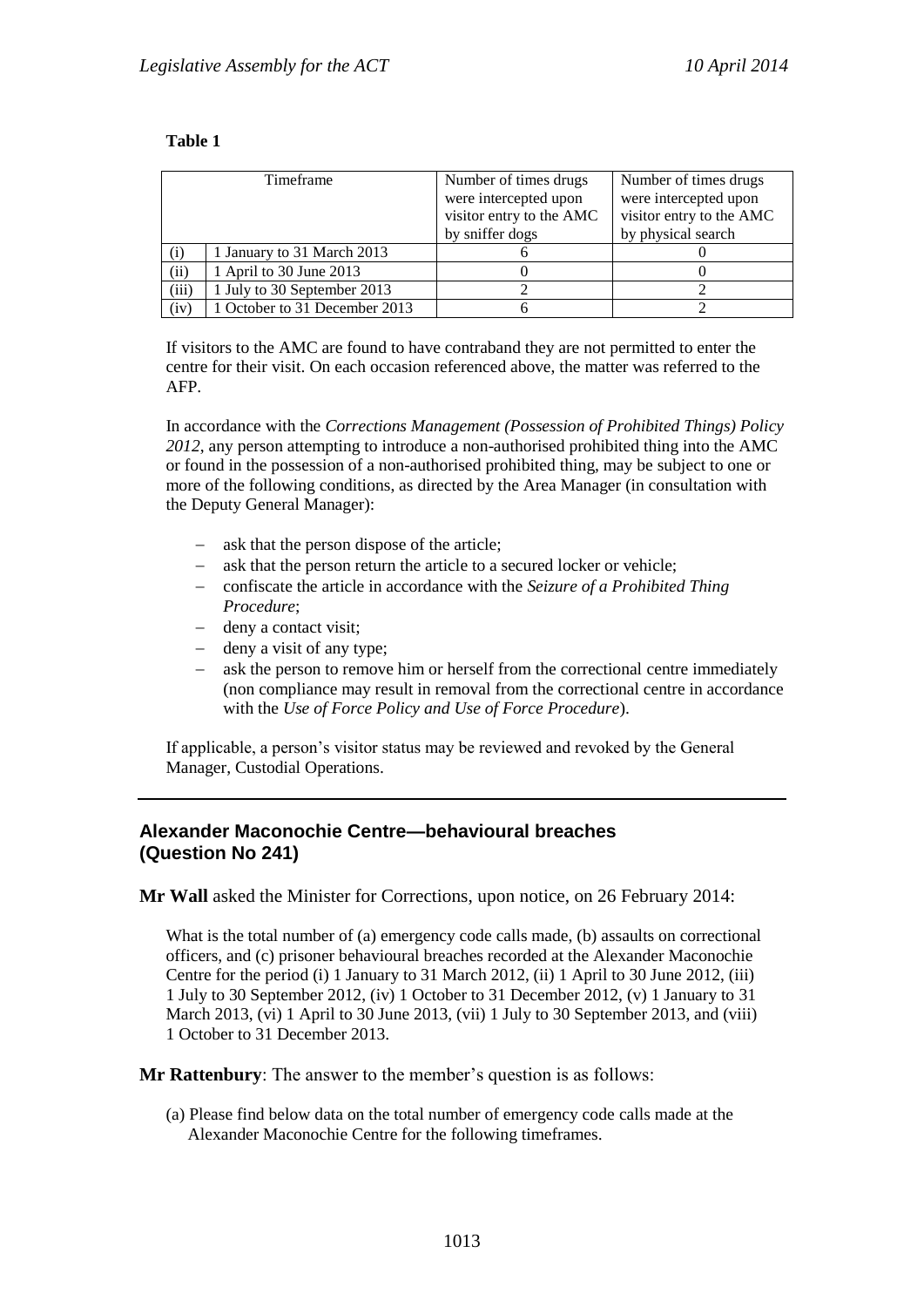**Table 1**

| Timeframe | | Number of times drugs were intercepted upon visitor entry to the AMC by sniffer dogs | Number of times drugs were intercepted upon visitor entry to the AMC by physical search |
|---|---|---|---|
| (i) | 1 January to 31 March 2013 | 6 | 0 |
| (ii) | 1 April to 30 June 2013 | 0 | 0 |
| (iii) | 1 July to 30 September 2013 | 2 | 2 |
| (iv) | 1 October to 31 December 2013 | 6 | 2 |

If visitors to the AMC are found to have contraband they are not permitted to enter the centre for their visit. On each occasion referenced above, the matter was referred to the AFP.

In accordance with the *Corrections Management (Possession of Prohibited Things) Policy 2012*, any person attempting to introduce a non-authorised prohibited thing into the AMC or found in the possession of a non-authorised prohibited thing, may be subject to one or more of the following conditions, as directed by the Area Manager (in consultation with the Deputy General Manager):

- ask that the person dispose of the article;
- ask that the person return the article to a secured locker or vehicle;
- confiscate the article in accordance with the *Seizure of a Prohibited Thing Procedure*;
- deny a contact visit;
- deny a visit of any type;
- ask the person to remove him or herself from the correctional centre immediately (non compliance may result in removal from the correctional centre in accordance with the *Use of Force Policy and Use of Force Procedure*).

If applicable, a person's visitor status may be reviewed and revoked by the General Manager, Custodial Operations.

---

## Alexander Maconochie Centre—behavioural breaches (Question No 241)

**Mr Wall** asked the Minister for Corrections, upon notice, on 26 February 2014:

What is the total number of (a) emergency code calls made, (b) assaults on correctional officers, and (c) prisoner behavioural breaches recorded at the Alexander Maconochie Centre for the period (i) 1 January to 31 March 2012, (ii) 1 April to 30 June 2012, (iii) 1 July to 30 September 2012, (iv) 1 October to 31 December 2012, (v) 1 January to 31 March 2013, (vi) 1 April to 30 June 2013, (vii) 1 July to 30 September 2013, and (viii) 1 October to 31 December 2013.

**Mr Rattenbury**: The answer to the member's question is as follows:

(a) Please find below data on the total number of emergency code calls made at the Alexander Maconochie Centre for the following timeframes.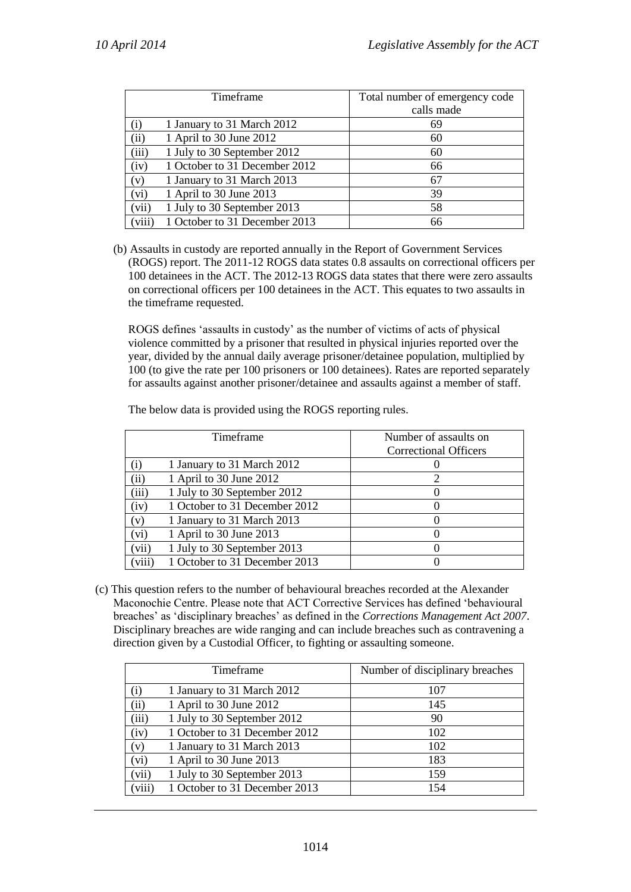| Timeframe | | Total number of emergency code calls made |
|---|---|---|
| (i) | 1 January to 31 March 2012 | 69 |
| (ii) | 1 April to 30 June 2012 | 60 |
| (iii) | 1 July to 30 September 2012 | 60 |
| (iv) | 1 October to 31 December 2012 | 66 |
| (v) | 1 January to 31 March 2013 | 67 |
| (vi) | 1 April to 30 June 2013 | 39 |
| (vii) | 1 July to 30 September 2013 | 58 |
| (viii) | 1 October to 31 December 2013 | 66 |

(b) Assaults in custody are reported annually in the Report of Government Services (ROGS) report. The 2011-12 ROGS data states 0.8 assaults on correctional officers per 100 detainees in the ACT. The 2012-13 ROGS data states that there were zero assaults on correctional officers per 100 detainees in the ACT. This equates to two assaults in the timeframe requested.

ROGS defines 'assaults in custody' as the number of victims of acts of physical violence committed by a prisoner that resulted in physical injuries reported over the year, divided by the annual daily average prisoner/detainee population, multiplied by 100 (to give the rate per 100 prisoners or 100 detainees). Rates are reported separately for assaults against another prisoner/detainee and assaults against a member of staff.

The below data is provided using the ROGS reporting rules.

| Timeframe | | Number of assaults on Correctional Officers |
|---|---|---|
| (i) | 1 January to 31 March 2012 | 0 |
| (ii) | 1 April to 30 June 2012 | 2 |
| (iii) | 1 July to 30 September 2012 | 0 |
| (iv) | 1 October to 31 December 2012 | 0 |
| (v) | 1 January to 31 March 2013 | 0 |
| (vi) | 1 April to 30 June 2013 | 0 |
| (vii) | 1 July to 30 September 2013 | 0 |
| (viii) | 1 October to 31 December 2013 | 0 |

(c) This question refers to the number of behavioural breaches recorded at the Alexander Maconochie Centre. Please note that ACT Corrective Services has defined 'behavioural breaches' as 'disciplinary breaches' as defined in the *Corrections Management Act 2007*. Disciplinary breaches are wide ranging and can include breaches such as contravening a direction given by a Custodial Officer, to fighting or assaulting someone.

| Timeframe | | Number of disciplinary breaches |
|---|---|---|
| (i) | 1 January to 31 March 2012 | 107 |
| (ii) | 1 April to 30 June 2012 | 145 |
| (iii) | 1 July to 30 September 2012 | 90 |
| (iv) | 1 October to 31 December 2012 | 102 |
| (v) | 1 January to 31 March 2013 | 102 |
| (vi) | 1 April to 30 June 2013 | 183 |
| (vii) | 1 July to 30 September 2013 | 159 |
| (viii) | 1 October to 31 December 2013 | 154 |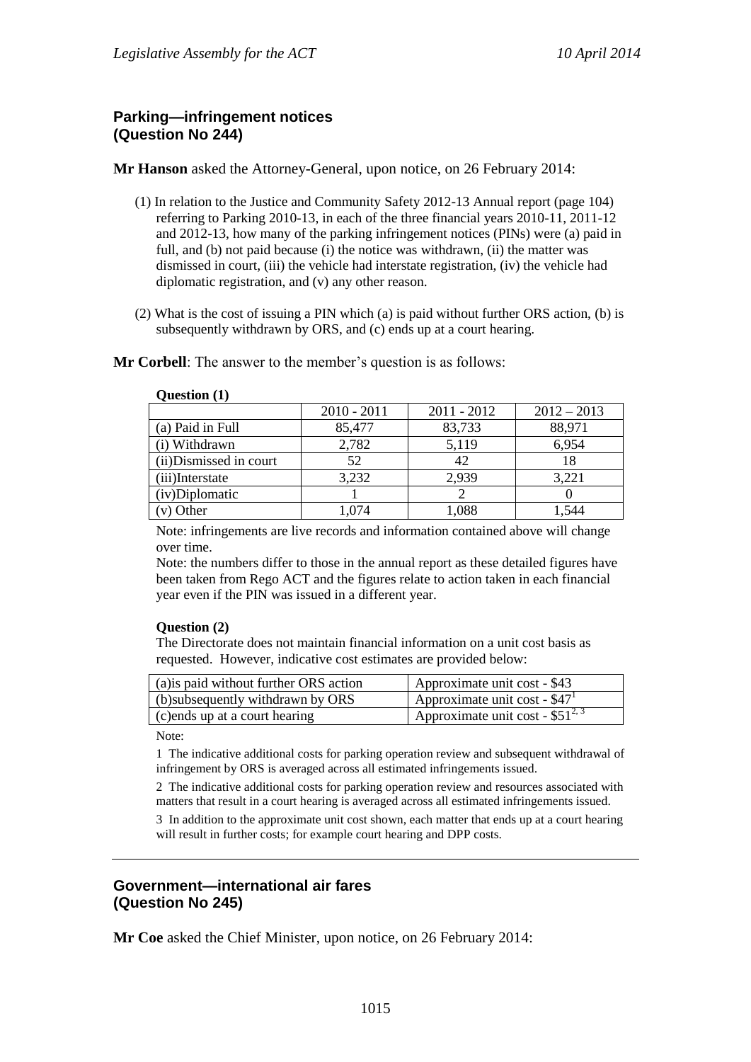## Parking—infringement notices (Question No 244)

**Mr Hanson** asked the Attorney-General, upon notice, on 26 February 2014:

(1) In relation to the Justice and Community Safety 2012-13 Annual report (page 104) referring to Parking 2010-13, in each of the three financial years 2010-11, 2011-12 and 2012-13, how many of the parking infringement notices (PINs) were (a) paid in full, and (b) not paid because (i) the notice was withdrawn, (ii) the matter was dismissed in court, (iii) the vehicle had interstate registration, (iv) the vehicle had diplomatic registration, and (v) any other reason.

(2) What is the cost of issuing a PIN which (a) is paid without further ORS action, (b) is subsequently withdrawn by ORS, and (c) ends up at a court hearing.

**Mr Corbell**: The answer to the member's question is as follows:

**Question (1)**

| | 2010 - 2011 | 2011 - 2012 | 2012 – 2013 |
|---|---|---|---|
| (a) Paid in Full | 85,477 | 83,733 | 88,971 |
| (i) Withdrawn | 2,782 | 5,119 | 6,954 |
| (ii)Dismissed in court | 52 | 42 | 18 |
| (iii)Interstate | 3,232 | 2,939 | 3,221 |
| (iv)Diplomatic | 1 | 2 | 0 |
| (v) Other | 1,074 | 1,088 | 1,544 |

Note: infringements are live records and information contained above will change over time.

Note: the numbers differ to those in the annual report as these detailed figures have been taken from Rego ACT and the figures relate to action taken in each financial year even if the PIN was issued in a different year.

**Question (2)**

The Directorate does not maintain financial information on a unit cost basis as requested. However, indicative cost estimates are provided below:

| | |
|---|---|
| (a)is paid without further ORS action | Approximate unit cost - $43 |
| (b)subsequently withdrawn by ORS | Approximate unit cost - $47[1] |
| (c)ends up at a court hearing | Approximate unit cost - $51[2, 3] |

Note:

1 The indicative additional costs for parking operation review and subsequent withdrawal of infringement by ORS is averaged across all estimated infringements issued.

2 The indicative additional costs for parking operation review and resources associated with matters that result in a court hearing is averaged across all estimated infringements issued.

3 In addition to the approximate unit cost shown, each matter that ends up at a court hearing will result in further costs; for example court hearing and DPP costs.

---

## Government—international air fares (Question No 245)

**Mr Coe** asked the Chief Minister, upon notice, on 26 February 2014: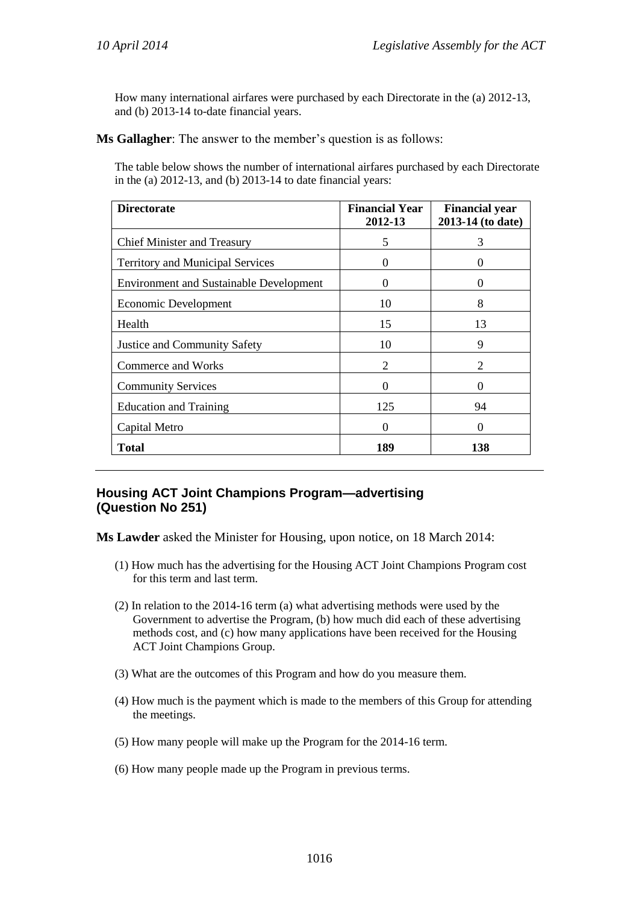How many international airfares were purchased by each Directorate in the (a) 2012-13, and (b) 2013-14 to-date financial years.

**Ms Gallagher**: The answer to the member's question is as follows:

The table below shows the number of international airfares purchased by each Directorate in the (a) 2012-13, and (b) 2013-14 to date financial years:

| **Directorate** | **Financial Year 2012-13** | **Financial year 2013-14 (to date)** |
|---|---|---|
| Chief Minister and Treasury | 5 | 3 |
| Territory and Municipal Services | 0 | 0 |
| Environment and Sustainable Development | 0 | 0 |
| Economic Development | 10 | 8 |
| Health | 15 | 13 |
| Justice and Community Safety | 10 | 9 |
| Commerce and Works | 2 | 2 |
| Community Services | 0 | 0 |
| Education and Training | 125 | 94 |
| Capital Metro | 0 | 0 |
| **Total** | **189** | **138** |

---

## Housing ACT Joint Champions Program—advertising (Question No 251)

**Ms Lawder** asked the Minister for Housing, upon notice, on 18 March 2014:

(1) How much has the advertising for the Housing ACT Joint Champions Program cost for this term and last term.

(2) In relation to the 2014-16 term (a) what advertising methods were used by the Government to advertise the Program, (b) how much did each of these advertising methods cost, and (c) how many applications have been received for the Housing ACT Joint Champions Group.

(3) What are the outcomes of this Program and how do you measure them.

(4) How much is the payment which is made to the members of this Group for attending the meetings.

(5) How many people will make up the Program for the 2014-16 term.

(6) How many people made up the Program in previous terms.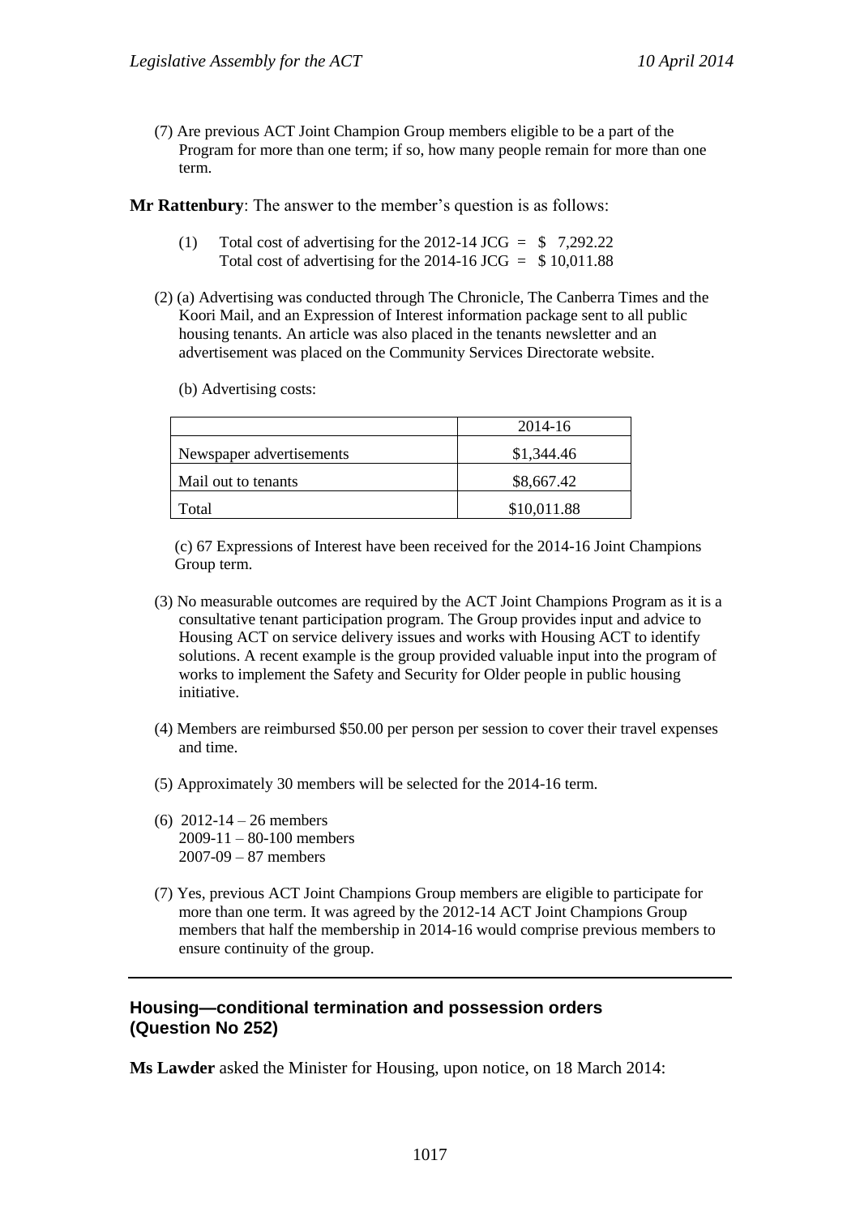(7) Are previous ACT Joint Champion Group members eligible to be a part of the Program for more than one term; if so, how many people remain for more than one term.

**Mr Rattenbury**: The answer to the member's question is as follows:

(1) Total cost of advertising for the 2012-14 JCG = $ 7,292.22
Total cost of advertising for the 2014-16 JCG = $ 10,011.88

(2) (a) Advertising was conducted through The Chronicle, The Canberra Times and the Koori Mail, and an Expression of Interest information package sent to all public housing tenants. An article was also placed in the tenants newsletter and an advertisement was placed on the Community Services Directorate website.

(b) Advertising costs:

| | 2014-16 |
|---|---|
| Newspaper advertisements | $1,344.46 |
| Mail out to tenants | $8,667.42 |
| Total | $10,011.88 |

(c) 67 Expressions of Interest have been received for the 2014-16 Joint Champions Group term.

(3) No measurable outcomes are required by the ACT Joint Champions Program as it is a consultative tenant participation program. The Group provides input and advice to Housing ACT on service delivery issues and works with Housing ACT to identify solutions. A recent example is the group provided valuable input into the program of works to implement the Safety and Security for Older people in public housing initiative.

(4) Members are reimbursed $50.00 per person per session to cover their travel expenses and time.

(5) Approximately 30 members will be selected for the 2014-16 term.

(6) 2012-14 – 26 members
2009-11 – 80-100 members
2007-09 – 87 members

(7) Yes, previous ACT Joint Champions Group members are eligible to participate for more than one term. It was agreed by the 2012-14 ACT Joint Champions Group members that half the membership in 2014-16 would comprise previous members to ensure continuity of the group.

---

## Housing—conditional termination and possession orders (Question No 252)

**Ms Lawder** asked the Minister for Housing, upon notice, on 18 March 2014: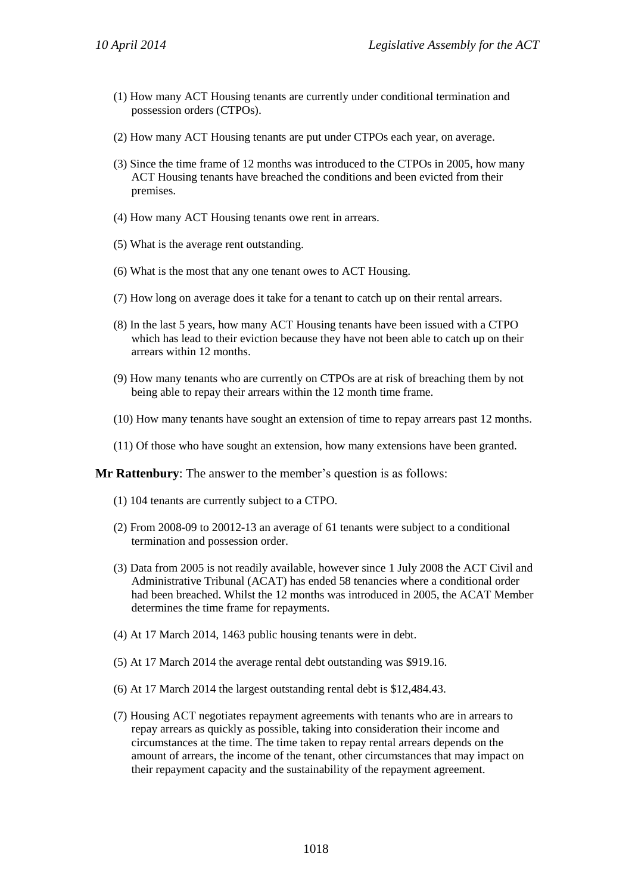(1) How many ACT Housing tenants are currently under conditional termination and possession orders (CTPOs).

(2) How many ACT Housing tenants are put under CTPOs each year, on average.

(3) Since the time frame of 12 months was introduced to the CTPOs in 2005, how many ACT Housing tenants have breached the conditions and been evicted from their premises.

(4) How many ACT Housing tenants owe rent in arrears.

(5) What is the average rent outstanding.

(6) What is the most that any one tenant owes to ACT Housing.

(7) How long on average does it take for a tenant to catch up on their rental arrears.

(8) In the last 5 years, how many ACT Housing tenants have been issued with a CTPO which has lead to their eviction because they have not been able to catch up on their arrears within 12 months.

(9) How many tenants who are currently on CTPOs are at risk of breaching them by not being able to repay their arrears within the 12 month time frame.

(10) How many tenants have sought an extension of time to repay arrears past 12 months.

(11) Of those who have sought an extension, how many extensions have been granted.

**Mr Rattenbury**: The answer to the member's question is as follows:

(1) 104 tenants are currently subject to a CTPO.

(2) From 2008-09 to 20012-13 an average of 61 tenants were subject to a conditional termination and possession order.

(3) Data from 2005 is not readily available, however since 1 July 2008 the ACT Civil and Administrative Tribunal (ACAT) has ended 58 tenancies where a conditional order had been breached. Whilst the 12 months was introduced in 2005, the ACAT Member determines the time frame for repayments.

(4) At 17 March 2014, 1463 public housing tenants were in debt.

(5) At 17 March 2014 the average rental debt outstanding was $919.16.

(6) At 17 March 2014 the largest outstanding rental debt is $12,484.43.

(7) Housing ACT negotiates repayment agreements with tenants who are in arrears to repay arrears as quickly as possible, taking into consideration their income and circumstances at the time. The time taken to repay rental arrears depends on the amount of arrears, the income of the tenant, other circumstances that may impact on their repayment capacity and the sustainability of the repayment agreement.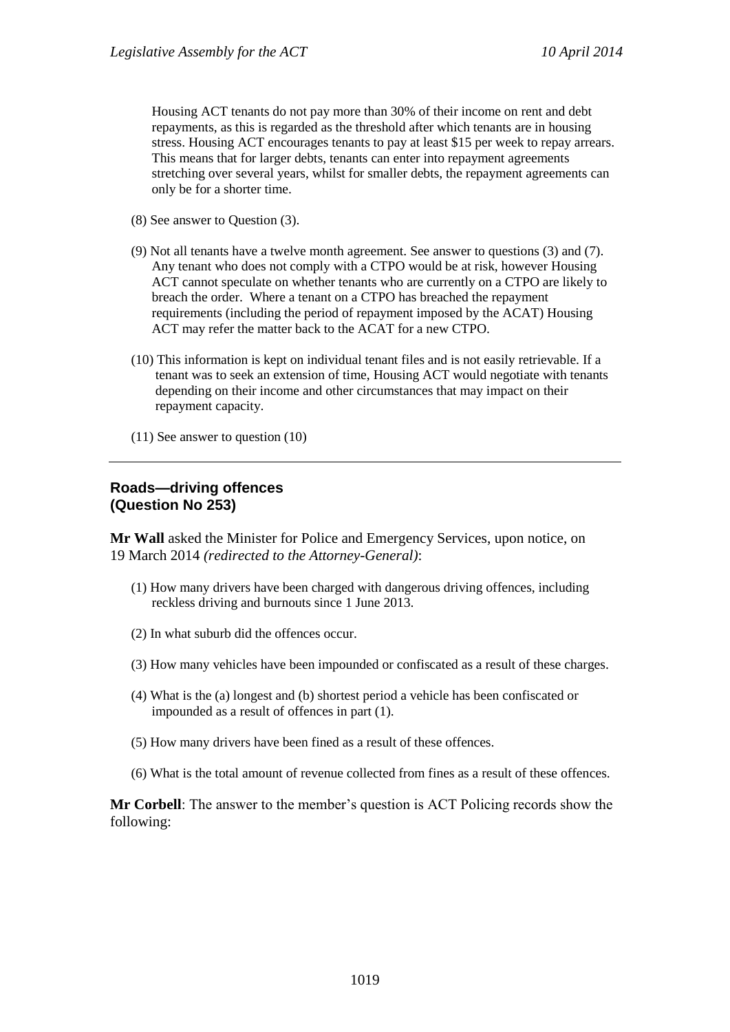Housing ACT tenants do not pay more than 30% of their income on rent and debt repayments, as this is regarded as the threshold after which tenants are in housing stress. Housing ACT encourages tenants to pay at least $15 per week to repay arrears. This means that for larger debts, tenants can enter into repayment agreements stretching over several years, whilst for smaller debts, the repayment agreements can only be for a shorter time.

(8) See answer to Question (3).

(9) Not all tenants have a twelve month agreement. See answer to questions (3) and (7). Any tenant who does not comply with a CTPO would be at risk, however Housing ACT cannot speculate on whether tenants who are currently on a CTPO are likely to breach the order. Where a tenant on a CTPO has breached the repayment requirements (including the period of repayment imposed by the ACAT) Housing ACT may refer the matter back to the ACAT for a new CTPO.

(10) This information is kept on individual tenant files and is not easily retrievable. If a tenant was to seek an extension of time, Housing ACT would negotiate with tenants depending on their income and other circumstances that may impact on their repayment capacity.

(11) See answer to question (10)

---

### Roads—driving offences (Question No 253)

**Mr Wall** asked the Minister for Police and Emergency Services, upon notice, on 19 March 2014 *(redirected to the Attorney-General)*:

(1) How many drivers have been charged with dangerous driving offences, including reckless driving and burnouts since 1 June 2013.

(2) In what suburb did the offences occur.

(3) How many vehicles have been impounded or confiscated as a result of these charges.

(4) What is the (a) longest and (b) shortest period a vehicle has been confiscated or impounded as a result of offences in part (1).

(5) How many drivers have been fined as a result of these offences.

(6) What is the total amount of revenue collected from fines as a result of these offences.

**Mr Corbell**: The answer to the member's question is ACT Policing records show the following: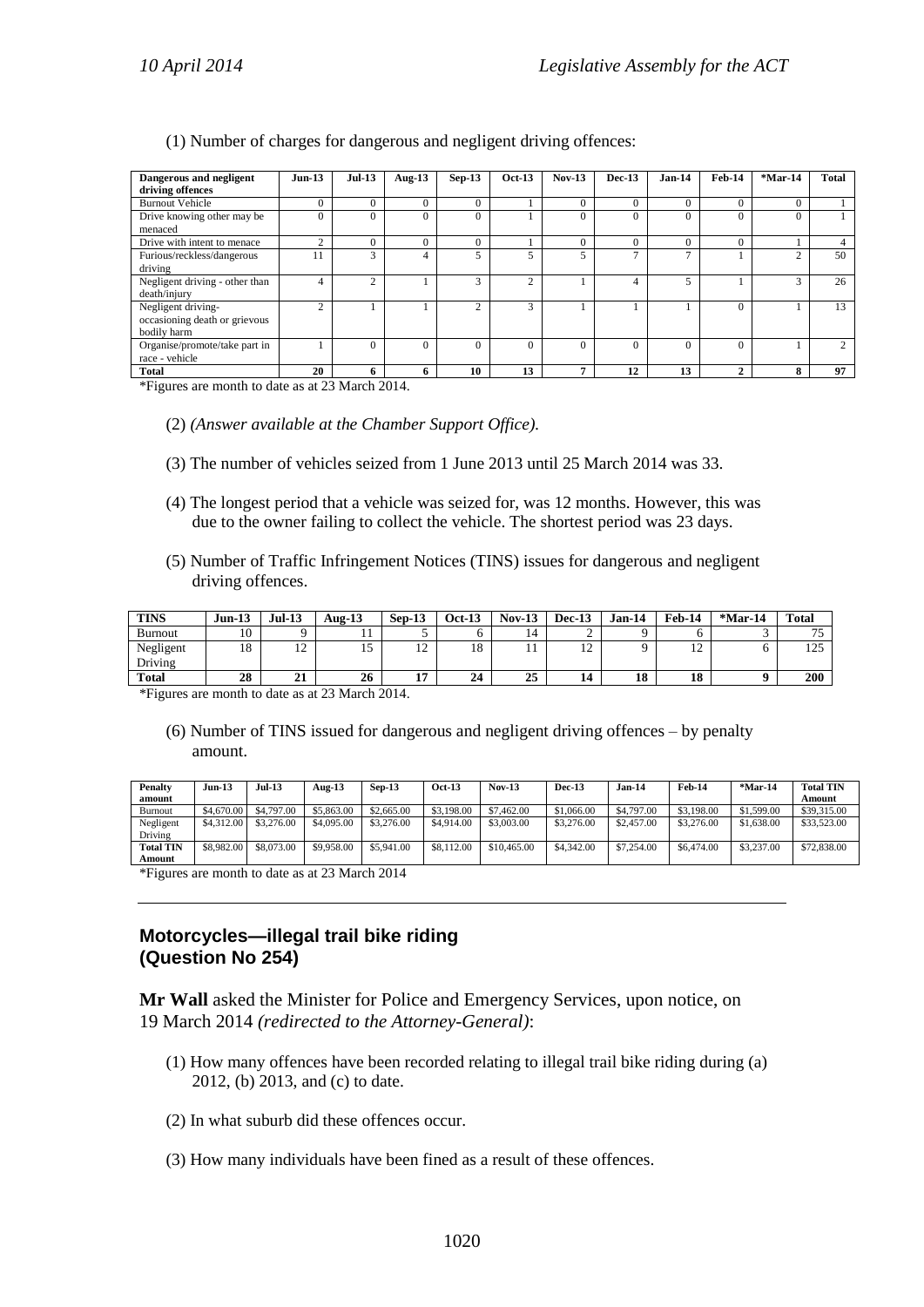(1) Number of charges for dangerous and negligent driving offences:

| Dangerous and negligent driving offences | Jun-13 | Jul-13 | Aug-13 | Sep-13 | Oct-13 | Nov-13 | Dec-13 | Jan-14 | Feb-14 | *Mar-14 | Total |
|---|---|---|---|---|---|---|---|---|---|---|---|
| Burnout Vehicle | 0 | 0 | 0 | 0 | 1 | 0 | 0 | 0 | 0 | 0 | 1 |
| Drive knowing other may be menaced | 0 | 0 | 0 | 0 | 1 | 0 | 0 | 0 | 0 | 0 | 1 |
| Drive with intent to menace | 2 | 0 | 0 | 0 | 1 | 0 | 0 | 0 | 0 | 1 | 4 |
| Furious/reckless/dangerous driving | 11 | 3 | 4 | 5 | 5 | 5 | 7 | 7 | 1 | 2 | 50 |
| Negligent driving - other than death/injury | 4 | 2 | 1 | 3 | 2 | 1 | 4 | 5 | 1 | 3 | 26 |
| Negligent driving- occasioning death or grievous bodily harm | 2 | 1 | 1 | 2 | 3 | 1 | 1 | 1 | 0 | 1 | 13 |
| Organise/promote/take part in race - vehicle | 1 | 0 | 0 | 0 | 0 | 0 | 0 | 0 | 0 | 1 | 2 |
| **Total** | **20** | **6** | **6** | **10** | **13** | **7** | **12** | **13** | **2** | **8** | **97** |

*Figures are month to date as at 23 March 2014.

(2) *(Answer available at the Chamber Support Office).*

(3) The number of vehicles seized from 1 June 2013 until 25 March 2014 was 33.

(4) The longest period that a vehicle was seized for, was 12 months. However, this was due to the owner failing to collect the vehicle. The shortest period was 23 days.

(5) Number of Traffic Infringement Notices (TINS) issues for dangerous and negligent driving offences.

| TINS | Jun-13 | Jul-13 | Aug-13 | Sep-13 | Oct-13 | Nov-13 | Dec-13 | Jan-14 | Feb-14 | *Mar-14 | Total |
|---|---|---|---|---|---|---|---|---|---|---|---|
| Burnout | 10 | 9 | 11 | 5 | 6 | 14 | 2 | 9 | 6 | 3 | 75 |
| Negligent Driving | 18 | 12 | 15 | 12 | 18 | 11 | 12 | 9 | 12 | 6 | 125 |
| **Total** | **28** | **21** | **26** | **17** | **24** | **25** | **14** | **18** | **18** | **9** | **200** |

*Figures are month to date as at 23 March 2014.

(6) Number of TINS issued for dangerous and negligent driving offences – by penalty amount.

| Penalty amount | Jun-13 | Jul-13 | Aug-13 | Sep-13 | Oct-13 | Nov-13 | Dec-13 | Jan-14 | Feb-14 | *Mar-14 | Total TIN Amount |
|---|---|---|---|---|---|---|---|---|---|---|---|
| Burnout | $4,670.00 | $4,797.00 | $5,863.00 | $2,665.00 | $3,198.00 | $7,462.00 | $1,066.00 | $4,797.00 | $3,198.00 | $1,599.00 | $39,315.00 |
| Negligent Driving | $4,312.00 | $3,276.00 | $4,095.00 | $3,276.00 | $4,914.00 | $3,003.00 | $3,276.00 | $2,457.00 | $3,276.00 | $1,638.00 | $33,523.00 |
| **Total TIN Amount** | $8,982.00 | $8,073.00 | $9,958.00 | $5,941.00 | $8,112.00 | $10,465.00 | $4,342.00 | $7,254.00 | $6,474.00 | $3,237.00 | $72,838.00 |

*Figures are month to date as at 23 March 2014

---

## Motorcycles—illegal trail bike riding (Question No 254)

**Mr Wall** asked the Minister for Police and Emergency Services, upon notice, on 19 March 2014 *(redirected to the Attorney-General)*:

(1) How many offences have been recorded relating to illegal trail bike riding during (a) 2012, (b) 2013, and (c) to date.

(2) In what suburb did these offences occur.

(3) How many individuals have been fined as a result of these offences.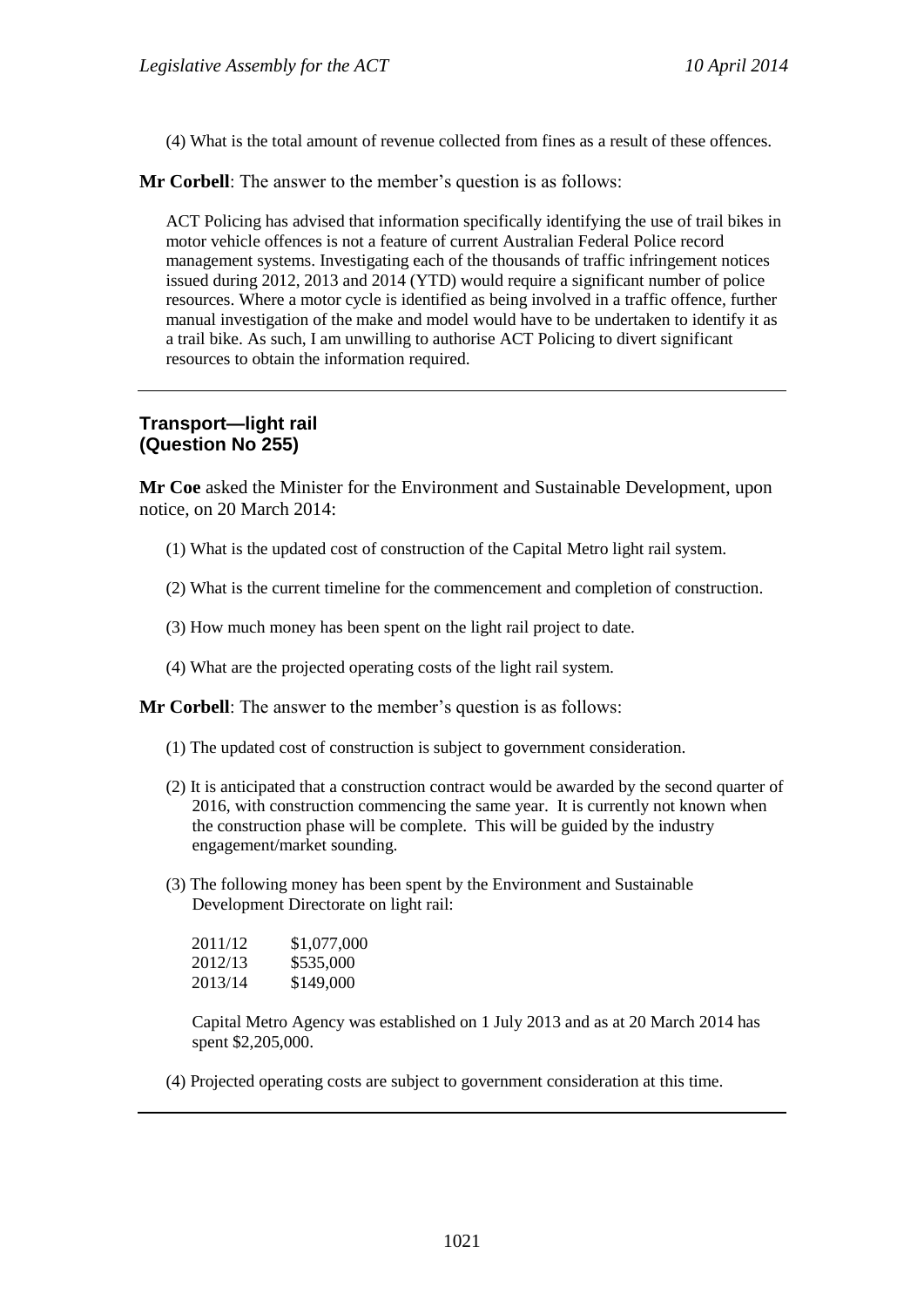(4) What is the total amount of revenue collected from fines as a result of these offences.

**Mr Corbell**: The answer to the member's question is as follows:

ACT Policing has advised that information specifically identifying the use of trail bikes in motor vehicle offences is not a feature of current Australian Federal Police record management systems. Investigating each of the thousands of traffic infringement notices issued during 2012, 2013 and 2014 (YTD) would require a significant number of police resources. Where a motor cycle is identified as being involved in a traffic offence, further manual investigation of the make and model would have to be undertaken to identify it as a trail bike. As such, I am unwilling to authorise ACT Policing to divert significant resources to obtain the information required.

---

### Transport—light rail
### (Question No 255)

**Mr Coe** asked the Minister for the Environment and Sustainable Development, upon notice, on 20 March 2014:

(1) What is the updated cost of construction of the Capital Metro light rail system.

(2) What is the current timeline for the commencement and completion of construction.

(3) How much money has been spent on the light rail project to date.

(4) What are the projected operating costs of the light rail system.

**Mr Corbell**: The answer to the member's question is as follows:

(1) The updated cost of construction is subject to government consideration.

(2) It is anticipated that a construction contract would be awarded by the second quarter of 2016, with construction commencing the same year. It is currently not known when the construction phase will be complete. This will be guided by the industry engagement/market sounding.

(3) The following money has been spent by the Environment and Sustainable Development Directorate on light rail:

| | |
|---|---|
| 2011/12 | $1,077,000 |
| 2012/13 | $535,000 |
| 2013/14 | $149,000 |

Capital Metro Agency was established on 1 July 2013 and as at 20 March 2014 has spent $2,205,000.

(4) Projected operating costs are subject to government consideration at this time.

---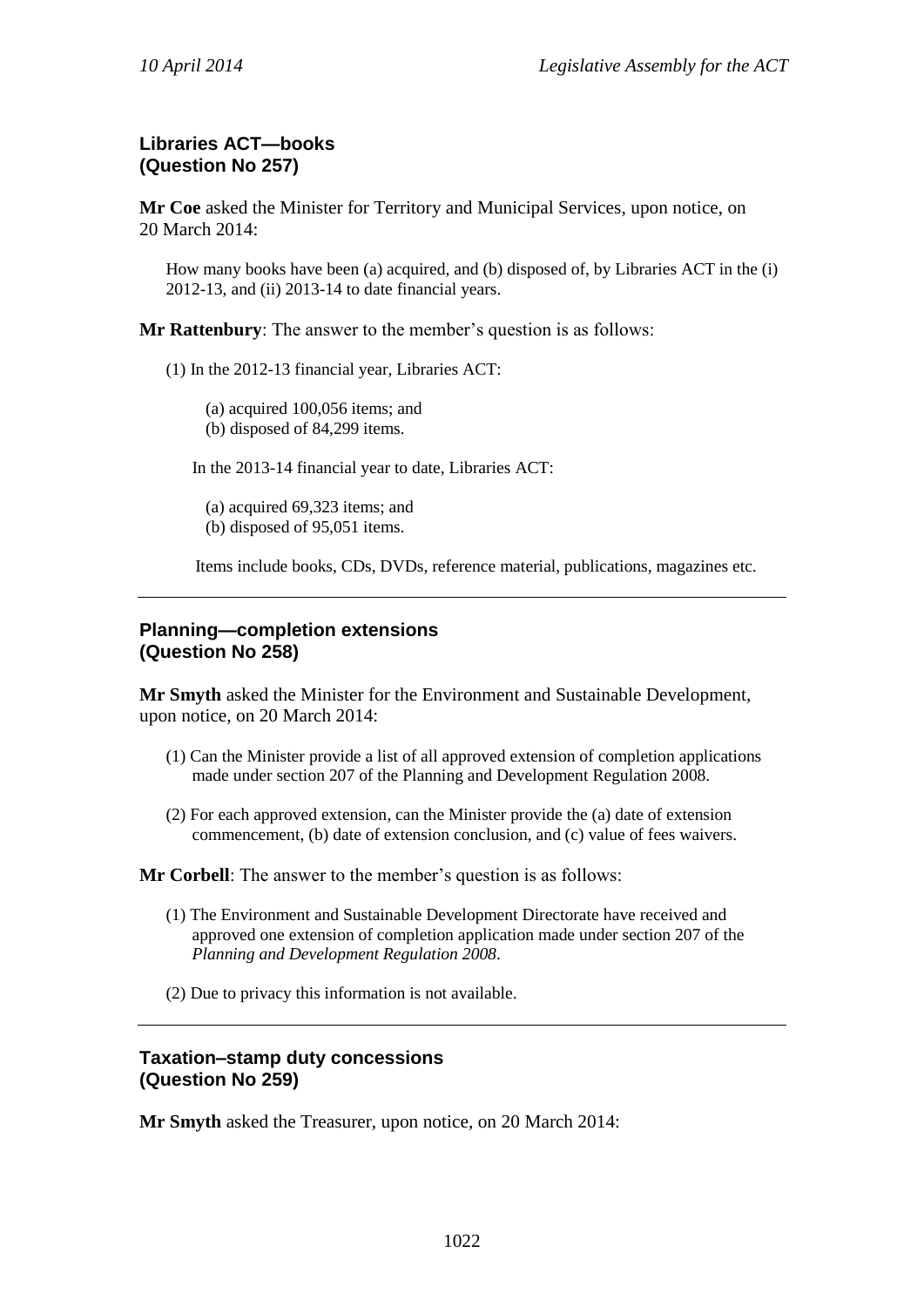### Libraries ACT—books
### (Question No 257)

**Mr Coe** asked the Minister for Territory and Municipal Services, upon notice, on 20 March 2014:

> How many books have been (a) acquired, and (b) disposed of, by Libraries ACT in the (i) 2012-13, and (ii) 2013-14 to date financial years.

**Mr Rattenbury**: The answer to the member's question is as follows:

(1) In the 2012-13 financial year, Libraries ACT:

(a) acquired 100,056 items; and
(b) disposed of 84,299 items.

In the 2013-14 financial year to date, Libraries ACT:

(a) acquired 69,323 items; and
(b) disposed of 95,051 items.

Items include books, CDs, DVDs, reference material, publications, magazines etc.

---

### Planning—completion extensions
### (Question No 258)

**Mr Smyth** asked the Minister for the Environment and Sustainable Development, upon notice, on 20 March 2014:

(1) Can the Minister provide a list of all approved extension of completion applications made under section 207 of the Planning and Development Regulation 2008.

(2) For each approved extension, can the Minister provide the (a) date of extension commencement, (b) date of extension conclusion, and (c) value of fees waivers.

**Mr Corbell**: The answer to the member's question is as follows:

(1) The Environment and Sustainable Development Directorate have received and approved one extension of completion application made under section 207 of the *Planning and Development Regulation 2008*.

(2) Due to privacy this information is not available.

---

### Taxation–stamp duty concessions
### (Question No 259)

**Mr Smyth** asked the Treasurer, upon notice, on 20 March 2014: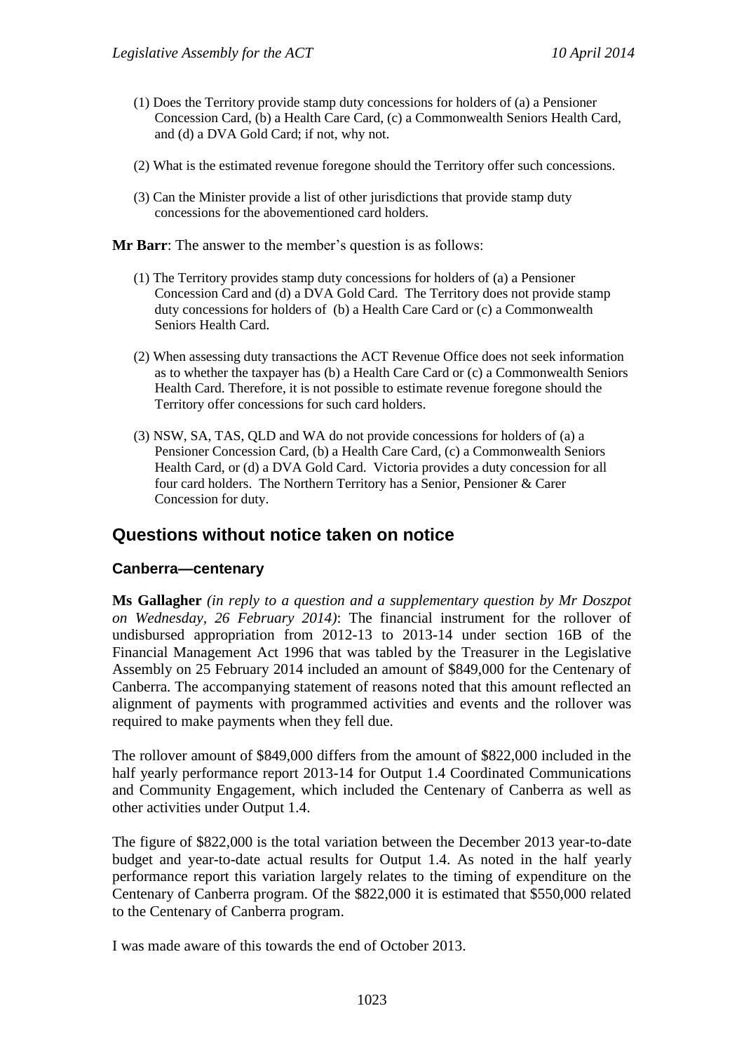(1) Does the Territory provide stamp duty concessions for holders of (a) a Pensioner Concession Card, (b) a Health Care Card, (c) a Commonwealth Seniors Health Card, and (d) a DVA Gold Card; if not, why not.

(2) What is the estimated revenue foregone should the Territory offer such concessions.

(3) Can the Minister provide a list of other jurisdictions that provide stamp duty concessions for the abovementioned card holders.

**Mr Barr**: The answer to the member's question is as follows:

(1) The Territory provides stamp duty concessions for holders of (a) a Pensioner Concession Card and (d) a DVA Gold Card. The Territory does not provide stamp duty concessions for holders of (b) a Health Care Card or (c) a Commonwealth Seniors Health Card.

(2) When assessing duty transactions the ACT Revenue Office does not seek information as to whether the taxpayer has (b) a Health Care Card or (c) a Commonwealth Seniors Health Card. Therefore, it is not possible to estimate revenue foregone should the Territory offer concessions for such card holders.

(3) NSW, SA, TAS, QLD and WA do not provide concessions for holders of (a) a Pensioner Concession Card, (b) a Health Care Card, (c) a Commonwealth Seniors Health Card, or (d) a DVA Gold Card. Victoria provides a duty concession for all four card holders. The Northern Territory has a Senior, Pensioner & Carer Concession for duty.

## Questions without notice taken on notice

### Canberra—centenary

**Ms Gallagher** *(in reply to a question and a supplementary question by Mr Doszpot on Wednesday, 26 February 2014)*: The financial instrument for the rollover of undisbursed appropriation from 2012-13 to 2013-14 under section 16B of the Financial Management Act 1996 that was tabled by the Treasurer in the Legislative Assembly on 25 February 2014 included an amount of $849,000 for the Centenary of Canberra. The accompanying statement of reasons noted that this amount reflected an alignment of payments with programmed activities and events and the rollover was required to make payments when they fell due.

The rollover amount of $849,000 differs from the amount of $822,000 included in the half yearly performance report 2013-14 for Output 1.4 Coordinated Communications and Community Engagement, which included the Centenary of Canberra as well as other activities under Output 1.4.

The figure of $822,000 is the total variation between the December 2013 year-to-date budget and year-to-date actual results for Output 1.4. As noted in the half yearly performance report this variation largely relates to the timing of expenditure on the Centenary of Canberra program. Of the $822,000 it is estimated that $550,000 related to the Centenary of Canberra program.

I was made aware of this towards the end of October 2013.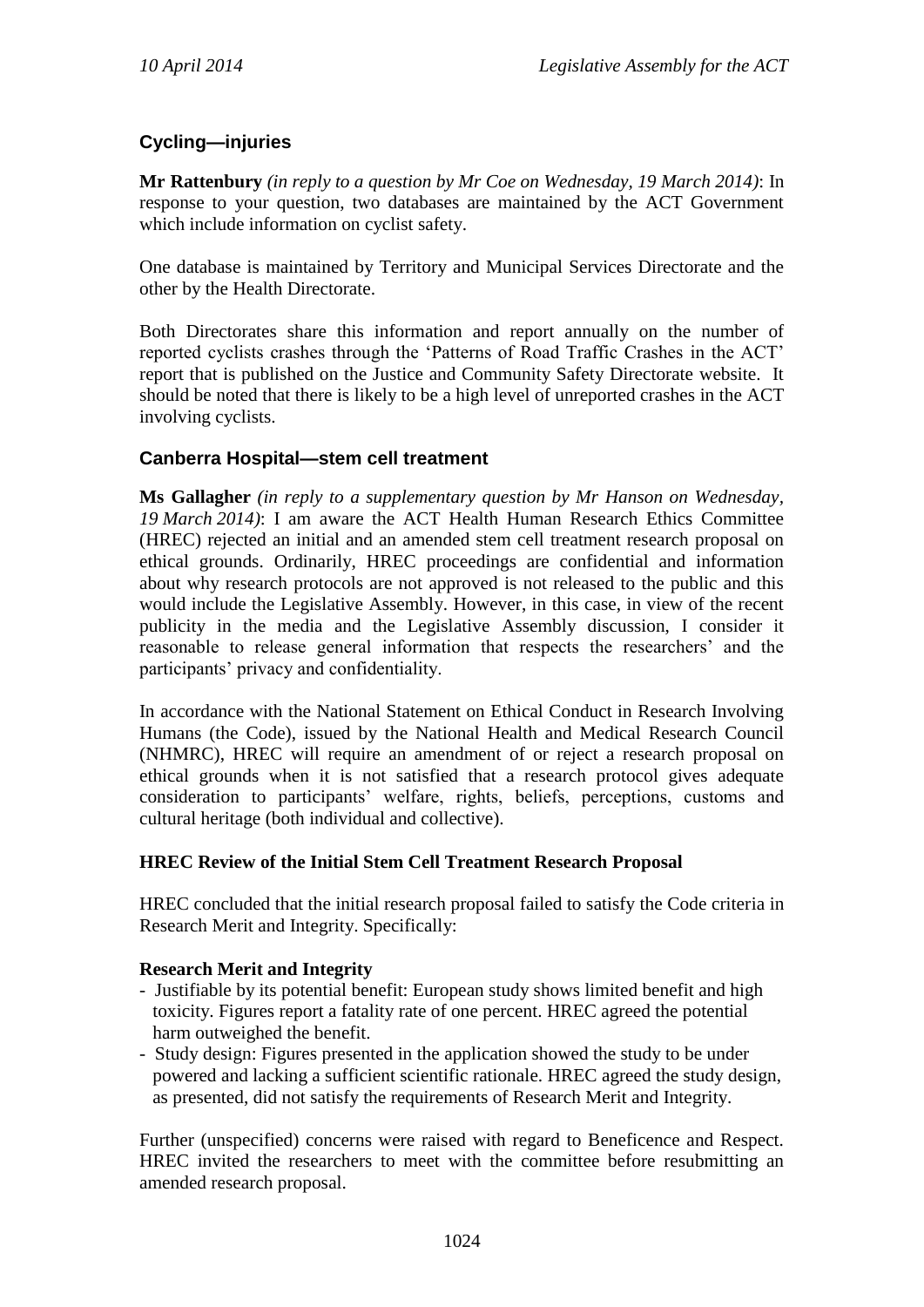## Cycling—injuries

**Mr Rattenbury** *(in reply to a question by Mr Coe on Wednesday, 19 March 2014)*: In response to your question, two databases are maintained by the ACT Government which include information on cyclist safety.

One database is maintained by Territory and Municipal Services Directorate and the other by the Health Directorate.

Both Directorates share this information and report annually on the number of reported cyclists crashes through the 'Patterns of Road Traffic Crashes in the ACT' report that is published on the Justice and Community Safety Directorate website. It should be noted that there is likely to be a high level of unreported crashes in the ACT involving cyclists.

## Canberra Hospital—stem cell treatment

**Ms Gallagher** *(in reply to a supplementary question by Mr Hanson on Wednesday, 19 March 2014)*: I am aware the ACT Health Human Research Ethics Committee (HREC) rejected an initial and an amended stem cell treatment research proposal on ethical grounds. Ordinarily, HREC proceedings are confidential and information about why research protocols are not approved is not released to the public and this would include the Legislative Assembly. However, in this case, in view of the recent publicity in the media and the Legislative Assembly discussion, I consider it reasonable to release general information that respects the researchers' and the participants' privacy and confidentiality.

In accordance with the National Statement on Ethical Conduct in Research Involving Humans (the Code), issued by the National Health and Medical Research Council (NHMRC), HREC will require an amendment of or reject a research proposal on ethical grounds when it is not satisfied that a research protocol gives adequate consideration to participants' welfare, rights, beliefs, perceptions, customs and cultural heritage (both individual and collective).

### HREC Review of the Initial Stem Cell Treatment Research Proposal

HREC concluded that the initial research proposal failed to satisfy the Code criteria in Research Merit and Integrity. Specifically:

**Research Merit and Integrity**

- Justifiable by its potential benefit: European study shows limited benefit and high toxicity. Figures report a fatality rate of one percent. HREC agreed the potential harm outweighed the benefit.
- Study design: Figures presented in the application showed the study to be under powered and lacking a sufficient scientific rationale. HREC agreed the study design, as presented, did not satisfy the requirements of Research Merit and Integrity.

Further (unspecified) concerns were raised with regard to Beneficence and Respect. HREC invited the researchers to meet with the committee before resubmitting an amended research proposal.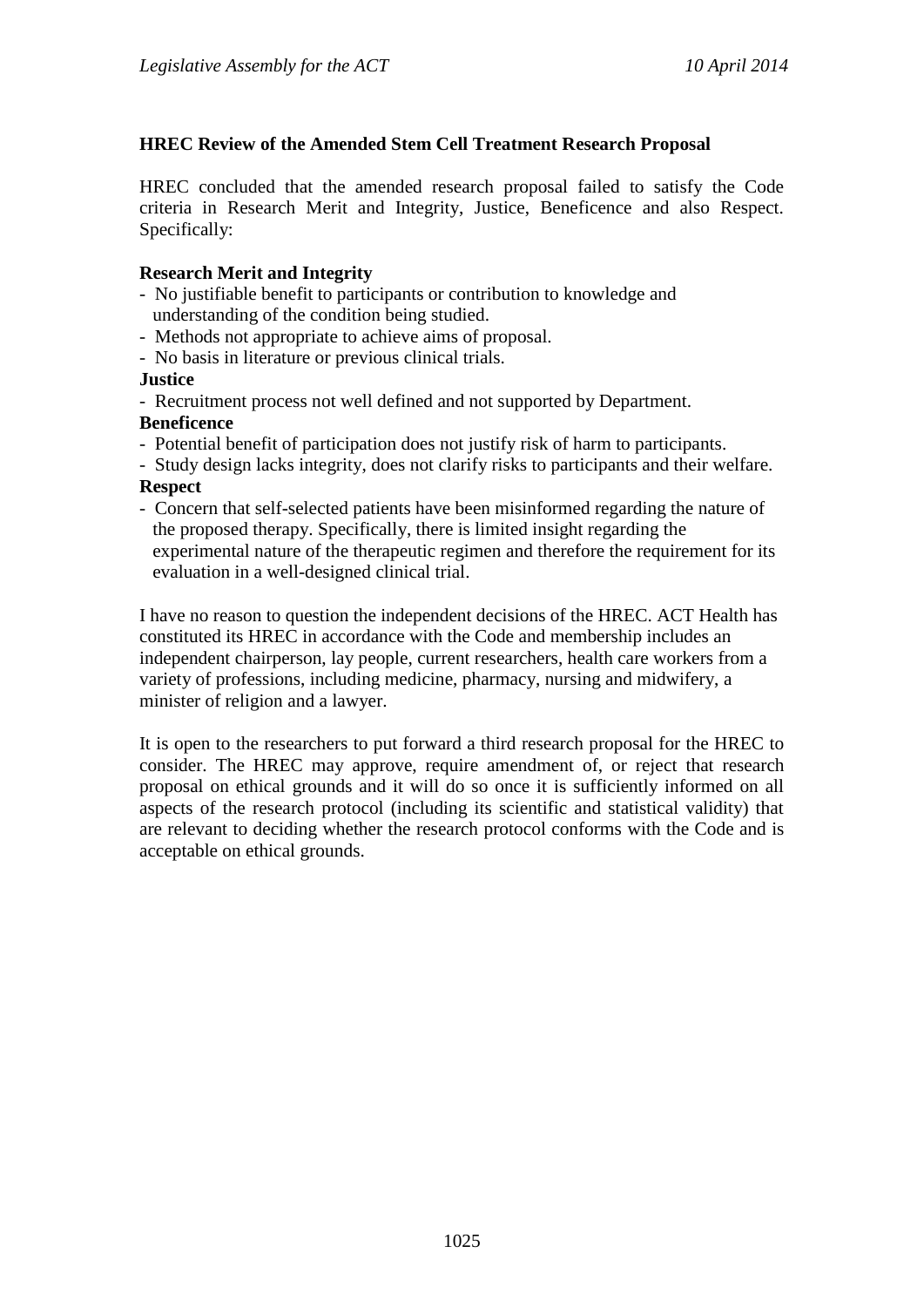**HREC Review of the Amended Stem Cell Treatment Research Proposal**

HREC concluded that the amended research proposal failed to satisfy the Code criteria in Research Merit and Integrity, Justice, Beneficence and also Respect. Specifically:

**Research Merit and Integrity**

- No justifiable benefit to participants or contribution to knowledge and understanding of the condition being studied.
- Methods not appropriate to achieve aims of proposal.
- No basis in literature or previous clinical trials.

**Justice**

- Recruitment process not well defined and not supported by Department.

**Beneficence**

- Potential benefit of participation does not justify risk of harm to participants.
- Study design lacks integrity, does not clarify risks to participants and their welfare.

**Respect**

- Concern that self-selected patients have been misinformed regarding the nature of the proposed therapy. Specifically, there is limited insight regarding the experimental nature of the therapeutic regimen and therefore the requirement for its evaluation in a well-designed clinical trial.

I have no reason to question the independent decisions of the HREC. ACT Health has constituted its HREC in accordance with the Code and membership includes an independent chairperson, lay people, current researchers, health care workers from a variety of professions, including medicine, pharmacy, nursing and midwifery, a minister of religion and a lawyer.

It is open to the researchers to put forward a third research proposal for the HREC to consider. The HREC may approve, require amendment of, or reject that research proposal on ethical grounds and it will do so once it is sufficiently informed on all aspects of the research protocol (including its scientific and statistical validity) that are relevant to deciding whether the research protocol conforms with the Code and is acceptable on ethical grounds.